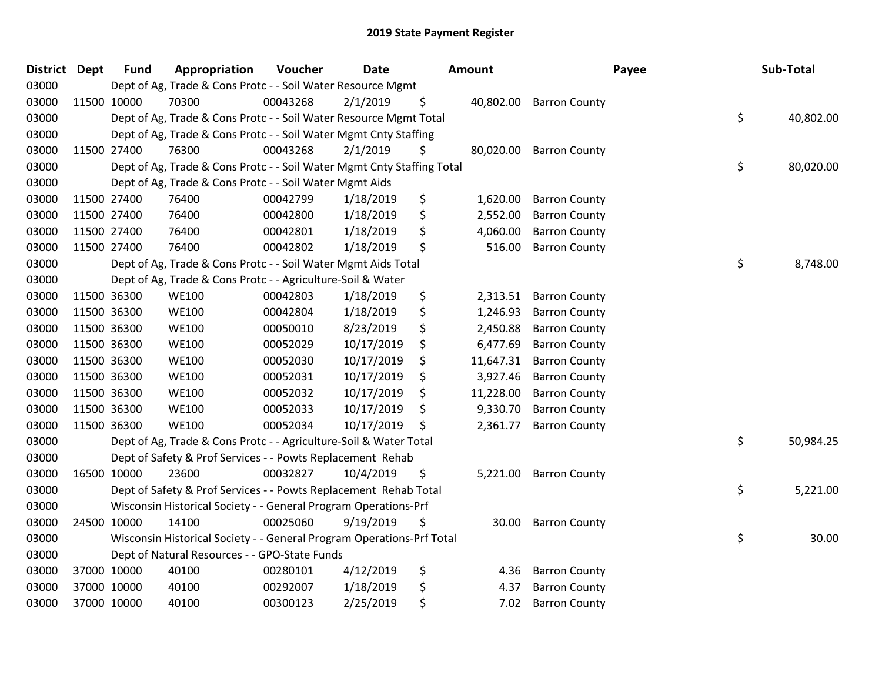# 2019 State Payment Register

| District | Dept | Fund | Appropriation | Voucher | Date | Amount | Payee | Sub-Total |
|---|---|---|---|---|---|---|---|---|
| 03000 | | Dept of Ag, Trade & Cons Protc - - Soil Water Resource Mgmt | | | | | | |
| 03000 | 11500 | 10000 | 70300 | 00043268 | 2/1/2019 | $ 40,802.00 | Barron County | |
| 03000 | | Dept of Ag, Trade & Cons Protc - - Soil Water Resource Mgmt Total | | | | | | $ 40,802.00 |
| 03000 | | Dept of Ag, Trade & Cons Protc - - Soil Water Mgmt Cnty Staffing | | | | | | |
| 03000 | 11500 | 27400 | 76300 | 00043268 | 2/1/2019 | $ 80,020.00 | Barron County | |
| 03000 | | Dept of Ag, Trade & Cons Protc - - Soil Water Mgmt Cnty Staffing Total | | | | | | $ 80,020.00 |
| 03000 | | Dept of Ag, Trade & Cons Protc - - Soil Water Mgmt Aids | | | | | | |
| 03000 | 11500 | 27400 | 76400 | 00042799 | 1/18/2019 | $ 1,620.00 | Barron County | |
| 03000 | 11500 | 27400 | 76400 | 00042800 | 1/18/2019 | $ 2,552.00 | Barron County | |
| 03000 | 11500 | 27400 | 76400 | 00042801 | 1/18/2019 | $ 4,060.00 | Barron County | |
| 03000 | 11500 | 27400 | 76400 | 00042802 | 1/18/2019 | $ 516.00 | Barron County | |
| 03000 | | Dept of Ag, Trade & Cons Protc - - Soil Water Mgmt Aids Total | | | | | | $ 8,748.00 |
| 03000 | | Dept of Ag, Trade & Cons Protc - - Agriculture-Soil & Water | | | | | | |
| 03000 | 11500 | 36300 | WE100 | 00042803 | 1/18/2019 | $ 2,313.51 | Barron County | |
| 03000 | 11500 | 36300 | WE100 | 00042804 | 1/18/2019 | $ 1,246.93 | Barron County | |
| 03000 | 11500 | 36300 | WE100 | 00050010 | 8/23/2019 | $ 2,450.88 | Barron County | |
| 03000 | 11500 | 36300 | WE100 | 00052029 | 10/17/2019 | $ 6,477.69 | Barron County | |
| 03000 | 11500 | 36300 | WE100 | 00052030 | 10/17/2019 | $ 11,647.31 | Barron County | |
| 03000 | 11500 | 36300 | WE100 | 00052031 | 10/17/2019 | $ 3,927.46 | Barron County | |
| 03000 | 11500 | 36300 | WE100 | 00052032 | 10/17/2019 | $ 11,228.00 | Barron County | |
| 03000 | 11500 | 36300 | WE100 | 00052033 | 10/17/2019 | $ 9,330.70 | Barron County | |
| 03000 | 11500 | 36300 | WE100 | 00052034 | 10/17/2019 | $ 2,361.77 | Barron County | |
| 03000 | | Dept of Ag, Trade & Cons Protc - - Agriculture-Soil & Water Total | | | | | | $ 50,984.25 |
| 03000 | | Dept of Safety & Prof Services - - Powts Replacement Rehab | | | | | | |
| 03000 | 16500 | 10000 | 23600 | 00032827 | 10/4/2019 | $ 5,221.00 | Barron County | |
| 03000 | | Dept of Safety & Prof Services - - Powts Replacement Rehab Total | | | | | | $ 5,221.00 |
| 03000 | | Wisconsin Historical Society - - General Program Operations-Prf | | | | | | |
| 03000 | 24500 | 10000 | 14100 | 00025060 | 9/19/2019 | $ 30.00 | Barron County | |
| 03000 | | Wisconsin Historical Society - - General Program Operations-Prf Total | | | | | | $ 30.00 |
| 03000 | | Dept of Natural Resources - - GPO-State Funds | | | | | | |
| 03000 | 37000 | 10000 | 40100 | 00280101 | 4/12/2019 | $ 4.36 | Barron County | |
| 03000 | 37000 | 10000 | 40100 | 00292007 | 1/18/2019 | $ 4.37 | Barron County | |
| 03000 | 37000 | 10000 | 40100 | 00300123 | 2/25/2019 | $ 7.02 | Barron County | |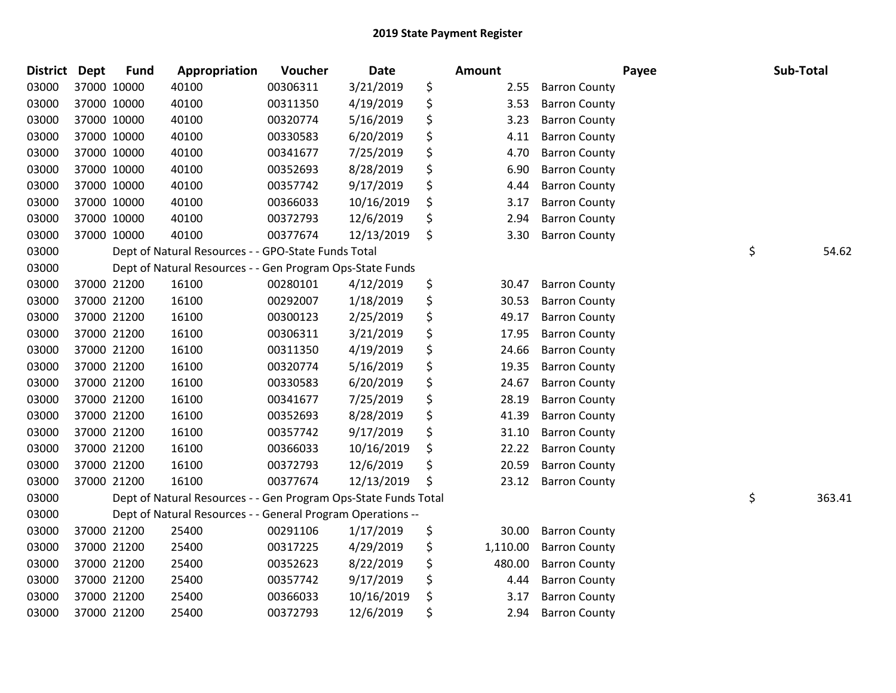# 2019 State Payment Register

| District | Dept | Fund | Appropriation | Voucher | Date | Amount | Payee | Sub-Total |
|---|---|---|---|---|---|---|---|---|
| 03000 | 37000 | 10000 | 40100 | 00306311 | 3/21/2019 | $ 2.55 | Barron County | |
| 03000 | 37000 | 10000 | 40100 | 00311350 | 4/19/2019 | $ 3.53 | Barron County | |
| 03000 | 37000 | 10000 | 40100 | 00320774 | 5/16/2019 | $ 3.23 | Barron County | |
| 03000 | 37000 | 10000 | 40100 | 00330583 | 6/20/2019 | $ 4.11 | Barron County | |
| 03000 | 37000 | 10000 | 40100 | 00341677 | 7/25/2019 | $ 4.70 | Barron County | |
| 03000 | 37000 | 10000 | 40100 | 00352693 | 8/28/2019 | $ 6.90 | Barron County | |
| 03000 | 37000 | 10000 | 40100 | 00357742 | 9/17/2019 | $ 4.44 | Barron County | |
| 03000 | 37000 | 10000 | 40100 | 00366033 | 10/16/2019 | $ 3.17 | Barron County | |
| 03000 | 37000 | 10000 | 40100 | 00372793 | 12/6/2019 | $ 2.94 | Barron County | |
| 03000 | 37000 | 10000 | 40100 | 00377674 | 12/13/2019 | $ 3.30 | Barron County | |
| 03000 | | | Dept of Natural Resources - - GPO-State Funds Total | | | | | $ 54.62 |
| 03000 | | | Dept of Natural Resources - - Gen Program Ops-State Funds | | | | | |
| 03000 | 37000 | 21200 | 16100 | 00280101 | 4/12/2019 | $ 30.47 | Barron County | |
| 03000 | 37000 | 21200 | 16100 | 00292007 | 1/18/2019 | $ 30.53 | Barron County | |
| 03000 | 37000 | 21200 | 16100 | 00300123 | 2/25/2019 | $ 49.17 | Barron County | |
| 03000 | 37000 | 21200 | 16100 | 00306311 | 3/21/2019 | $ 17.95 | Barron County | |
| 03000 | 37000 | 21200 | 16100 | 00311350 | 4/19/2019 | $ 24.66 | Barron County | |
| 03000 | 37000 | 21200 | 16100 | 00320774 | 5/16/2019 | $ 19.35 | Barron County | |
| 03000 | 37000 | 21200 | 16100 | 00330583 | 6/20/2019 | $ 24.67 | Barron County | |
| 03000 | 37000 | 21200 | 16100 | 00341677 | 7/25/2019 | $ 28.19 | Barron County | |
| 03000 | 37000 | 21200 | 16100 | 00352693 | 8/28/2019 | $ 41.39 | Barron County | |
| 03000 | 37000 | 21200 | 16100 | 00357742 | 9/17/2019 | $ 31.10 | Barron County | |
| 03000 | 37000 | 21200 | 16100 | 00366033 | 10/16/2019 | $ 22.22 | Barron County | |
| 03000 | 37000 | 21200 | 16100 | 00372793 | 12/6/2019 | $ 20.59 | Barron County | |
| 03000 | 37000 | 21200 | 16100 | 00377674 | 12/13/2019 | $ 23.12 | Barron County | |
| 03000 | | | Dept of Natural Resources - - Gen Program Ops-State Funds Total | | | | | $ 363.41 |
| 03000 | | | Dept of Natural Resources - - General Program Operations -- | | | | | |
| 03000 | 37000 | 21200 | 25400 | 00291106 | 1/17/2019 | $ 30.00 | Barron County | |
| 03000 | 37000 | 21200 | 25400 | 00317225 | 4/29/2019 | $ 1,110.00 | Barron County | |
| 03000 | 37000 | 21200 | 25400 | 00352623 | 8/22/2019 | $ 480.00 | Barron County | |
| 03000 | 37000 | 21200 | 25400 | 00357742 | 9/17/2019 | $ 4.44 | Barron County | |
| 03000 | 37000 | 21200 | 25400 | 00366033 | 10/16/2019 | $ 3.17 | Barron County | |
| 03000 | 37000 | 21200 | 25400 | 00372793 | 12/6/2019 | $ 2.94 | Barron County | |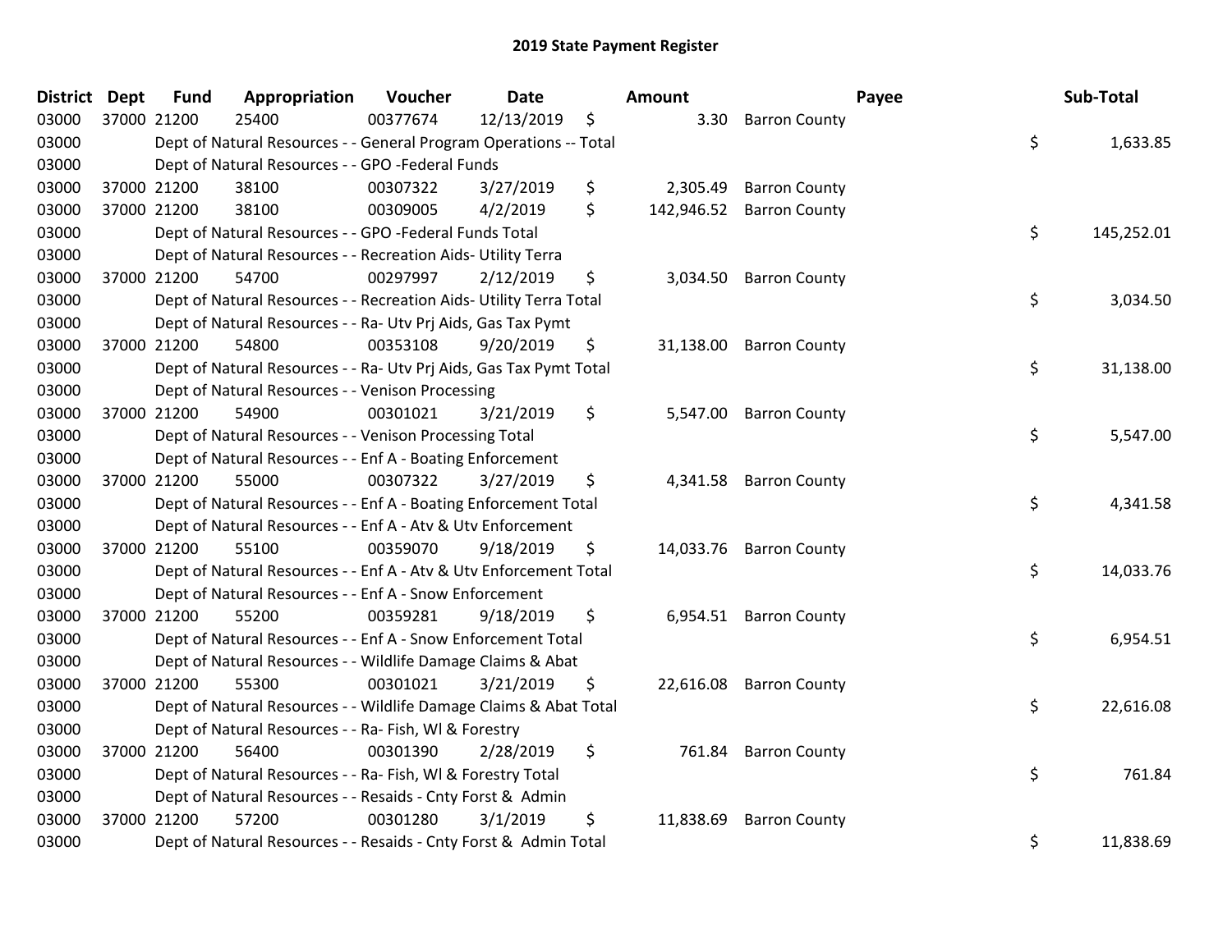# 2019 State Payment Register

| District | Dept | Fund | Appropriation | Voucher | Date | Amount | Payee | Sub-Total |
|---|---|---|---|---|---|---|---|---|
| 03000 | 37000 | 21200 | 25400 | 00377674 | 12/13/2019 | $ 3.30 | Barron County | |
| 03000 | | | Dept of Natural Resources - - General Program Operations -- Total | | | | | $ 1,633.85 |
| 03000 | | | Dept of Natural Resources - - GPO -Federal Funds | | | | | |
| 03000 | 37000 | 21200 | 38100 | 00307322 | 3/27/2019 | $ 2,305.49 | Barron County | |
| 03000 | 37000 | 21200 | 38100 | 00309005 | 4/2/2019 | $ 142,946.52 | Barron County | |
| 03000 | | | Dept of Natural Resources - - GPO -Federal Funds Total | | | | | $ 145,252.01 |
| 03000 | | | Dept of Natural Resources - - Recreation Aids- Utility Terra | | | | | |
| 03000 | 37000 | 21200 | 54700 | 00297997 | 2/12/2019 | $ 3,034.50 | Barron County | |
| 03000 | | | Dept of Natural Resources - - Recreation Aids- Utility Terra Total | | | | | $ 3,034.50 |
| 03000 | | | Dept of Natural Resources - - Ra- Utv Prj Aids, Gas Tax Pymt | | | | | |
| 03000 | 37000 | 21200 | 54800 | 00353108 | 9/20/2019 | $ 31,138.00 | Barron County | |
| 03000 | | | Dept of Natural Resources - - Ra- Utv Prj Aids, Gas Tax Pymt Total | | | | | $ 31,138.00 |
| 03000 | | | Dept of Natural Resources - - Venison Processing | | | | | |
| 03000 | 37000 | 21200 | 54900 | 00301021 | 3/21/2019 | $ 5,547.00 | Barron County | |
| 03000 | | | Dept of Natural Resources - - Venison Processing Total | | | | | $ 5,547.00 |
| 03000 | | | Dept of Natural Resources - - Enf A - Boating Enforcement | | | | | |
| 03000 | 37000 | 21200 | 55000 | 00307322 | 3/27/2019 | $ 4,341.58 | Barron County | |
| 03000 | | | Dept of Natural Resources - - Enf A - Boating Enforcement Total | | | | | $ 4,341.58 |
| 03000 | | | Dept of Natural Resources - - Enf A - Atv & Utv Enforcement | | | | | |
| 03000 | 37000 | 21200 | 55100 | 00359070 | 9/18/2019 | $ 14,033.76 | Barron County | |
| 03000 | | | Dept of Natural Resources - - Enf A - Atv & Utv Enforcement Total | | | | | $ 14,033.76 |
| 03000 | | | Dept of Natural Resources - - Enf A - Snow Enforcement | | | | | |
| 03000 | 37000 | 21200 | 55200 | 00359281 | 9/18/2019 | $ 6,954.51 | Barron County | |
| 03000 | | | Dept of Natural Resources - - Enf A - Snow Enforcement Total | | | | | $ 6,954.51 |
| 03000 | | | Dept of Natural Resources - - Wildlife Damage Claims & Abat | | | | | |
| 03000 | 37000 | 21200 | 55300 | 00301021 | 3/21/2019 | $ 22,616.08 | Barron County | |
| 03000 | | | Dept of Natural Resources - - Wildlife Damage Claims & Abat Total | | | | | $ 22,616.08 |
| 03000 | | | Dept of Natural Resources - - Ra- Fish, Wl & Forestry | | | | | |
| 03000 | 37000 | 21200 | 56400 | 00301390 | 2/28/2019 | $ 761.84 | Barron County | |
| 03000 | | | Dept of Natural Resources - - Ra- Fish, Wl & Forestry Total | | | | | $ 761.84 |
| 03000 | | | Dept of Natural Resources - - Resaids - Cnty Forst & Admin | | | | | |
| 03000 | 37000 | 21200 | 57200 | 00301280 | 3/1/2019 | $ 11,838.69 | Barron County | |
| 03000 | | | Dept of Natural Resources - - Resaids - Cnty Forst & Admin Total | | | | | $ 11,838.69 |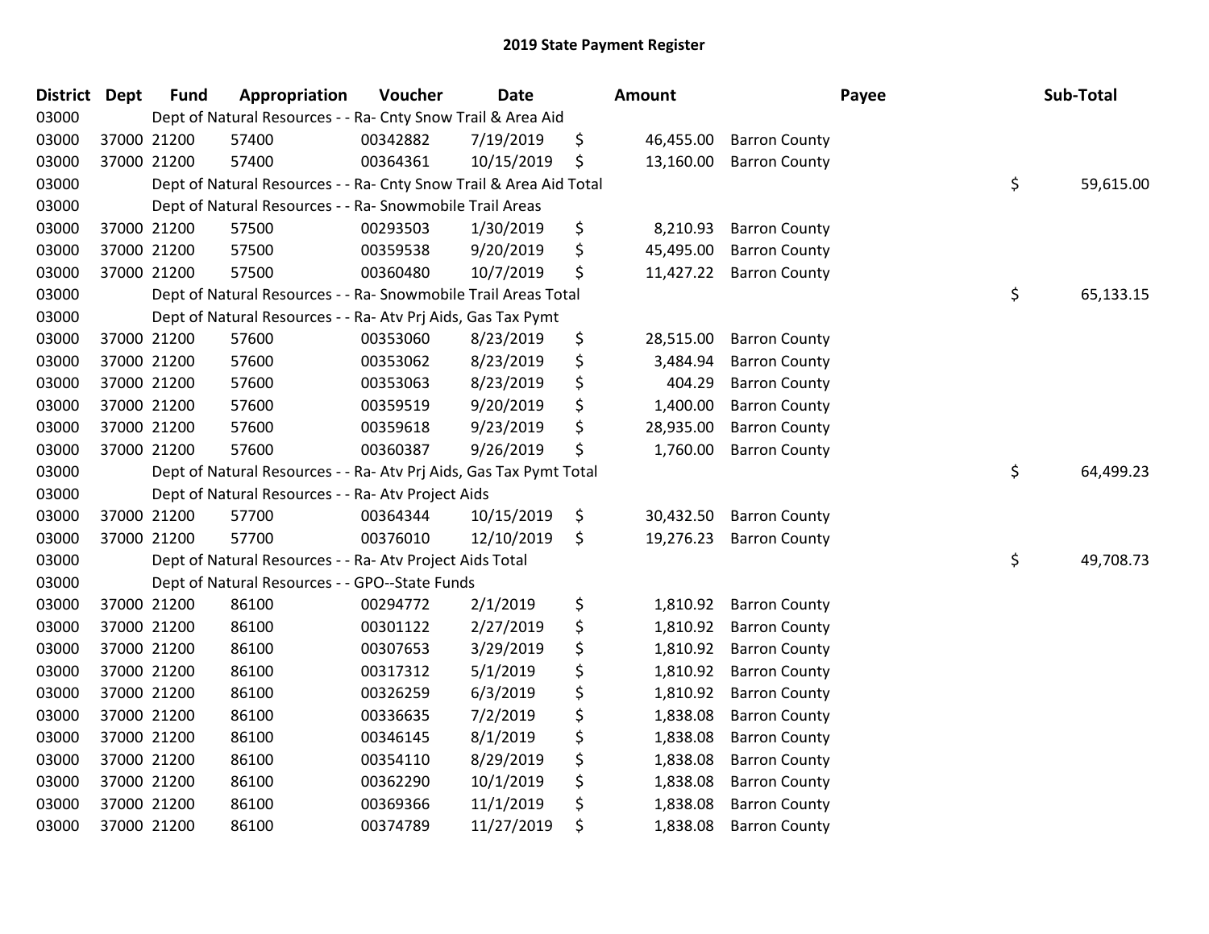## 2019 State Payment Register

| District | Dept | Fund | Appropriation | Voucher | Date | Amount | Payee | Sub-Total |
|---|---|---|---|---|---|---|---|---|
| 03000 | Dept of Natural Resources - - Ra- Cnty Snow Trail & Area Aid | | | | | | | |
| 03000 | 37000 | 21200 | 57400 | 00342882 | 7/19/2019 | $ 46,455.00 | Barron County | |
| 03000 | 37000 | 21200 | 57400 | 00364361 | 10/15/2019 | $ 13,160.00 | Barron County | |
| 03000 | Dept of Natural Resources - - Ra- Cnty Snow Trail & Area Aid Total | | | | | | | $ 59,615.00 |
| 03000 | Dept of Natural Resources - - Ra- Snowmobile Trail Areas | | | | | | | |
| 03000 | 37000 | 21200 | 57500 | 00293503 | 1/30/2019 | $ 8,210.93 | Barron County | |
| 03000 | 37000 | 21200 | 57500 | 00359538 | 9/20/2019 | $ 45,495.00 | Barron County | |
| 03000 | 37000 | 21200 | 57500 | 00360480 | 10/7/2019 | $ 11,427.22 | Barron County | |
| 03000 | Dept of Natural Resources - - Ra- Snowmobile Trail Areas Total | | | | | | | $ 65,133.15 |
| 03000 | Dept of Natural Resources - - Ra- Atv Prj Aids, Gas Tax Pymt | | | | | | | |
| 03000 | 37000 | 21200 | 57600 | 00353060 | 8/23/2019 | $ 28,515.00 | Barron County | |
| 03000 | 37000 | 21200 | 57600 | 00353062 | 8/23/2019 | $ 3,484.94 | Barron County | |
| 03000 | 37000 | 21200 | 57600 | 00353063 | 8/23/2019 | $ 404.29 | Barron County | |
| 03000 | 37000 | 21200 | 57600 | 00359519 | 9/20/2019 | $ 1,400.00 | Barron County | |
| 03000 | 37000 | 21200 | 57600 | 00359618 | 9/23/2019 | $ 28,935.00 | Barron County | |
| 03000 | 37000 | 21200 | 57600 | 00360387 | 9/26/2019 | $ 1,760.00 | Barron County | |
| 03000 | Dept of Natural Resources - - Ra- Atv Prj Aids, Gas Tax Pymt Total | | | | | | | $ 64,499.23 |
| 03000 | Dept of Natural Resources - - Ra- Atv Project Aids | | | | | | | |
| 03000 | 37000 | 21200 | 57700 | 00364344 | 10/15/2019 | $ 30,432.50 | Barron County | |
| 03000 | 37000 | 21200 | 57700 | 00376010 | 12/10/2019 | $ 19,276.23 | Barron County | |
| 03000 | Dept of Natural Resources - - Ra- Atv Project Aids Total | | | | | | | $ 49,708.73 |
| 03000 | Dept of Natural Resources - - GPO--State Funds | | | | | | | |
| 03000 | 37000 | 21200 | 86100 | 00294772 | 2/1/2019 | $ 1,810.92 | Barron County | |
| 03000 | 37000 | 21200 | 86100 | 00301122 | 2/27/2019 | $ 1,810.92 | Barron County | |
| 03000 | 37000 | 21200 | 86100 | 00307653 | 3/29/2019 | $ 1,810.92 | Barron County | |
| 03000 | 37000 | 21200 | 86100 | 00317312 | 5/1/2019 | $ 1,810.92 | Barron County | |
| 03000 | 37000 | 21200 | 86100 | 00326259 | 6/3/2019 | $ 1,810.92 | Barron County | |
| 03000 | 37000 | 21200 | 86100 | 00336635 | 7/2/2019 | $ 1,838.08 | Barron County | |
| 03000 | 37000 | 21200 | 86100 | 00346145 | 8/1/2019 | $ 1,838.08 | Barron County | |
| 03000 | 37000 | 21200 | 86100 | 00354110 | 8/29/2019 | $ 1,838.08 | Barron County | |
| 03000 | 37000 | 21200 | 86100 | 00362290 | 10/1/2019 | $ 1,838.08 | Barron County | |
| 03000 | 37000 | 21200 | 86100 | 00369366 | 11/1/2019 | $ 1,838.08 | Barron County | |
| 03000 | 37000 | 21200 | 86100 | 00374789 | 11/27/2019 | $ 1,838.08 | Barron County | |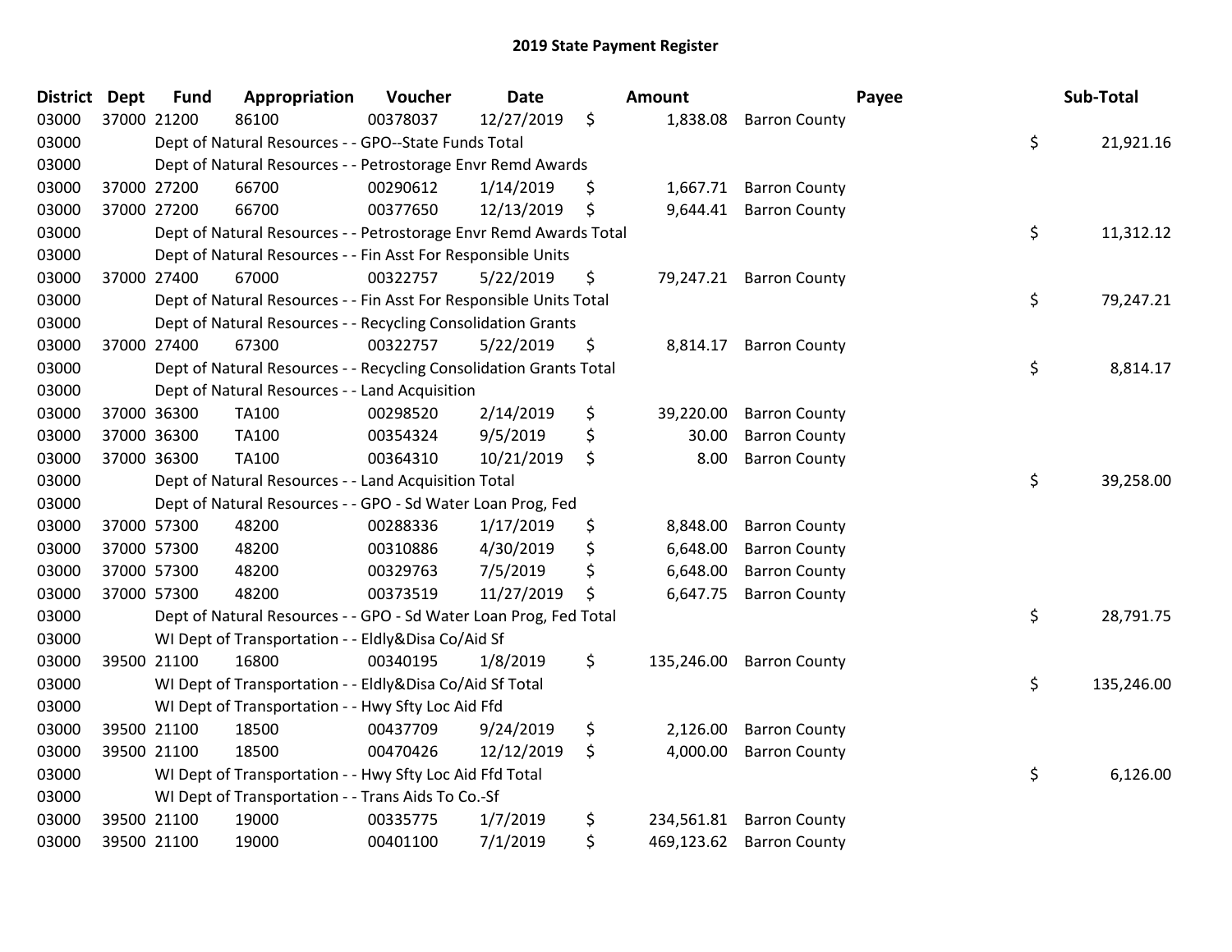## 2019 State Payment Register

| District | Dept | Fund | Appropriation | Voucher | Date | Amount | Payee | Sub-Total |
|---|---|---|---|---|---|---|---|---|
| 03000 | 37000 | 21200 | 86100 | 00378037 | 12/27/2019 | $ 1,838.08 | Barron County | |
| 03000 | | Dept of Natural Resources - - GPO--State Funds Total | | | | | | $ 21,921.16 |
| 03000 | | Dept of Natural Resources - - Petrostorage Envr Remd Awards | | | | | | |
| 03000 | 37000 | 27200 | 66700 | 00290612 | 1/14/2019 | $ 1,667.71 | Barron County | |
| 03000 | 37000 | 27200 | 66700 | 00377650 | 12/13/2019 | $ 9,644.41 | Barron County | |
| 03000 | | Dept of Natural Resources - - Petrostorage Envr Remd Awards Total | | | | | | $ 11,312.12 |
| 03000 | | Dept of Natural Resources - - Fin Asst For Responsible Units | | | | | | |
| 03000 | 37000 | 27400 | 67000 | 00322757 | 5/22/2019 | $ 79,247.21 | Barron County | |
| 03000 | | Dept of Natural Resources - - Fin Asst For Responsible Units Total | | | | | | $ 79,247.21 |
| 03000 | | Dept of Natural Resources - - Recycling Consolidation Grants | | | | | | |
| 03000 | 37000 | 27400 | 67300 | 00322757 | 5/22/2019 | $ 8,814.17 | Barron County | |
| 03000 | | Dept of Natural Resources - - Recycling Consolidation Grants Total | | | | | | $ 8,814.17 |
| 03000 | | Dept of Natural Resources - - Land Acquisition | | | | | | |
| 03000 | 37000 | 36300 | TA100 | 00298520 | 2/14/2019 | $ 39,220.00 | Barron County | |
| 03000 | 37000 | 36300 | TA100 | 00354324 | 9/5/2019 | $ 30.00 | Barron County | |
| 03000 | 37000 | 36300 | TA100 | 00364310 | 10/21/2019 | $ 8.00 | Barron County | |
| 03000 | | Dept of Natural Resources - - Land Acquisition Total | | | | | | $ 39,258.00 |
| 03000 | | Dept of Natural Resources - - GPO - Sd Water Loan Prog, Fed | | | | | | |
| 03000 | 37000 | 57300 | 48200 | 00288336 | 1/17/2019 | $ 8,848.00 | Barron County | |
| 03000 | 37000 | 57300 | 48200 | 00310886 | 4/30/2019 | $ 6,648.00 | Barron County | |
| 03000 | 37000 | 57300 | 48200 | 00329763 | 7/5/2019 | $ 6,648.00 | Barron County | |
| 03000 | 37000 | 57300 | 48200 | 00373519 | 11/27/2019 | $ 6,647.75 | Barron County | |
| 03000 | | Dept of Natural Resources - - GPO - Sd Water Loan Prog, Fed Total | | | | | | $ 28,791.75 |
| 03000 | | WI Dept of Transportation - - Eldly&Disa Co/Aid Sf | | | | | | |
| 03000 | 39500 | 21100 | 16800 | 00340195 | 1/8/2019 | $ 135,246.00 | Barron County | |
| 03000 | | WI Dept of Transportation - - Eldly&Disa Co/Aid Sf Total | | | | | | $ 135,246.00 |
| 03000 | | WI Dept of Transportation - - Hwy Sfty Loc Aid Ffd | | | | | | |
| 03000 | 39500 | 21100 | 18500 | 00437709 | 9/24/2019 | $ 2,126.00 | Barron County | |
| 03000 | 39500 | 21100 | 18500 | 00470426 | 12/12/2019 | $ 4,000.00 | Barron County | |
| 03000 | | WI Dept of Transportation - - Hwy Sfty Loc Aid Ffd Total | | | | | | $ 6,126.00 |
| 03000 | | WI Dept of Transportation - - Trans Aids To Co.-Sf | | | | | | |
| 03000 | 39500 | 21100 | 19000 | 00335775 | 1/7/2019 | $ 234,561.81 | Barron County | |
| 03000 | 39500 | 21100 | 19000 | 00401100 | 7/1/2019 | $ 469,123.62 | Barron County | |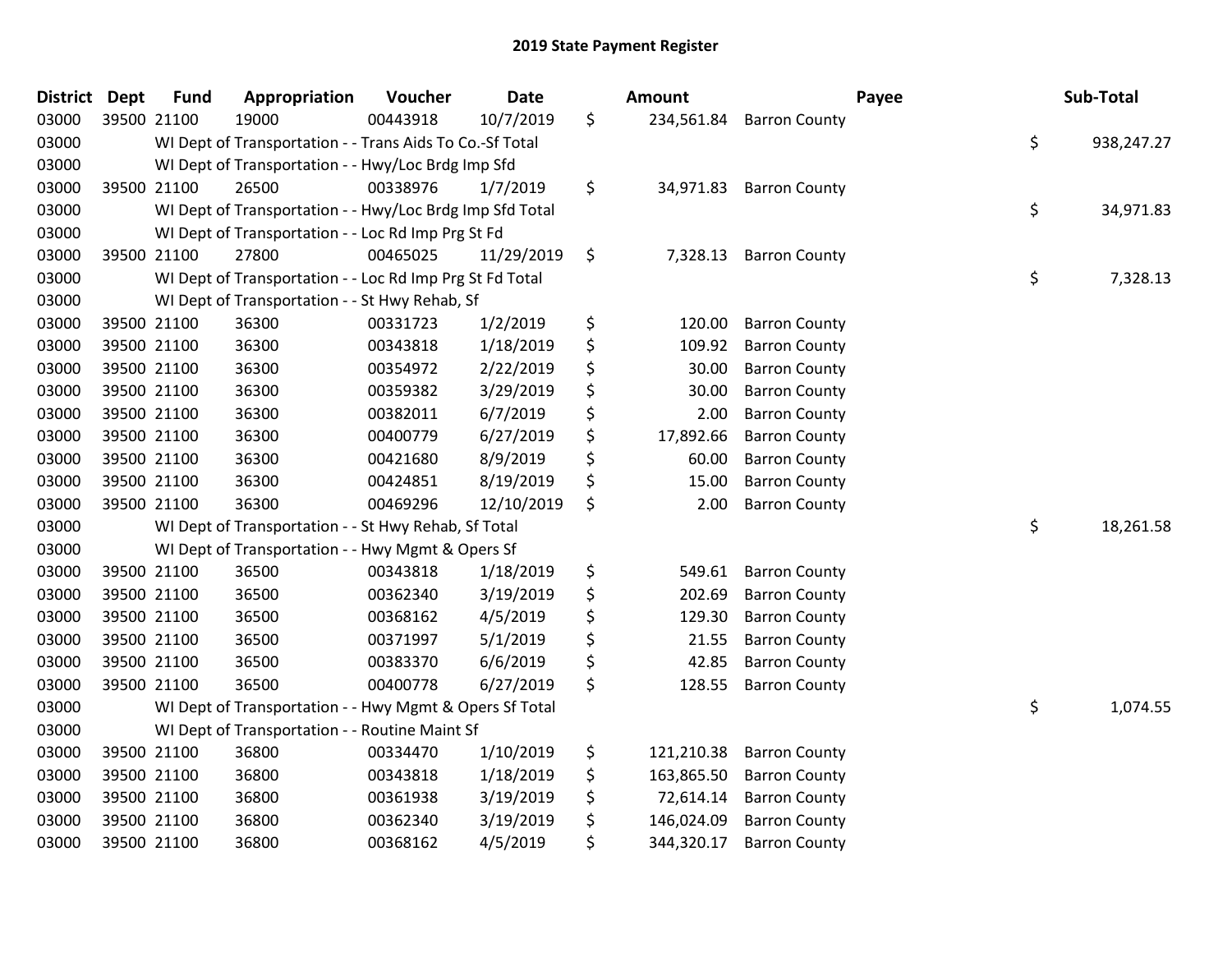# 2019 State Payment Register

| District | Dept | Fund | Appropriation | Voucher | Date | Amount | Payee | Sub-Total |
|---|---|---|---|---|---|---|---|---|
| 03000 | 39500 | 21100 | 19000 | 00443918 | 10/7/2019 | $ 234,561.84 | Barron County | |
| 03000 | | WI Dept of Transportation - - Trans Aids To Co.-Sf Total | | | | | | $ 938,247.27 |
| 03000 | | WI Dept of Transportation - - Hwy/Loc Brdg Imp Sfd | | | | | | |
| 03000 | 39500 | 21100 | 26500 | 00338976 | 1/7/2019 | $ 34,971.83 | Barron County | |
| 03000 | | WI Dept of Transportation - - Hwy/Loc Brdg Imp Sfd Total | | | | | | $ 34,971.83 |
| 03000 | | WI Dept of Transportation - - Loc Rd Imp Prg St Fd | | | | | | |
| 03000 | 39500 | 21100 | 27800 | 00465025 | 11/29/2019 | $ 7,328.13 | Barron County | |
| 03000 | | WI Dept of Transportation - - Loc Rd Imp Prg St Fd Total | | | | | | $ 7,328.13 |
| 03000 | | WI Dept of Transportation - - St Hwy Rehab, Sf | | | | | | |
| 03000 | 39500 | 21100 | 36300 | 00331723 | 1/2/2019 | $ 120.00 | Barron County | |
| 03000 | 39500 | 21100 | 36300 | 00343818 | 1/18/2019 | $ 109.92 | Barron County | |
| 03000 | 39500 | 21100 | 36300 | 00354972 | 2/22/2019 | $ 30.00 | Barron County | |
| 03000 | 39500 | 21100 | 36300 | 00359382 | 3/29/2019 | $ 30.00 | Barron County | |
| 03000 | 39500 | 21100 | 36300 | 00382011 | 6/7/2019 | $ 2.00 | Barron County | |
| 03000 | 39500 | 21100 | 36300 | 00400779 | 6/27/2019 | $ 17,892.66 | Barron County | |
| 03000 | 39500 | 21100 | 36300 | 00421680 | 8/9/2019 | $ 60.00 | Barron County | |
| 03000 | 39500 | 21100 | 36300 | 00424851 | 8/19/2019 | $ 15.00 | Barron County | |
| 03000 | 39500 | 21100 | 36300 | 00469296 | 12/10/2019 | $ 2.00 | Barron County | |
| 03000 | | WI Dept of Transportation - - St Hwy Rehab, Sf Total | | | | | | $ 18,261.58 |
| 03000 | | WI Dept of Transportation - - Hwy Mgmt & Opers Sf | | | | | | |
| 03000 | 39500 | 21100 | 36500 | 00343818 | 1/18/2019 | $ 549.61 | Barron County | |
| 03000 | 39500 | 21100 | 36500 | 00362340 | 3/19/2019 | $ 202.69 | Barron County | |
| 03000 | 39500 | 21100 | 36500 | 00368162 | 4/5/2019 | $ 129.30 | Barron County | |
| 03000 | 39500 | 21100 | 36500 | 00371997 | 5/1/2019 | $ 21.55 | Barron County | |
| 03000 | 39500 | 21100 | 36500 | 00383370 | 6/6/2019 | $ 42.85 | Barron County | |
| 03000 | 39500 | 21100 | 36500 | 00400778 | 6/27/2019 | $ 128.55 | Barron County | |
| 03000 | | WI Dept of Transportation - - Hwy Mgmt & Opers Sf Total | | | | | | $ 1,074.55 |
| 03000 | | WI Dept of Transportation - - Routine Maint Sf | | | | | | |
| 03000 | 39500 | 21100 | 36800 | 00334470 | 1/10/2019 | $ 121,210.38 | Barron County | |
| 03000 | 39500 | 21100 | 36800 | 00343818 | 1/18/2019 | $ 163,865.50 | Barron County | |
| 03000 | 39500 | 21100 | 36800 | 00361938 | 3/19/2019 | $ 72,614.14 | Barron County | |
| 03000 | 39500 | 21100 | 36800 | 00362340 | 3/19/2019 | $ 146,024.09 | Barron County | |
| 03000 | 39500 | 21100 | 36800 | 00368162 | 4/5/2019 | $ 344,320.17 | Barron County | |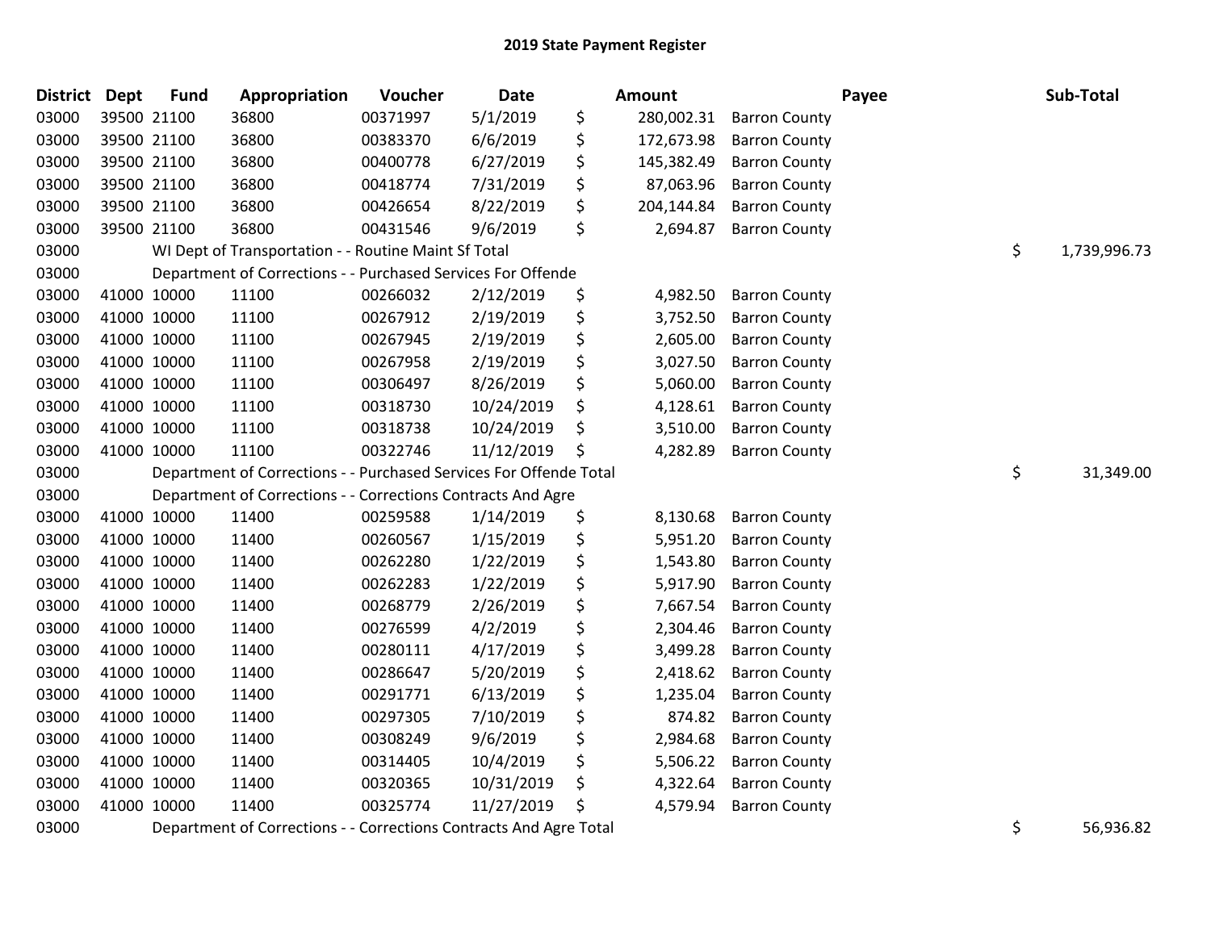# 2019 State Payment Register

| District | Dept | Fund | Appropriation | Voucher | Date | Amount | Payee | Sub-Total |
|---|---|---|---|---|---|---|---|---|
| 03000 | 39500 | 21100 | 36800 | 00371997 | 5/1/2019 | $ 280,002.31 | Barron County | |
| 03000 | 39500 | 21100 | 36800 | 00383370 | 6/6/2019 | $ 172,673.98 | Barron County | |
| 03000 | 39500 | 21100 | 36800 | 00400778 | 6/27/2019 | $ 145,382.49 | Barron County | |
| 03000 | 39500 | 21100 | 36800 | 00418774 | 7/31/2019 | $ 87,063.96 | Barron County | |
| 03000 | 39500 | 21100 | 36800 | 00426654 | 8/22/2019 | $ 204,144.84 | Barron County | |
| 03000 | 39500 | 21100 | 36800 | 00431546 | 9/6/2019 | $ 2,694.87 | Barron County | |
| 03000 | | WI Dept of Transportation - - Routine Maint Sf Total | | | | | | $ 1,739,996.73 |
| 03000 | | Department of Corrections - - Purchased Services For Offende | | | | | | |
| 03000 | 41000 | 10000 | 11100 | 00266032 | 2/12/2019 | $ 4,982.50 | Barron County | |
| 03000 | 41000 | 10000 | 11100 | 00267912 | 2/19/2019 | $ 3,752.50 | Barron County | |
| 03000 | 41000 | 10000 | 11100 | 00267945 | 2/19/2019 | $ 2,605.00 | Barron County | |
| 03000 | 41000 | 10000 | 11100 | 00267958 | 2/19/2019 | $ 3,027.50 | Barron County | |
| 03000 | 41000 | 10000 | 11100 | 00306497 | 8/26/2019 | $ 5,060.00 | Barron County | |
| 03000 | 41000 | 10000 | 11100 | 00318730 | 10/24/2019 | $ 4,128.61 | Barron County | |
| 03000 | 41000 | 10000 | 11100 | 00318738 | 10/24/2019 | $ 3,510.00 | Barron County | |
| 03000 | 41000 | 10000 | 11100 | 00322746 | 11/12/2019 | $ 4,282.89 | Barron County | |
| 03000 | | Department of Corrections - - Purchased Services For Offende Total | | | | | | $ 31,349.00 |
| 03000 | | Department of Corrections - - Corrections Contracts And Agre | | | | | | |
| 03000 | 41000 | 10000 | 11400 | 00259588 | 1/14/2019 | $ 8,130.68 | Barron County | |
| 03000 | 41000 | 10000 | 11400 | 00260567 | 1/15/2019 | $ 5,951.20 | Barron County | |
| 03000 | 41000 | 10000 | 11400 | 00262280 | 1/22/2019 | $ 1,543.80 | Barron County | |
| 03000 | 41000 | 10000 | 11400 | 00262283 | 1/22/2019 | $ 5,917.90 | Barron County | |
| 03000 | 41000 | 10000 | 11400 | 00268779 | 2/26/2019 | $ 7,667.54 | Barron County | |
| 03000 | 41000 | 10000 | 11400 | 00276599 | 4/2/2019 | $ 2,304.46 | Barron County | |
| 03000 | 41000 | 10000 | 11400 | 00280111 | 4/17/2019 | $ 3,499.28 | Barron County | |
| 03000 | 41000 | 10000 | 11400 | 00286647 | 5/20/2019 | $ 2,418.62 | Barron County | |
| 03000 | 41000 | 10000 | 11400 | 00291771 | 6/13/2019 | $ 1,235.04 | Barron County | |
| 03000 | 41000 | 10000 | 11400 | 00297305 | 7/10/2019 | $ 874.82 | Barron County | |
| 03000 | 41000 | 10000 | 11400 | 00308249 | 9/6/2019 | $ 2,984.68 | Barron County | |
| 03000 | 41000 | 10000 | 11400 | 00314405 | 10/4/2019 | $ 5,506.22 | Barron County | |
| 03000 | 41000 | 10000 | 11400 | 00320365 | 10/31/2019 | $ 4,322.64 | Barron County | |
| 03000 | 41000 | 10000 | 11400 | 00325774 | 11/27/2019 | $ 4,579.94 | Barron County | |
| 03000 | | Department of Corrections - - Corrections Contracts And Agre Total | | | | | | $ 56,936.82 |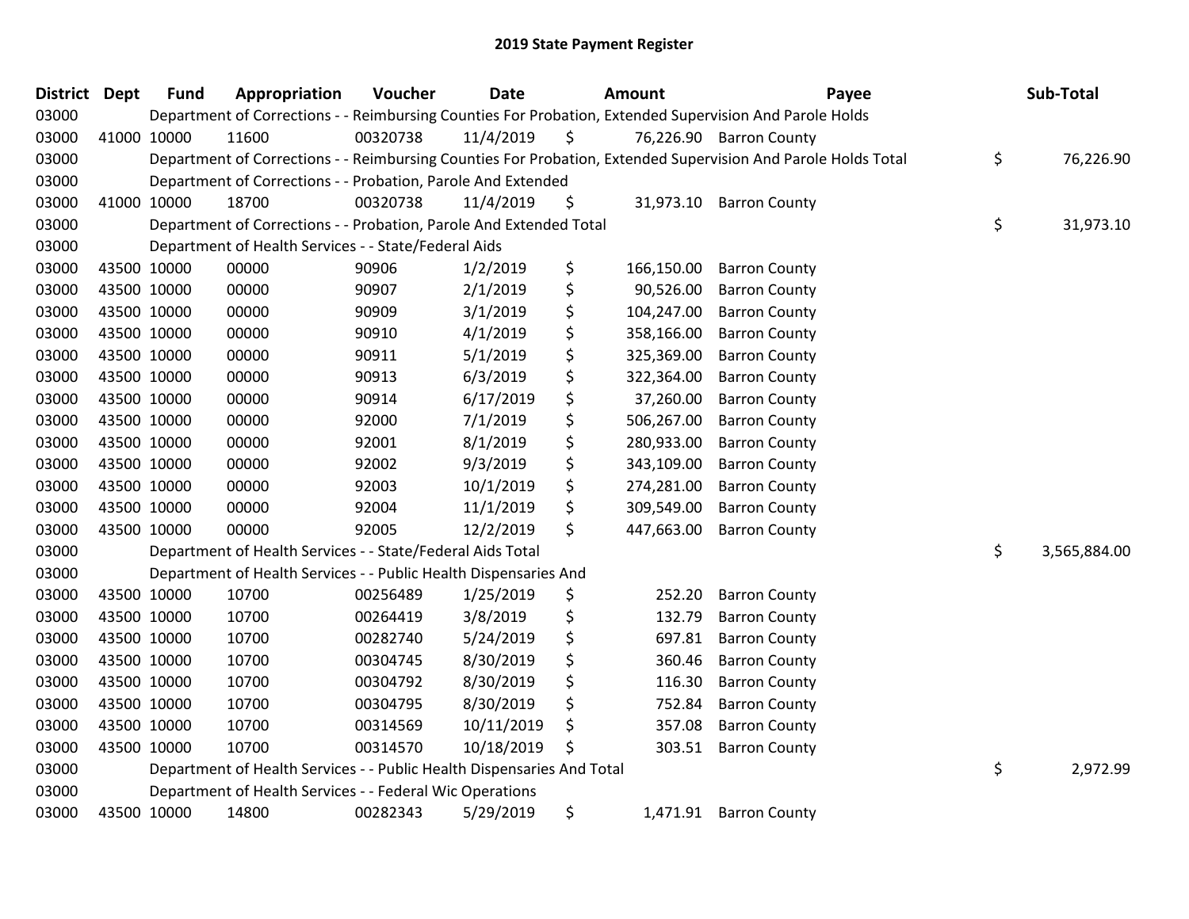# 2019 State Payment Register

| District | Dept | Fund | Appropriation | Voucher | Date | Amount | Payee | Sub-Total |
|---|---|---|---|---|---|---|---|---|
| 03000 | | Department of Corrections - - Reimbursing Counties For Probation, Extended Supervision And Parole Holds | | | | | | |
| 03000 | 41000 | 10000 | 11600 | 00320738 | 11/4/2019 | $ 76,226.90 | Barron County | |
| 03000 | | Department of Corrections - - Reimbursing Counties For Probation, Extended Supervision And Parole Holds Total | | | | | | $ 76,226.90 |
| 03000 | | Department of Corrections - - Probation, Parole And Extended | | | | | | |
| 03000 | 41000 | 10000 | 18700 | 00320738 | 11/4/2019 | $ 31,973.10 | Barron County | |
| 03000 | | Department of Corrections - - Probation, Parole And Extended Total | | | | | | $ 31,973.10 |
| 03000 | | Department of Health Services - - State/Federal Aids | | | | | | |
| 03000 | 43500 | 10000 | 00000 | 90906 | 1/2/2019 | $ 166,150.00 | Barron County | |
| 03000 | 43500 | 10000 | 00000 | 90907 | 2/1/2019 | $ 90,526.00 | Barron County | |
| 03000 | 43500 | 10000 | 00000 | 90909 | 3/1/2019 | $ 104,247.00 | Barron County | |
| 03000 | 43500 | 10000 | 00000 | 90910 | 4/1/2019 | $ 358,166.00 | Barron County | |
| 03000 | 43500 | 10000 | 00000 | 90911 | 5/1/2019 | $ 325,369.00 | Barron County | |
| 03000 | 43500 | 10000 | 00000 | 90913 | 6/3/2019 | $ 322,364.00 | Barron County | |
| 03000 | 43500 | 10000 | 00000 | 90914 | 6/17/2019 | $ 37,260.00 | Barron County | |
| 03000 | 43500 | 10000 | 00000 | 92000 | 7/1/2019 | $ 506,267.00 | Barron County | |
| 03000 | 43500 | 10000 | 00000 | 92001 | 8/1/2019 | $ 280,933.00 | Barron County | |
| 03000 | 43500 | 10000 | 00000 | 92002 | 9/3/2019 | $ 343,109.00 | Barron County | |
| 03000 | 43500 | 10000 | 00000 | 92003 | 10/1/2019 | $ 274,281.00 | Barron County | |
| 03000 | 43500 | 10000 | 00000 | 92004 | 11/1/2019 | $ 309,549.00 | Barron County | |
| 03000 | 43500 | 10000 | 00000 | 92005 | 12/2/2019 | $ 447,663.00 | Barron County | |
| 03000 | | Department of Health Services - - State/Federal Aids Total | | | | | | $ 3,565,884.00 |
| 03000 | | Department of Health Services - - Public Health Dispensaries And | | | | | | |
| 03000 | 43500 | 10000 | 10700 | 00256489 | 1/25/2019 | $ 252.20 | Barron County | |
| 03000 | 43500 | 10000 | 10700 | 00264419 | 3/8/2019 | $ 132.79 | Barron County | |
| 03000 | 43500 | 10000 | 10700 | 00282740 | 5/24/2019 | $ 697.81 | Barron County | |
| 03000 | 43500 | 10000 | 10700 | 00304745 | 8/30/2019 | $ 360.46 | Barron County | |
| 03000 | 43500 | 10000 | 10700 | 00304792 | 8/30/2019 | $ 116.30 | Barron County | |
| 03000 | 43500 | 10000 | 10700 | 00304795 | 8/30/2019 | $ 752.84 | Barron County | |
| 03000 | 43500 | 10000 | 10700 | 00314569 | 10/11/2019 | $ 357.08 | Barron County | |
| 03000 | 43500 | 10000 | 10700 | 00314570 | 10/18/2019 | $ 303.51 | Barron County | |
| 03000 | | Department of Health Services - - Public Health Dispensaries And Total | | | | | | $ 2,972.99 |
| 03000 | | Department of Health Services - - Federal Wic Operations | | | | | | |
| 03000 | 43500 | 10000 | 14800 | 00282343 | 5/29/2019 | $ 1,471.91 | Barron County | |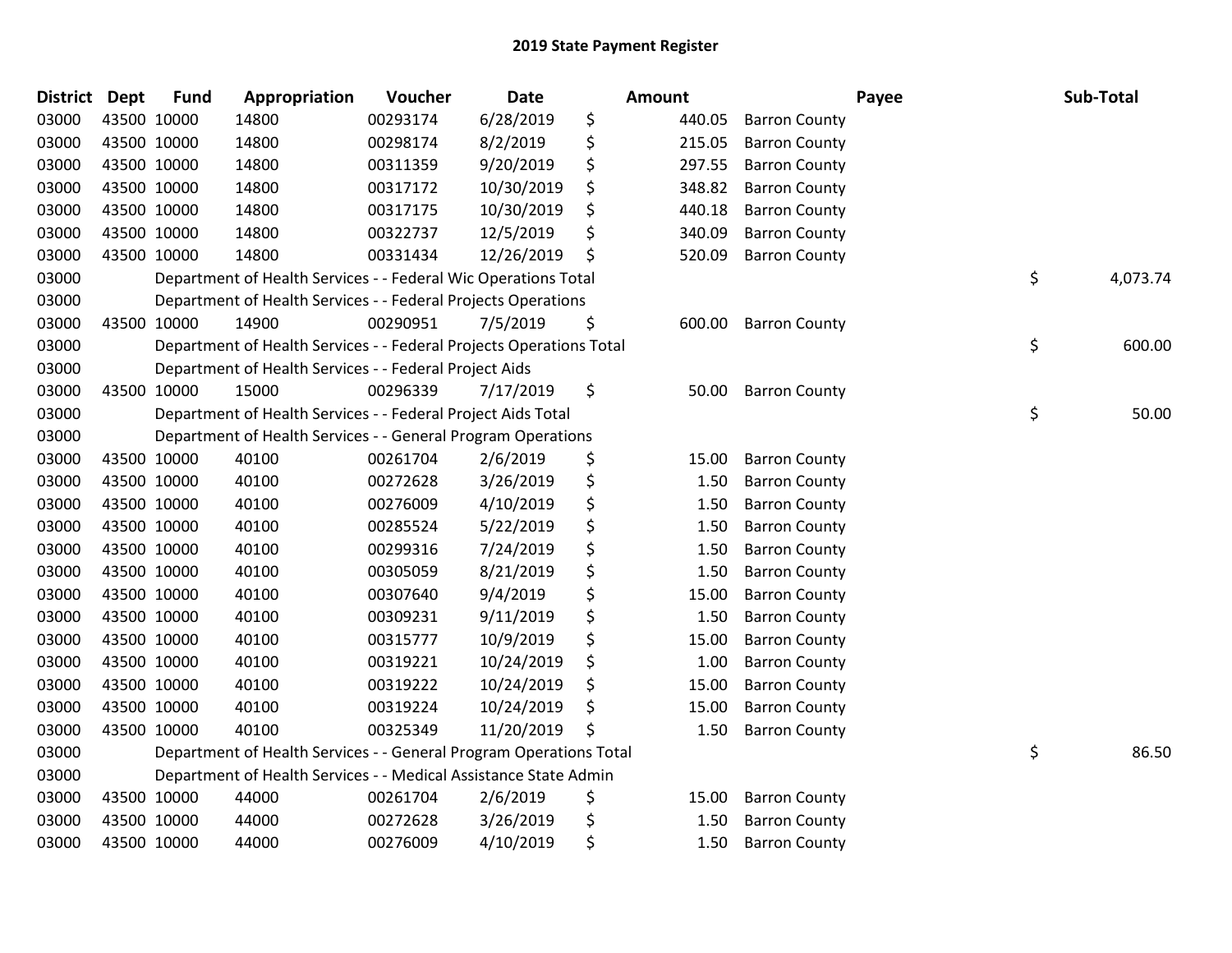# 2019 State Payment Register

| District | Dept | Fund | Appropriation | Voucher | Date | Amount | Payee | Sub-Total |
|---|---|---|---|---|---|---|---|---|
| 03000 | 43500 | 10000 | 14800 | 00293174 | 6/28/2019 | $ 440.05 | Barron County | |
| 03000 | 43500 | 10000 | 14800 | 00298174 | 8/2/2019 | $ 215.05 | Barron County | |
| 03000 | 43500 | 10000 | 14800 | 00311359 | 9/20/2019 | $ 297.55 | Barron County | |
| 03000 | 43500 | 10000 | 14800 | 00317172 | 10/30/2019 | $ 348.82 | Barron County | |
| 03000 | 43500 | 10000 | 14800 | 00317175 | 10/30/2019 | $ 440.18 | Barron County | |
| 03000 | 43500 | 10000 | 14800 | 00322737 | 12/5/2019 | $ 340.09 | Barron County | |
| 03000 | 43500 | 10000 | 14800 | 00331434 | 12/26/2019 | $ 520.09 | Barron County | |
| 03000 | | Department of Health Services - - Federal Wic Operations Total | | | | | | $ 4,073.74 |
| 03000 | | Department of Health Services - - Federal Projects Operations | | | | | | |
| 03000 | 43500 | 10000 | 14900 | 00290951 | 7/5/2019 | $ 600.00 | Barron County | |
| 03000 | | Department of Health Services - - Federal Projects Operations Total | | | | | | $ 600.00 |
| 03000 | | Department of Health Services - - Federal Project Aids | | | | | | |
| 03000 | 43500 | 10000 | 15000 | 00296339 | 7/17/2019 | $ 50.00 | Barron County | |
| 03000 | | Department of Health Services - - Federal Project Aids Total | | | | | | $ 50.00 |
| 03000 | | Department of Health Services - - General Program Operations | | | | | | |
| 03000 | 43500 | 10000 | 40100 | 00261704 | 2/6/2019 | $ 15.00 | Barron County | |
| 03000 | 43500 | 10000 | 40100 | 00272628 | 3/26/2019 | $ 1.50 | Barron County | |
| 03000 | 43500 | 10000 | 40100 | 00276009 | 4/10/2019 | $ 1.50 | Barron County | |
| 03000 | 43500 | 10000 | 40100 | 00285524 | 5/22/2019 | $ 1.50 | Barron County | |
| 03000 | 43500 | 10000 | 40100 | 00299316 | 7/24/2019 | $ 1.50 | Barron County | |
| 03000 | 43500 | 10000 | 40100 | 00305059 | 8/21/2019 | $ 1.50 | Barron County | |
| 03000 | 43500 | 10000 | 40100 | 00307640 | 9/4/2019 | $ 15.00 | Barron County | |
| 03000 | 43500 | 10000 | 40100 | 00309231 | 9/11/2019 | $ 1.50 | Barron County | |
| 03000 | 43500 | 10000 | 40100 | 00315777 | 10/9/2019 | $ 15.00 | Barron County | |
| 03000 | 43500 | 10000 | 40100 | 00319221 | 10/24/2019 | $ 1.00 | Barron County | |
| 03000 | 43500 | 10000 | 40100 | 00319222 | 10/24/2019 | $ 15.00 | Barron County | |
| 03000 | 43500 | 10000 | 40100 | 00319224 | 10/24/2019 | $ 15.00 | Barron County | |
| 03000 | 43500 | 10000 | 40100 | 00325349 | 11/20/2019 | $ 1.50 | Barron County | |
| 03000 | | Department of Health Services - - General Program Operations Total | | | | | | $ 86.50 |
| 03000 | | Department of Health Services - - Medical Assistance State Admin | | | | | | |
| 03000 | 43500 | 10000 | 44000 | 00261704 | 2/6/2019 | $ 15.00 | Barron County | |
| 03000 | 43500 | 10000 | 44000 | 00272628 | 3/26/2019 | $ 1.50 | Barron County | |
| 03000 | 43500 | 10000 | 44000 | 00276009 | 4/10/2019 | $ 1.50 | Barron County | |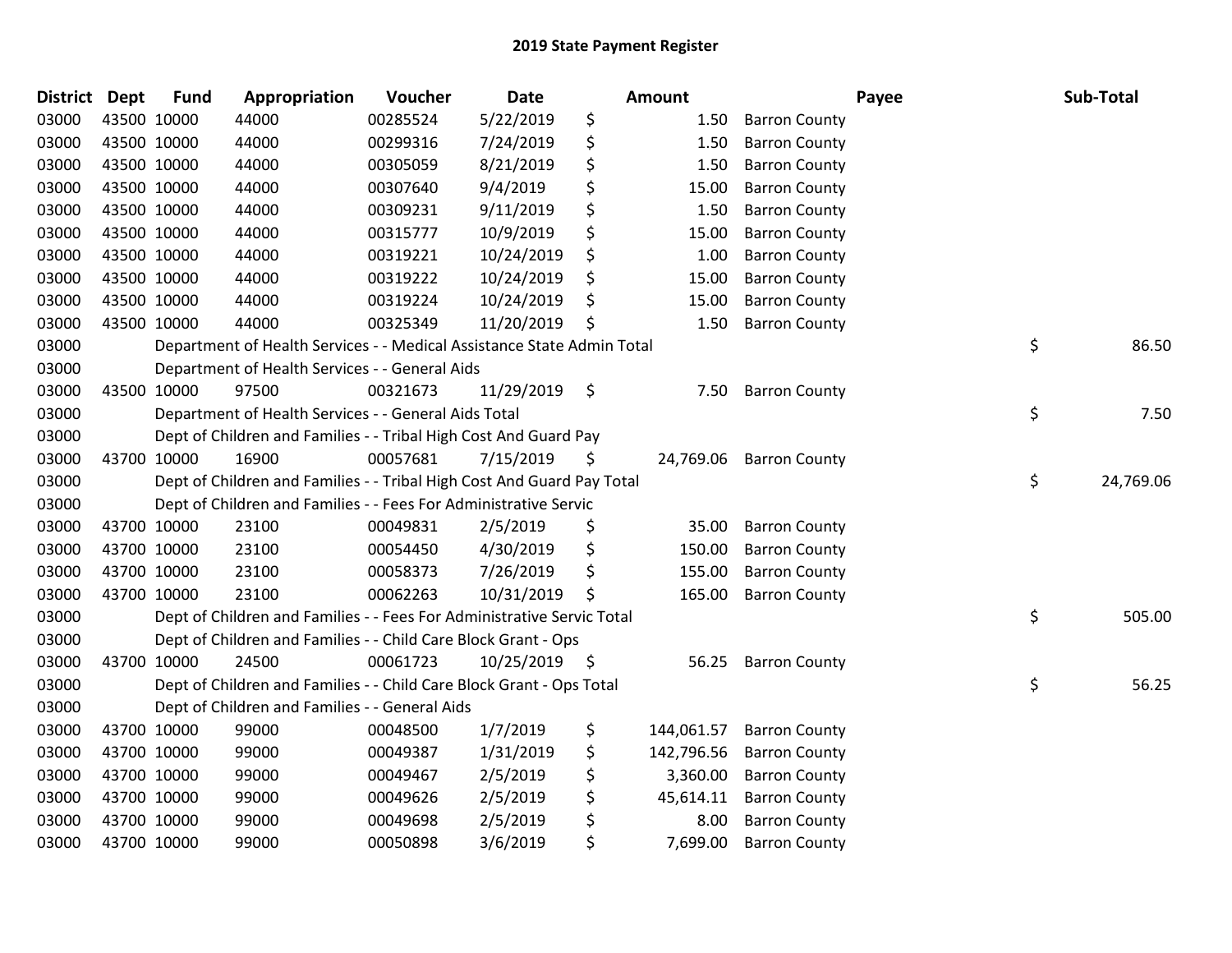# 2019 State Payment Register

| District | Dept | Fund | Appropriation | Voucher | Date | Amount | Payee | Sub-Total |
|---|---|---|---|---|---|---|---|---|
| 03000 | 43500 | 10000 | 44000 | 00285524 | 5/22/2019 | $ 1.50 | Barron County | |
| 03000 | 43500 | 10000 | 44000 | 00299316 | 7/24/2019 | $ 1.50 | Barron County | |
| 03000 | 43500 | 10000 | 44000 | 00305059 | 8/21/2019 | $ 1.50 | Barron County | |
| 03000 | 43500 | 10000 | 44000 | 00307640 | 9/4/2019 | $ 15.00 | Barron County | |
| 03000 | 43500 | 10000 | 44000 | 00309231 | 9/11/2019 | $ 1.50 | Barron County | |
| 03000 | 43500 | 10000 | 44000 | 00315777 | 10/9/2019 | $ 15.00 | Barron County | |
| 03000 | 43500 | 10000 | 44000 | 00319221 | 10/24/2019 | $ 1.00 | Barron County | |
| 03000 | 43500 | 10000 | 44000 | 00319222 | 10/24/2019 | $ 15.00 | Barron County | |
| 03000 | 43500 | 10000 | 44000 | 00319224 | 10/24/2019 | $ 15.00 | Barron County | |
| 03000 | 43500 | 10000 | 44000 | 00325349 | 11/20/2019 | $ 1.50 | Barron County | |
| 03000 | | Department of Health Services - - Medical Assistance State Admin Total | | | | | | $ 86.50 |
| 03000 | | Department of Health Services - - General Aids | | | | | | |
| 03000 | 43500 | 10000 | 97500 | 00321673 | 11/29/2019 | $ 7.50 | Barron County | |
| 03000 | | Department of Health Services - - General Aids Total | | | | | | $ 7.50 |
| 03000 | | Dept of Children and Families - - Tribal High Cost And Guard Pay | | | | | | |
| 03000 | 43700 | 10000 | 16900 | 00057681 | 7/15/2019 | $ 24,769.06 | Barron County | |
| 03000 | | Dept of Children and Families - - Tribal High Cost And Guard Pay Total | | | | | | $ 24,769.06 |
| 03000 | | Dept of Children and Families - - Fees For Administrative Servic | | | | | | |
| 03000 | 43700 | 10000 | 23100 | 00049831 | 2/5/2019 | $ 35.00 | Barron County | |
| 03000 | 43700 | 10000 | 23100 | 00054450 | 4/30/2019 | $ 150.00 | Barron County | |
| 03000 | 43700 | 10000 | 23100 | 00058373 | 7/26/2019 | $ 155.00 | Barron County | |
| 03000 | 43700 | 10000 | 23100 | 00062263 | 10/31/2019 | $ 165.00 | Barron County | |
| 03000 | | Dept of Children and Families - - Fees For Administrative Servic Total | | | | | | $ 505.00 |
| 03000 | | Dept of Children and Families - - Child Care Block Grant - Ops | | | | | | |
| 03000 | 43700 | 10000 | 24500 | 00061723 | 10/25/2019 | $ 56.25 | Barron County | |
| 03000 | | Dept of Children and Families - - Child Care Block Grant - Ops Total | | | | | | $ 56.25 |
| 03000 | | Dept of Children and Families - - General Aids | | | | | | |
| 03000 | 43700 | 10000 | 99000 | 00048500 | 1/7/2019 | $ 144,061.57 | Barron County | |
| 03000 | 43700 | 10000 | 99000 | 00049387 | 1/31/2019 | $ 142,796.56 | Barron County | |
| 03000 | 43700 | 10000 | 99000 | 00049467 | 2/5/2019 | $ 3,360.00 | Barron County | |
| 03000 | 43700 | 10000 | 99000 | 00049626 | 2/5/2019 | $ 45,614.11 | Barron County | |
| 03000 | 43700 | 10000 | 99000 | 00049698 | 2/5/2019 | $ 8.00 | Barron County | |
| 03000 | 43700 | 10000 | 99000 | 00050898 | 3/6/2019 | $ 7,699.00 | Barron County | |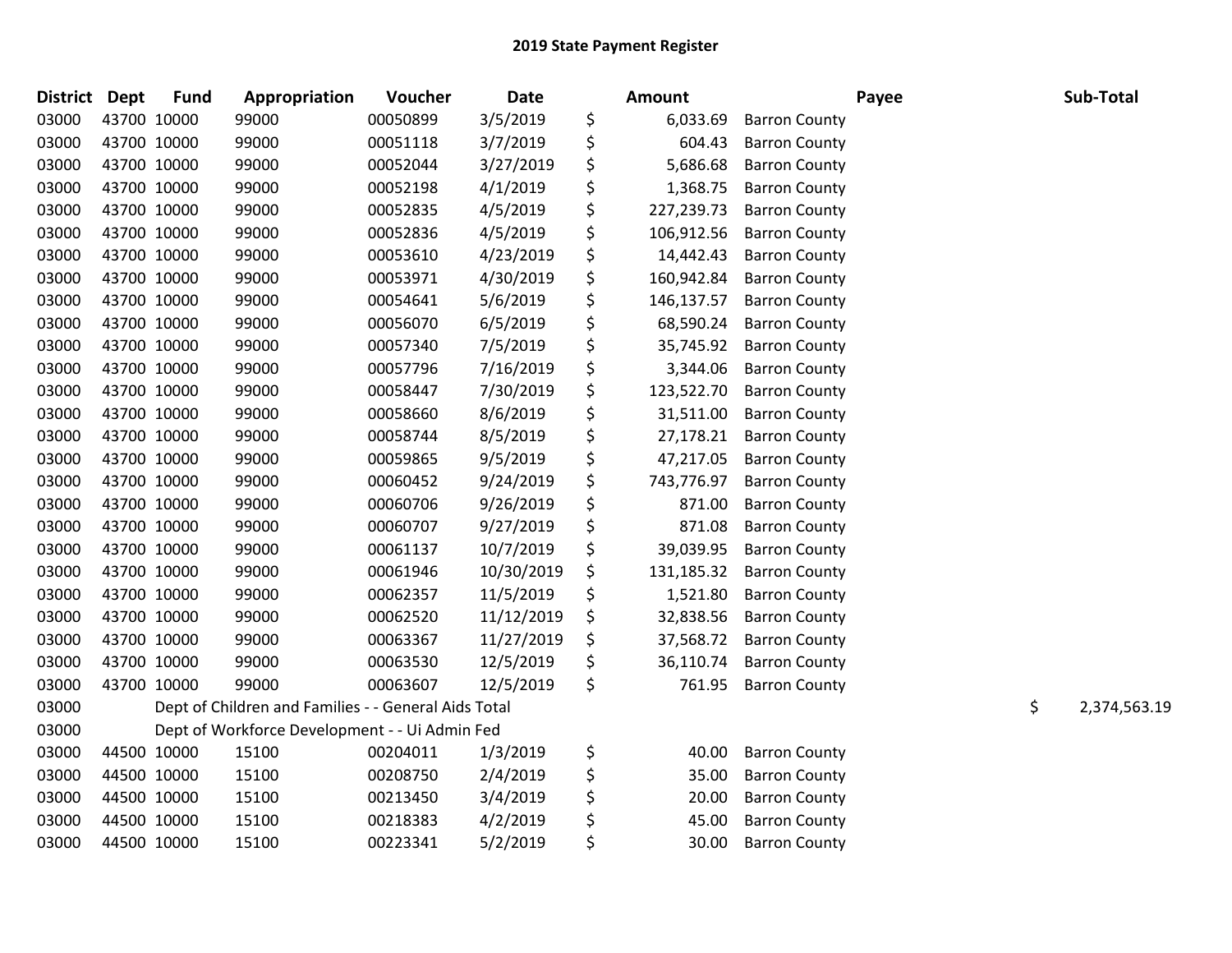# 2019 State Payment Register

| District | Dept | Fund | Appropriation | Voucher | Date | Amount | Payee | Sub-Total |
|---|---|---|---|---|---|---|---|---|
| 03000 | 43700 | 10000 | 99000 | 00050899 | 3/5/2019 | $ 6,033.69 | Barron County | |
| 03000 | 43700 | 10000 | 99000 | 00051118 | 3/7/2019 | $ 604.43 | Barron County | |
| 03000 | 43700 | 10000 | 99000 | 00052044 | 3/27/2019 | $ 5,686.68 | Barron County | |
| 03000 | 43700 | 10000 | 99000 | 00052198 | 4/1/2019 | $ 1,368.75 | Barron County | |
| 03000 | 43700 | 10000 | 99000 | 00052835 | 4/5/2019 | $ 227,239.73 | Barron County | |
| 03000 | 43700 | 10000 | 99000 | 00052836 | 4/5/2019 | $ 106,912.56 | Barron County | |
| 03000 | 43700 | 10000 | 99000 | 00053610 | 4/23/2019 | $ 14,442.43 | Barron County | |
| 03000 | 43700 | 10000 | 99000 | 00053971 | 4/30/2019 | $ 160,942.84 | Barron County | |
| 03000 | 43700 | 10000 | 99000 | 00054641 | 5/6/2019 | $ 146,137.57 | Barron County | |
| 03000 | 43700 | 10000 | 99000 | 00056070 | 6/5/2019 | $ 68,590.24 | Barron County | |
| 03000 | 43700 | 10000 | 99000 | 00057340 | 7/5/2019 | $ 35,745.92 | Barron County | |
| 03000 | 43700 | 10000 | 99000 | 00057796 | 7/16/2019 | $ 3,344.06 | Barron County | |
| 03000 | 43700 | 10000 | 99000 | 00058447 | 7/30/2019 | $ 123,522.70 | Barron County | |
| 03000 | 43700 | 10000 | 99000 | 00058660 | 8/6/2019 | $ 31,511.00 | Barron County | |
| 03000 | 43700 | 10000 | 99000 | 00058744 | 8/5/2019 | $ 27,178.21 | Barron County | |
| 03000 | 43700 | 10000 | 99000 | 00059865 | 9/5/2019 | $ 47,217.05 | Barron County | |
| 03000 | 43700 | 10000 | 99000 | 00060452 | 9/24/2019 | $ 743,776.97 | Barron County | |
| 03000 | 43700 | 10000 | 99000 | 00060706 | 9/26/2019 | $ 871.00 | Barron County | |
| 03000 | 43700 | 10000 | 99000 | 00060707 | 9/27/2019 | $ 871.08 | Barron County | |
| 03000 | 43700 | 10000 | 99000 | 00061137 | 10/7/2019 | $ 39,039.95 | Barron County | |
| 03000 | 43700 | 10000 | 99000 | 00061946 | 10/30/2019 | $ 131,185.32 | Barron County | |
| 03000 | 43700 | 10000 | 99000 | 00062357 | 11/5/2019 | $ 1,521.80 | Barron County | |
| 03000 | 43700 | 10000 | 99000 | 00062520 | 11/12/2019 | $ 32,838.56 | Barron County | |
| 03000 | 43700 | 10000 | 99000 | 00063367 | 11/27/2019 | $ 37,568.72 | Barron County | |
| 03000 | 43700 | 10000 | 99000 | 00063530 | 12/5/2019 | $ 36,110.74 | Barron County | |
| 03000 | 43700 | 10000 | 99000 | 00063607 | 12/5/2019 | $ 761.95 | Barron County | |
| 03000 | | Dept of Children and Families - - General Aids Total | | | | | | $ 2,374,563.19 |
| 03000 | | Dept of Workforce Development - - Ui Admin Fed | | | | | | |
| 03000 | 44500 | 10000 | 15100 | 00204011 | 1/3/2019 | $ 40.00 | Barron County | |
| 03000 | 44500 | 10000 | 15100 | 00208750 | 2/4/2019 | $ 35.00 | Barron County | |
| 03000 | 44500 | 10000 | 15100 | 00213450 | 3/4/2019 | $ 20.00 | Barron County | |
| 03000 | 44500 | 10000 | 15100 | 00218383 | 4/2/2019 | $ 45.00 | Barron County | |
| 03000 | 44500 | 10000 | 15100 | 00223341 | 5/2/2019 | $ 30.00 | Barron County | |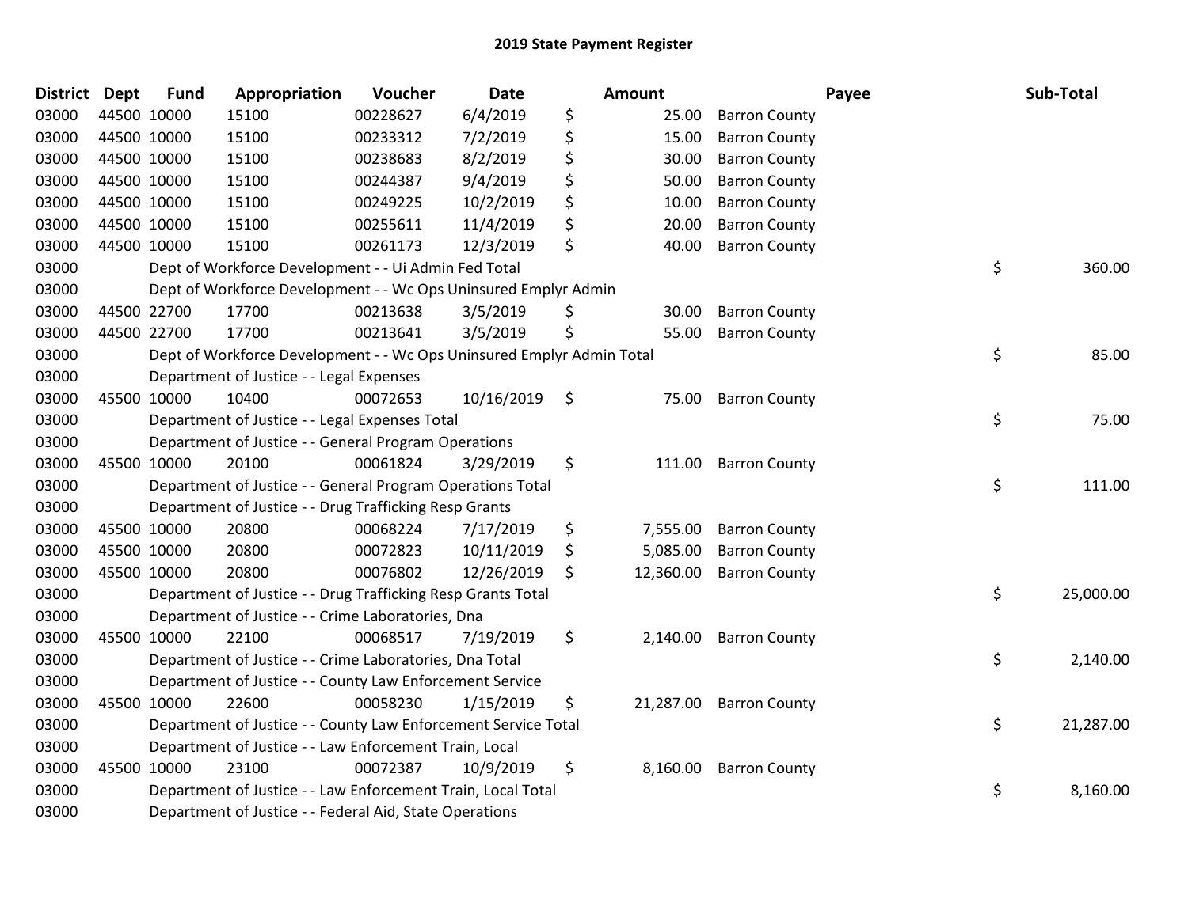# 2019 State Payment Register

| District | Dept | Fund | Appropriation | Voucher | Date | Amount | Payee | Sub-Total |
|---|---|---|---|---|---|---|---|---|
| 03000 | 44500 | 10000 | 15100 | 00228627 | 6/4/2019 | $ 25.00 | Barron County | |
| 03000 | 44500 | 10000 | 15100 | 00233312 | 7/2/2019 | $ 15.00 | Barron County | |
| 03000 | 44500 | 10000 | 15100 | 00238683 | 8/2/2019 | $ 30.00 | Barron County | |
| 03000 | 44500 | 10000 | 15100 | 00244387 | 9/4/2019 | $ 50.00 | Barron County | |
| 03000 | 44500 | 10000 | 15100 | 00249225 | 10/2/2019 | $ 10.00 | Barron County | |
| 03000 | 44500 | 10000 | 15100 | 00255611 | 11/4/2019 | $ 20.00 | Barron County | |
| 03000 | 44500 | 10000 | 15100 | 00261173 | 12/3/2019 | $ 40.00 | Barron County | |
| 03000 | | | Dept of Workforce Development - - Ui Admin Fed Total | | | | | $ 360.00 |
| 03000 | | | Dept of Workforce Development - - Wc Ops Uninsured Emplyr Admin | | | | | |
| 03000 | 44500 | 22700 | 17700 | 00213638 | 3/5/2019 | $ 30.00 | Barron County | |
| 03000 | 44500 | 22700 | 17700 | 00213641 | 3/5/2019 | $ 55.00 | Barron County | |
| 03000 | | | Dept of Workforce Development - - Wc Ops Uninsured Emplyr Admin Total | | | | | $ 85.00 |
| 03000 | | | Department of Justice - - Legal Expenses | | | | | |
| 03000 | 45500 | 10000 | 10400 | 00072653 | 10/16/2019 | $ 75.00 | Barron County | |
| 03000 | | | Department of Justice - - Legal Expenses Total | | | | | $ 75.00 |
| 03000 | | | Department of Justice - - General Program Operations | | | | | |
| 03000 | 45500 | 10000 | 20100 | 00061824 | 3/29/2019 | $ 111.00 | Barron County | |
| 03000 | | | Department of Justice - - General Program Operations Total | | | | | $ 111.00 |
| 03000 | | | Department of Justice - - Drug Trafficking Resp Grants | | | | | |
| 03000 | 45500 | 10000 | 20800 | 00068224 | 7/17/2019 | $ 7,555.00 | Barron County | |
| 03000 | 45500 | 10000 | 20800 | 00072823 | 10/11/2019 | $ 5,085.00 | Barron County | |
| 03000 | 45500 | 10000 | 20800 | 00076802 | 12/26/2019 | $ 12,360.00 | Barron County | |
| 03000 | | | Department of Justice - - Drug Trafficking Resp Grants Total | | | | | $ 25,000.00 |
| 03000 | | | Department of Justice - - Crime Laboratories, Dna | | | | | |
| 03000 | 45500 | 10000 | 22100 | 00068517 | 7/19/2019 | $ 2,140.00 | Barron County | |
| 03000 | | | Department of Justice - - Crime Laboratories, Dna Total | | | | | $ 2,140.00 |
| 03000 | | | Department of Justice - - County Law Enforcement Service | | | | | |
| 03000 | 45500 | 10000 | 22600 | 00058230 | 1/15/2019 | $ 21,287.00 | Barron County | |
| 03000 | | | Department of Justice - - County Law Enforcement Service Total | | | | | $ 21,287.00 |
| 03000 | | | Department of Justice - - Law Enforcement Train, Local | | | | | |
| 03000 | 45500 | 10000 | 23100 | 00072387 | 10/9/2019 | $ 8,160.00 | Barron County | |
| 03000 | | | Department of Justice - - Law Enforcement Train, Local Total | | | | | $ 8,160.00 |
| 03000 | | | Department of Justice - - Federal Aid, State Operations | | | | | |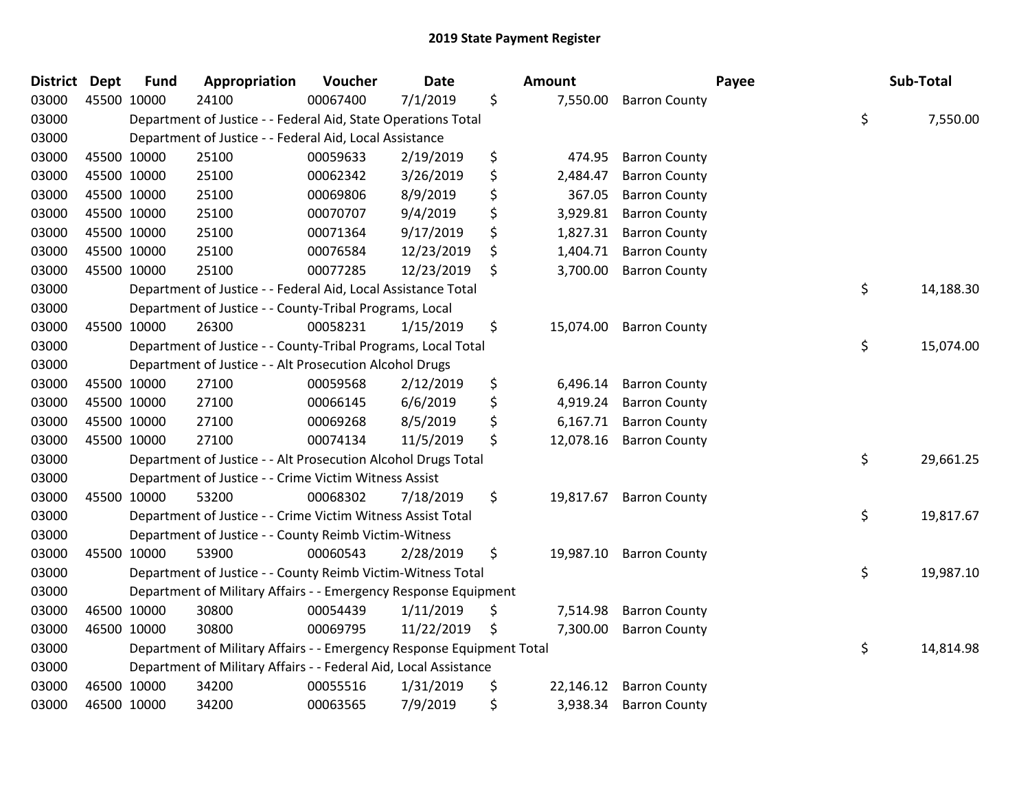# 2019 State Payment Register

| District | Dept | Fund | Appropriation | Voucher | Date | Amount | Payee | Sub-Total |
|---|---|---|---|---|---|---|---|---|
| 03000 | 45500 | 10000 | 24100 | 00067400 | 7/1/2019 | $ 7,550.00 | Barron County | |
| 03000 | | Department of Justice - - Federal Aid, State Operations Total | | | | | | $ 7,550.00 |
| 03000 | | Department of Justice - - Federal Aid, Local Assistance | | | | | | |
| 03000 | 45500 | 10000 | 25100 | 00059633 | 2/19/2019 | $ 474.95 | Barron County | |
| 03000 | 45500 | 10000 | 25100 | 00062342 | 3/26/2019 | $ 2,484.47 | Barron County | |
| 03000 | 45500 | 10000 | 25100 | 00069806 | 8/9/2019 | $ 367.05 | Barron County | |
| 03000 | 45500 | 10000 | 25100 | 00070707 | 9/4/2019 | $ 3,929.81 | Barron County | |
| 03000 | 45500 | 10000 | 25100 | 00071364 | 9/17/2019 | $ 1,827.31 | Barron County | |
| 03000 | 45500 | 10000 | 25100 | 00076584 | 12/23/2019 | $ 1,404.71 | Barron County | |
| 03000 | 45500 | 10000 | 25100 | 00077285 | 12/23/2019 | $ 3,700.00 | Barron County | |
| 03000 | | Department of Justice - - Federal Aid, Local Assistance Total | | | | | | $ 14,188.30 |
| 03000 | | Department of Justice - - County-Tribal Programs, Local | | | | | | |
| 03000 | 45500 | 10000 | 26300 | 00058231 | 1/15/2019 | $ 15,074.00 | Barron County | |
| 03000 | | Department of Justice - - County-Tribal Programs, Local Total | | | | | | $ 15,074.00 |
| 03000 | | Department of Justice - - Alt Prosecution Alcohol Drugs | | | | | | |
| 03000 | 45500 | 10000 | 27100 | 00059568 | 2/12/2019 | $ 6,496.14 | Barron County | |
| 03000 | 45500 | 10000 | 27100 | 00066145 | 6/6/2019 | $ 4,919.24 | Barron County | |
| 03000 | 45500 | 10000 | 27100 | 00069268 | 8/5/2019 | $ 6,167.71 | Barron County | |
| 03000 | 45500 | 10000 | 27100 | 00074134 | 11/5/2019 | $ 12,078.16 | Barron County | |
| 03000 | | Department of Justice - - Alt Prosecution Alcohol Drugs Total | | | | | | $ 29,661.25 |
| 03000 | | Department of Justice - - Crime Victim Witness Assist | | | | | | |
| 03000 | 45500 | 10000 | 53200 | 00068302 | 7/18/2019 | $ 19,817.67 | Barron County | |
| 03000 | | Department of Justice - - Crime Victim Witness Assist Total | | | | | | $ 19,817.67 |
| 03000 | | Department of Justice - - County Reimb Victim-Witness | | | | | | |
| 03000 | 45500 | 10000 | 53900 | 00060543 | 2/28/2019 | $ 19,987.10 | Barron County | |
| 03000 | | Department of Justice - - County Reimb Victim-Witness Total | | | | | | $ 19,987.10 |
| 03000 | | Department of Military Affairs - - Emergency Response Equipment | | | | | | |
| 03000 | 46500 | 10000 | 30800 | 00054439 | 1/11/2019 | $ 7,514.98 | Barron County | |
| 03000 | 46500 | 10000 | 30800 | 00069795 | 11/22/2019 | $ 7,300.00 | Barron County | |
| 03000 | | Department of Military Affairs - - Emergency Response Equipment Total | | | | | | $ 14,814.98 |
| 03000 | | Department of Military Affairs - - Federal Aid, Local Assistance | | | | | | |
| 03000 | 46500 | 10000 | 34200 | 00055516 | 1/31/2019 | $ 22,146.12 | Barron County | |
| 03000 | 46500 | 10000 | 34200 | 00063565 | 7/9/2019 | $ 3,938.34 | Barron County | |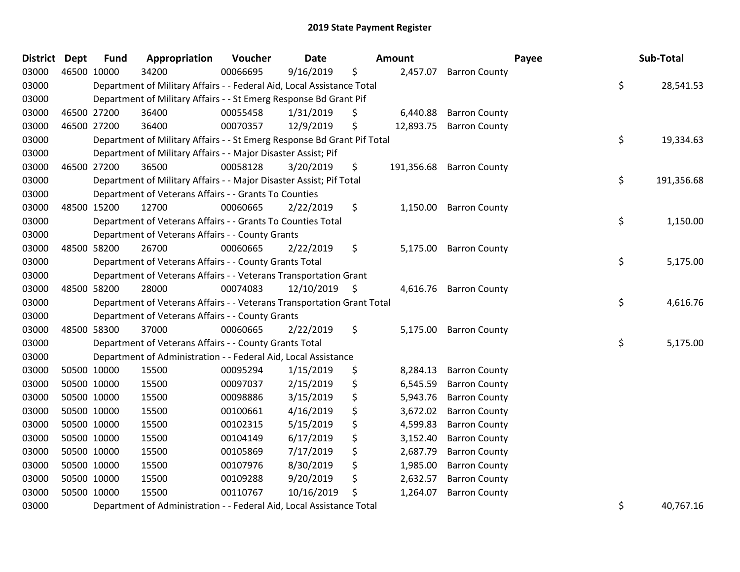## 2019 State Payment Register

| District | Dept | Fund | Appropriation | Voucher | Date | Amount | Payee | Sub-Total |
|---|---|---|---|---|---|---|---|---|
| 03000 | 46500 | 10000 | 34200 | 00066695 | 9/16/2019 | $ 2,457.07 | Barron County | |
| 03000 | | Department of Military Affairs - - Federal Aid, Local Assistance Total | | | | | | $ 28,541.53 |
| 03000 | | Department of Military Affairs - - St Emerg Response Bd Grant Pif | | | | | | |
| 03000 | 46500 | 27200 | 36400 | 00055458 | 1/31/2019 | $ 6,440.88 | Barron County | |
| 03000 | 46500 | 27200 | 36400 | 00070357 | 12/9/2019 | $ 12,893.75 | Barron County | |
| 03000 | | Department of Military Affairs - - St Emerg Response Bd Grant Pif Total | | | | | | $ 19,334.63 |
| 03000 | | Department of Military Affairs - - Major Disaster Assist; Pif | | | | | | |
| 03000 | 46500 | 27200 | 36500 | 00058128 | 3/20/2019 | $ 191,356.68 | Barron County | |
| 03000 | | Department of Military Affairs - - Major Disaster Assist; Pif Total | | | | | | $ 191,356.68 |
| 03000 | | Department of Veterans Affairs - - Grants To Counties | | | | | | |
| 03000 | 48500 | 15200 | 12700 | 00060665 | 2/22/2019 | $ 1,150.00 | Barron County | |
| 03000 | | Department of Veterans Affairs - - Grants To Counties Total | | | | | | $ 1,150.00 |
| 03000 | | Department of Veterans Affairs - - County Grants | | | | | | |
| 03000 | 48500 | 58200 | 26700 | 00060665 | 2/22/2019 | $ 5,175.00 | Barron County | |
| 03000 | | Department of Veterans Affairs - - County Grants Total | | | | | | $ 5,175.00 |
| 03000 | | Department of Veterans Affairs - - Veterans Transportation Grant | | | | | | |
| 03000 | 48500 | 58200 | 28000 | 00074083 | 12/10/2019 | $ 4,616.76 | Barron County | |
| 03000 | | Department of Veterans Affairs - - Veterans Transportation Grant Total | | | | | | $ 4,616.76 |
| 03000 | | Department of Veterans Affairs - - County Grants | | | | | | |
| 03000 | 48500 | 58300 | 37000 | 00060665 | 2/22/2019 | $ 5,175.00 | Barron County | |
| 03000 | | Department of Veterans Affairs - - County Grants Total | | | | | | $ 5,175.00 |
| 03000 | | Department of Administration - - Federal Aid, Local Assistance | | | | | | |
| 03000 | 50500 | 10000 | 15500 | 00095294 | 1/15/2019 | $ 8,284.13 | Barron County | |
| 03000 | 50500 | 10000 | 15500 | 00097037 | 2/15/2019 | $ 6,545.59 | Barron County | |
| 03000 | 50500 | 10000 | 15500 | 00098886 | 3/15/2019 | $ 5,943.76 | Barron County | |
| 03000 | 50500 | 10000 | 15500 | 00100661 | 4/16/2019 | $ 3,672.02 | Barron County | |
| 03000 | 50500 | 10000 | 15500 | 00102315 | 5/15/2019 | $ 4,599.83 | Barron County | |
| 03000 | 50500 | 10000 | 15500 | 00104149 | 6/17/2019 | $ 3,152.40 | Barron County | |
| 03000 | 50500 | 10000 | 15500 | 00105869 | 7/17/2019 | $ 2,687.79 | Barron County | |
| 03000 | 50500 | 10000 | 15500 | 00107976 | 8/30/2019 | $ 1,985.00 | Barron County | |
| 03000 | 50500 | 10000 | 15500 | 00109288 | 9/20/2019 | $ 2,632.57 | Barron County | |
| 03000 | 50500 | 10000 | 15500 | 00110767 | 10/16/2019 | $ 1,264.07 | Barron County | |
| 03000 | | Department of Administration - - Federal Aid, Local Assistance Total | | | | | | $ 40,767.16 |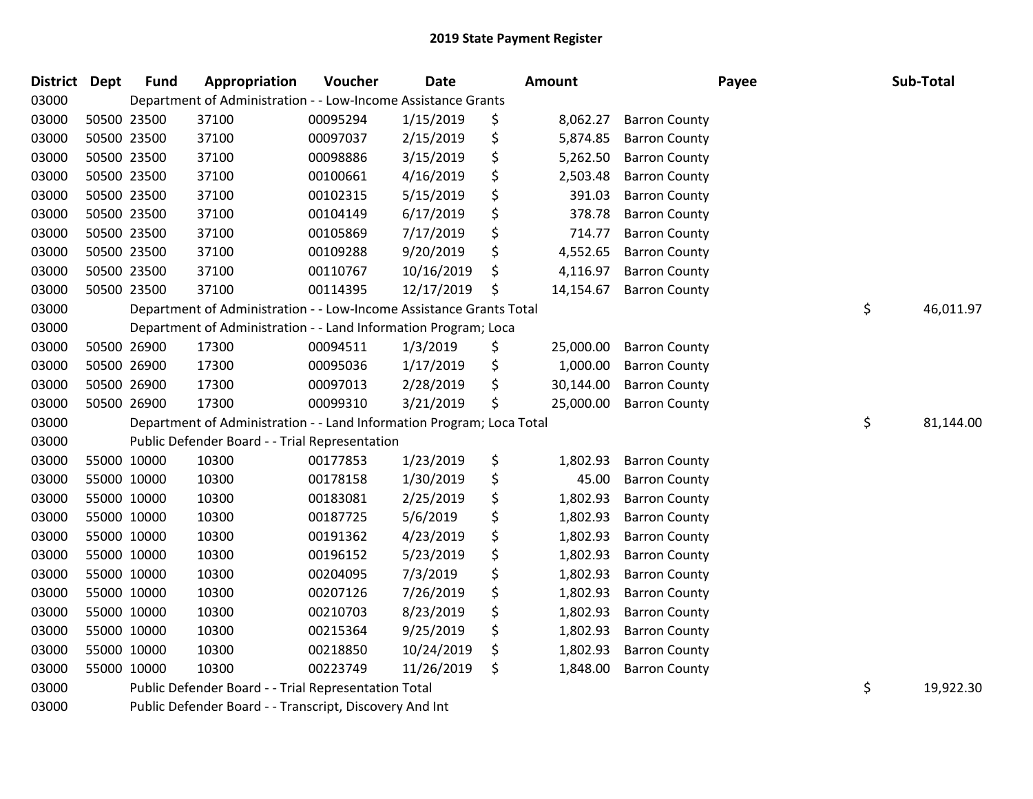## 2019 State Payment Register

| District | Dept | Fund | Appropriation | Voucher | Date | Amount | Payee | Sub-Total |
|---|---|---|---|---|---|---|---|---|
| 03000 | Department of Administration - - Low-Income Assistance Grants | | | | | | | |
| 03000 | 50500 | 23500 | 37100 | 00095294 | 1/15/2019 | $ 8,062.27 | Barron County | |
| 03000 | 50500 | 23500 | 37100 | 00097037 | 2/15/2019 | $ 5,874.85 | Barron County | |
| 03000 | 50500 | 23500 | 37100 | 00098886 | 3/15/2019 | $ 5,262.50 | Barron County | |
| 03000 | 50500 | 23500 | 37100 | 00100661 | 4/16/2019 | $ 2,503.48 | Barron County | |
| 03000 | 50500 | 23500 | 37100 | 00102315 | 5/15/2019 | $ 391.03 | Barron County | |
| 03000 | 50500 | 23500 | 37100 | 00104149 | 6/17/2019 | $ 378.78 | Barron County | |
| 03000 | 50500 | 23500 | 37100 | 00105869 | 7/17/2019 | $ 714.77 | Barron County | |
| 03000 | 50500 | 23500 | 37100 | 00109288 | 9/20/2019 | $ 4,552.65 | Barron County | |
| 03000 | 50500 | 23500 | 37100 | 00110767 | 10/16/2019 | $ 4,116.97 | Barron County | |
| 03000 | 50500 | 23500 | 37100 | 00114395 | 12/17/2019 | $ 14,154.67 | Barron County | |
| 03000 | Department of Administration - - Low-Income Assistance Grants Total | | | | | | | $ 46,011.97 |
| 03000 | Department of Administration - - Land Information Program; Loca | | | | | | | |
| 03000 | 50500 | 26900 | 17300 | 00094511 | 1/3/2019 | $ 25,000.00 | Barron County | |
| 03000 | 50500 | 26900 | 17300 | 00095036 | 1/17/2019 | $ 1,000.00 | Barron County | |
| 03000 | 50500 | 26900 | 17300 | 00097013 | 2/28/2019 | $ 30,144.00 | Barron County | |
| 03000 | 50500 | 26900 | 17300 | 00099310 | 3/21/2019 | $ 25,000.00 | Barron County | |
| 03000 | Department of Administration - - Land Information Program; Loca Total | | | | | | | $ 81,144.00 |
| 03000 | Public Defender Board - - Trial Representation | | | | | | | |
| 03000 | 55000 | 10000 | 10300 | 00177853 | 1/23/2019 | $ 1,802.93 | Barron County | |
| 03000 | 55000 | 10000 | 10300 | 00178158 | 1/30/2019 | $ 45.00 | Barron County | |
| 03000 | 55000 | 10000 | 10300 | 00183081 | 2/25/2019 | $ 1,802.93 | Barron County | |
| 03000 | 55000 | 10000 | 10300 | 00187725 | 5/6/2019 | $ 1,802.93 | Barron County | |
| 03000 | 55000 | 10000 | 10300 | 00191362 | 4/23/2019 | $ 1,802.93 | Barron County | |
| 03000 | 55000 | 10000 | 10300 | 00196152 | 5/23/2019 | $ 1,802.93 | Barron County | |
| 03000 | 55000 | 10000 | 10300 | 00204095 | 7/3/2019 | $ 1,802.93 | Barron County | |
| 03000 | 55000 | 10000 | 10300 | 00207126 | 7/26/2019 | $ 1,802.93 | Barron County | |
| 03000 | 55000 | 10000 | 10300 | 00210703 | 8/23/2019 | $ 1,802.93 | Barron County | |
| 03000 | 55000 | 10000 | 10300 | 00215364 | 9/25/2019 | $ 1,802.93 | Barron County | |
| 03000 | 55000 | 10000 | 10300 | 00218850 | 10/24/2019 | $ 1,802.93 | Barron County | |
| 03000 | 55000 | 10000 | 10300 | 00223749 | 11/26/2019 | $ 1,848.00 | Barron County | |
| 03000 | Public Defender Board - - Trial Representation Total | | | | | | | $ 19,922.30 |
| 03000 | Public Defender Board - - Transcript, Discovery And Int | | | | | | | |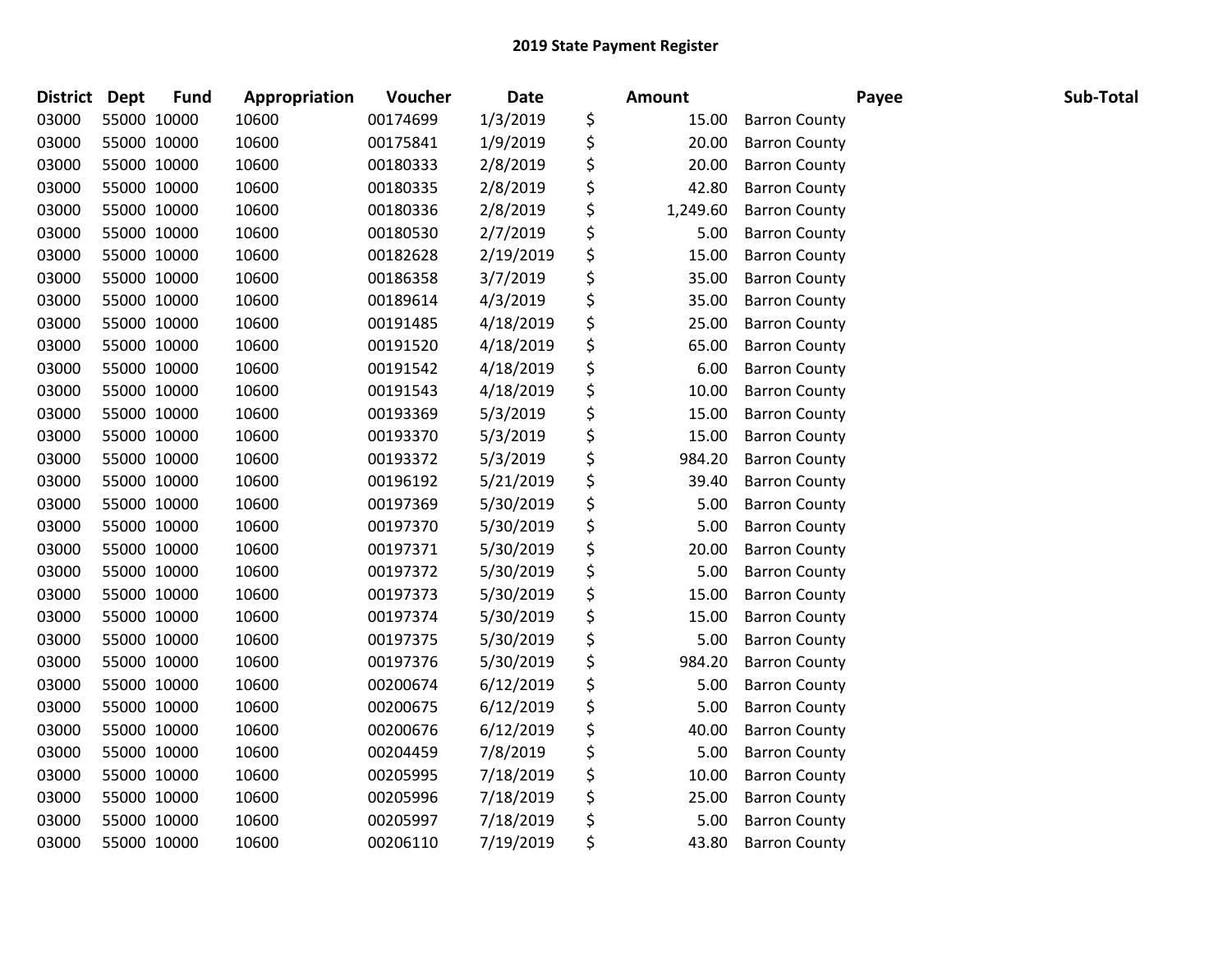# 2019 State Payment Register

| District | Dept | Fund | Appropriation | Voucher | Date | Amount | Payee | Sub-Total |
|---|---|---|---|---|---|---|---|---|
| 03000 | 55000 | 10000 | 10600 | 00174699 | 1/3/2019 | $ 15.00 | Barron County | |
| 03000 | 55000 | 10000 | 10600 | 00175841 | 1/9/2019 | $ 20.00 | Barron County | |
| 03000 | 55000 | 10000 | 10600 | 00180333 | 2/8/2019 | $ 20.00 | Barron County | |
| 03000 | 55000 | 10000 | 10600 | 00180335 | 2/8/2019 | $ 42.80 | Barron County | |
| 03000 | 55000 | 10000 | 10600 | 00180336 | 2/8/2019 | $ 1,249.60 | Barron County | |
| 03000 | 55000 | 10000 | 10600 | 00180530 | 2/7/2019 | $ 5.00 | Barron County | |
| 03000 | 55000 | 10000 | 10600 | 00182628 | 2/19/2019 | $ 15.00 | Barron County | |
| 03000 | 55000 | 10000 | 10600 | 00186358 | 3/7/2019 | $ 35.00 | Barron County | |
| 03000 | 55000 | 10000 | 10600 | 00189614 | 4/3/2019 | $ 35.00 | Barron County | |
| 03000 | 55000 | 10000 | 10600 | 00191485 | 4/18/2019 | $ 25.00 | Barron County | |
| 03000 | 55000 | 10000 | 10600 | 00191520 | 4/18/2019 | $ 65.00 | Barron County | |
| 03000 | 55000 | 10000 | 10600 | 00191542 | 4/18/2019 | $ 6.00 | Barron County | |
| 03000 | 55000 | 10000 | 10600 | 00191543 | 4/18/2019 | $ 10.00 | Barron County | |
| 03000 | 55000 | 10000 | 10600 | 00193369 | 5/3/2019 | $ 15.00 | Barron County | |
| 03000 | 55000 | 10000 | 10600 | 00193370 | 5/3/2019 | $ 15.00 | Barron County | |
| 03000 | 55000 | 10000 | 10600 | 00193372 | 5/3/2019 | $ 984.20 | Barron County | |
| 03000 | 55000 | 10000 | 10600 | 00196192 | 5/21/2019 | $ 39.40 | Barron County | |
| 03000 | 55000 | 10000 | 10600 | 00197369 | 5/30/2019 | $ 5.00 | Barron County | |
| 03000 | 55000 | 10000 | 10600 | 00197370 | 5/30/2019 | $ 5.00 | Barron County | |
| 03000 | 55000 | 10000 | 10600 | 00197371 | 5/30/2019 | $ 20.00 | Barron County | |
| 03000 | 55000 | 10000 | 10600 | 00197372 | 5/30/2019 | $ 5.00 | Barron County | |
| 03000 | 55000 | 10000 | 10600 | 00197373 | 5/30/2019 | $ 15.00 | Barron County | |
| 03000 | 55000 | 10000 | 10600 | 00197374 | 5/30/2019 | $ 15.00 | Barron County | |
| 03000 | 55000 | 10000 | 10600 | 00197375 | 5/30/2019 | $ 5.00 | Barron County | |
| 03000 | 55000 | 10000 | 10600 | 00197376 | 5/30/2019 | $ 984.20 | Barron County | |
| 03000 | 55000 | 10000 | 10600 | 00200674 | 6/12/2019 | $ 5.00 | Barron County | |
| 03000 | 55000 | 10000 | 10600 | 00200675 | 6/12/2019 | $ 5.00 | Barron County | |
| 03000 | 55000 | 10000 | 10600 | 00200676 | 6/12/2019 | $ 40.00 | Barron County | |
| 03000 | 55000 | 10000 | 10600 | 00204459 | 7/8/2019 | $ 5.00 | Barron County | |
| 03000 | 55000 | 10000 | 10600 | 00205995 | 7/18/2019 | $ 10.00 | Barron County | |
| 03000 | 55000 | 10000 | 10600 | 00205996 | 7/18/2019 | $ 25.00 | Barron County | |
| 03000 | 55000 | 10000 | 10600 | 00205997 | 7/18/2019 | $ 5.00 | Barron County | |
| 03000 | 55000 | 10000 | 10600 | 00206110 | 7/19/2019 | $ 43.80 | Barron County | |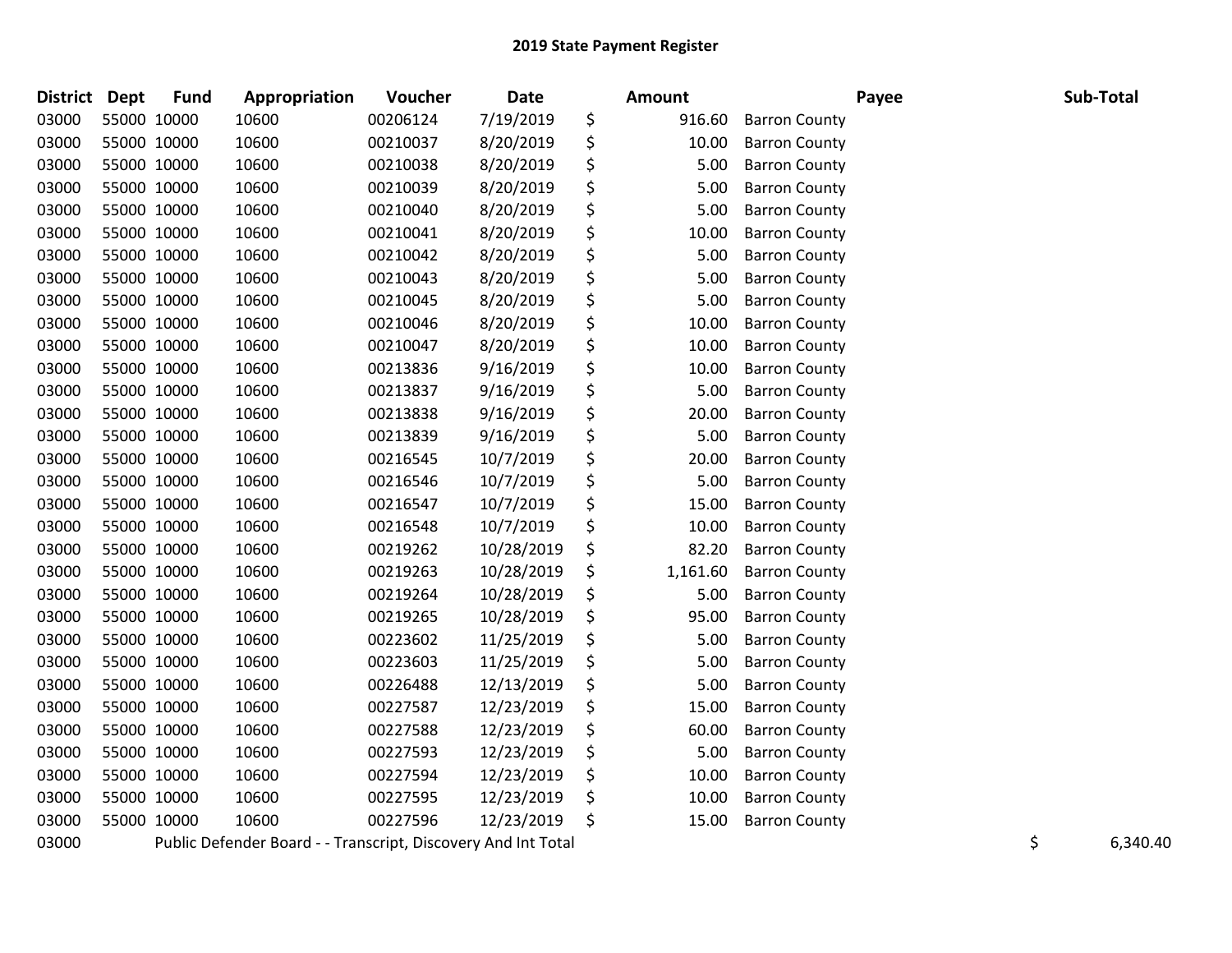## 2019 State Payment Register

| District | Dept | Fund | Appropriation | Voucher | Date | Amount | Payee | Sub-Total |
|---|---|---|---|---|---|---|---|---|
| 03000 | 55000 | 10000 | 10600 | 00206124 | 7/19/2019 | $ 916.60 | Barron County | |
| 03000 | 55000 | 10000 | 10600 | 00210037 | 8/20/2019 | $ 10.00 | Barron County | |
| 03000 | 55000 | 10000 | 10600 | 00210038 | 8/20/2019 | $ 5.00 | Barron County | |
| 03000 | 55000 | 10000 | 10600 | 00210039 | 8/20/2019 | $ 5.00 | Barron County | |
| 03000 | 55000 | 10000 | 10600 | 00210040 | 8/20/2019 | $ 5.00 | Barron County | |
| 03000 | 55000 | 10000 | 10600 | 00210041 | 8/20/2019 | $ 10.00 | Barron County | |
| 03000 | 55000 | 10000 | 10600 | 00210042 | 8/20/2019 | $ 5.00 | Barron County | |
| 03000 | 55000 | 10000 | 10600 | 00210043 | 8/20/2019 | $ 5.00 | Barron County | |
| 03000 | 55000 | 10000 | 10600 | 00210045 | 8/20/2019 | $ 5.00 | Barron County | |
| 03000 | 55000 | 10000 | 10600 | 00210046 | 8/20/2019 | $ 10.00 | Barron County | |
| 03000 | 55000 | 10000 | 10600 | 00210047 | 8/20/2019 | $ 10.00 | Barron County | |
| 03000 | 55000 | 10000 | 10600 | 00213836 | 9/16/2019 | $ 10.00 | Barron County | |
| 03000 | 55000 | 10000 | 10600 | 00213837 | 9/16/2019 | $ 5.00 | Barron County | |
| 03000 | 55000 | 10000 | 10600 | 00213838 | 9/16/2019 | $ 20.00 | Barron County | |
| 03000 | 55000 | 10000 | 10600 | 00213839 | 9/16/2019 | $ 5.00 | Barron County | |
| 03000 | 55000 | 10000 | 10600 | 00216545 | 10/7/2019 | $ 20.00 | Barron County | |
| 03000 | 55000 | 10000 | 10600 | 00216546 | 10/7/2019 | $ 5.00 | Barron County | |
| 03000 | 55000 | 10000 | 10600 | 00216547 | 10/7/2019 | $ 15.00 | Barron County | |
| 03000 | 55000 | 10000 | 10600 | 00216548 | 10/7/2019 | $ 10.00 | Barron County | |
| 03000 | 55000 | 10000 | 10600 | 00219262 | 10/28/2019 | $ 82.20 | Barron County | |
| 03000 | 55000 | 10000 | 10600 | 00219263 | 10/28/2019 | $ 1,161.60 | Barron County | |
| 03000 | 55000 | 10000 | 10600 | 00219264 | 10/28/2019 | $ 5.00 | Barron County | |
| 03000 | 55000 | 10000 | 10600 | 00219265 | 10/28/2019 | $ 95.00 | Barron County | |
| 03000 | 55000 | 10000 | 10600 | 00223602 | 11/25/2019 | $ 5.00 | Barron County | |
| 03000 | 55000 | 10000 | 10600 | 00223603 | 11/25/2019 | $ 5.00 | Barron County | |
| 03000 | 55000 | 10000 | 10600 | 00226488 | 12/13/2019 | $ 5.00 | Barron County | |
| 03000 | 55000 | 10000 | 10600 | 00227587 | 12/23/2019 | $ 15.00 | Barron County | |
| 03000 | 55000 | 10000 | 10600 | 00227588 | 12/23/2019 | $ 60.00 | Barron County | |
| 03000 | 55000 | 10000 | 10600 | 00227593 | 12/23/2019 | $ 5.00 | Barron County | |
| 03000 | 55000 | 10000 | 10600 | 00227594 | 12/23/2019 | $ 10.00 | Barron County | |
| 03000 | 55000 | 10000 | 10600 | 00227595 | 12/23/2019 | $ 10.00 | Barron County | |
| 03000 | 55000 | 10000 | 10600 | 00227596 | 12/23/2019 | $ 15.00 | Barron County | |
| 03000 | Public Defender Board - - Transcript, Discovery And Int Total | | | | | | | $ 6,340.40 |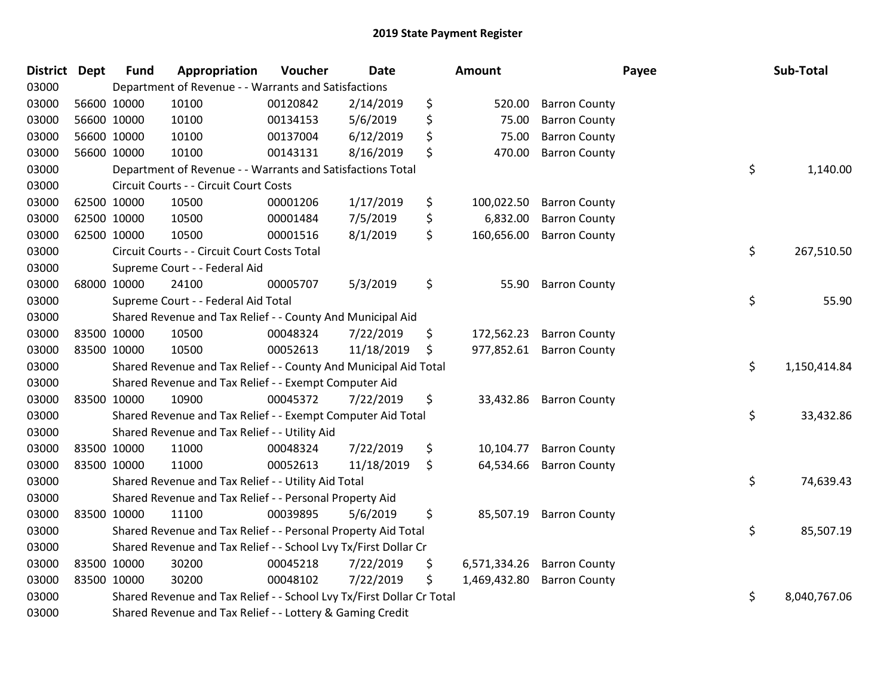## 2019 State Payment Register

| District | Dept | Fund | Appropriation | Voucher | Date | Amount | Payee | Sub-Total |
|---|---|---|---|---|---|---|---|---|
| 03000 | | Department of Revenue - - Warrants and Satisfactions | | | | | | |
| 03000 | 56600 | 10000 | 10100 | 00120842 | 2/14/2019 | $ 520.00 | Barron County | |
| 03000 | 56600 | 10000 | 10100 | 00134153 | 5/6/2019 | $ 75.00 | Barron County | |
| 03000 | 56600 | 10000 | 10100 | 00137004 | 6/12/2019 | $ 75.00 | Barron County | |
| 03000 | 56600 | 10000 | 10100 | 00143131 | 8/16/2019 | $ 470.00 | Barron County | |
| 03000 | | Department of Revenue - - Warrants and Satisfactions Total | | | | | | $ 1,140.00 |
| 03000 | | Circuit Courts - - Circuit Court Costs | | | | | | |
| 03000 | 62500 | 10000 | 10500 | 00001206 | 1/17/2019 | $ 100,022.50 | Barron County | |
| 03000 | 62500 | 10000 | 10500 | 00001484 | 7/5/2019 | $ 6,832.00 | Barron County | |
| 03000 | 62500 | 10000 | 10500 | 00001516 | 8/1/2019 | $ 160,656.00 | Barron County | |
| 03000 | | Circuit Courts - - Circuit Court Costs Total | | | | | | $ 267,510.50 |
| 03000 | | Supreme Court - - Federal Aid | | | | | | |
| 03000 | 68000 | 10000 | 24100 | 00005707 | 5/3/2019 | $ 55.90 | Barron County | |
| 03000 | | Supreme Court - - Federal Aid Total | | | | | | $ 55.90 |
| 03000 | | Shared Revenue and Tax Relief - - County And Municipal Aid | | | | | | |
| 03000 | 83500 | 10000 | 10500 | 00048324 | 7/22/2019 | $ 172,562.23 | Barron County | |
| 03000 | 83500 | 10000 | 10500 | 00052613 | 11/18/2019 | $ 977,852.61 | Barron County | |
| 03000 | | Shared Revenue and Tax Relief - - County And Municipal Aid Total | | | | | | $ 1,150,414.84 |
| 03000 | | Shared Revenue and Tax Relief - - Exempt Computer Aid | | | | | | |
| 03000 | 83500 | 10000 | 10900 | 00045372 | 7/22/2019 | $ 33,432.86 | Barron County | |
| 03000 | | Shared Revenue and Tax Relief - - Exempt Computer Aid Total | | | | | | $ 33,432.86 |
| 03000 | | Shared Revenue and Tax Relief - - Utility Aid | | | | | | |
| 03000 | 83500 | 10000 | 11000 | 00048324 | 7/22/2019 | $ 10,104.77 | Barron County | |
| 03000 | 83500 | 10000 | 11000 | 00052613 | 11/18/2019 | $ 64,534.66 | Barron County | |
| 03000 | | Shared Revenue and Tax Relief - - Utility Aid Total | | | | | | $ 74,639.43 |
| 03000 | | Shared Revenue and Tax Relief - - Personal Property Aid | | | | | | |
| 03000 | 83500 | 10000 | 11100 | 00039895 | 5/6/2019 | $ 85,507.19 | Barron County | |
| 03000 | | Shared Revenue and Tax Relief - - Personal Property Aid Total | | | | | | $ 85,507.19 |
| 03000 | | Shared Revenue and Tax Relief - - School Lvy Tx/First Dollar Cr | | | | | | |
| 03000 | 83500 | 10000 | 30200 | 00045218 | 7/22/2019 | $ 6,571,334.26 | Barron County | |
| 03000 | 83500 | 10000 | 30200 | 00048102 | 7/22/2019 | $ 1,469,432.80 | Barron County | |
| 03000 | | Shared Revenue and Tax Relief - - School Lvy Tx/First Dollar Cr Total | | | | | | $ 8,040,767.06 |
| 03000 | | Shared Revenue and Tax Relief - - Lottery & Gaming Credit | | | | | | |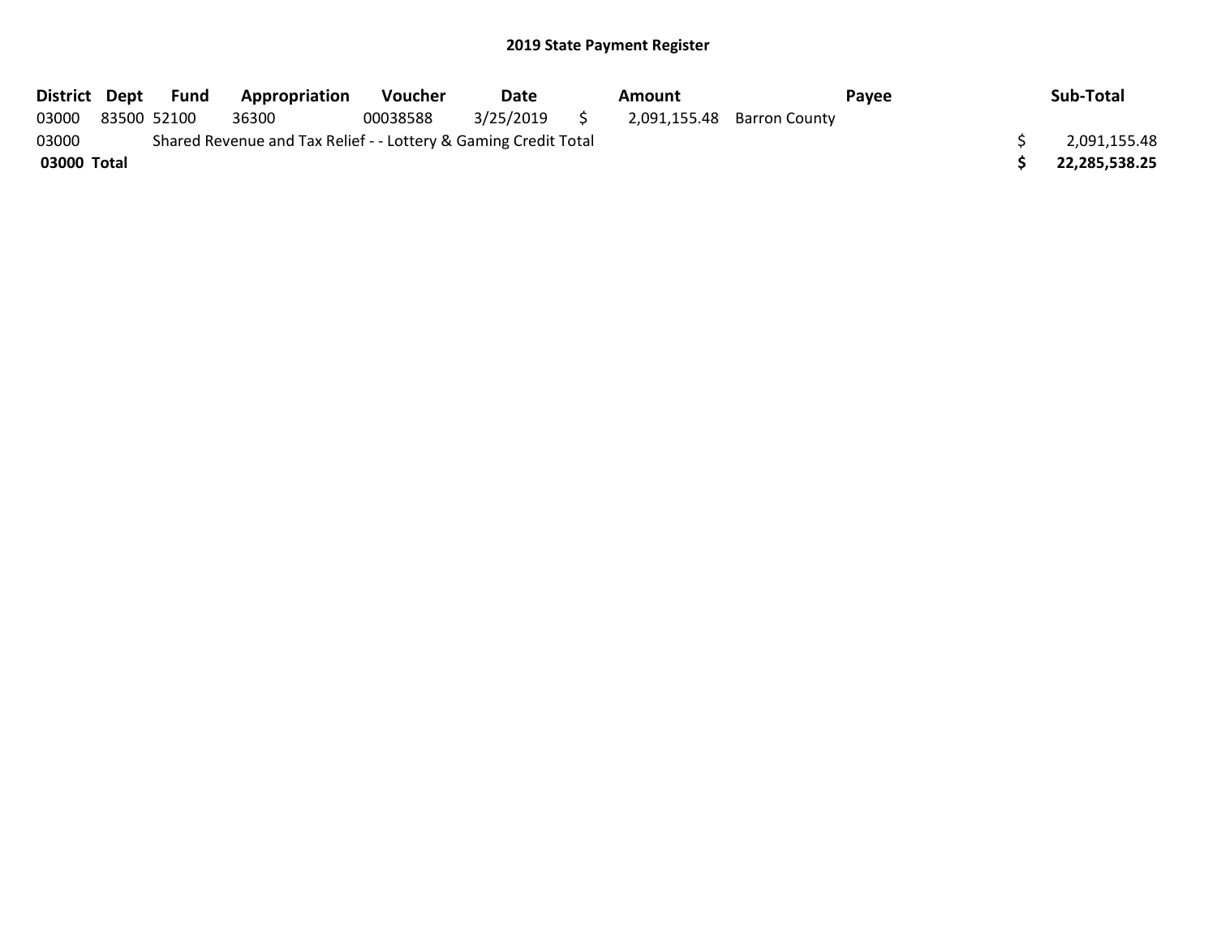## 2019 State Payment Register

| District | Dept | Fund | Appropriation | Voucher | Date | Amount | Payee | Sub-Total |
|---|---|---|---|---|---|---|---|---|
| 03000 | 83500 | 52100 | 36300 | 00038588 | 3/25/2019 | $ 2,091,155.48 | Barron County | |
| 03000 | | Shared Revenue and Tax Relief - - Lottery & Gaming Credit Total | | | | | | $ 2,091,155.48 |
| **03000 Total** | | | | | | | | **$ 22,285,538.25** |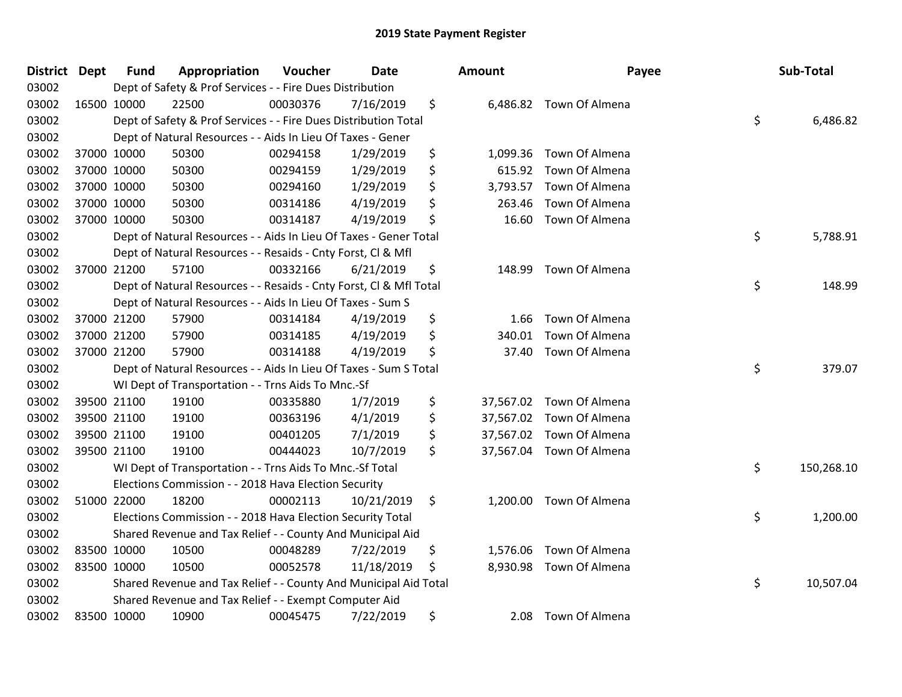# 2019 State Payment Register

| District | Dept | Fund | Appropriation | Voucher | Date | Amount | Payee | Sub-Total |
|---|---|---|---|---|---|---|---|---|
| 03002 | | Dept of Safety & Prof Services - - Fire Dues Distribution | | | | | | |
| 03002 | 16500 | 10000 | 22500 | 00030376 | 7/16/2019 | $ 6,486.82 | Town Of Almena | |
| 03002 | | Dept of Safety & Prof Services - - Fire Dues Distribution Total | | | | | | $ 6,486.82 |
| 03002 | | Dept of Natural Resources - - Aids In Lieu Of Taxes - Gener | | | | | | |
| 03002 | 37000 | 10000 | 50300 | 00294158 | 1/29/2019 | $ 1,099.36 | Town Of Almena | |
| 03002 | 37000 | 10000 | 50300 | 00294159 | 1/29/2019 | $ 615.92 | Town Of Almena | |
| 03002 | 37000 | 10000 | 50300 | 00294160 | 1/29/2019 | $ 3,793.57 | Town Of Almena | |
| 03002 | 37000 | 10000 | 50300 | 00314186 | 4/19/2019 | $ 263.46 | Town Of Almena | |
| 03002 | 37000 | 10000 | 50300 | 00314187 | 4/19/2019 | $ 16.60 | Town Of Almena | |
| 03002 | | Dept of Natural Resources - - Aids In Lieu Of Taxes - Gener Total | | | | | | $ 5,788.91 |
| 03002 | | Dept of Natural Resources - - Resaids - Cnty Forst, Cl & Mfl | | | | | | |
| 03002 | 37000 | 21200 | 57100 | 00332166 | 6/21/2019 | $ 148.99 | Town Of Almena | |
| 03002 | | Dept of Natural Resources - - Resaids - Cnty Forst, Cl & Mfl Total | | | | | | $ 148.99 |
| 03002 | | Dept of Natural Resources - - Aids In Lieu Of Taxes - Sum S | | | | | | |
| 03002 | 37000 | 21200 | 57900 | 00314184 | 4/19/2019 | $ 1.66 | Town Of Almena | |
| 03002 | 37000 | 21200 | 57900 | 00314185 | 4/19/2019 | $ 340.01 | Town Of Almena | |
| 03002 | 37000 | 21200 | 57900 | 00314188 | 4/19/2019 | $ 37.40 | Town Of Almena | |
| 03002 | | Dept of Natural Resources - - Aids In Lieu Of Taxes - Sum S Total | | | | | | $ 379.07 |
| 03002 | | WI Dept of Transportation - - Trns Aids To Mnc.-Sf | | | | | | |
| 03002 | 39500 | 21100 | 19100 | 00335880 | 1/7/2019 | $ 37,567.02 | Town Of Almena | |
| 03002 | 39500 | 21100 | 19100 | 00363196 | 4/1/2019 | $ 37,567.02 | Town Of Almena | |
| 03002 | 39500 | 21100 | 19100 | 00401205 | 7/1/2019 | $ 37,567.02 | Town Of Almena | |
| 03002 | 39500 | 21100 | 19100 | 00444023 | 10/7/2019 | $ 37,567.04 | Town Of Almena | |
| 03002 | | WI Dept of Transportation - - Trns Aids To Mnc.-Sf Total | | | | | | $ 150,268.10 |
| 03002 | | Elections Commission - - 2018 Hava Election Security | | | | | | |
| 03002 | 51000 | 22000 | 18200 | 00002113 | 10/21/2019 | $ 1,200.00 | Town Of Almena | |
| 03002 | | Elections Commission - - 2018 Hava Election Security Total | | | | | | $ 1,200.00 |
| 03002 | | Shared Revenue and Tax Relief - - County And Municipal Aid | | | | | | |
| 03002 | 83500 | 10000 | 10500 | 00048289 | 7/22/2019 | $ 1,576.06 | Town Of Almena | |
| 03002 | 83500 | 10000 | 10500 | 00052578 | 11/18/2019 | $ 8,930.98 | Town Of Almena | |
| 03002 | | Shared Revenue and Tax Relief - - County And Municipal Aid Total | | | | | | $ 10,507.04 |
| 03002 | | Shared Revenue and Tax Relief - - Exempt Computer Aid | | | | | | |
| 03002 | 83500 | 10000 | 10900 | 00045475 | 7/22/2019 | $ 2.08 | Town Of Almena | |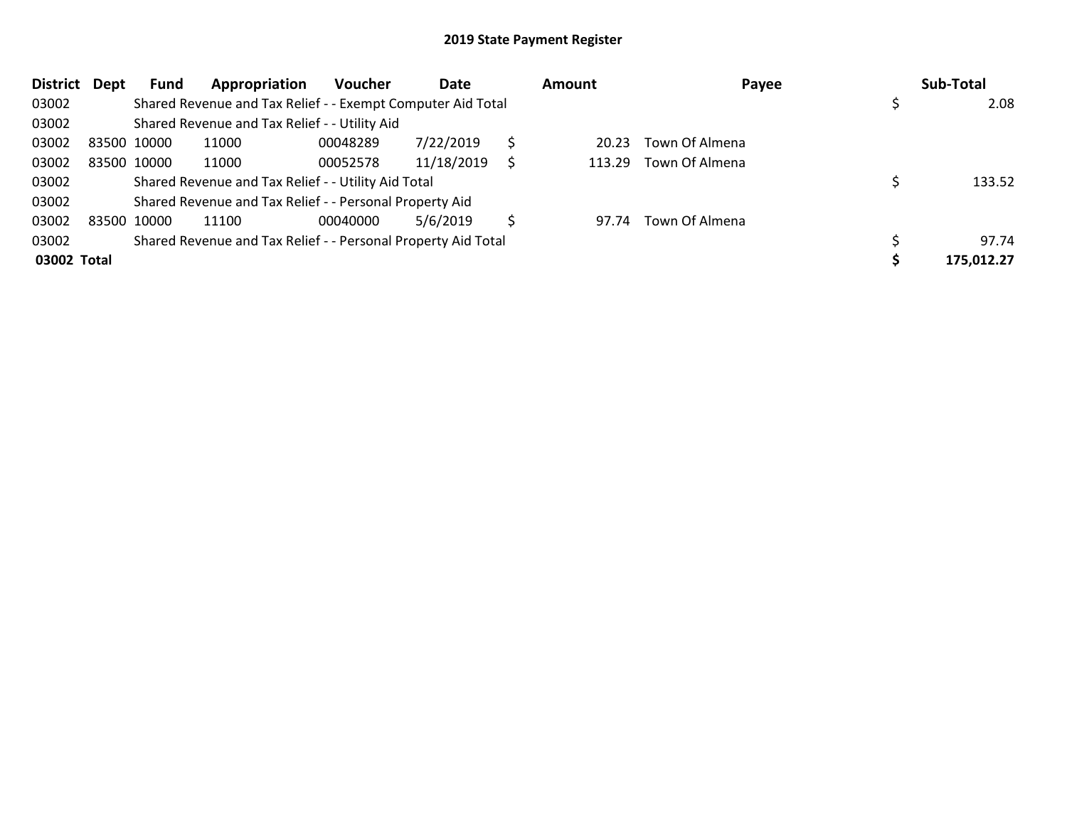## 2019 State Payment Register

| District | Dept | Fund | Appropriation | Voucher | Date | Amount | Payee | Sub-Total |
|---|---|---|---|---|---|---|---|---|
| 03002 | | Shared Revenue and Tax Relief - - Exempt Computer Aid Total | | | | | | $ 2.08 |
| 03002 | | Shared Revenue and Tax Relief - - Utility Aid | | | | | | |
| 03002 | 83500 | 10000 | 11000 | 00048289 | 7/22/2019 | $ 20.23 | Town Of Almena | |
| 03002 | 83500 | 10000 | 11000 | 00052578 | 11/18/2019 | $ 113.29 | Town Of Almena | |
| 03002 | | Shared Revenue and Tax Relief - - Utility Aid Total | | | | | | $ 133.52 |
| 03002 | | Shared Revenue and Tax Relief - - Personal Property Aid | | | | | | |
| 03002 | 83500 | 10000 | 11100 | 00040000 | 5/6/2019 | $ 97.74 | Town Of Almena | |
| 03002 | | Shared Revenue and Tax Relief - - Personal Property Aid Total | | | | | | $ 97.74 |
| **03002 Total** | | | | | | | | **$ 175,012.27** |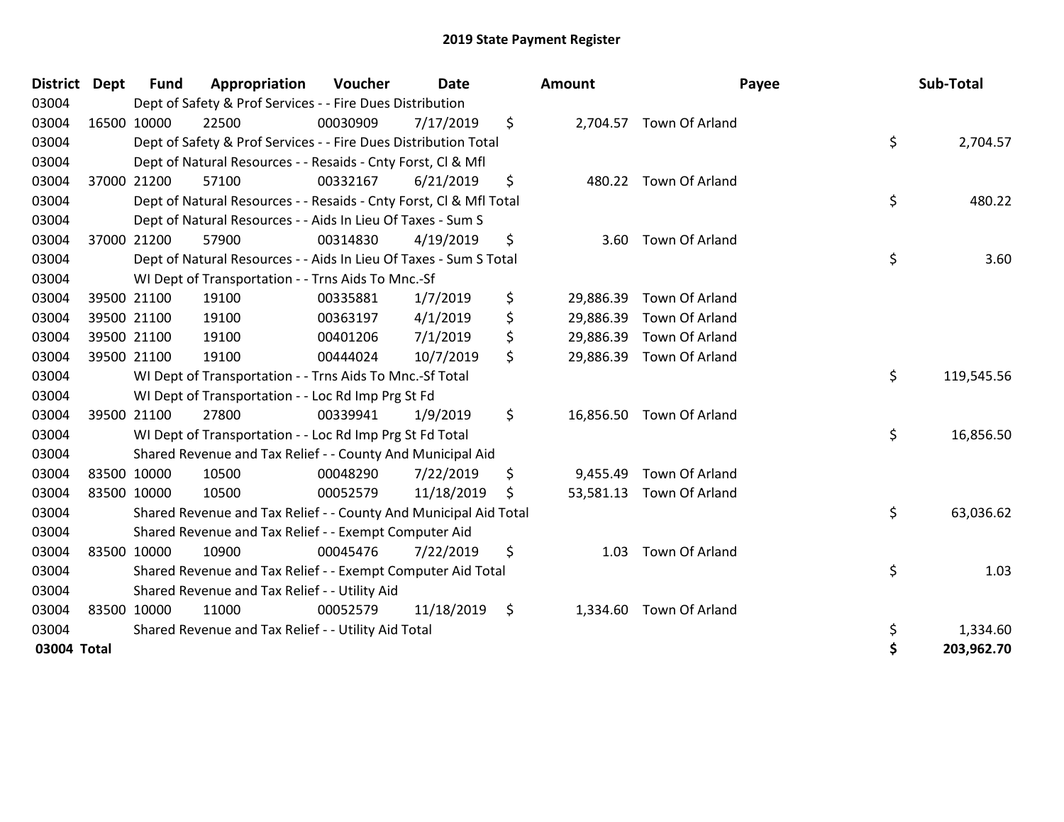# 2019 State Payment Register

| District | Dept | Fund | Appropriation | Voucher | Date | Amount | Payee | Sub-Total |
|---|---|---|---|---|---|---|---|---|
| 03004 | | Dept of Safety & Prof Services - - Fire Dues Distribution | | | | | | |
| 03004 | 16500 | 10000 | 22500 | 00030909 | 7/17/2019 | $ 2,704.57 | Town Of Arland | |
| 03004 | | Dept of Safety & Prof Services - - Fire Dues Distribution Total | | | | | | $ 2,704.57 |
| 03004 | | Dept of Natural Resources - - Resaids - Cnty Forst, Cl & Mfl | | | | | | |
| 03004 | 37000 | 21200 | 57100 | 00332167 | 6/21/2019 | $ 480.22 | Town Of Arland | |
| 03004 | | Dept of Natural Resources - - Resaids - Cnty Forst, Cl & Mfl Total | | | | | | $ 480.22 |
| 03004 | | Dept of Natural Resources - - Aids In Lieu Of Taxes - Sum S | | | | | | |
| 03004 | 37000 | 21200 | 57900 | 00314830 | 4/19/2019 | $ 3.60 | Town Of Arland | |
| 03004 | | Dept of Natural Resources - - Aids In Lieu Of Taxes - Sum S Total | | | | | | $ 3.60 |
| 03004 | | WI Dept of Transportation - - Trns Aids To Mnc.-Sf | | | | | | |
| 03004 | 39500 | 21100 | 19100 | 00335881 | 1/7/2019 | $ 29,886.39 | Town Of Arland | |
| 03004 | 39500 | 21100 | 19100 | 00363197 | 4/1/2019 | $ 29,886.39 | Town Of Arland | |
| 03004 | 39500 | 21100 | 19100 | 00401206 | 7/1/2019 | $ 29,886.39 | Town Of Arland | |
| 03004 | 39500 | 21100 | 19100 | 00444024 | 10/7/2019 | $ 29,886.39 | Town Of Arland | |
| 03004 | | WI Dept of Transportation - - Trns Aids To Mnc.-Sf Total | | | | | | $ 119,545.56 |
| 03004 | | WI Dept of Transportation - - Loc Rd Imp Prg St Fd | | | | | | |
| 03004 | 39500 | 21100 | 27800 | 00339941 | 1/9/2019 | $ 16,856.50 | Town Of Arland | |
| 03004 | | WI Dept of Transportation - - Loc Rd Imp Prg St Fd Total | | | | | | $ 16,856.50 |
| 03004 | | Shared Revenue and Tax Relief - - County And Municipal Aid | | | | | | |
| 03004 | 83500 | 10000 | 10500 | 00048290 | 7/22/2019 | $ 9,455.49 | Town Of Arland | |
| 03004 | 83500 | 10000 | 10500 | 00052579 | 11/18/2019 | $ 53,581.13 | Town Of Arland | |
| 03004 | | Shared Revenue and Tax Relief - - County And Municipal Aid Total | | | | | | $ 63,036.62 |
| 03004 | | Shared Revenue and Tax Relief - - Exempt Computer Aid | | | | | | |
| 03004 | 83500 | 10000 | 10900 | 00045476 | 7/22/2019 | $ 1.03 | Town Of Arland | |
| 03004 | | Shared Revenue and Tax Relief - - Exempt Computer Aid Total | | | | | | $ 1.03 |
| 03004 | | Shared Revenue and Tax Relief - - Utility Aid | | | | | | |
| 03004 | 83500 | 10000 | 11000 | 00052579 | 11/18/2019 | $ 1,334.60 | Town Of Arland | |
| 03004 | | Shared Revenue and Tax Relief - - Utility Aid Total | | | | | | $ 1,334.60 |
| **03004 Total** | | | | | | | | **$ 203,962.70** |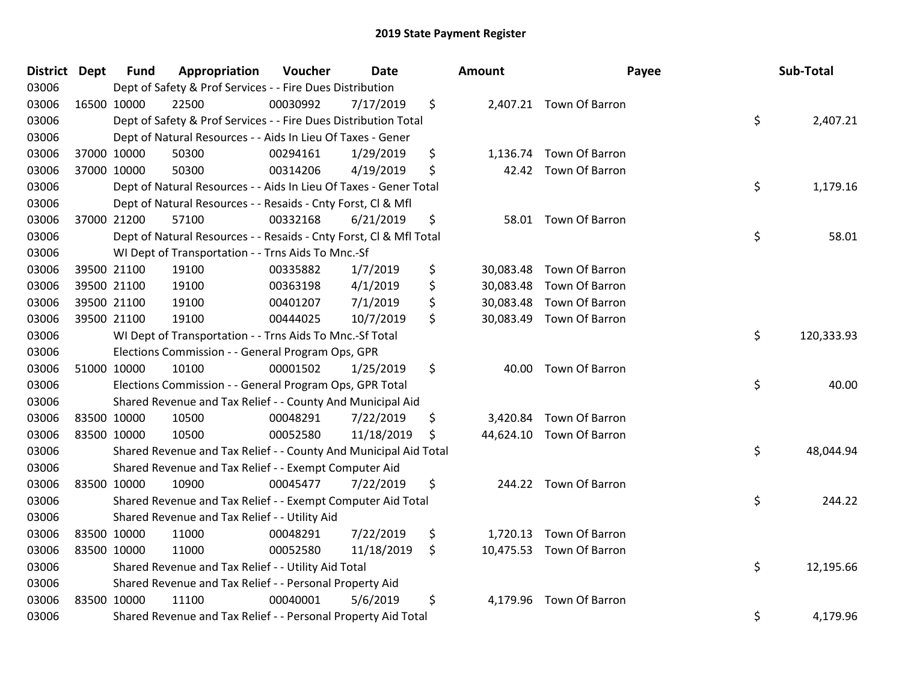## 2019 State Payment Register

| District | Dept | Fund | Appropriation | Voucher | Date | Amount | Payee | Sub-Total |
|---|---|---|---|---|---|---|---|---|
| 03006 | | Dept of Safety & Prof Services - - Fire Dues Distribution | | | | | | |
| 03006 | 16500 | 10000 | 22500 | 00030992 | 7/17/2019 | $ 2,407.21 | Town Of Barron | |
| 03006 | | Dept of Safety & Prof Services - - Fire Dues Distribution Total | | | | | | $ 2,407.21 |
| 03006 | | Dept of Natural Resources - - Aids In Lieu Of Taxes - Gener | | | | | | |
| 03006 | 37000 | 10000 | 50300 | 00294161 | 1/29/2019 | $ 1,136.74 | Town Of Barron | |
| 03006 | 37000 | 10000 | 50300 | 00314206 | 4/19/2019 | $ 42.42 | Town Of Barron | |
| 03006 | | Dept of Natural Resources - - Aids In Lieu Of Taxes - Gener Total | | | | | | $ 1,179.16 |
| 03006 | | Dept of Natural Resources - - Resaids - Cnty Forst, Cl & Mfl | | | | | | |
| 03006 | 37000 | 21200 | 57100 | 00332168 | 6/21/2019 | $ 58.01 | Town Of Barron | |
| 03006 | | Dept of Natural Resources - - Resaids - Cnty Forst, Cl & Mfl Total | | | | | | $ 58.01 |
| 03006 | | WI Dept of Transportation - - Trns Aids To Mnc.-Sf | | | | | | |
| 03006 | 39500 | 21100 | 19100 | 00335882 | 1/7/2019 | $ 30,083.48 | Town Of Barron | |
| 03006 | 39500 | 21100 | 19100 | 00363198 | 4/1/2019 | $ 30,083.48 | Town Of Barron | |
| 03006 | 39500 | 21100 | 19100 | 00401207 | 7/1/2019 | $ 30,083.48 | Town Of Barron | |
| 03006 | 39500 | 21100 | 19100 | 00444025 | 10/7/2019 | $ 30,083.49 | Town Of Barron | |
| 03006 | | WI Dept of Transportation - - Trns Aids To Mnc.-Sf Total | | | | | | $ 120,333.93 |
| 03006 | | Elections Commission - - General Program Ops, GPR | | | | | | |
| 03006 | 51000 | 10000 | 10100 | 00001502 | 1/25/2019 | $ 40.00 | Town Of Barron | |
| 03006 | | Elections Commission - - General Program Ops, GPR Total | | | | | | $ 40.00 |
| 03006 | | Shared Revenue and Tax Relief - - County And Municipal Aid | | | | | | |
| 03006 | 83500 | 10000 | 10500 | 00048291 | 7/22/2019 | $ 3,420.84 | Town Of Barron | |
| 03006 | 83500 | 10000 | 10500 | 00052580 | 11/18/2019 | $ 44,624.10 | Town Of Barron | |
| 03006 | | Shared Revenue and Tax Relief - - County And Municipal Aid Total | | | | | | $ 48,044.94 |
| 03006 | | Shared Revenue and Tax Relief - - Exempt Computer Aid | | | | | | |
| 03006 | 83500 | 10000 | 10900 | 00045477 | 7/22/2019 | $ 244.22 | Town Of Barron | |
| 03006 | | Shared Revenue and Tax Relief - - Exempt Computer Aid Total | | | | | | $ 244.22 |
| 03006 | | Shared Revenue and Tax Relief - - Utility Aid | | | | | | |
| 03006 | 83500 | 10000 | 11000 | 00048291 | 7/22/2019 | $ 1,720.13 | Town Of Barron | |
| 03006 | 83500 | 10000 | 11000 | 00052580 | 11/18/2019 | $ 10,475.53 | Town Of Barron | |
| 03006 | | Shared Revenue and Tax Relief - - Utility Aid Total | | | | | | $ 12,195.66 |
| 03006 | | Shared Revenue and Tax Relief - - Personal Property Aid | | | | | | |
| 03006 | 83500 | 10000 | 11100 | 00040001 | 5/6/2019 | $ 4,179.96 | Town Of Barron | |
| 03006 | | Shared Revenue and Tax Relief - - Personal Property Aid Total | | | | | | $ 4,179.96 |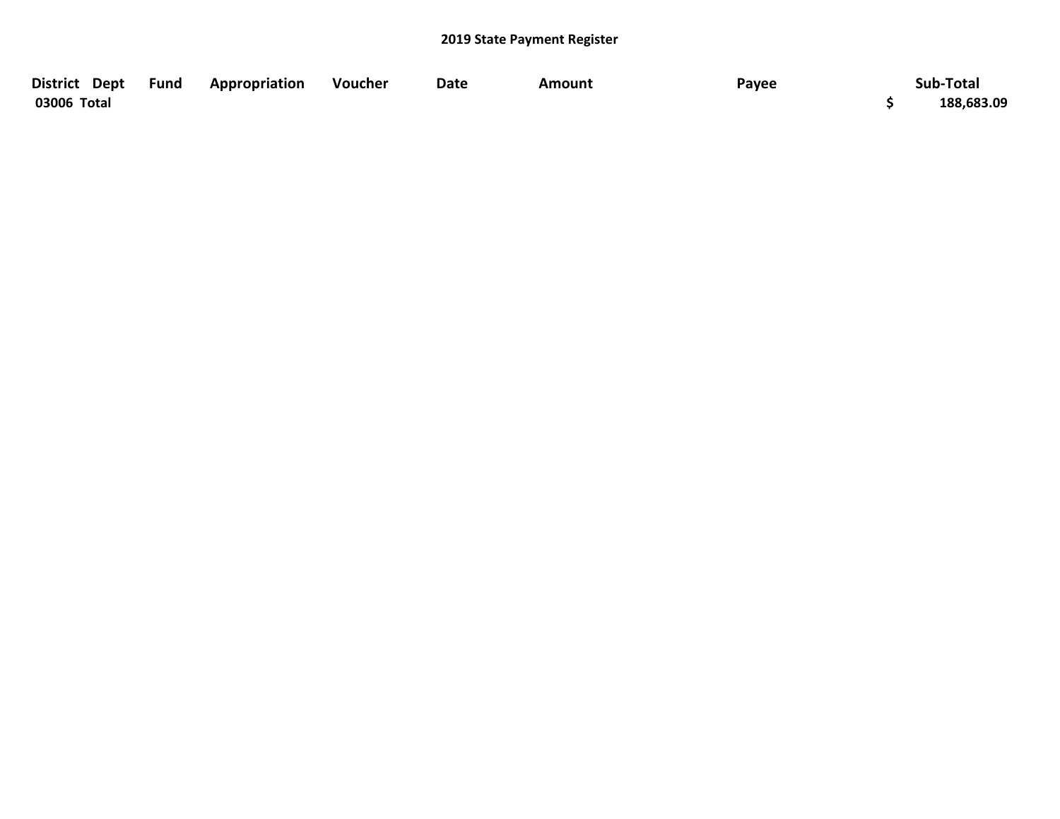## 2019 State Payment Register

| District | Dept | Fund | Appropriation | Voucher | Date | Amount | Payee | Sub-Total |
|---|---|---|---|---|---|---|---|---|
| 03006 Total | | | | | | | | $ 188,683.09 |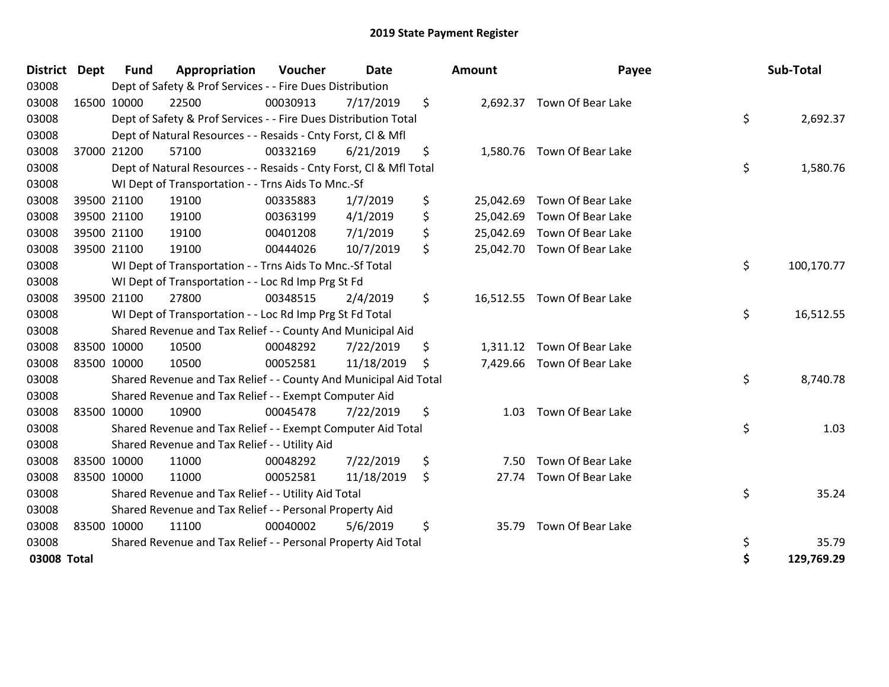# 2019 State Payment Register

| District | Dept | Fund | Appropriation | Voucher | Date | Amount | Payee | Sub-Total |
|---|---|---|---|---|---|---|---|---|
| 03008 | | Dept of Safety & Prof Services - - Fire Dues Distribution | | | | | | |
| 03008 | 16500 | 10000 | 22500 | 00030913 | 7/17/2019 | $ 2,692.37 | Town Of Bear Lake | |
| 03008 | | Dept of Safety & Prof Services - - Fire Dues Distribution Total | | | | | | $ 2,692.37 |
| 03008 | | Dept of Natural Resources - - Resaids - Cnty Forst, Cl & Mfl | | | | | | |
| 03008 | 37000 | 21200 | 57100 | 00332169 | 6/21/2019 | $ 1,580.76 | Town Of Bear Lake | |
| 03008 | | Dept of Natural Resources - - Resaids - Cnty Forst, Cl & Mfl Total | | | | | | $ 1,580.76 |
| 03008 | | WI Dept of Transportation - - Trns Aids To Mnc.-Sf | | | | | | |
| 03008 | 39500 | 21100 | 19100 | 00335883 | 1/7/2019 | $ 25,042.69 | Town Of Bear Lake | |
| 03008 | 39500 | 21100 | 19100 | 00363199 | 4/1/2019 | $ 25,042.69 | Town Of Bear Lake | |
| 03008 | 39500 | 21100 | 19100 | 00401208 | 7/1/2019 | $ 25,042.69 | Town Of Bear Lake | |
| 03008 | 39500 | 21100 | 19100 | 00444026 | 10/7/2019 | $ 25,042.70 | Town Of Bear Lake | |
| 03008 | | WI Dept of Transportation - - Trns Aids To Mnc.-Sf Total | | | | | | $ 100,170.77 |
| 03008 | | WI Dept of Transportation - - Loc Rd Imp Prg St Fd | | | | | | |
| 03008 | 39500 | 21100 | 27800 | 00348515 | 2/4/2019 | $ 16,512.55 | Town Of Bear Lake | |
| 03008 | | WI Dept of Transportation - - Loc Rd Imp Prg St Fd Total | | | | | | $ 16,512.55 |
| 03008 | | Shared Revenue and Tax Relief - - County And Municipal Aid | | | | | | |
| 03008 | 83500 | 10000 | 10500 | 00048292 | 7/22/2019 | $ 1,311.12 | Town Of Bear Lake | |
| 03008 | 83500 | 10000 | 10500 | 00052581 | 11/18/2019 | $ 7,429.66 | Town Of Bear Lake | |
| 03008 | | Shared Revenue and Tax Relief - - County And Municipal Aid Total | | | | | | $ 8,740.78 |
| 03008 | | Shared Revenue and Tax Relief - - Exempt Computer Aid | | | | | | |
| 03008 | 83500 | 10000 | 10900 | 00045478 | 7/22/2019 | $ 1.03 | Town Of Bear Lake | |
| 03008 | | Shared Revenue and Tax Relief - - Exempt Computer Aid Total | | | | | | $ 1.03 |
| 03008 | | Shared Revenue and Tax Relief - - Utility Aid | | | | | | |
| 03008 | 83500 | 10000 | 11000 | 00048292 | 7/22/2019 | $ 7.50 | Town Of Bear Lake | |
| 03008 | 83500 | 10000 | 11000 | 00052581 | 11/18/2019 | $ 27.74 | Town Of Bear Lake | |
| 03008 | | Shared Revenue and Tax Relief - - Utility Aid Total | | | | | | $ 35.24 |
| 03008 | | Shared Revenue and Tax Relief - - Personal Property Aid | | | | | | |
| 03008 | 83500 | 10000 | 11100 | 00040002 | 5/6/2019 | $ 35.79 | Town Of Bear Lake | |
| 03008 | | Shared Revenue and Tax Relief - - Personal Property Aid Total | | | | | | $ 35.79 |
| **03008 Total** | | | | | | | | **$ 129,769.29** |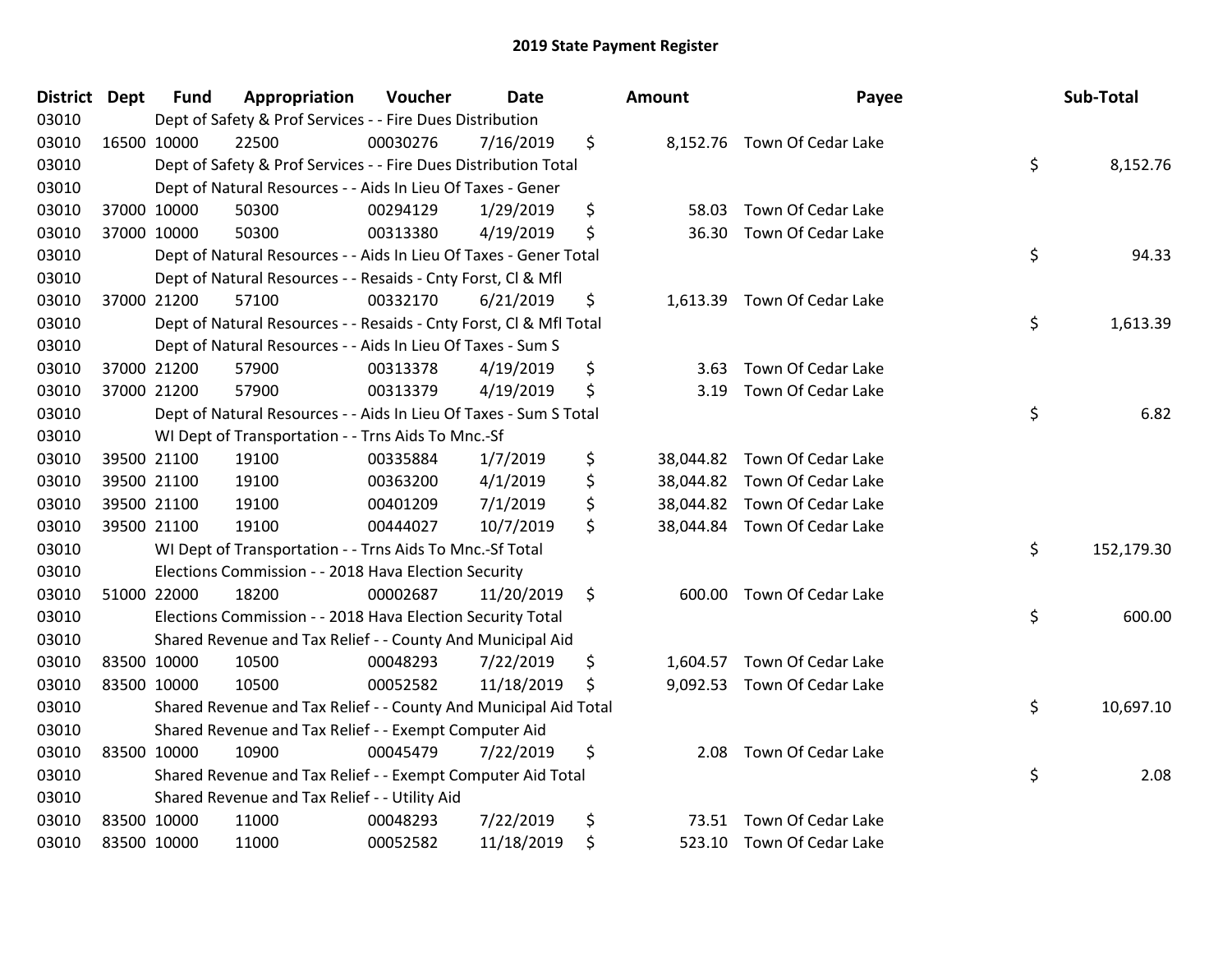## 2019 State Payment Register

| District | Dept | Fund | Appropriation | Voucher | Date | | Amount | Payee | | Sub-Total |
|---|---|---|---|---|---|---|---|---|---|---|
| 03010 | | Dept of Safety & Prof Services - - Fire Dues Distribution | | | | | | | | |
| 03010 | 16500 | 10000 | 22500 | 00030276 | 7/16/2019 | $ | 8,152.76 | Town Of Cedar Lake | | |
| 03010 | | Dept of Safety & Prof Services - - Fire Dues Distribution Total | | | | | | | $ | 8,152.76 |
| 03010 | | Dept of Natural Resources - - Aids In Lieu Of Taxes - Gener | | | | | | | | |
| 03010 | 37000 | 10000 | 50300 | 00294129 | 1/29/2019 | $ | 58.03 | Town Of Cedar Lake | | |
| 03010 | 37000 | 10000 | 50300 | 00313380 | 4/19/2019 | $ | 36.30 | Town Of Cedar Lake | | |
| 03010 | | Dept of Natural Resources - - Aids In Lieu Of Taxes - Gener Total | | | | | | | $ | 94.33 |
| 03010 | | Dept of Natural Resources - - Resaids - Cnty Forst, Cl & Mfl | | | | | | | | |
| 03010 | 37000 | 21200 | 57100 | 00332170 | 6/21/2019 | $ | 1,613.39 | Town Of Cedar Lake | | |
| 03010 | | Dept of Natural Resources - - Resaids - Cnty Forst, Cl & Mfl Total | | | | | | | $ | 1,613.39 |
| 03010 | | Dept of Natural Resources - - Aids In Lieu Of Taxes - Sum S | | | | | | | | |
| 03010 | 37000 | 21200 | 57900 | 00313378 | 4/19/2019 | $ | 3.63 | Town Of Cedar Lake | | |
| 03010 | 37000 | 21200 | 57900 | 00313379 | 4/19/2019 | $ | 3.19 | Town Of Cedar Lake | | |
| 03010 | | Dept of Natural Resources - - Aids In Lieu Of Taxes - Sum S Total | | | | | | | $ | 6.82 |
| 03010 | | WI Dept of Transportation - - Trns Aids To Mnc.-Sf | | | | | | | | |
| 03010 | 39500 | 21100 | 19100 | 00335884 | 1/7/2019 | $ | 38,044.82 | Town Of Cedar Lake | | |
| 03010 | 39500 | 21100 | 19100 | 00363200 | 4/1/2019 | $ | 38,044.82 | Town Of Cedar Lake | | |
| 03010 | 39500 | 21100 | 19100 | 00401209 | 7/1/2019 | $ | 38,044.82 | Town Of Cedar Lake | | |
| 03010 | 39500 | 21100 | 19100 | 00444027 | 10/7/2019 | $ | 38,044.84 | Town Of Cedar Lake | | |
| 03010 | | WI Dept of Transportation - - Trns Aids To Mnc.-Sf Total | | | | | | | $ | 152,179.30 |
| 03010 | | Elections Commission - - 2018 Hava Election Security | | | | | | | | |
| 03010 | 51000 | 22000 | 18200 | 00002687 | 11/20/2019 | $ | 600.00 | Town Of Cedar Lake | | |
| 03010 | | Elections Commission - - 2018 Hava Election Security Total | | | | | | | $ | 600.00 |
| 03010 | | Shared Revenue and Tax Relief - - County And Municipal Aid | | | | | | | | |
| 03010 | 83500 | 10000 | 10500 | 00048293 | 7/22/2019 | $ | 1,604.57 | Town Of Cedar Lake | | |
| 03010 | 83500 | 10000 | 10500 | 00052582 | 11/18/2019 | $ | 9,092.53 | Town Of Cedar Lake | | |
| 03010 | | Shared Revenue and Tax Relief - - County And Municipal Aid Total | | | | | | | $ | 10,697.10 |
| 03010 | | Shared Revenue and Tax Relief - - Exempt Computer Aid | | | | | | | | |
| 03010 | 83500 | 10000 | 10900 | 00045479 | 7/22/2019 | $ | 2.08 | Town Of Cedar Lake | | |
| 03010 | | Shared Revenue and Tax Relief - - Exempt Computer Aid Total | | | | | | | $ | 2.08 |
| 03010 | | Shared Revenue and Tax Relief - - Utility Aid | | | | | | | | |
| 03010 | 83500 | 10000 | 11000 | 00048293 | 7/22/2019 | $ | 73.51 | Town Of Cedar Lake | | |
| 03010 | 83500 | 10000 | 11000 | 00052582 | 11/18/2019 | $ | 523.10 | Town Of Cedar Lake | | |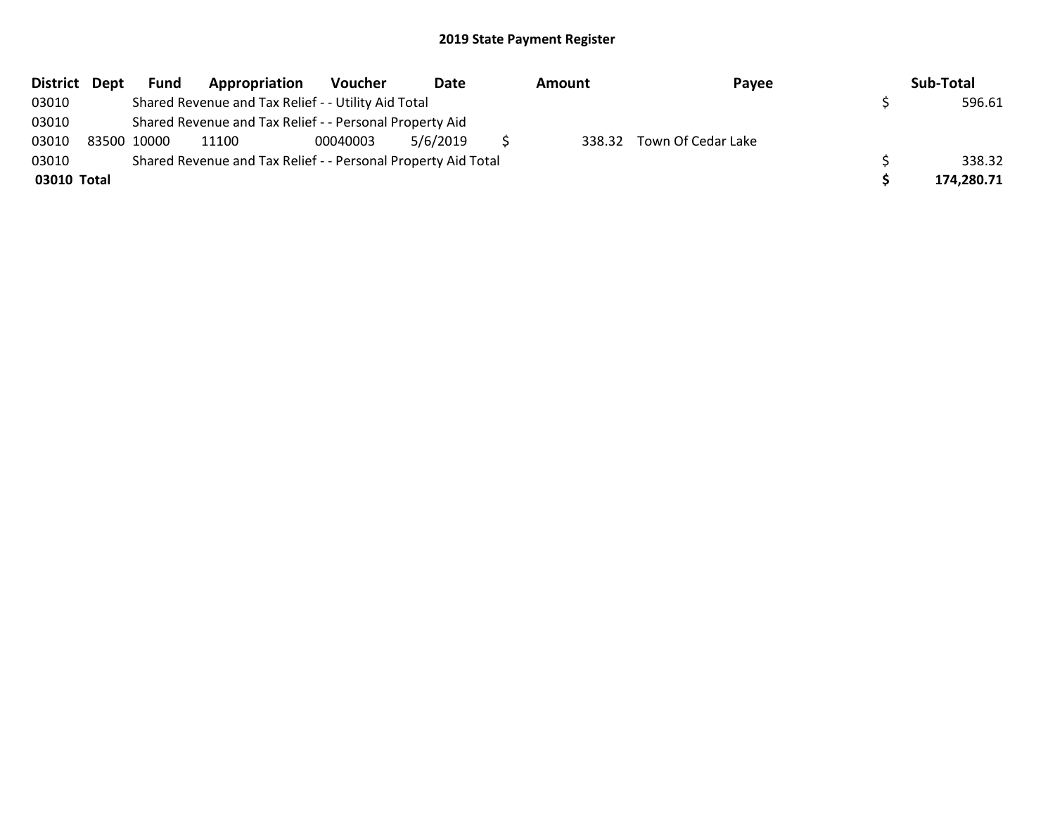## 2019 State Payment Register

| District | Dept | Fund | Appropriation | Voucher | Date | Amount | Payee | Sub-Total |
|---|---|---|---|---|---|---|---|---|
| 03010 | | Shared Revenue and Tax Relief - - Utility Aid Total | | | | | | $ 596.61 |
| 03010 | | Shared Revenue and Tax Relief - - Personal Property Aid | | | | | | |
| 03010 | 83500 | 10000 | 11100 | 00040003 | 5/6/2019 | $ 338.32 | Town Of Cedar Lake | |
| 03010 | | Shared Revenue and Tax Relief - - Personal Property Aid Total | | | | | | $ 338.32 |
| **03010** | **Total** | | | | | | | **$ 174,280.71** |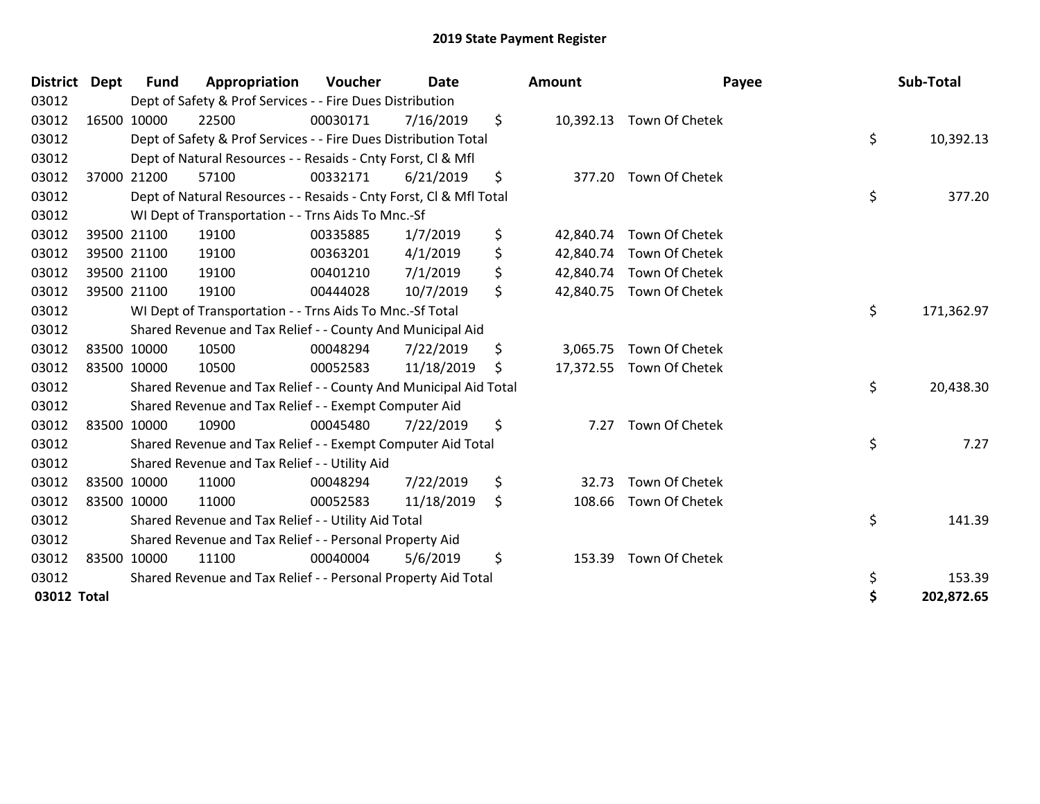# 2019 State Payment Register

| District | Dept | Fund | Appropriation | Voucher | Date | Amount | Payee | Sub-Total |
|---|---|---|---|---|---|---|---|---|
| 03012 | | Dept of Safety & Prof Services - - Fire Dues Distribution | | | | | | |
| 03012 | 16500 | 10000 | 22500 | 00030171 | 7/16/2019 | $ 10,392.13 | Town Of Chetek | |
| 03012 | | Dept of Safety & Prof Services - - Fire Dues Distribution Total | | | | | | $ 10,392.13 |
| 03012 | | Dept of Natural Resources - - Resaids - Cnty Forst, Cl & Mfl | | | | | | |
| 03012 | 37000 | 21200 | 57100 | 00332171 | 6/21/2019 | $ 377.20 | Town Of Chetek | |
| 03012 | | Dept of Natural Resources - - Resaids - Cnty Forst, Cl & Mfl Total | | | | | | $ 377.20 |
| 03012 | | WI Dept of Transportation - - Trns Aids To Mnc.-Sf | | | | | | |
| 03012 | 39500 | 21100 | 19100 | 00335885 | 1/7/2019 | $ 42,840.74 | Town Of Chetek | |
| 03012 | 39500 | 21100 | 19100 | 00363201 | 4/1/2019 | $ 42,840.74 | Town Of Chetek | |
| 03012 | 39500 | 21100 | 19100 | 00401210 | 7/1/2019 | $ 42,840.74 | Town Of Chetek | |
| 03012 | 39500 | 21100 | 19100 | 00444028 | 10/7/2019 | $ 42,840.75 | Town Of Chetek | |
| 03012 | | WI Dept of Transportation - - Trns Aids To Mnc.-Sf Total | | | | | | $ 171,362.97 |
| 03012 | | Shared Revenue and Tax Relief - - County And Municipal Aid | | | | | | |
| 03012 | 83500 | 10000 | 10500 | 00048294 | 7/22/2019 | $ 3,065.75 | Town Of Chetek | |
| 03012 | 83500 | 10000 | 10500 | 00052583 | 11/18/2019 | $ 17,372.55 | Town Of Chetek | |
| 03012 | | Shared Revenue and Tax Relief - - County And Municipal Aid Total | | | | | | $ 20,438.30 |
| 03012 | | Shared Revenue and Tax Relief - - Exempt Computer Aid | | | | | | |
| 03012 | 83500 | 10000 | 10900 | 00045480 | 7/22/2019 | $ 7.27 | Town Of Chetek | |
| 03012 | | Shared Revenue and Tax Relief - - Exempt Computer Aid Total | | | | | | $ 7.27 |
| 03012 | | Shared Revenue and Tax Relief - - Utility Aid | | | | | | |
| 03012 | 83500 | 10000 | 11000 | 00048294 | 7/22/2019 | $ 32.73 | Town Of Chetek | |
| 03012 | 83500 | 10000 | 11000 | 00052583 | 11/18/2019 | $ 108.66 | Town Of Chetek | |
| 03012 | | Shared Revenue and Tax Relief - - Utility Aid Total | | | | | | $ 141.39 |
| 03012 | | Shared Revenue and Tax Relief - - Personal Property Aid | | | | | | |
| 03012 | 83500 | 10000 | 11100 | 00040004 | 5/6/2019 | $ 153.39 | Town Of Chetek | |
| 03012 | | Shared Revenue and Tax Relief - - Personal Property Aid Total | | | | | | $ 153.39 |
| **03012 Total** | | | | | | | | **$ 202,872.65** |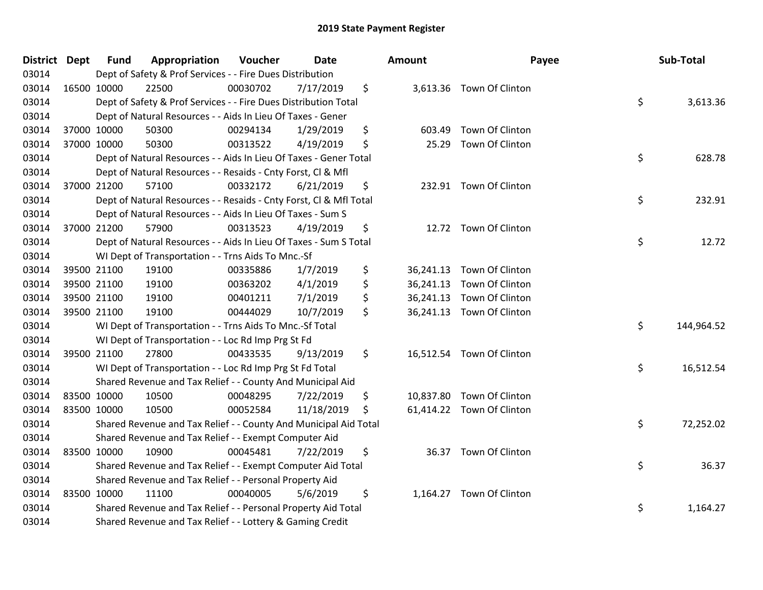# 2019 State Payment Register

| District | Dept | Fund | Appropriation | Voucher | Date | Amount | Payee | Sub-Total |
|---|---|---|---|---|---|---|---|---|
| 03014 | Dept of Safety & Prof Services - - Fire Dues Distribution | | | | | | | |
| 03014 | 16500 | 10000 | 22500 | 00030702 | 7/17/2019 | $ 3,613.36 | Town Of Clinton | |
| 03014 | Dept of Safety & Prof Services - - Fire Dues Distribution Total | | | | | | | $ 3,613.36 |
| 03014 | Dept of Natural Resources - - Aids In Lieu Of Taxes - Gener | | | | | | | |
| 03014 | 37000 | 10000 | 50300 | 00294134 | 1/29/2019 | $ 603.49 | Town Of Clinton | |
| 03014 | 37000 | 10000 | 50300 | 00313522 | 4/19/2019 | $ 25.29 | Town Of Clinton | |
| 03014 | Dept of Natural Resources - - Aids In Lieu Of Taxes - Gener Total | | | | | | | $ 628.78 |
| 03014 | Dept of Natural Resources - - Resaids - Cnty Forst, Cl & Mfl | | | | | | | |
| 03014 | 37000 | 21200 | 57100 | 00332172 | 6/21/2019 | $ 232.91 | Town Of Clinton | |
| 03014 | Dept of Natural Resources - - Resaids - Cnty Forst, Cl & Mfl Total | | | | | | | $ 232.91 |
| 03014 | Dept of Natural Resources - - Aids In Lieu Of Taxes - Sum S | | | | | | | |
| 03014 | 37000 | 21200 | 57900 | 00313523 | 4/19/2019 | $ 12.72 | Town Of Clinton | |
| 03014 | Dept of Natural Resources - - Aids In Lieu Of Taxes - Sum S Total | | | | | | | $ 12.72 |
| 03014 | WI Dept of Transportation - - Trns Aids To Mnc.-Sf | | | | | | | |
| 03014 | 39500 | 21100 | 19100 | 00335886 | 1/7/2019 | $ 36,241.13 | Town Of Clinton | |
| 03014 | 39500 | 21100 | 19100 | 00363202 | 4/1/2019 | $ 36,241.13 | Town Of Clinton | |
| 03014 | 39500 | 21100 | 19100 | 00401211 | 7/1/2019 | $ 36,241.13 | Town Of Clinton | |
| 03014 | 39500 | 21100 | 19100 | 00444029 | 10/7/2019 | $ 36,241.13 | Town Of Clinton | |
| 03014 | WI Dept of Transportation - - Trns Aids To Mnc.-Sf Total | | | | | | | $ 144,964.52 |
| 03014 | WI Dept of Transportation - - Loc Rd Imp Prg St Fd | | | | | | | |
| 03014 | 39500 | 21100 | 27800 | 00433535 | 9/13/2019 | $ 16,512.54 | Town Of Clinton | |
| 03014 | WI Dept of Transportation - - Loc Rd Imp Prg St Fd Total | | | | | | | $ 16,512.54 |
| 03014 | Shared Revenue and Tax Relief - - County And Municipal Aid | | | | | | | |
| 03014 | 83500 | 10000 | 10500 | 00048295 | 7/22/2019 | $ 10,837.80 | Town Of Clinton | |
| 03014 | 83500 | 10000 | 10500 | 00052584 | 11/18/2019 | $ 61,414.22 | Town Of Clinton | |
| 03014 | Shared Revenue and Tax Relief - - County And Municipal Aid Total | | | | | | | $ 72,252.02 |
| 03014 | Shared Revenue and Tax Relief - - Exempt Computer Aid | | | | | | | |
| 03014 | 83500 | 10000 | 10900 | 00045481 | 7/22/2019 | $ 36.37 | Town Of Clinton | |
| 03014 | Shared Revenue and Tax Relief - - Exempt Computer Aid Total | | | | | | | $ 36.37 |
| 03014 | Shared Revenue and Tax Relief - - Personal Property Aid | | | | | | | |
| 03014 | 83500 | 10000 | 11100 | 00040005 | 5/6/2019 | $ 1,164.27 | Town Of Clinton | |
| 03014 | Shared Revenue and Tax Relief - - Personal Property Aid Total | | | | | | | $ 1,164.27 |
| 03014 | Shared Revenue and Tax Relief - - Lottery & Gaming Credit | | | | | | | |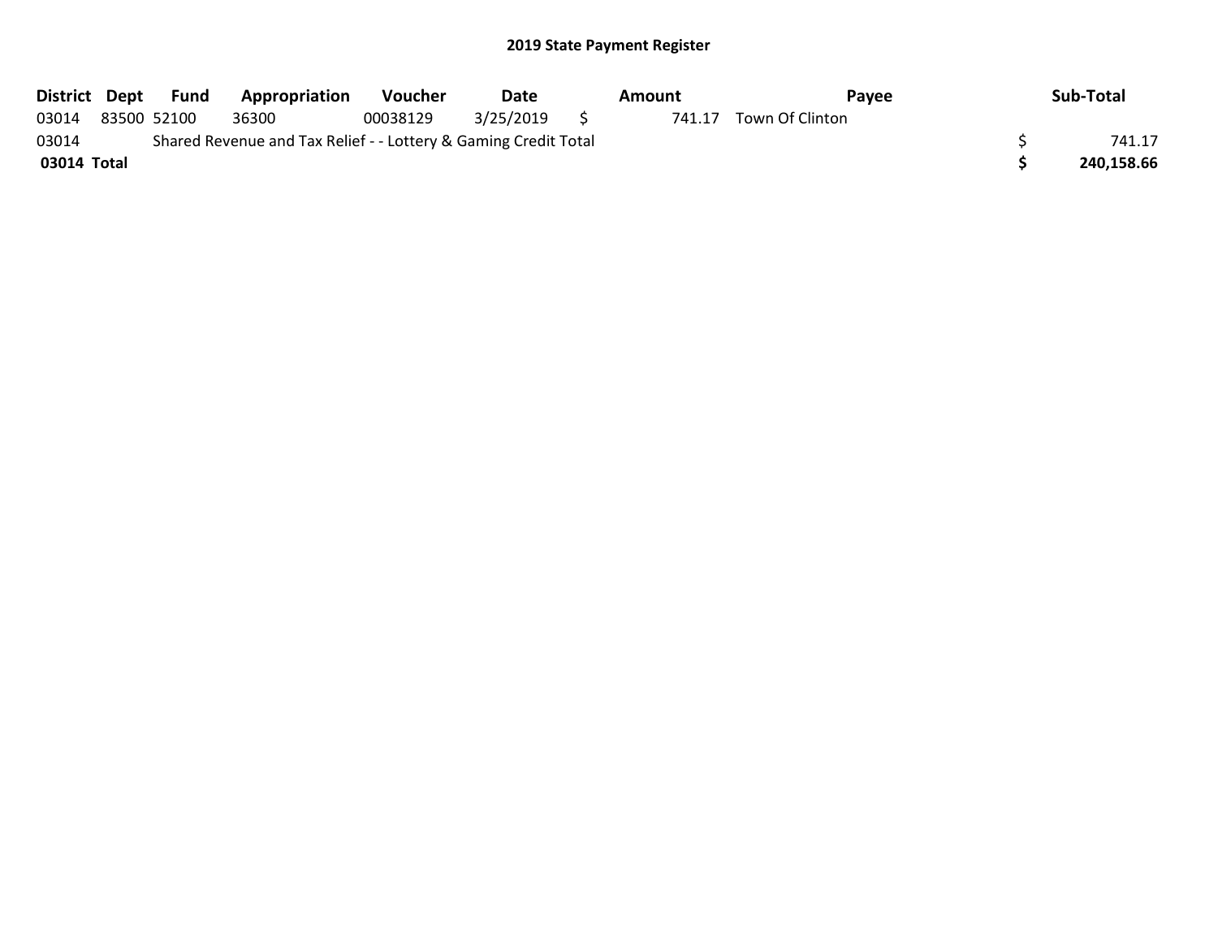## 2019 State Payment Register

| District | Dept | Fund | Appropriation | Voucher | Date | Amount | Payee | Sub-Total |
|---|---|---|---|---|---|---|---|---|
| 03014 | 83500 | 52100 | 36300 | 00038129 | 3/25/2019 | $ 741.17 | Town Of Clinton | |
| 03014 | Shared Revenue and Tax Relief - - Lottery & Gaming Credit Total | | | | | | | $ 741.17 |
| **03014 Total** | | | | | | | | **$ 240,158.66** |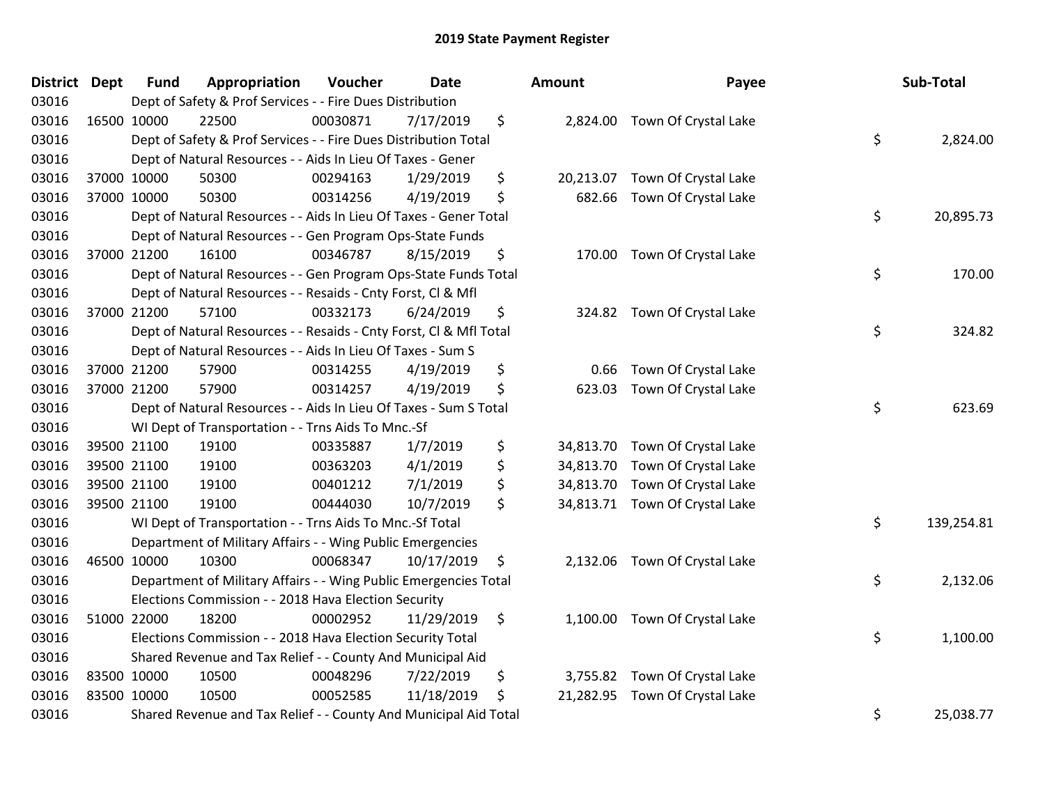# 2019 State Payment Register

| District | Dept | Fund | Appropriation | Voucher | Date | Amount | Payee | Sub-Total |
|---|---|---|---|---|---|---|---|---|
| 03016 | Dept of Safety & Prof Services - - Fire Dues Distribution | | | | | | | |
| 03016 | 16500 | 10000 | 22500 | 00030871 | 7/17/2019 | $ 2,824.00 | Town Of Crystal Lake | |
| 03016 | Dept of Safety & Prof Services - - Fire Dues Distribution Total | | | | | | | $ 2,824.00 |
| 03016 | Dept of Natural Resources - - Aids In Lieu Of Taxes - Gener | | | | | | | |
| 03016 | 37000 | 10000 | 50300 | 00294163 | 1/29/2019 | $ 20,213.07 | Town Of Crystal Lake | |
| 03016 | 37000 | 10000 | 50300 | 00314256 | 4/19/2019 | $ 682.66 | Town Of Crystal Lake | |
| 03016 | Dept of Natural Resources - - Aids In Lieu Of Taxes - Gener Total | | | | | | | $ 20,895.73 |
| 03016 | Dept of Natural Resources - - Gen Program Ops-State Funds | | | | | | | |
| 03016 | 37000 | 21200 | 16100 | 00346787 | 8/15/2019 | $ 170.00 | Town Of Crystal Lake | |
| 03016 | Dept of Natural Resources - - Gen Program Ops-State Funds Total | | | | | | | $ 170.00 |
| 03016 | Dept of Natural Resources - - Resaids - Cnty Forst, Cl & Mfl | | | | | | | |
| 03016 | 37000 | 21200 | 57100 | 00332173 | 6/24/2019 | $ 324.82 | Town Of Crystal Lake | |
| 03016 | Dept of Natural Resources - - Resaids - Cnty Forst, Cl & Mfl Total | | | | | | | $ 324.82 |
| 03016 | Dept of Natural Resources - - Aids In Lieu Of Taxes - Sum S | | | | | | | |
| 03016 | 37000 | 21200 | 57900 | 00314255 | 4/19/2019 | $ 0.66 | Town Of Crystal Lake | |
| 03016 | 37000 | 21200 | 57900 | 00314257 | 4/19/2019 | $ 623.03 | Town Of Crystal Lake | |
| 03016 | Dept of Natural Resources - - Aids In Lieu Of Taxes - Sum S Total | | | | | | | $ 623.69 |
| 03016 | WI Dept of Transportation - - Trns Aids To Mnc.-Sf | | | | | | | |
| 03016 | 39500 | 21100 | 19100 | 00335887 | 1/7/2019 | $ 34,813.70 | Town Of Crystal Lake | |
| 03016 | 39500 | 21100 | 19100 | 00363203 | 4/1/2019 | $ 34,813.70 | Town Of Crystal Lake | |
| 03016 | 39500 | 21100 | 19100 | 00401212 | 7/1/2019 | $ 34,813.70 | Town Of Crystal Lake | |
| 03016 | 39500 | 21100 | 19100 | 00444030 | 10/7/2019 | $ 34,813.71 | Town Of Crystal Lake | |
| 03016 | WI Dept of Transportation - - Trns Aids To Mnc.-Sf Total | | | | | | | $ 139,254.81 |
| 03016 | Department of Military Affairs - - Wing Public Emergencies | | | | | | | |
| 03016 | 46500 | 10000 | 10300 | 00068347 | 10/17/2019 | $ 2,132.06 | Town Of Crystal Lake | |
| 03016 | Department of Military Affairs - - Wing Public Emergencies Total | | | | | | | $ 2,132.06 |
| 03016 | Elections Commission - - 2018 Hava Election Security | | | | | | | |
| 03016 | 51000 | 22000 | 18200 | 00002952 | 11/29/2019 | $ 1,100.00 | Town Of Crystal Lake | |
| 03016 | Elections Commission - - 2018 Hava Election Security Total | | | | | | | $ 1,100.00 |
| 03016 | Shared Revenue and Tax Relief - - County And Municipal Aid | | | | | | | |
| 03016 | 83500 | 10000 | 10500 | 00048296 | 7/22/2019 | $ 3,755.82 | Town Of Crystal Lake | |
| 03016 | 83500 | 10000 | 10500 | 00052585 | 11/18/2019 | $ 21,282.95 | Town Of Crystal Lake | |
| 03016 | Shared Revenue and Tax Relief - - County And Municipal Aid Total | | | | | | | $ 25,038.77 |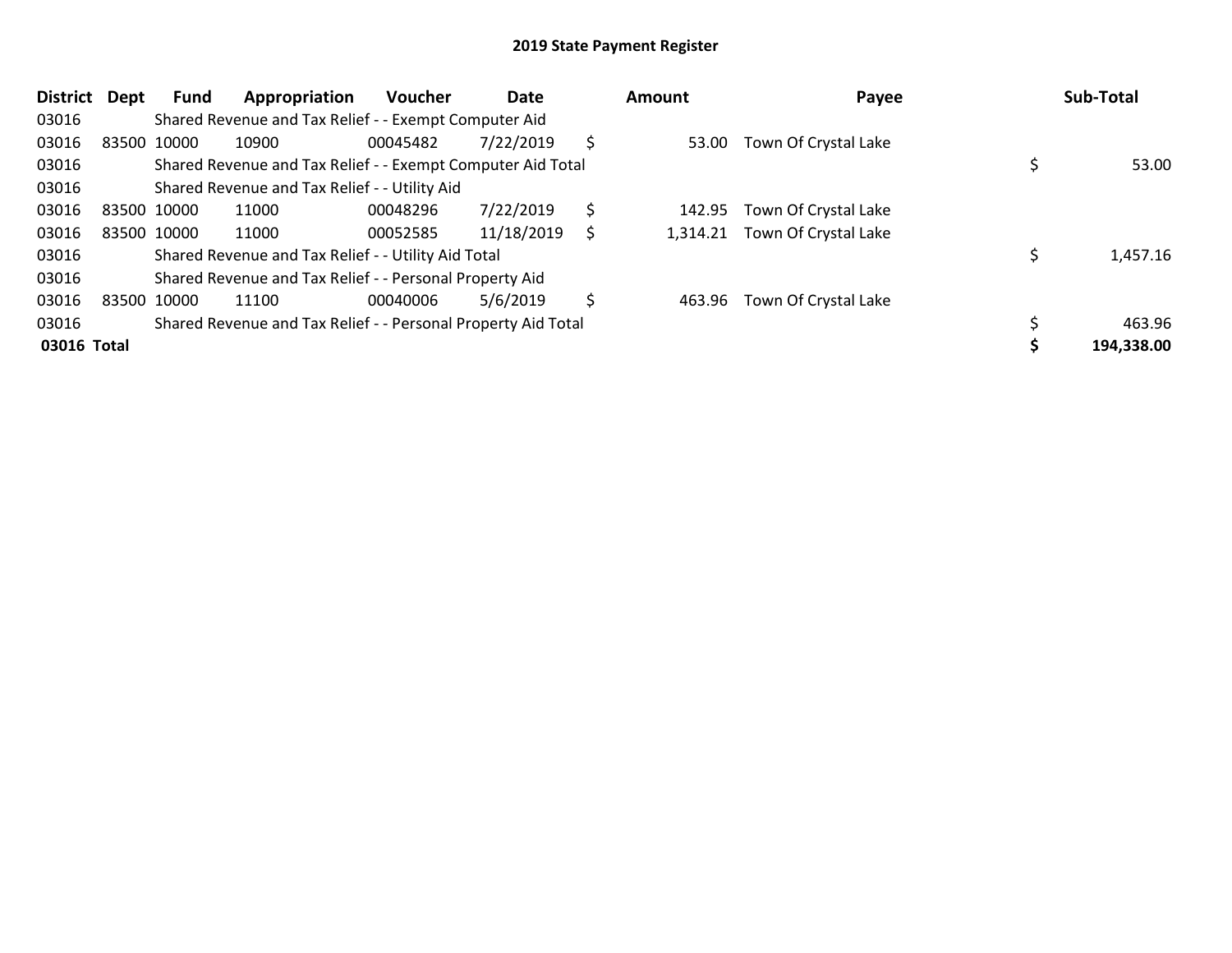# 2019 State Payment Register

| District | Dept | Fund | Appropriation | Voucher | Date | Amount | Payee | Sub-Total |
|---|---|---|---|---|---|---|---|---|
| 03016 | | Shared Revenue and Tax Relief - - Exempt Computer Aid | | | | | | |
| 03016 | 83500 | 10000 | 10900 | 00045482 | 7/22/2019 | $ 53.00 | Town Of Crystal Lake | |
| 03016 | | Shared Revenue and Tax Relief - - Exempt Computer Aid Total | | | | | | $ 53.00 |
| 03016 | | Shared Revenue and Tax Relief - - Utility Aid | | | | | | |
| 03016 | 83500 | 10000 | 11000 | 00048296 | 7/22/2019 | $ 142.95 | Town Of Crystal Lake | |
| 03016 | 83500 | 10000 | 11000 | 00052585 | 11/18/2019 | $ 1,314.21 | Town Of Crystal Lake | |
| 03016 | | Shared Revenue and Tax Relief - - Utility Aid Total | | | | | | $ 1,457.16 |
| 03016 | | Shared Revenue and Tax Relief - - Personal Property Aid | | | | | | |
| 03016 | 83500 | 10000 | 11100 | 00040006 | 5/6/2019 | $ 463.96 | Town Of Crystal Lake | |
| 03016 | | Shared Revenue and Tax Relief - - Personal Property Aid Total | | | | | | $ 463.96 |
| **03016 Total** | | | | | | | | **$ 194,338.00** |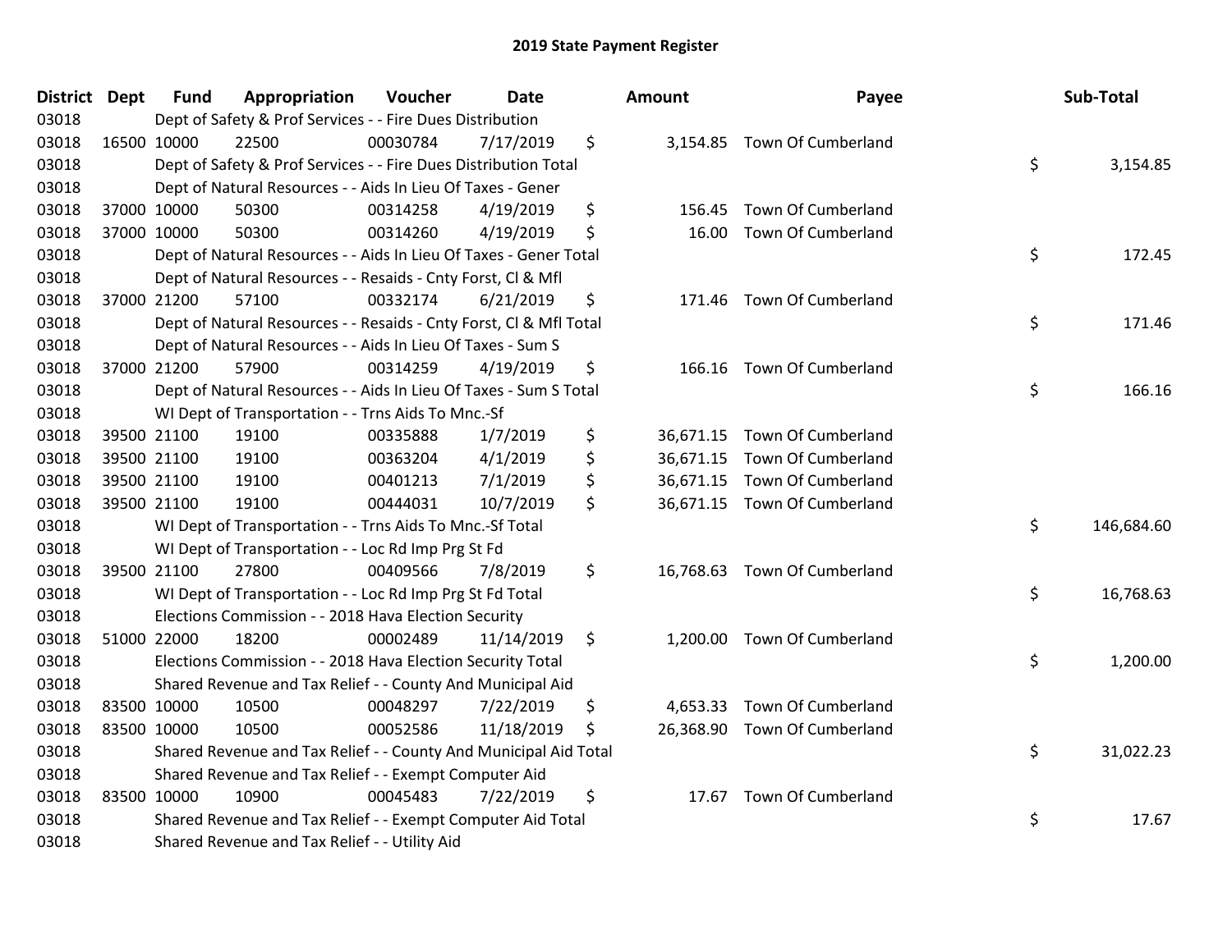# 2019 State Payment Register

| District | Dept | Fund | Appropriation | Voucher | Date | Amount | Payee | Sub-Total |
|---|---|---|---|---|---|---|---|---|
| 03018 | | Dept of Safety & Prof Services - - Fire Dues Distribution | | | | | | |
| 03018 | 16500 | 10000 | 22500 | 00030784 | 7/17/2019 | $ 3,154.85 | Town Of Cumberland | |
| 03018 | | Dept of Safety & Prof Services - - Fire Dues Distribution Total | | | | | | $ 3,154.85 |
| 03018 | | Dept of Natural Resources - - Aids In Lieu Of Taxes - Gener | | | | | | |
| 03018 | 37000 | 10000 | 50300 | 00314258 | 4/19/2019 | $ 156.45 | Town Of Cumberland | |
| 03018 | 37000 | 10000 | 50300 | 00314260 | 4/19/2019 | $ 16.00 | Town Of Cumberland | |
| 03018 | | Dept of Natural Resources - - Aids In Lieu Of Taxes - Gener Total | | | | | | $ 172.45 |
| 03018 | | Dept of Natural Resources - - Resaids - Cnty Forst, Cl & Mfl | | | | | | |
| 03018 | 37000 | 21200 | 57100 | 00332174 | 6/21/2019 | $ 171.46 | Town Of Cumberland | |
| 03018 | | Dept of Natural Resources - - Resaids - Cnty Forst, Cl & Mfl Total | | | | | | $ 171.46 |
| 03018 | | Dept of Natural Resources - - Aids In Lieu Of Taxes - Sum S | | | | | | |
| 03018 | 37000 | 21200 | 57900 | 00314259 | 4/19/2019 | $ 166.16 | Town Of Cumberland | |
| 03018 | | Dept of Natural Resources - - Aids In Lieu Of Taxes - Sum S Total | | | | | | $ 166.16 |
| 03018 | | WI Dept of Transportation - - Trns Aids To Mnc.-Sf | | | | | | |
| 03018 | 39500 | 21100 | 19100 | 00335888 | 1/7/2019 | $ 36,671.15 | Town Of Cumberland | |
| 03018 | 39500 | 21100 | 19100 | 00363204 | 4/1/2019 | $ 36,671.15 | Town Of Cumberland | |
| 03018 | 39500 | 21100 | 19100 | 00401213 | 7/1/2019 | $ 36,671.15 | Town Of Cumberland | |
| 03018 | 39500 | 21100 | 19100 | 00444031 | 10/7/2019 | $ 36,671.15 | Town Of Cumberland | |
| 03018 | | WI Dept of Transportation - - Trns Aids To Mnc.-Sf Total | | | | | | $ 146,684.60 |
| 03018 | | WI Dept of Transportation - - Loc Rd Imp Prg St Fd | | | | | | |
| 03018 | 39500 | 21100 | 27800 | 00409566 | 7/8/2019 | $ 16,768.63 | Town Of Cumberland | |
| 03018 | | WI Dept of Transportation - - Loc Rd Imp Prg St Fd Total | | | | | | $ 16,768.63 |
| 03018 | | Elections Commission - - 2018 Hava Election Security | | | | | | |
| 03018 | 51000 | 22000 | 18200 | 00002489 | 11/14/2019 | $ 1,200.00 | Town Of Cumberland | |
| 03018 | | Elections Commission - - 2018 Hava Election Security Total | | | | | | $ 1,200.00 |
| 03018 | | Shared Revenue and Tax Relief - - County And Municipal Aid | | | | | | |
| 03018 | 83500 | 10000 | 10500 | 00048297 | 7/22/2019 | $ 4,653.33 | Town Of Cumberland | |
| 03018 | 83500 | 10000 | 10500 | 00052586 | 11/18/2019 | $ 26,368.90 | Town Of Cumberland | |
| 03018 | | Shared Revenue and Tax Relief - - County And Municipal Aid Total | | | | | | $ 31,022.23 |
| 03018 | | Shared Revenue and Tax Relief - - Exempt Computer Aid | | | | | | |
| 03018 | 83500 | 10000 | 10900 | 00045483 | 7/22/2019 | $ 17.67 | Town Of Cumberland | |
| 03018 | | Shared Revenue and Tax Relief - - Exempt Computer Aid Total | | | | | | $ 17.67 |
| 03018 | | Shared Revenue and Tax Relief - - Utility Aid | | | | | | |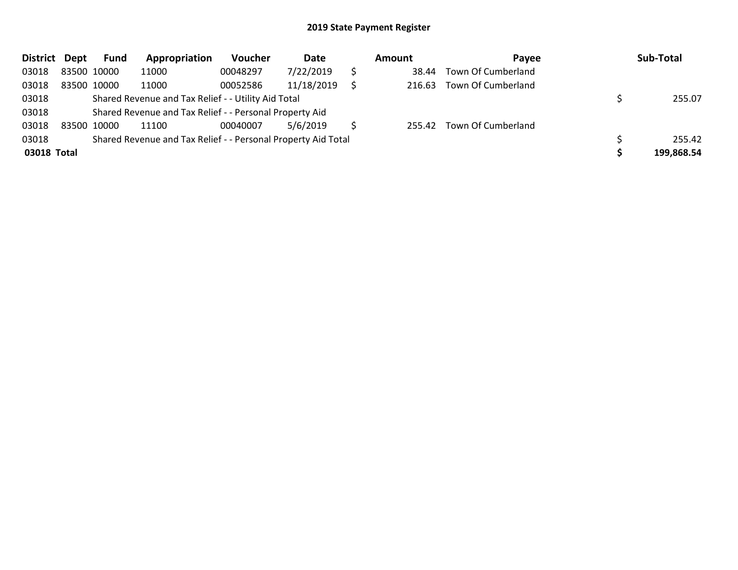## 2019 State Payment Register

| District | Dept | Fund | Appropriation | Voucher | Date | Amount | Payee | Sub-Total |
|---|---|---|---|---|---|---|---|---|
| 03018 | 83500 | 10000 | 11000 | 00048297 | 7/22/2019 | $ 38.44 | Town Of Cumberland | |
| 03018 | 83500 | 10000 | 11000 | 00052586 | 11/18/2019 | $ 216.63 | Town Of Cumberland | |
| 03018 | | Shared Revenue and Tax Relief - - Utility Aid Total | | | | | | $ 255.07 |
| 03018 | | Shared Revenue and Tax Relief - - Personal Property Aid | | | | | | |
| 03018 | 83500 | 10000 | 11100 | 00040007 | 5/6/2019 | $ 255.42 | Town Of Cumberland | |
| 03018 | | Shared Revenue and Tax Relief - - Personal Property Aid Total | | | | | | $ 255.42 |
| **03018** | **Total** | | | | | | | **$ 199,868.54** |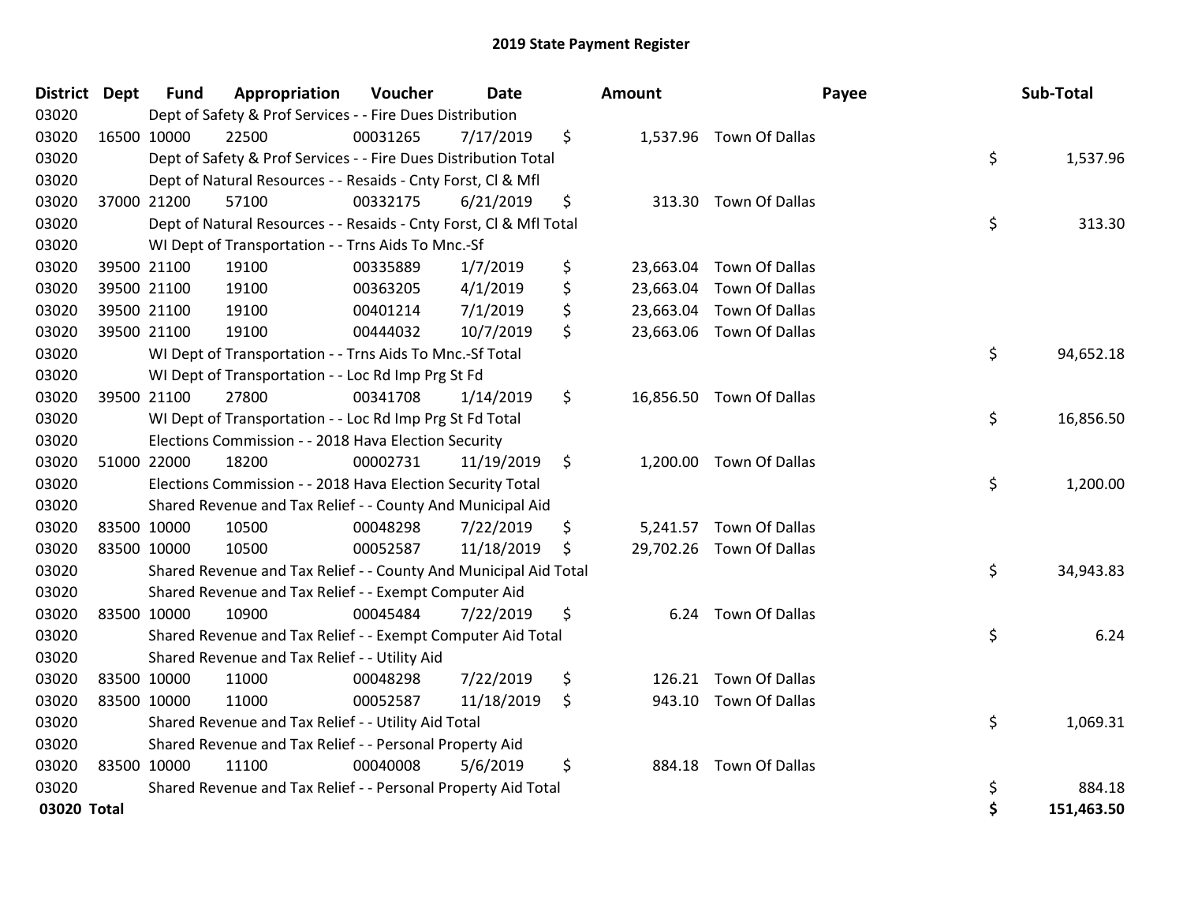# 2019 State Payment Register

| District | Dept | Fund | Appropriation | Voucher | Date | Amount | Payee | Sub-Total |
|---|---|---|---|---|---|---|---|---|
| 03020 | | Dept of Safety & Prof Services - - Fire Dues Distribution | | | | | | |
| 03020 | 16500 | 10000 | 22500 | 00031265 | 7/17/2019 | $ 1,537.96 | Town Of Dallas | |
| 03020 | | Dept of Safety & Prof Services - - Fire Dues Distribution Total | | | | | | $ 1,537.96 |
| 03020 | | Dept of Natural Resources - - Resaids - Cnty Forst, Cl & Mfl | | | | | | |
| 03020 | 37000 | 21200 | 57100 | 00332175 | 6/21/2019 | $ 313.30 | Town Of Dallas | |
| 03020 | | Dept of Natural Resources - - Resaids - Cnty Forst, Cl & Mfl Total | | | | | | $ 313.30 |
| 03020 | | WI Dept of Transportation - - Trns Aids To Mnc.-Sf | | | | | | |
| 03020 | 39500 | 21100 | 19100 | 00335889 | 1/7/2019 | $ 23,663.04 | Town Of Dallas | |
| 03020 | 39500 | 21100 | 19100 | 00363205 | 4/1/2019 | $ 23,663.04 | Town Of Dallas | |
| 03020 | 39500 | 21100 | 19100 | 00401214 | 7/1/2019 | $ 23,663.04 | Town Of Dallas | |
| 03020 | 39500 | 21100 | 19100 | 00444032 | 10/7/2019 | $ 23,663.06 | Town Of Dallas | |
| 03020 | | WI Dept of Transportation - - Trns Aids To Mnc.-Sf Total | | | | | | $ 94,652.18 |
| 03020 | | WI Dept of Transportation - - Loc Rd Imp Prg St Fd | | | | | | |
| 03020 | 39500 | 21100 | 27800 | 00341708 | 1/14/2019 | $ 16,856.50 | Town Of Dallas | |
| 03020 | | WI Dept of Transportation - - Loc Rd Imp Prg St Fd Total | | | | | | $ 16,856.50 |
| 03020 | | Elections Commission - - 2018 Hava Election Security | | | | | | |
| 03020 | 51000 | 22000 | 18200 | 00002731 | 11/19/2019 | $ 1,200.00 | Town Of Dallas | |
| 03020 | | Elections Commission - - 2018 Hava Election Security Total | | | | | | $ 1,200.00 |
| 03020 | | Shared Revenue and Tax Relief - - County And Municipal Aid | | | | | | |
| 03020 | 83500 | 10000 | 10500 | 00048298 | 7/22/2019 | $ 5,241.57 | Town Of Dallas | |
| 03020 | 83500 | 10000 | 10500 | 00052587 | 11/18/2019 | $ 29,702.26 | Town Of Dallas | |
| 03020 | | Shared Revenue and Tax Relief - - County And Municipal Aid Total | | | | | | $ 34,943.83 |
| 03020 | | Shared Revenue and Tax Relief - - Exempt Computer Aid | | | | | | |
| 03020 | 83500 | 10000 | 10900 | 00045484 | 7/22/2019 | $ 6.24 | Town Of Dallas | |
| 03020 | | Shared Revenue and Tax Relief - - Exempt Computer Aid Total | | | | | | $ 6.24 |
| 03020 | | Shared Revenue and Tax Relief - - Utility Aid | | | | | | |
| 03020 | 83500 | 10000 | 11000 | 00048298 | 7/22/2019 | $ 126.21 | Town Of Dallas | |
| 03020 | 83500 | 10000 | 11000 | 00052587 | 11/18/2019 | $ 943.10 | Town Of Dallas | |
| 03020 | | Shared Revenue and Tax Relief - - Utility Aid Total | | | | | | $ 1,069.31 |
| 03020 | | Shared Revenue and Tax Relief - - Personal Property Aid | | | | | | |
| 03020 | 83500 | 10000 | 11100 | 00040008 | 5/6/2019 | $ 884.18 | Town Of Dallas | |
| 03020 | | Shared Revenue and Tax Relief - - Personal Property Aid Total | | | | | | $ 884.18 |
| **03020 Total** | | | | | | | | **$ 151,463.50** |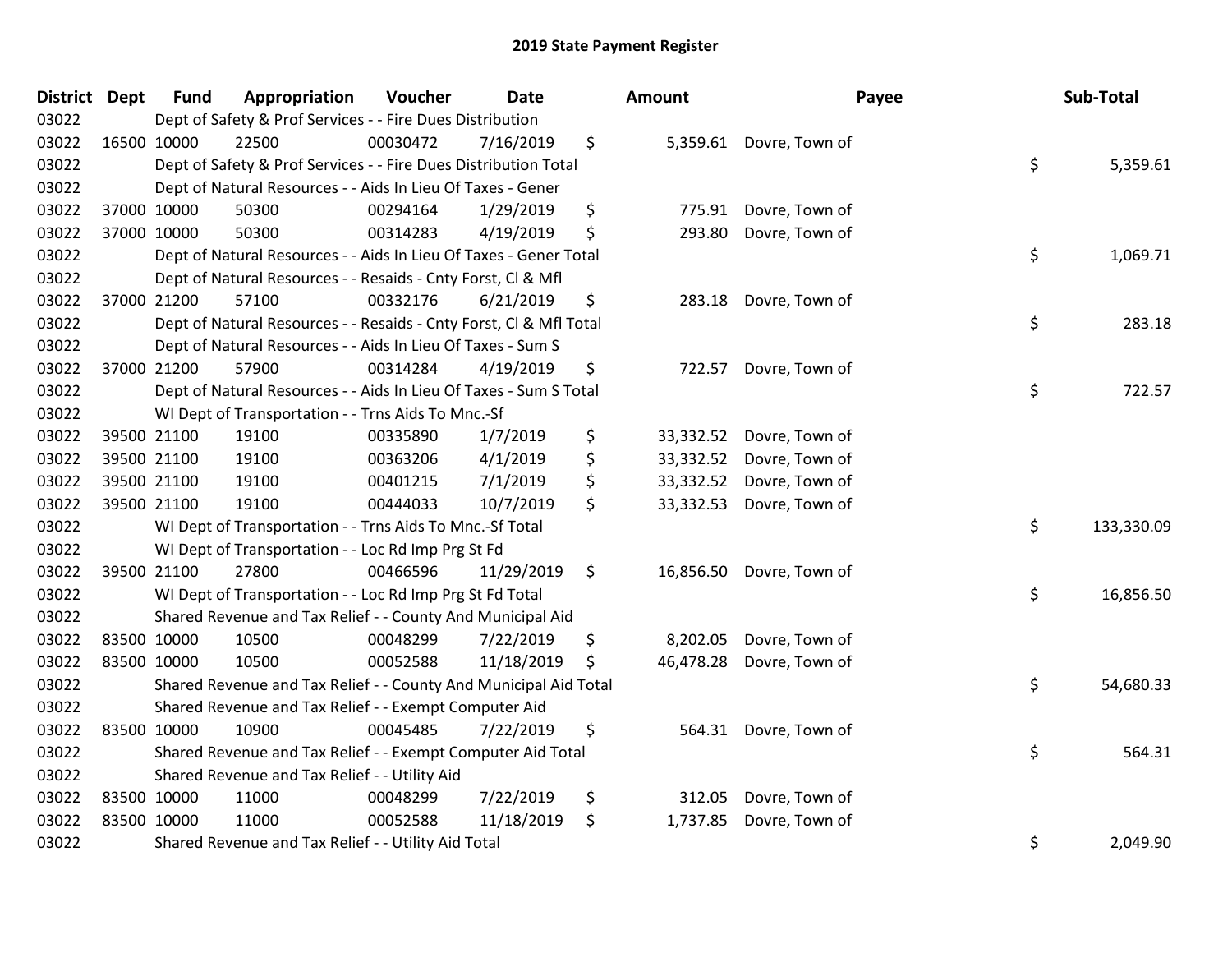# 2019 State Payment Register

| District | Dept | Fund | Appropriation | Voucher | Date | Amount | Payee | Sub-Total |
|---|---|---|---|---|---|---|---|---|
| 03022 | | Dept of Safety & Prof Services - - Fire Dues Distribution | | | | | | |
| 03022 | 16500 | 10000 | 22500 | 00030472 | 7/16/2019 | $ 5,359.61 | Dovre, Town of | |
| 03022 | | Dept of Safety & Prof Services - - Fire Dues Distribution Total | | | | | | $ 5,359.61 |
| 03022 | | Dept of Natural Resources - - Aids In Lieu Of Taxes - Gener | | | | | | |
| 03022 | 37000 | 10000 | 50300 | 00294164 | 1/29/2019 | $ 775.91 | Dovre, Town of | |
| 03022 | 37000 | 10000 | 50300 | 00314283 | 4/19/2019 | $ 293.80 | Dovre, Town of | |
| 03022 | | Dept of Natural Resources - - Aids In Lieu Of Taxes - Gener Total | | | | | | $ 1,069.71 |
| 03022 | | Dept of Natural Resources - - Resaids - Cnty Forst, Cl & Mfl | | | | | | |
| 03022 | 37000 | 21200 | 57100 | 00332176 | 6/21/2019 | $ 283.18 | Dovre, Town of | |
| 03022 | | Dept of Natural Resources - - Resaids - Cnty Forst, Cl & Mfl Total | | | | | | $ 283.18 |
| 03022 | | Dept of Natural Resources - - Aids In Lieu Of Taxes - Sum S | | | | | | |
| 03022 | 37000 | 21200 | 57900 | 00314284 | 4/19/2019 | $ 722.57 | Dovre, Town of | |
| 03022 | | Dept of Natural Resources - - Aids In Lieu Of Taxes - Sum S Total | | | | | | $ 722.57 |
| 03022 | | WI Dept of Transportation - - Trns Aids To Mnc.-Sf | | | | | | |
| 03022 | 39500 | 21100 | 19100 | 00335890 | 1/7/2019 | $ 33,332.52 | Dovre, Town of | |
| 03022 | 39500 | 21100 | 19100 | 00363206 | 4/1/2019 | $ 33,332.52 | Dovre, Town of | |
| 03022 | 39500 | 21100 | 19100 | 00401215 | 7/1/2019 | $ 33,332.52 | Dovre, Town of | |
| 03022 | 39500 | 21100 | 19100 | 00444033 | 10/7/2019 | $ 33,332.53 | Dovre, Town of | |
| 03022 | | WI Dept of Transportation - - Trns Aids To Mnc.-Sf Total | | | | | | $ 133,330.09 |
| 03022 | | WI Dept of Transportation - - Loc Rd Imp Prg St Fd | | | | | | |
| 03022 | 39500 | 21100 | 27800 | 00466596 | 11/29/2019 | $ 16,856.50 | Dovre, Town of | |
| 03022 | | WI Dept of Transportation - - Loc Rd Imp Prg St Fd Total | | | | | | $ 16,856.50 |
| 03022 | | Shared Revenue and Tax Relief - - County And Municipal Aid | | | | | | |
| 03022 | 83500 | 10000 | 10500 | 00048299 | 7/22/2019 | $ 8,202.05 | Dovre, Town of | |
| 03022 | 83500 | 10000 | 10500 | 00052588 | 11/18/2019 | $ 46,478.28 | Dovre, Town of | |
| 03022 | | Shared Revenue and Tax Relief - - County And Municipal Aid Total | | | | | | $ 54,680.33 |
| 03022 | | Shared Revenue and Tax Relief - - Exempt Computer Aid | | | | | | |
| 03022 | 83500 | 10000 | 10900 | 00045485 | 7/22/2019 | $ 564.31 | Dovre, Town of | |
| 03022 | | Shared Revenue and Tax Relief - - Exempt Computer Aid Total | | | | | | $ 564.31 |
| 03022 | | Shared Revenue and Tax Relief - - Utility Aid | | | | | | |
| 03022 | 83500 | 10000 | 11000 | 00048299 | 7/22/2019 | $ 312.05 | Dovre, Town of | |
| 03022 | 83500 | 10000 | 11000 | 00052588 | 11/18/2019 | $ 1,737.85 | Dovre, Town of | |
| 03022 | | Shared Revenue and Tax Relief - - Utility Aid Total | | | | | | $ 2,049.90 |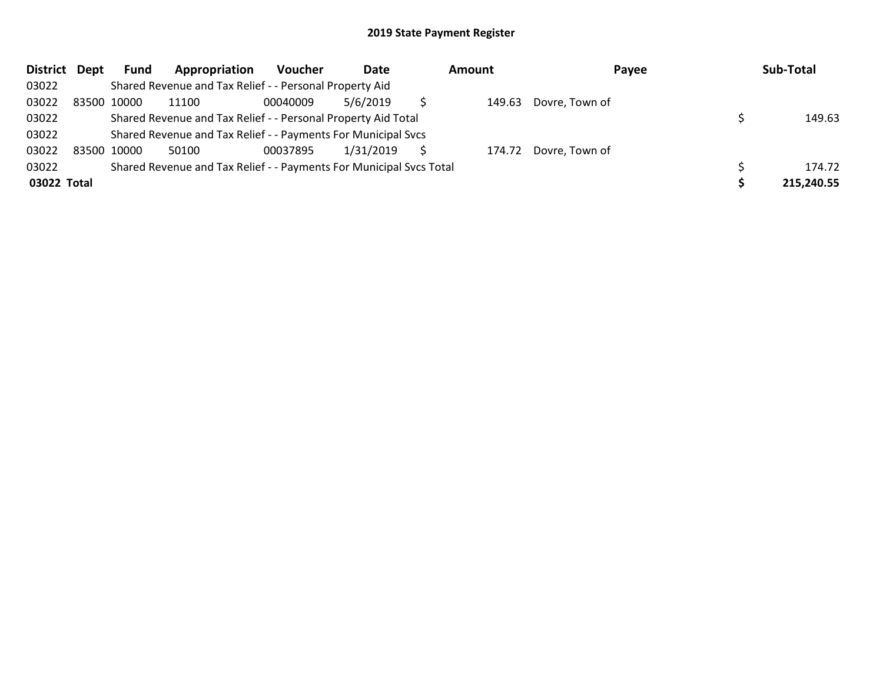## 2019 State Payment Register

| District | Dept | Fund | Appropriation | Voucher | Date | Amount | Payee | Sub-Total |
|---|---|---|---|---|---|---|---|---|
| 03022 | | Shared Revenue and Tax Relief - - Personal Property Aid | | | | | | |
| 03022 | 83500 | 10000 | 11100 | 00040009 | 5/6/2019 | $ 149.63 | Dovre, Town of | |
| 03022 | | Shared Revenue and Tax Relief - - Personal Property Aid Total | | | | | | $ 149.63 |
| 03022 | | Shared Revenue and Tax Relief - - Payments For Municipal Svcs | | | | | | |
| 03022 | 83500 | 10000 | 50100 | 00037895 | 1/31/2019 | $ 174.72 | Dovre, Town of | |
| 03022 | | Shared Revenue and Tax Relief - - Payments For Municipal Svcs Total | | | | | | $ 174.72 |
| **03022 Total** | | | | | | | | **$ 215,240.55** |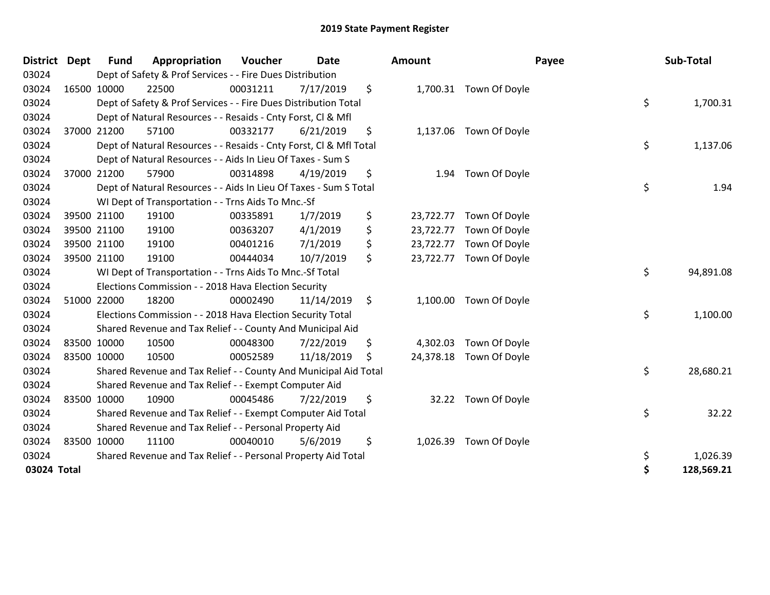# 2019 State Payment Register

| District | Dept | Fund | Appropriation | Voucher | Date | Amount | Payee | Sub-Total |
|---|---|---|---|---|---|---|---|---|
| 03024 | | Dept of Safety & Prof Services - - Fire Dues Distribution | | | | | | |
| 03024 | 16500 | 10000 | 22500 | 00031211 | 7/17/2019 | $ 1,700.31 | Town Of Doyle | |
| 03024 | | Dept of Safety & Prof Services - - Fire Dues Distribution Total | | | | | | $ 1,700.31 |
| 03024 | | Dept of Natural Resources - - Resaids - Cnty Forst, Cl & Mfl | | | | | | |
| 03024 | 37000 | 21200 | 57100 | 00332177 | 6/21/2019 | $ 1,137.06 | Town Of Doyle | |
| 03024 | | Dept of Natural Resources - - Resaids - Cnty Forst, Cl & Mfl Total | | | | | | $ 1,137.06 |
| 03024 | | Dept of Natural Resources - - Aids In Lieu Of Taxes - Sum S | | | | | | |
| 03024 | 37000 | 21200 | 57900 | 00314898 | 4/19/2019 | $ 1.94 | Town Of Doyle | |
| 03024 | | Dept of Natural Resources - - Aids In Lieu Of Taxes - Sum S Total | | | | | | $ 1.94 |
| 03024 | | WI Dept of Transportation - - Trns Aids To Mnc.-Sf | | | | | | |
| 03024 | 39500 | 21100 | 19100 | 00335891 | 1/7/2019 | $ 23,722.77 | Town Of Doyle | |
| 03024 | 39500 | 21100 | 19100 | 00363207 | 4/1/2019 | $ 23,722.77 | Town Of Doyle | |
| 03024 | 39500 | 21100 | 19100 | 00401216 | 7/1/2019 | $ 23,722.77 | Town Of Doyle | |
| 03024 | 39500 | 21100 | 19100 | 00444034 | 10/7/2019 | $ 23,722.77 | Town Of Doyle | |
| 03024 | | WI Dept of Transportation - - Trns Aids To Mnc.-Sf Total | | | | | | $ 94,891.08 |
| 03024 | | Elections Commission - - 2018 Hava Election Security | | | | | | |
| 03024 | 51000 | 22000 | 18200 | 00002490 | 11/14/2019 | $ 1,100.00 | Town Of Doyle | |
| 03024 | | Elections Commission - - 2018 Hava Election Security Total | | | | | | $ 1,100.00 |
| 03024 | | Shared Revenue and Tax Relief - - County And Municipal Aid | | | | | | |
| 03024 | 83500 | 10000 | 10500 | 00048300 | 7/22/2019 | $ 4,302.03 | Town Of Doyle | |
| 03024 | 83500 | 10000 | 10500 | 00052589 | 11/18/2019 | $ 24,378.18 | Town Of Doyle | |
| 03024 | | Shared Revenue and Tax Relief - - County And Municipal Aid Total | | | | | | $ 28,680.21 |
| 03024 | | Shared Revenue and Tax Relief - - Exempt Computer Aid | | | | | | |
| 03024 | 83500 | 10000 | 10900 | 00045486 | 7/22/2019 | $ 32.22 | Town Of Doyle | |
| 03024 | | Shared Revenue and Tax Relief - - Exempt Computer Aid Total | | | | | | $ 32.22 |
| 03024 | | Shared Revenue and Tax Relief - - Personal Property Aid | | | | | | |
| 03024 | 83500 | 10000 | 11100 | 00040010 | 5/6/2019 | $ 1,026.39 | Town Of Doyle | |
| 03024 | | Shared Revenue and Tax Relief - - Personal Property Aid Total | | | | | | $ 1,026.39 |
| **03024 Total** | | | | | | | | **$ 128,569.21** |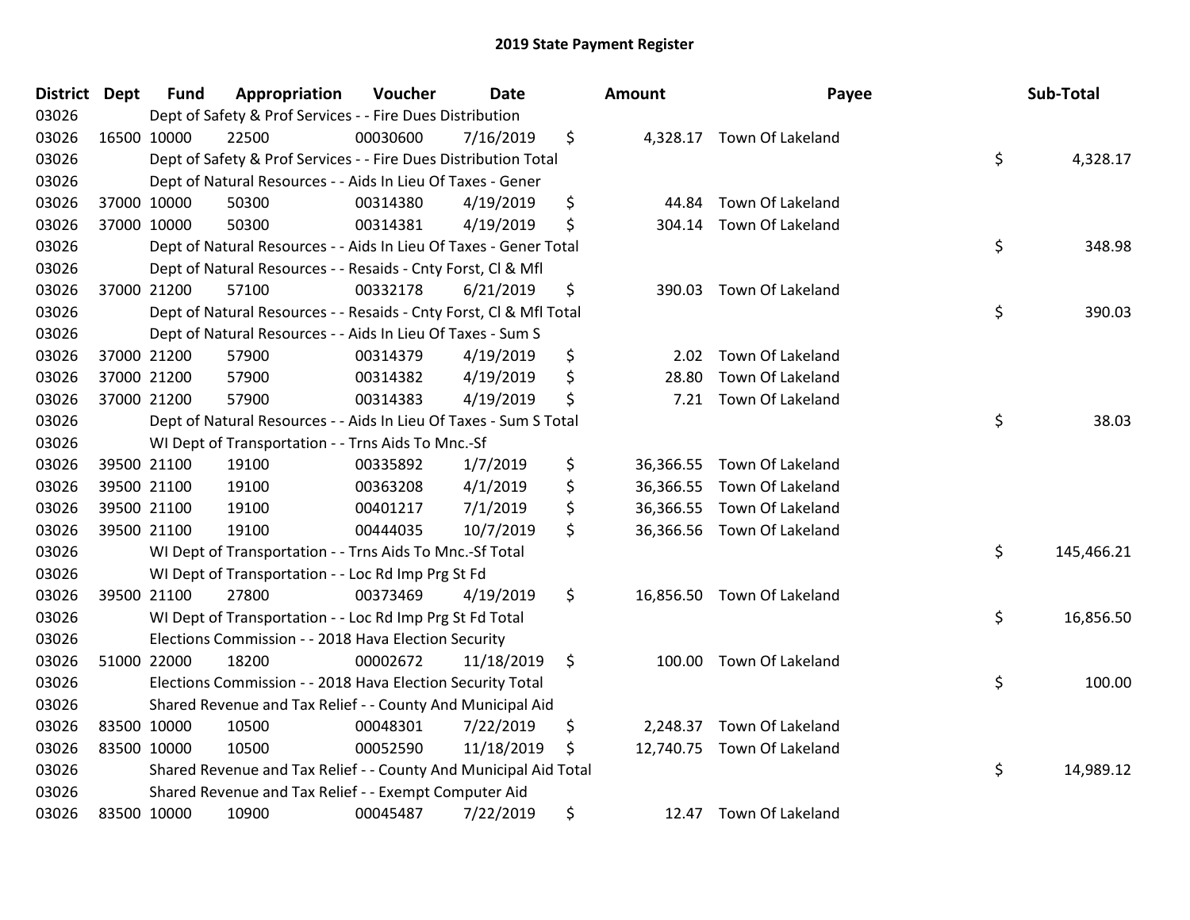# 2019 State Payment Register

| District | Dept | Fund | Appropriation | Voucher | Date | Amount | Payee | Sub-Total |
|---|---|---|---|---|---|---|---|---|
| 03026 | | Dept of Safety & Prof Services - - Fire Dues Distribution | | | | | | |
| 03026 | 16500 | 10000 | 22500 | 00030600 | 7/16/2019 | $ 4,328.17 | Town Of Lakeland | |
| 03026 | | Dept of Safety & Prof Services - - Fire Dues Distribution Total | | | | | | $ 4,328.17 |
| 03026 | | Dept of Natural Resources - - Aids In Lieu Of Taxes - Gener | | | | | | |
| 03026 | 37000 | 10000 | 50300 | 00314380 | 4/19/2019 | $ 44.84 | Town Of Lakeland | |
| 03026 | 37000 | 10000 | 50300 | 00314381 | 4/19/2019 | $ 304.14 | Town Of Lakeland | |
| 03026 | | Dept of Natural Resources - - Aids In Lieu Of Taxes - Gener Total | | | | | | $ 348.98 |
| 03026 | | Dept of Natural Resources - - Resaids - Cnty Forst, Cl & Mfl | | | | | | |
| 03026 | 37000 | 21200 | 57100 | 00332178 | 6/21/2019 | $ 390.03 | Town Of Lakeland | |
| 03026 | | Dept of Natural Resources - - Resaids - Cnty Forst, Cl & Mfl Total | | | | | | $ 390.03 |
| 03026 | | Dept of Natural Resources - - Aids In Lieu Of Taxes - Sum S | | | | | | |
| 03026 | 37000 | 21200 | 57900 | 00314379 | 4/19/2019 | $ 2.02 | Town Of Lakeland | |
| 03026 | 37000 | 21200 | 57900 | 00314382 | 4/19/2019 | $ 28.80 | Town Of Lakeland | |
| 03026 | 37000 | 21200 | 57900 | 00314383 | 4/19/2019 | $ 7.21 | Town Of Lakeland | |
| 03026 | | Dept of Natural Resources - - Aids In Lieu Of Taxes - Sum S Total | | | | | | $ 38.03 |
| 03026 | | WI Dept of Transportation - - Trns Aids To Mnc.-Sf | | | | | | |
| 03026 | 39500 | 21100 | 19100 | 00335892 | 1/7/2019 | $ 36,366.55 | Town Of Lakeland | |
| 03026 | 39500 | 21100 | 19100 | 00363208 | 4/1/2019 | $ 36,366.55 | Town Of Lakeland | |
| 03026 | 39500 | 21100 | 19100 | 00401217 | 7/1/2019 | $ 36,366.55 | Town Of Lakeland | |
| 03026 | 39500 | 21100 | 19100 | 00444035 | 10/7/2019 | $ 36,366.56 | Town Of Lakeland | |
| 03026 | | WI Dept of Transportation - - Trns Aids To Mnc.-Sf Total | | | | | | $ 145,466.21 |
| 03026 | | WI Dept of Transportation - - Loc Rd Imp Prg St Fd | | | | | | |
| 03026 | 39500 | 21100 | 27800 | 00373469 | 4/19/2019 | $ 16,856.50 | Town Of Lakeland | |
| 03026 | | WI Dept of Transportation - - Loc Rd Imp Prg St Fd Total | | | | | | $ 16,856.50 |
| 03026 | | Elections Commission - - 2018 Hava Election Security | | | | | | |
| 03026 | 51000 | 22000 | 18200 | 00002672 | 11/18/2019 | $ 100.00 | Town Of Lakeland | |
| 03026 | | Elections Commission - - 2018 Hava Election Security Total | | | | | | $ 100.00 |
| 03026 | | Shared Revenue and Tax Relief - - County And Municipal Aid | | | | | | |
| 03026 | 83500 | 10000 | 10500 | 00048301 | 7/22/2019 | $ 2,248.37 | Town Of Lakeland | |
| 03026 | 83500 | 10000 | 10500 | 00052590 | 11/18/2019 | $ 12,740.75 | Town Of Lakeland | |
| 03026 | | Shared Revenue and Tax Relief - - County And Municipal Aid Total | | | | | | $ 14,989.12 |
| 03026 | | Shared Revenue and Tax Relief - - Exempt Computer Aid | | | | | | |
| 03026 | 83500 | 10000 | 10900 | 00045487 | 7/22/2019 | $ 12.47 | Town Of Lakeland | |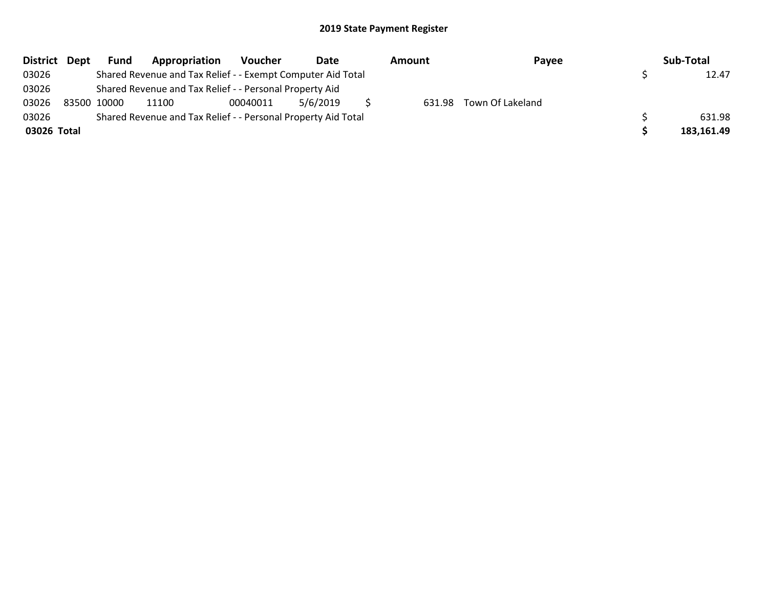# 2019 State Payment Register

| District | Dept | Fund | Appropriation | Voucher | Date | Amount | Payee | Sub-Total |
|---|---|---|---|---|---|---|---|---|
| 03026 | | Shared Revenue and Tax Relief - - Exempt Computer Aid Total | | | | | | $ 12.47 |
| 03026 | | Shared Revenue and Tax Relief - - Personal Property Aid | | | | | | |
| 03026 | 83500 | 10000 | 11100 | 00040011 | 5/6/2019 | $ 631.98 | Town Of Lakeland | |
| 03026 | | Shared Revenue and Tax Relief - - Personal Property Aid Total | | | | | | $ 631.98 |
| **03026 Total** | | | | | | | | **$ 183,161.49** |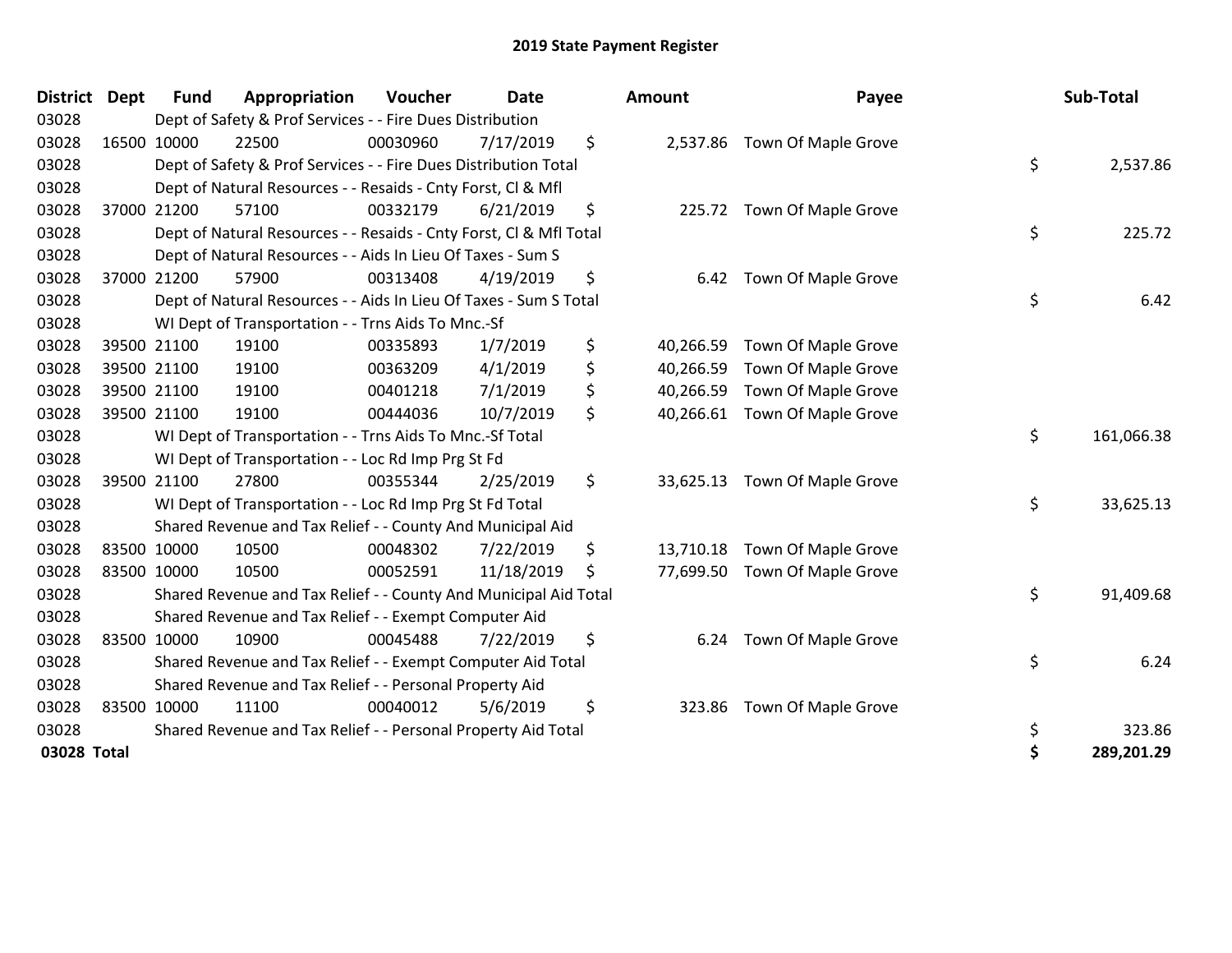# 2019 State Payment Register

| District | Dept | Fund | Appropriation | Voucher | Date | Amount | Payee | Sub-Total |
|---|---|---|---|---|---|---|---|---|
| 03028 | | Dept of Safety & Prof Services - - Fire Dues Distribution | | | | | | |
| 03028 | 16500 | 10000 | 22500 | 00030960 | 7/17/2019 | $ 2,537.86 | Town Of Maple Grove | |
| 03028 | | Dept of Safety & Prof Services - - Fire Dues Distribution Total | | | | | | $ 2,537.86 |
| 03028 | | Dept of Natural Resources - - Resaids - Cnty Forst, Cl & Mfl | | | | | | |
| 03028 | 37000 | 21200 | 57100 | 00332179 | 6/21/2019 | $ 225.72 | Town Of Maple Grove | |
| 03028 | | Dept of Natural Resources - - Resaids - Cnty Forst, Cl & Mfl Total | | | | | | $ 225.72 |
| 03028 | | Dept of Natural Resources - - Aids In Lieu Of Taxes - Sum S | | | | | | |
| 03028 | 37000 | 21200 | 57900 | 00313408 | 4/19/2019 | $ 6.42 | Town Of Maple Grove | |
| 03028 | | Dept of Natural Resources - - Aids In Lieu Of Taxes - Sum S Total | | | | | | $ 6.42 |
| 03028 | | WI Dept of Transportation - - Trns Aids To Mnc.-Sf | | | | | | |
| 03028 | 39500 | 21100 | 19100 | 00335893 | 1/7/2019 | $ 40,266.59 | Town Of Maple Grove | |
| 03028 | 39500 | 21100 | 19100 | 00363209 | 4/1/2019 | $ 40,266.59 | Town Of Maple Grove | |
| 03028 | 39500 | 21100 | 19100 | 00401218 | 7/1/2019 | $ 40,266.59 | Town Of Maple Grove | |
| 03028 | 39500 | 21100 | 19100 | 00444036 | 10/7/2019 | $ 40,266.61 | Town Of Maple Grove | |
| 03028 | | WI Dept of Transportation - - Trns Aids To Mnc.-Sf Total | | | | | | $ 161,066.38 |
| 03028 | | WI Dept of Transportation - - Loc Rd Imp Prg St Fd | | | | | | |
| 03028 | 39500 | 21100 | 27800 | 00355344 | 2/25/2019 | $ 33,625.13 | Town Of Maple Grove | |
| 03028 | | WI Dept of Transportation - - Loc Rd Imp Prg St Fd Total | | | | | | $ 33,625.13 |
| 03028 | | Shared Revenue and Tax Relief - - County And Municipal Aid | | | | | | |
| 03028 | 83500 | 10000 | 10500 | 00048302 | 7/22/2019 | $ 13,710.18 | Town Of Maple Grove | |
| 03028 | 83500 | 10000 | 10500 | 00052591 | 11/18/2019 | $ 77,699.50 | Town Of Maple Grove | |
| 03028 | | Shared Revenue and Tax Relief - - County And Municipal Aid Total | | | | | | $ 91,409.68 |
| 03028 | | Shared Revenue and Tax Relief - - Exempt Computer Aid | | | | | | |
| 03028 | 83500 | 10000 | 10900 | 00045488 | 7/22/2019 | $ 6.24 | Town Of Maple Grove | |
| 03028 | | Shared Revenue and Tax Relief - - Exempt Computer Aid Total | | | | | | $ 6.24 |
| 03028 | | Shared Revenue and Tax Relief - - Personal Property Aid | | | | | | |
| 03028 | 83500 | 10000 | 11100 | 00040012 | 5/6/2019 | $ 323.86 | Town Of Maple Grove | |
| 03028 | | Shared Revenue and Tax Relief - - Personal Property Aid Total | | | | | | $ 323.86 |
| **03028 Total** | | | | | | | | **$ 289,201.29** |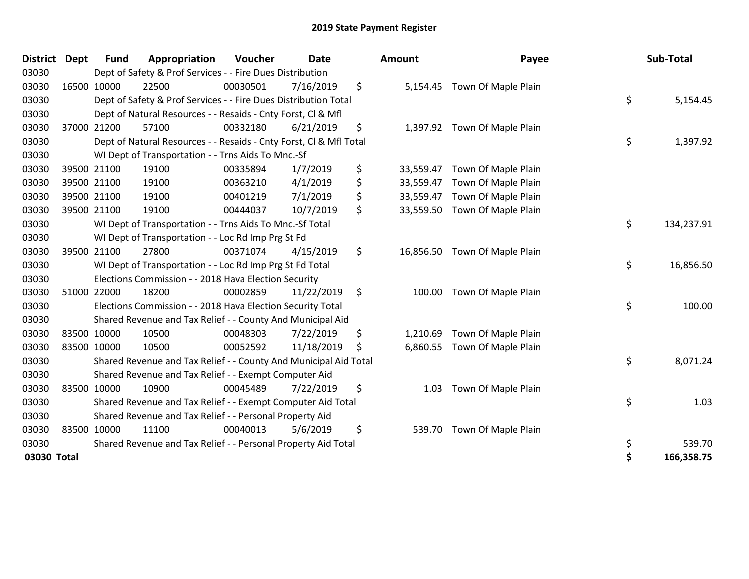# 2019 State Payment Register

| District | Dept | Fund | Appropriation | Voucher | Date | Amount | Payee | Sub-Total |
|---|---|---|---|---|---|---|---|---|
| 03030 | | Dept of Safety & Prof Services - - Fire Dues Distribution | | | | | | |
| 03030 | 16500 | 10000 | 22500 | 00030501 | 7/16/2019 | $ 5,154.45 | Town Of Maple Plain | |
| 03030 | | Dept of Safety & Prof Services - - Fire Dues Distribution Total | | | | | | $ 5,154.45 |
| 03030 | | Dept of Natural Resources - - Resaids - Cnty Forst, Cl & Mfl | | | | | | |
| 03030 | 37000 | 21200 | 57100 | 00332180 | 6/21/2019 | $ 1,397.92 | Town Of Maple Plain | |
| 03030 | | Dept of Natural Resources - - Resaids - Cnty Forst, Cl & Mfl Total | | | | | | $ 1,397.92 |
| 03030 | | WI Dept of Transportation - - Trns Aids To Mnc.-Sf | | | | | | |
| 03030 | 39500 | 21100 | 19100 | 00335894 | 1/7/2019 | $ 33,559.47 | Town Of Maple Plain | |
| 03030 | 39500 | 21100 | 19100 | 00363210 | 4/1/2019 | $ 33,559.47 | Town Of Maple Plain | |
| 03030 | 39500 | 21100 | 19100 | 00401219 | 7/1/2019 | $ 33,559.47 | Town Of Maple Plain | |
| 03030 | 39500 | 21100 | 19100 | 00444037 | 10/7/2019 | $ 33,559.50 | Town Of Maple Plain | |
| 03030 | | WI Dept of Transportation - - Trns Aids To Mnc.-Sf Total | | | | | | $ 134,237.91 |
| 03030 | | WI Dept of Transportation - - Loc Rd Imp Prg St Fd | | | | | | |
| 03030 | 39500 | 21100 | 27800 | 00371074 | 4/15/2019 | $ 16,856.50 | Town Of Maple Plain | |
| 03030 | | WI Dept of Transportation - - Loc Rd Imp Prg St Fd Total | | | | | | $ 16,856.50 |
| 03030 | | Elections Commission - - 2018 Hava Election Security | | | | | | |
| 03030 | 51000 | 22000 | 18200 | 00002859 | 11/22/2019 | $ 100.00 | Town Of Maple Plain | |
| 03030 | | Elections Commission - - 2018 Hava Election Security Total | | | | | | $ 100.00 |
| 03030 | | Shared Revenue and Tax Relief - - County And Municipal Aid | | | | | | |
| 03030 | 83500 | 10000 | 10500 | 00048303 | 7/22/2019 | $ 1,210.69 | Town Of Maple Plain | |
| 03030 | 83500 | 10000 | 10500 | 00052592 | 11/18/2019 | $ 6,860.55 | Town Of Maple Plain | |
| 03030 | | Shared Revenue and Tax Relief - - County And Municipal Aid Total | | | | | | $ 8,071.24 |
| 03030 | | Shared Revenue and Tax Relief - - Exempt Computer Aid | | | | | | |
| 03030 | 83500 | 10000 | 10900 | 00045489 | 7/22/2019 | $ 1.03 | Town Of Maple Plain | |
| 03030 | | Shared Revenue and Tax Relief - - Exempt Computer Aid Total | | | | | | $ 1.03 |
| 03030 | | Shared Revenue and Tax Relief - - Personal Property Aid | | | | | | |
| 03030 | 83500 | 10000 | 11100 | 00040013 | 5/6/2019 | $ 539.70 | Town Of Maple Plain | |
| 03030 | | Shared Revenue and Tax Relief - - Personal Property Aid Total | | | | | | $ 539.70 |
| **03030 Total** | | | | | | | | **$ 166,358.75** |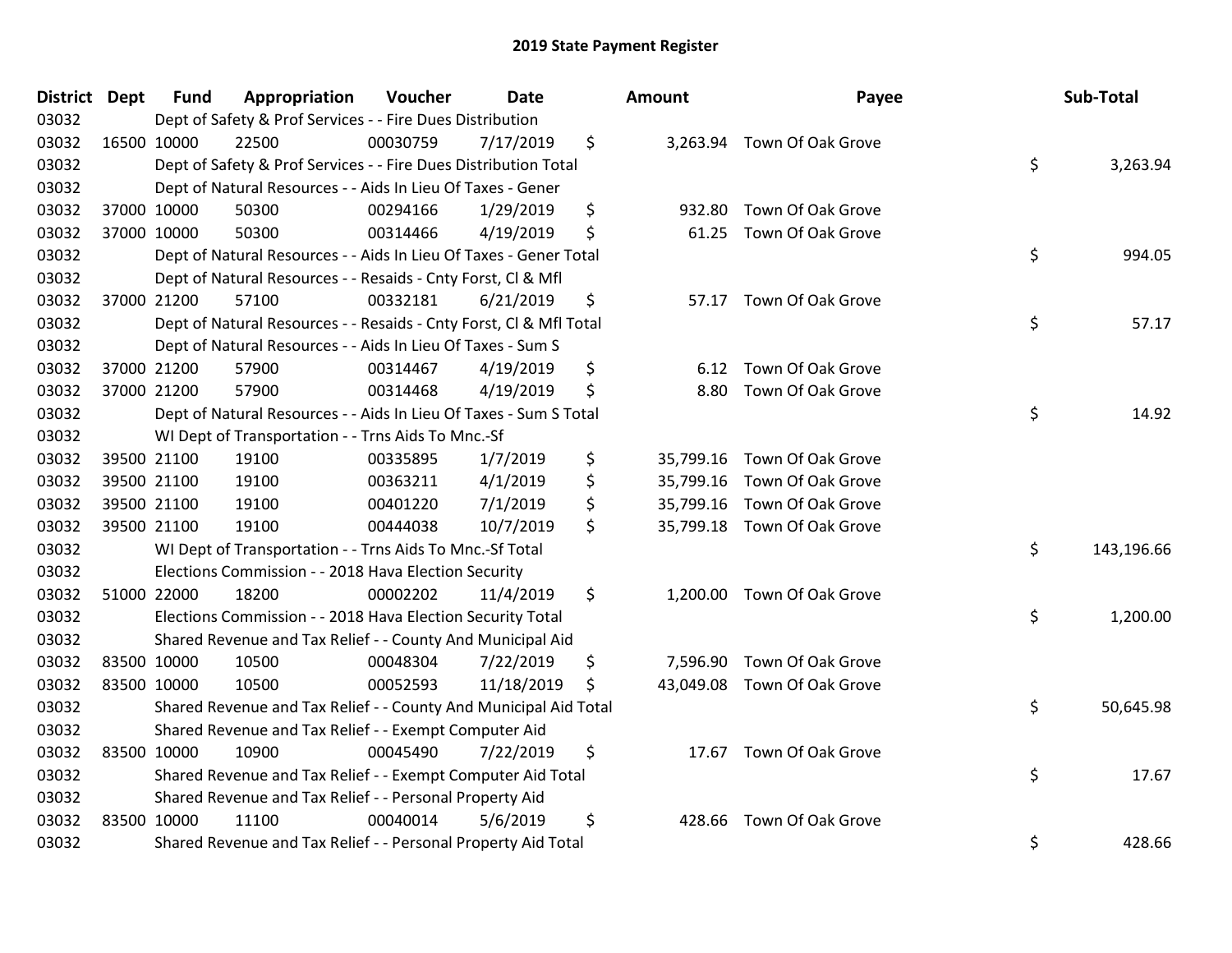# 2019 State Payment Register

| District | Dept | Fund | Appropriation | Voucher | Date | Amount | Payee | Sub-Total |
|---|---|---|---|---|---|---|---|---|
| 03032 | | Dept of Safety & Prof Services - - Fire Dues Distribution | | | | | | |
| 03032 | 16500 | 10000 | 22500 | 00030759 | 7/17/2019 | $ 3,263.94 | Town Of Oak Grove | |
| 03032 | | Dept of Safety & Prof Services - - Fire Dues Distribution Total | | | | | | $ 3,263.94 |
| 03032 | | Dept of Natural Resources - - Aids In Lieu Of Taxes - Gener | | | | | | |
| 03032 | 37000 | 10000 | 50300 | 00294166 | 1/29/2019 | $ 932.80 | Town Of Oak Grove | |
| 03032 | 37000 | 10000 | 50300 | 00314466 | 4/19/2019 | $ 61.25 | Town Of Oak Grove | |
| 03032 | | Dept of Natural Resources - - Aids In Lieu Of Taxes - Gener Total | | | | | | $ 994.05 |
| 03032 | | Dept of Natural Resources - - Resaids - Cnty Forst, Cl & Mfl | | | | | | |
| 03032 | 37000 | 21200 | 57100 | 00332181 | 6/21/2019 | $ 57.17 | Town Of Oak Grove | |
| 03032 | | Dept of Natural Resources - - Resaids - Cnty Forst, Cl & Mfl Total | | | | | | $ 57.17 |
| 03032 | | Dept of Natural Resources - - Aids In Lieu Of Taxes - Sum S | | | | | | |
| 03032 | 37000 | 21200 | 57900 | 00314467 | 4/19/2019 | $ 6.12 | Town Of Oak Grove | |
| 03032 | 37000 | 21200 | 57900 | 00314468 | 4/19/2019 | $ 8.80 | Town Of Oak Grove | |
| 03032 | | Dept of Natural Resources - - Aids In Lieu Of Taxes - Sum S Total | | | | | | $ 14.92 |
| 03032 | | WI Dept of Transportation - - Trns Aids To Mnc.-Sf | | | | | | |
| 03032 | 39500 | 21100 | 19100 | 00335895 | 1/7/2019 | $ 35,799.16 | Town Of Oak Grove | |
| 03032 | 39500 | 21100 | 19100 | 00363211 | 4/1/2019 | $ 35,799.16 | Town Of Oak Grove | |
| 03032 | 39500 | 21100 | 19100 | 00401220 | 7/1/2019 | $ 35,799.16 | Town Of Oak Grove | |
| 03032 | 39500 | 21100 | 19100 | 00444038 | 10/7/2019 | $ 35,799.18 | Town Of Oak Grove | |
| 03032 | | WI Dept of Transportation - - Trns Aids To Mnc.-Sf Total | | | | | | $ 143,196.66 |
| 03032 | | Elections Commission - - 2018 Hava Election Security | | | | | | |
| 03032 | 51000 | 22000 | 18200 | 00002202 | 11/4/2019 | $ 1,200.00 | Town Of Oak Grove | |
| 03032 | | Elections Commission - - 2018 Hava Election Security Total | | | | | | $ 1,200.00 |
| 03032 | | Shared Revenue and Tax Relief - - County And Municipal Aid | | | | | | |
| 03032 | 83500 | 10000 | 10500 | 00048304 | 7/22/2019 | $ 7,596.90 | Town Of Oak Grove | |
| 03032 | 83500 | 10000 | 10500 | 00052593 | 11/18/2019 | $ 43,049.08 | Town Of Oak Grove | |
| 03032 | | Shared Revenue and Tax Relief - - County And Municipal Aid Total | | | | | | $ 50,645.98 |
| 03032 | | Shared Revenue and Tax Relief - - Exempt Computer Aid | | | | | | |
| 03032 | 83500 | 10000 | 10900 | 00045490 | 7/22/2019 | $ 17.67 | Town Of Oak Grove | |
| 03032 | | Shared Revenue and Tax Relief - - Exempt Computer Aid Total | | | | | | $ 17.67 |
| 03032 | | Shared Revenue and Tax Relief - - Personal Property Aid | | | | | | |
| 03032 | 83500 | 10000 | 11100 | 00040014 | 5/6/2019 | $ 428.66 | Town Of Oak Grove | |
| 03032 | | Shared Revenue and Tax Relief - - Personal Property Aid Total | | | | | | $ 428.66 |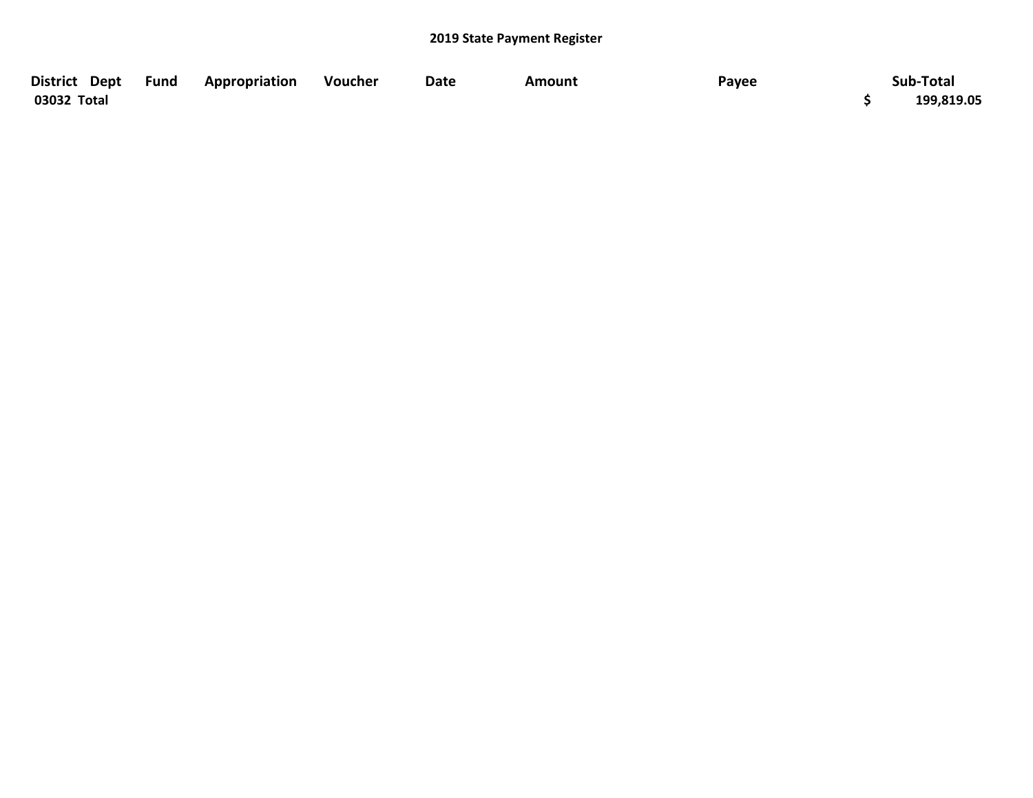## 2019 State Payment Register

| District | Dept | Fund | Appropriation | Voucher | Date | Amount | Payee | Sub-Total |
|---|---|---|---|---|---|---|---|---|
| 03032 Total | | | | | | | | $ 199,819.05 |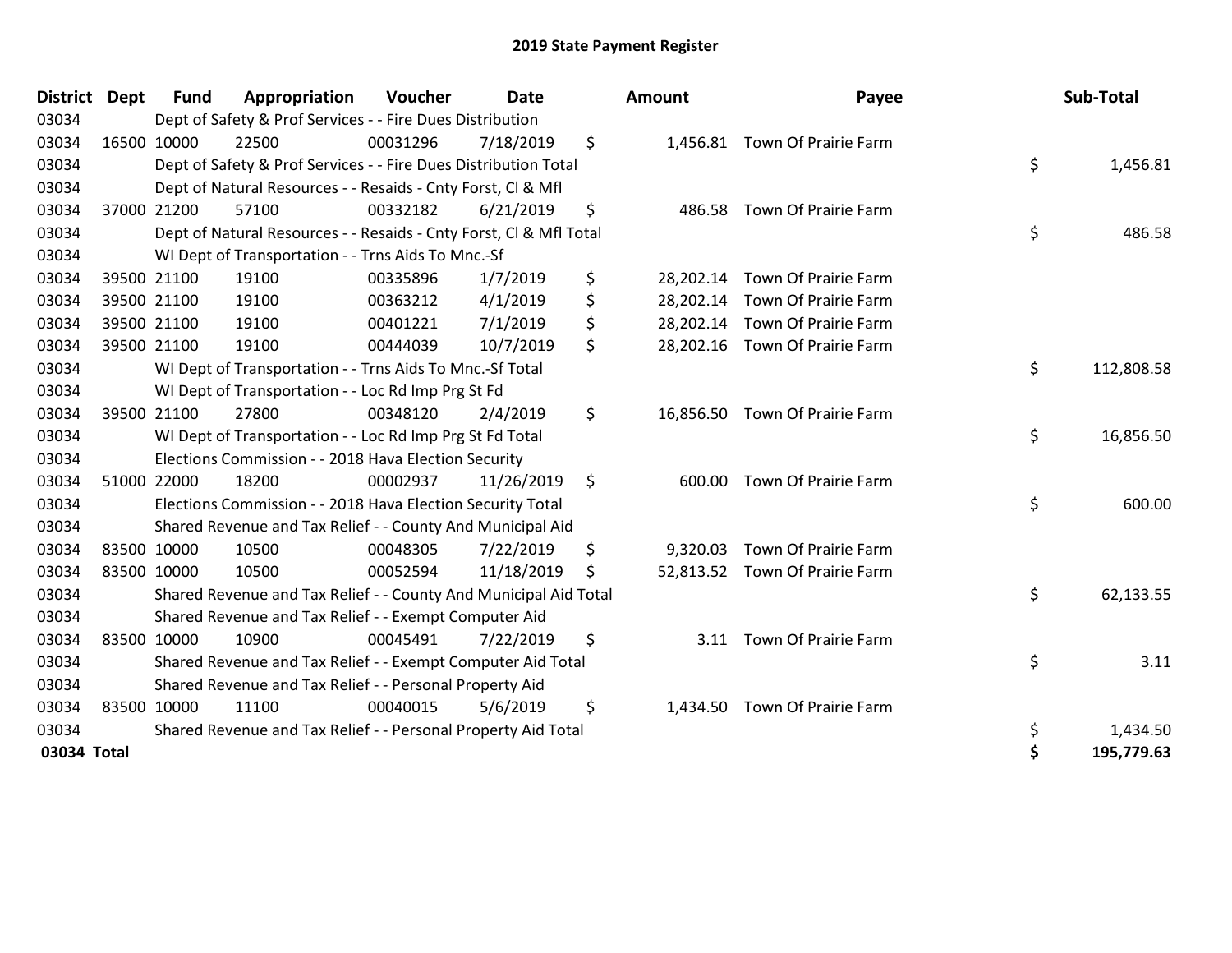# 2019 State Payment Register

| District | Dept | Fund | Appropriation | Voucher | Date | Amount | Payee | Sub-Total |
|---|---|---|---|---|---|---|---|---|
| 03034 | | Dept of Safety & Prof Services - - Fire Dues Distribution | | | | | | |
| 03034 | 16500 | 10000 | 22500 | 00031296 | 7/18/2019 | $ 1,456.81 | Town Of Prairie Farm | |
| 03034 | | Dept of Safety & Prof Services - - Fire Dues Distribution Total | | | | | | $ 1,456.81 |
| 03034 | | Dept of Natural Resources - - Resaids - Cnty Forst, Cl & Mfl | | | | | | |
| 03034 | 37000 | 21200 | 57100 | 00332182 | 6/21/2019 | $ 486.58 | Town Of Prairie Farm | |
| 03034 | | Dept of Natural Resources - - Resaids - Cnty Forst, Cl & Mfl Total | | | | | | $ 486.58 |
| 03034 | | WI Dept of Transportation - - Trns Aids To Mnc.-Sf | | | | | | |
| 03034 | 39500 | 21100 | 19100 | 00335896 | 1/7/2019 | $ 28,202.14 | Town Of Prairie Farm | |
| 03034 | 39500 | 21100 | 19100 | 00363212 | 4/1/2019 | $ 28,202.14 | Town Of Prairie Farm | |
| 03034 | 39500 | 21100 | 19100 | 00401221 | 7/1/2019 | $ 28,202.14 | Town Of Prairie Farm | |
| 03034 | 39500 | 21100 | 19100 | 00444039 | 10/7/2019 | $ 28,202.16 | Town Of Prairie Farm | |
| 03034 | | WI Dept of Transportation - - Trns Aids To Mnc.-Sf Total | | | | | | $ 112,808.58 |
| 03034 | | WI Dept of Transportation - - Loc Rd Imp Prg St Fd | | | | | | |
| 03034 | 39500 | 21100 | 27800 | 00348120 | 2/4/2019 | $ 16,856.50 | Town Of Prairie Farm | |
| 03034 | | WI Dept of Transportation - - Loc Rd Imp Prg St Fd Total | | | | | | $ 16,856.50 |
| 03034 | | Elections Commission - - 2018 Hava Election Security | | | | | | |
| 03034 | 51000 | 22000 | 18200 | 00002937 | 11/26/2019 | $ 600.00 | Town Of Prairie Farm | |
| 03034 | | Elections Commission - - 2018 Hava Election Security Total | | | | | | $ 600.00 |
| 03034 | | Shared Revenue and Tax Relief - - County And Municipal Aid | | | | | | |
| 03034 | 83500 | 10000 | 10500 | 00048305 | 7/22/2019 | $ 9,320.03 | Town Of Prairie Farm | |
| 03034 | 83500 | 10000 | 10500 | 00052594 | 11/18/2019 | $ 52,813.52 | Town Of Prairie Farm | |
| 03034 | | Shared Revenue and Tax Relief - - County And Municipal Aid Total | | | | | | $ 62,133.55 |
| 03034 | | Shared Revenue and Tax Relief - - Exempt Computer Aid | | | | | | |
| 03034 | 83500 | 10000 | 10900 | 00045491 | 7/22/2019 | $ 3.11 | Town Of Prairie Farm | |
| 03034 | | Shared Revenue and Tax Relief - - Exempt Computer Aid Total | | | | | | $ 3.11 |
| 03034 | | Shared Revenue and Tax Relief - - Personal Property Aid | | | | | | |
| 03034 | 83500 | 10000 | 11100 | 00040015 | 5/6/2019 | $ 1,434.50 | Town Of Prairie Farm | |
| 03034 | | Shared Revenue and Tax Relief - - Personal Property Aid Total | | | | | | $ 1,434.50 |
| **03034 Total** | | | | | | | | **$ 195,779.63** |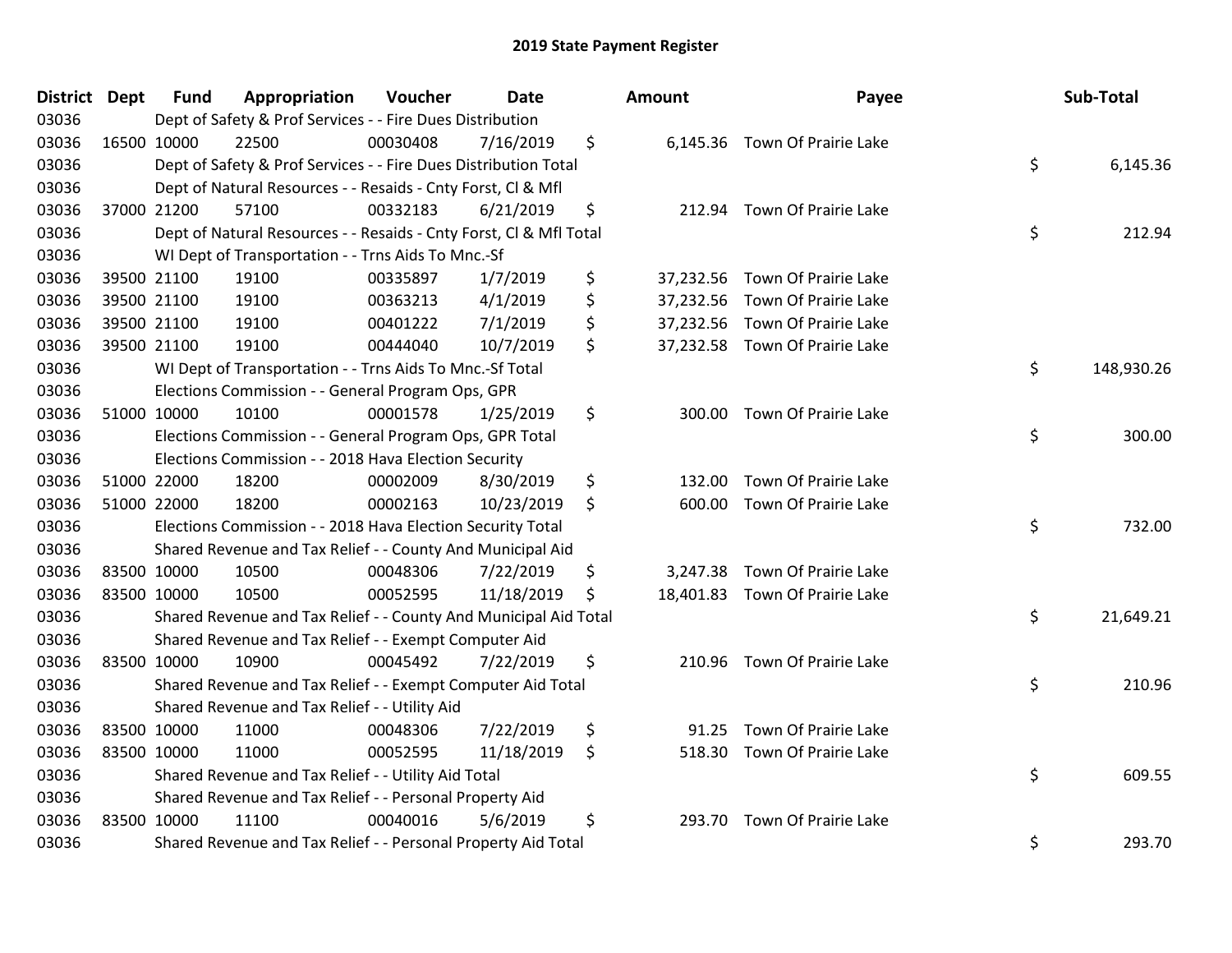# 2019 State Payment Register

| District | Dept | Fund | Appropriation | Voucher | Date | Amount | Payee | Sub-Total |
|---|---|---|---|---|---|---|---|---|
| 03036 | | Dept of Safety & Prof Services - - Fire Dues Distribution | | | | | | |
| 03036 | 16500 | 10000 | 22500 | 00030408 | 7/16/2019 | $ 6,145.36 | Town Of Prairie Lake | |
| 03036 | | Dept of Safety & Prof Services - - Fire Dues Distribution Total | | | | | | $ 6,145.36 |
| 03036 | | Dept of Natural Resources - - Resaids - Cnty Forst, Cl & Mfl | | | | | | |
| 03036 | 37000 | 21200 | 57100 | 00332183 | 6/21/2019 | $ 212.94 | Town Of Prairie Lake | |
| 03036 | | Dept of Natural Resources - - Resaids - Cnty Forst, Cl & Mfl Total | | | | | | $ 212.94 |
| 03036 | | WI Dept of Transportation - - Trns Aids To Mnc.-Sf | | | | | | |
| 03036 | 39500 | 21100 | 19100 | 00335897 | 1/7/2019 | $ 37,232.56 | Town Of Prairie Lake | |
| 03036 | 39500 | 21100 | 19100 | 00363213 | 4/1/2019 | $ 37,232.56 | Town Of Prairie Lake | |
| 03036 | 39500 | 21100 | 19100 | 00401222 | 7/1/2019 | $ 37,232.56 | Town Of Prairie Lake | |
| 03036 | 39500 | 21100 | 19100 | 00444040 | 10/7/2019 | $ 37,232.58 | Town Of Prairie Lake | |
| 03036 | | WI Dept of Transportation - - Trns Aids To Mnc.-Sf Total | | | | | | $ 148,930.26 |
| 03036 | | Elections Commission - - General Program Ops, GPR | | | | | | |
| 03036 | 51000 | 10000 | 10100 | 00001578 | 1/25/2019 | $ 300.00 | Town Of Prairie Lake | |
| 03036 | | Elections Commission - - General Program Ops, GPR Total | | | | | | $ 300.00 |
| 03036 | | Elections Commission - - 2018 Hava Election Security | | | | | | |
| 03036 | 51000 | 22000 | 18200 | 00002009 | 8/30/2019 | $ 132.00 | Town Of Prairie Lake | |
| 03036 | 51000 | 22000 | 18200 | 00002163 | 10/23/2019 | $ 600.00 | Town Of Prairie Lake | |
| 03036 | | Elections Commission - - 2018 Hava Election Security Total | | | | | | $ 732.00 |
| 03036 | | Shared Revenue and Tax Relief - - County And Municipal Aid | | | | | | |
| 03036 | 83500 | 10000 | 10500 | 00048306 | 7/22/2019 | $ 3,247.38 | Town Of Prairie Lake | |
| 03036 | 83500 | 10000 | 10500 | 00052595 | 11/18/2019 | $ 18,401.83 | Town Of Prairie Lake | |
| 03036 | | Shared Revenue and Tax Relief - - County And Municipal Aid Total | | | | | | $ 21,649.21 |
| 03036 | | Shared Revenue and Tax Relief - - Exempt Computer Aid | | | | | | |
| 03036 | 83500 | 10000 | 10900 | 00045492 | 7/22/2019 | $ 210.96 | Town Of Prairie Lake | |
| 03036 | | Shared Revenue and Tax Relief - - Exempt Computer Aid Total | | | | | | $ 210.96 |
| 03036 | | Shared Revenue and Tax Relief - - Utility Aid | | | | | | |
| 03036 | 83500 | 10000 | 11000 | 00048306 | 7/22/2019 | $ 91.25 | Town Of Prairie Lake | |
| 03036 | 83500 | 10000 | 11000 | 00052595 | 11/18/2019 | $ 518.30 | Town Of Prairie Lake | |
| 03036 | | Shared Revenue and Tax Relief - - Utility Aid Total | | | | | | $ 609.55 |
| 03036 | | Shared Revenue and Tax Relief - - Personal Property Aid | | | | | | |
| 03036 | 83500 | 10000 | 11100 | 00040016 | 5/6/2019 | $ 293.70 | Town Of Prairie Lake | |
| 03036 | | Shared Revenue and Tax Relief - - Personal Property Aid Total | | | | | | $ 293.70 |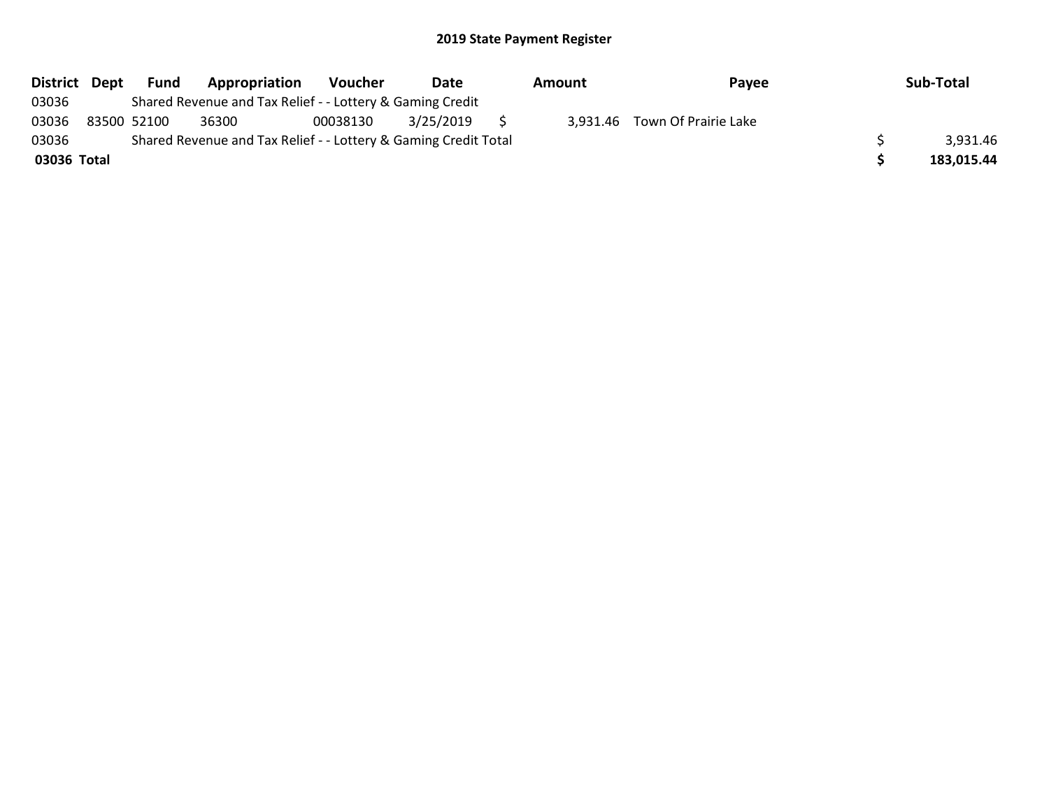## 2019 State Payment Register

| District | Dept | Fund | Appropriation | Voucher | Date | Amount | Payee | Sub-Total |
|---|---|---|---|---|---|---|---|---|
| 03036 | | Shared Revenue and Tax Relief - - Lottery & Gaming Credit | | | | | | |
| 03036 | 83500 | 52100 | 36300 | 00038130 | 3/25/2019 | $ 3,931.46 | Town Of Prairie Lake | |
| 03036 | | Shared Revenue and Tax Relief - - Lottery & Gaming Credit Total | | | | | | $ 3,931.46 |
| **03036 Total** | | | | | | | | **$ 183,015.44** |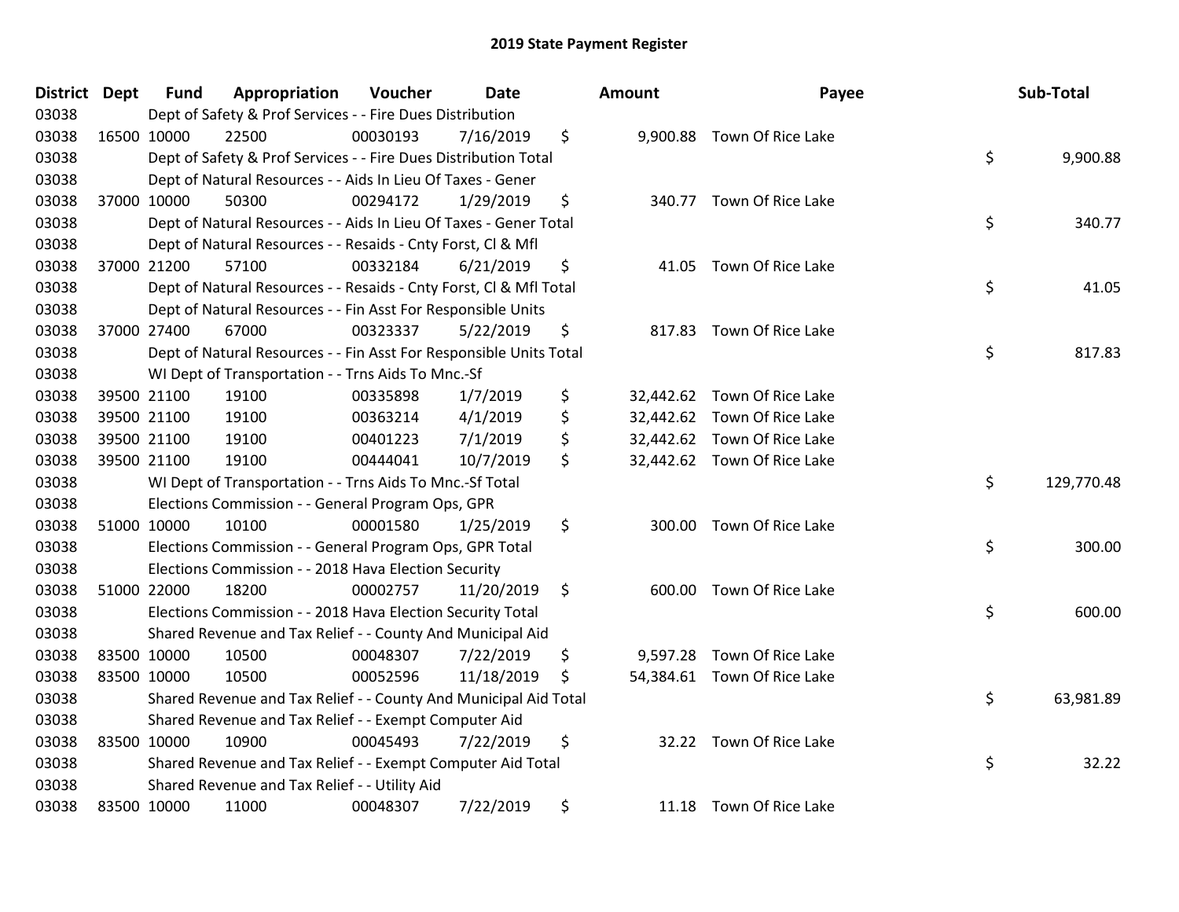# 2019 State Payment Register

| District | Dept | Fund | Appropriation | Voucher | Date | Amount | Payee | Sub-Total |
|---|---|---|---|---|---|---|---|---|
| 03038 | | Dept of Safety & Prof Services - - Fire Dues Distribution | | | | | | |
| 03038 | 16500 | 10000 | 22500 | 00030193 | 7/16/2019 | $ 9,900.88 | Town Of Rice Lake | |
| 03038 | | Dept of Safety & Prof Services - - Fire Dues Distribution Total | | | | | | $ 9,900.88 |
| 03038 | | Dept of Natural Resources - - Aids In Lieu Of Taxes - Gener | | | | | | |
| 03038 | 37000 | 10000 | 50300 | 00294172 | 1/29/2019 | $ 340.77 | Town Of Rice Lake | |
| 03038 | | Dept of Natural Resources - - Aids In Lieu Of Taxes - Gener Total | | | | | | $ 340.77 |
| 03038 | | Dept of Natural Resources - - Resaids - Cnty Forst, Cl & Mfl | | | | | | |
| 03038 | 37000 | 21200 | 57100 | 00332184 | 6/21/2019 | $ 41.05 | Town Of Rice Lake | |
| 03038 | | Dept of Natural Resources - - Resaids - Cnty Forst, Cl & Mfl Total | | | | | | $ 41.05 |
| 03038 | | Dept of Natural Resources - - Fin Asst For Responsible Units | | | | | | |
| 03038 | 37000 | 27400 | 67000 | 00323337 | 5/22/2019 | $ 817.83 | Town Of Rice Lake | |
| 03038 | | Dept of Natural Resources - - Fin Asst For Responsible Units Total | | | | | | $ 817.83 |
| 03038 | | WI Dept of Transportation - - Trns Aids To Mnc.-Sf | | | | | | |
| 03038 | 39500 | 21100 | 19100 | 00335898 | 1/7/2019 | $ 32,442.62 | Town Of Rice Lake | |
| 03038 | 39500 | 21100 | 19100 | 00363214 | 4/1/2019 | $ 32,442.62 | Town Of Rice Lake | |
| 03038 | 39500 | 21100 | 19100 | 00401223 | 7/1/2019 | $ 32,442.62 | Town Of Rice Lake | |
| 03038 | 39500 | 21100 | 19100 | 00444041 | 10/7/2019 | $ 32,442.62 | Town Of Rice Lake | |
| 03038 | | WI Dept of Transportation - - Trns Aids To Mnc.-Sf Total | | | | | | $ 129,770.48 |
| 03038 | | Elections Commission - - General Program Ops, GPR | | | | | | |
| 03038 | 51000 | 10000 | 10100 | 00001580 | 1/25/2019 | $ 300.00 | Town Of Rice Lake | |
| 03038 | | Elections Commission - - General Program Ops, GPR Total | | | | | | $ 300.00 |
| 03038 | | Elections Commission - - 2018 Hava Election Security | | | | | | |
| 03038 | 51000 | 22000 | 18200 | 00002757 | 11/20/2019 | $ 600.00 | Town Of Rice Lake | |
| 03038 | | Elections Commission - - 2018 Hava Election Security Total | | | | | | $ 600.00 |
| 03038 | | Shared Revenue and Tax Relief - - County And Municipal Aid | | | | | | |
| 03038 | 83500 | 10000 | 10500 | 00048307 | 7/22/2019 | $ 9,597.28 | Town Of Rice Lake | |
| 03038 | 83500 | 10000 | 10500 | 00052596 | 11/18/2019 | $ 54,384.61 | Town Of Rice Lake | |
| 03038 | | Shared Revenue and Tax Relief - - County And Municipal Aid Total | | | | | | $ 63,981.89 |
| 03038 | | Shared Revenue and Tax Relief - - Exempt Computer Aid | | | | | | |
| 03038 | 83500 | 10000 | 10900 | 00045493 | 7/22/2019 | $ 32.22 | Town Of Rice Lake | |
| 03038 | | Shared Revenue and Tax Relief - - Exempt Computer Aid Total | | | | | | $ 32.22 |
| 03038 | | Shared Revenue and Tax Relief - - Utility Aid | | | | | | |
| 03038 | 83500 | 10000 | 11000 | 00048307 | 7/22/2019 | $ 11.18 | Town Of Rice Lake | |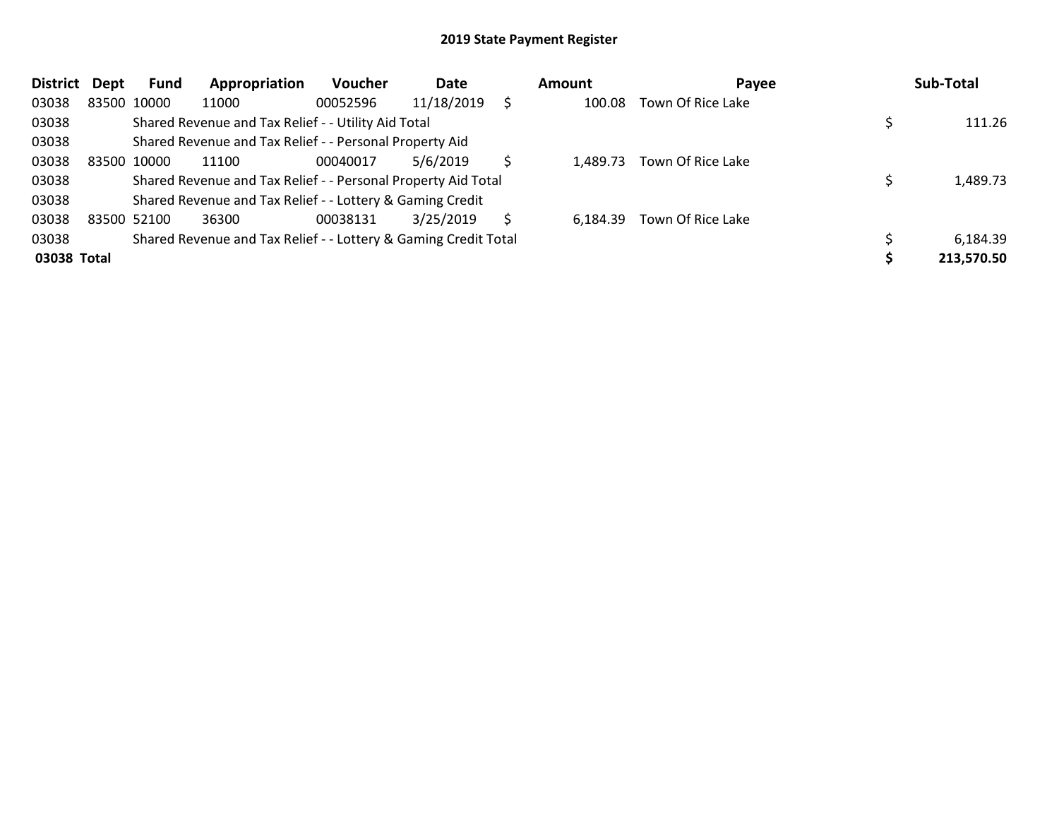## 2019 State Payment Register

| District | Dept | Fund | Appropriation | Voucher | Date | Amount | Payee | Sub-Total |
|---|---|---|---|---|---|---|---|---|
| 03038 | 83500 | 10000 | 11000 | 00052596 | 11/18/2019 | $ 100.08 | Town Of Rice Lake | |
| 03038 | | Shared Revenue and Tax Relief - - Utility Aid Total | | | | | | $ 111.26 |
| 03038 | | Shared Revenue and Tax Relief - - Personal Property Aid | | | | | | |
| 03038 | 83500 | 10000 | 11100 | 00040017 | 5/6/2019 | $ 1,489.73 | Town Of Rice Lake | |
| 03038 | | Shared Revenue and Tax Relief - - Personal Property Aid Total | | | | | | $ 1,489.73 |
| 03038 | | Shared Revenue and Tax Relief - - Lottery & Gaming Credit | | | | | | |
| 03038 | 83500 | 52100 | 36300 | 00038131 | 3/25/2019 | $ 6,184.39 | Town Of Rice Lake | |
| 03038 | | Shared Revenue and Tax Relief - - Lottery & Gaming Credit Total | | | | | | $ 6,184.39 |
| **03038 Total** | | | | | | | | **$ 213,570.50** |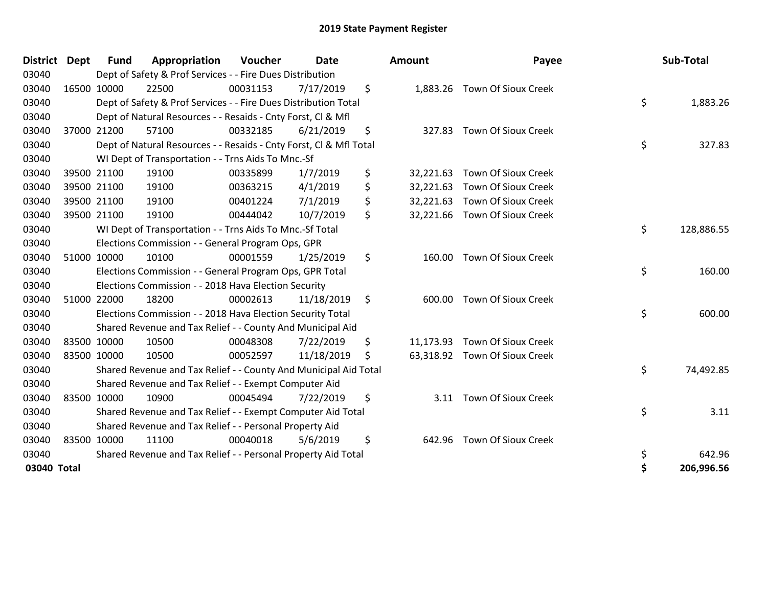# 2019 State Payment Register

| District | Dept | Fund | Appropriation | Voucher | Date | Amount | Payee | Sub-Total |
|---|---|---|---|---|---|---|---|---|
| 03040 | | Dept of Safety & Prof Services - - Fire Dues Distribution | | | | | | |
| 03040 | 16500 | 10000 | 22500 | 00031153 | 7/17/2019 | $ 1,883.26 | Town Of Sioux Creek | |
| 03040 | | Dept of Safety & Prof Services - - Fire Dues Distribution Total | | | | | | $ 1,883.26 |
| 03040 | | Dept of Natural Resources - - Resaids - Cnty Forst, Cl & Mfl | | | | | | |
| 03040 | 37000 | 21200 | 57100 | 00332185 | 6/21/2019 | $ 327.83 | Town Of Sioux Creek | |
| 03040 | | Dept of Natural Resources - - Resaids - Cnty Forst, Cl & Mfl Total | | | | | | $ 327.83 |
| 03040 | | WI Dept of Transportation - - Trns Aids To Mnc.-Sf | | | | | | |
| 03040 | 39500 | 21100 | 19100 | 00335899 | 1/7/2019 | $ 32,221.63 | Town Of Sioux Creek | |
| 03040 | 39500 | 21100 | 19100 | 00363215 | 4/1/2019 | $ 32,221.63 | Town Of Sioux Creek | |
| 03040 | 39500 | 21100 | 19100 | 00401224 | 7/1/2019 | $ 32,221.63 | Town Of Sioux Creek | |
| 03040 | 39500 | 21100 | 19100 | 00444042 | 10/7/2019 | $ 32,221.66 | Town Of Sioux Creek | |
| 03040 | | WI Dept of Transportation - - Trns Aids To Mnc.-Sf Total | | | | | | $ 128,886.55 |
| 03040 | | Elections Commission - - General Program Ops, GPR | | | | | | |
| 03040 | 51000 | 10000 | 10100 | 00001559 | 1/25/2019 | $ 160.00 | Town Of Sioux Creek | |
| 03040 | | Elections Commission - - General Program Ops, GPR Total | | | | | | $ 160.00 |
| 03040 | | Elections Commission - - 2018 Hava Election Security | | | | | | |
| 03040 | 51000 | 22000 | 18200 | 00002613 | 11/18/2019 | $ 600.00 | Town Of Sioux Creek | |
| 03040 | | Elections Commission - - 2018 Hava Election Security Total | | | | | | $ 600.00 |
| 03040 | | Shared Revenue and Tax Relief - - County And Municipal Aid | | | | | | |
| 03040 | 83500 | 10000 | 10500 | 00048308 | 7/22/2019 | $ 11,173.93 | Town Of Sioux Creek | |
| 03040 | 83500 | 10000 | 10500 | 00052597 | 11/18/2019 | $ 63,318.92 | Town Of Sioux Creek | |
| 03040 | | Shared Revenue and Tax Relief - - County And Municipal Aid Total | | | | | | $ 74,492.85 |
| 03040 | | Shared Revenue and Tax Relief - - Exempt Computer Aid | | | | | | |
| 03040 | 83500 | 10000 | 10900 | 00045494 | 7/22/2019 | $ 3.11 | Town Of Sioux Creek | |
| 03040 | | Shared Revenue and Tax Relief - - Exempt Computer Aid Total | | | | | | $ 3.11 |
| 03040 | | Shared Revenue and Tax Relief - - Personal Property Aid | | | | | | |
| 03040 | 83500 | 10000 | 11100 | 00040018 | 5/6/2019 | $ 642.96 | Town Of Sioux Creek | |
| 03040 | | Shared Revenue and Tax Relief - - Personal Property Aid Total | | | | | | $ 642.96 |
| **03040 Total** | | | | | | | | **$ 206,996.56** |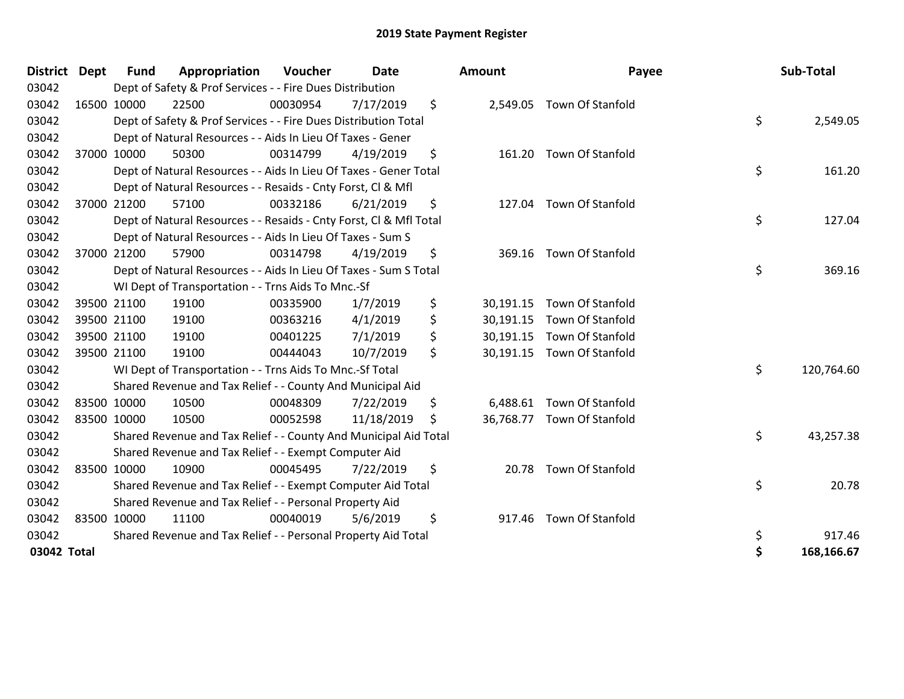# 2019 State Payment Register

| District | Dept | Fund | Appropriation | Voucher | Date | Amount | Payee | Sub-Total |
|---|---|---|---|---|---|---|---|---|
| 03042 | | Dept of Safety & Prof Services - - Fire Dues Distribution | | | | | | |
| 03042 | 16500 | 10000 | 22500 | 00030954 | 7/17/2019 | $ 2,549.05 | Town Of Stanfold | |
| 03042 | | Dept of Safety & Prof Services - - Fire Dues Distribution Total | | | | | | $ 2,549.05 |
| 03042 | | Dept of Natural Resources - - Aids In Lieu Of Taxes - Gener | | | | | | |
| 03042 | 37000 | 10000 | 50300 | 00314799 | 4/19/2019 | $ 161.20 | Town Of Stanfold | |
| 03042 | | Dept of Natural Resources - - Aids In Lieu Of Taxes - Gener Total | | | | | | $ 161.20 |
| 03042 | | Dept of Natural Resources - - Resaids - Cnty Forst, Cl & Mfl | | | | | | |
| 03042 | 37000 | 21200 | 57100 | 00332186 | 6/21/2019 | $ 127.04 | Town Of Stanfold | |
| 03042 | | Dept of Natural Resources - - Resaids - Cnty Forst, Cl & Mfl Total | | | | | | $ 127.04 |
| 03042 | | Dept of Natural Resources - - Aids In Lieu Of Taxes - Sum S | | | | | | |
| 03042 | 37000 | 21200 | 57900 | 00314798 | 4/19/2019 | $ 369.16 | Town Of Stanfold | |
| 03042 | | Dept of Natural Resources - - Aids In Lieu Of Taxes - Sum S Total | | | | | | $ 369.16 |
| 03042 | | WI Dept of Transportation - - Trns Aids To Mnc.-Sf | | | | | | |
| 03042 | 39500 | 21100 | 19100 | 00335900 | 1/7/2019 | $ 30,191.15 | Town Of Stanfold | |
| 03042 | 39500 | 21100 | 19100 | 00363216 | 4/1/2019 | $ 30,191.15 | Town Of Stanfold | |
| 03042 | 39500 | 21100 | 19100 | 00401225 | 7/1/2019 | $ 30,191.15 | Town Of Stanfold | |
| 03042 | 39500 | 21100 | 19100 | 00444043 | 10/7/2019 | $ 30,191.15 | Town Of Stanfold | |
| 03042 | | WI Dept of Transportation - - Trns Aids To Mnc.-Sf Total | | | | | | $ 120,764.60 |
| 03042 | | Shared Revenue and Tax Relief - - County And Municipal Aid | | | | | | |
| 03042 | 83500 | 10000 | 10500 | 00048309 | 7/22/2019 | $ 6,488.61 | Town Of Stanfold | |
| 03042 | 83500 | 10000 | 10500 | 00052598 | 11/18/2019 | $ 36,768.77 | Town Of Stanfold | |
| 03042 | | Shared Revenue and Tax Relief - - County And Municipal Aid Total | | | | | | $ 43,257.38 |
| 03042 | | Shared Revenue and Tax Relief - - Exempt Computer Aid | | | | | | |
| 03042 | 83500 | 10000 | 10900 | 00045495 | 7/22/2019 | $ 20.78 | Town Of Stanfold | |
| 03042 | | Shared Revenue and Tax Relief - - Exempt Computer Aid Total | | | | | | $ 20.78 |
| 03042 | | Shared Revenue and Tax Relief - - Personal Property Aid | | | | | | |
| 03042 | 83500 | 10000 | 11100 | 00040019 | 5/6/2019 | $ 917.46 | Town Of Stanfold | |
| 03042 | | Shared Revenue and Tax Relief - - Personal Property Aid Total | | | | | | $ 917.46 |
| **03042 Total** | | | | | | | | **$ 168,166.67** |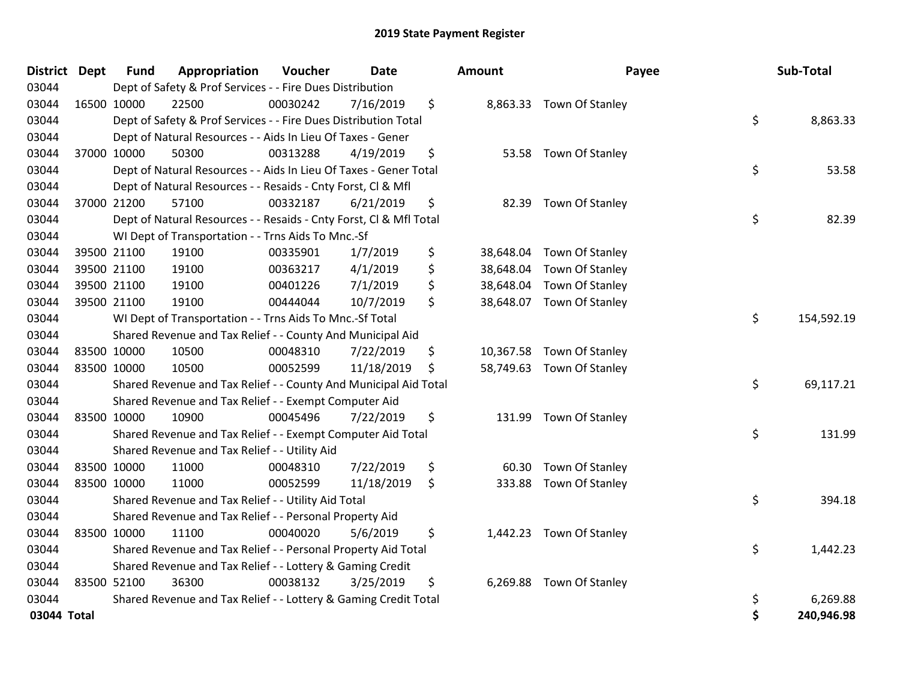# 2019 State Payment Register

| District | Dept | Fund | Appropriation | Voucher | Date | Amount | Payee | Sub-Total |
|---|---|---|---|---|---|---|---|---|
| 03044 | | Dept of Safety & Prof Services - - Fire Dues Distribution | | | | | | |
| 03044 | 16500 | 10000 | 22500 | 00030242 | 7/16/2019 | $ 8,863.33 | Town Of Stanley | |
| 03044 | | Dept of Safety & Prof Services - - Fire Dues Distribution Total | | | | | | $ 8,863.33 |
| 03044 | | Dept of Natural Resources - - Aids In Lieu Of Taxes - Gener | | | | | | |
| 03044 | 37000 | 10000 | 50300 | 00313288 | 4/19/2019 | $ 53.58 | Town Of Stanley | |
| 03044 | | Dept of Natural Resources - - Aids In Lieu Of Taxes - Gener Total | | | | | | $ 53.58 |
| 03044 | | Dept of Natural Resources - - Resaids - Cnty Forst, Cl & Mfl | | | | | | |
| 03044 | 37000 | 21200 | 57100 | 00332187 | 6/21/2019 | $ 82.39 | Town Of Stanley | |
| 03044 | | Dept of Natural Resources - - Resaids - Cnty Forst, Cl & Mfl Total | | | | | | $ 82.39 |
| 03044 | | WI Dept of Transportation - - Trns Aids To Mnc.-Sf | | | | | | |
| 03044 | 39500 | 21100 | 19100 | 00335901 | 1/7/2019 | $ 38,648.04 | Town Of Stanley | |
| 03044 | 39500 | 21100 | 19100 | 00363217 | 4/1/2019 | $ 38,648.04 | Town Of Stanley | |
| 03044 | 39500 | 21100 | 19100 | 00401226 | 7/1/2019 | $ 38,648.04 | Town Of Stanley | |
| 03044 | 39500 | 21100 | 19100 | 00444044 | 10/7/2019 | $ 38,648.07 | Town Of Stanley | |
| 03044 | | WI Dept of Transportation - - Trns Aids To Mnc.-Sf Total | | | | | | $ 154,592.19 |
| 03044 | | Shared Revenue and Tax Relief - - County And Municipal Aid | | | | | | |
| 03044 | 83500 | 10000 | 10500 | 00048310 | 7/22/2019 | $ 10,367.58 | Town Of Stanley | |
| 03044 | 83500 | 10000 | 10500 | 00052599 | 11/18/2019 | $ 58,749.63 | Town Of Stanley | |
| 03044 | | Shared Revenue and Tax Relief - - County And Municipal Aid Total | | | | | | $ 69,117.21 |
| 03044 | | Shared Revenue and Tax Relief - - Exempt Computer Aid | | | | | | |
| 03044 | 83500 | 10000 | 10900 | 00045496 | 7/22/2019 | $ 131.99 | Town Of Stanley | |
| 03044 | | Shared Revenue and Tax Relief - - Exempt Computer Aid Total | | | | | | $ 131.99 |
| 03044 | | Shared Revenue and Tax Relief - - Utility Aid | | | | | | |
| 03044 | 83500 | 10000 | 11000 | 00048310 | 7/22/2019 | $ 60.30 | Town Of Stanley | |
| 03044 | 83500 | 10000 | 11000 | 00052599 | 11/18/2019 | $ 333.88 | Town Of Stanley | |
| 03044 | | Shared Revenue and Tax Relief - - Utility Aid Total | | | | | | $ 394.18 |
| 03044 | | Shared Revenue and Tax Relief - - Personal Property Aid | | | | | | |
| 03044 | 83500 | 10000 | 11100 | 00040020 | 5/6/2019 | $ 1,442.23 | Town Of Stanley | |
| 03044 | | Shared Revenue and Tax Relief - - Personal Property Aid Total | | | | | | $ 1,442.23 |
| 03044 | | Shared Revenue and Tax Relief - - Lottery & Gaming Credit | | | | | | |
| 03044 | 83500 | 52100 | 36300 | 00038132 | 3/25/2019 | $ 6,269.88 | Town Of Stanley | |
| 03044 | | Shared Revenue and Tax Relief - - Lottery & Gaming Credit Total | | | | | | $ 6,269.88 |
| **03044 Total** | | | | | | | | **$ 240,946.98** |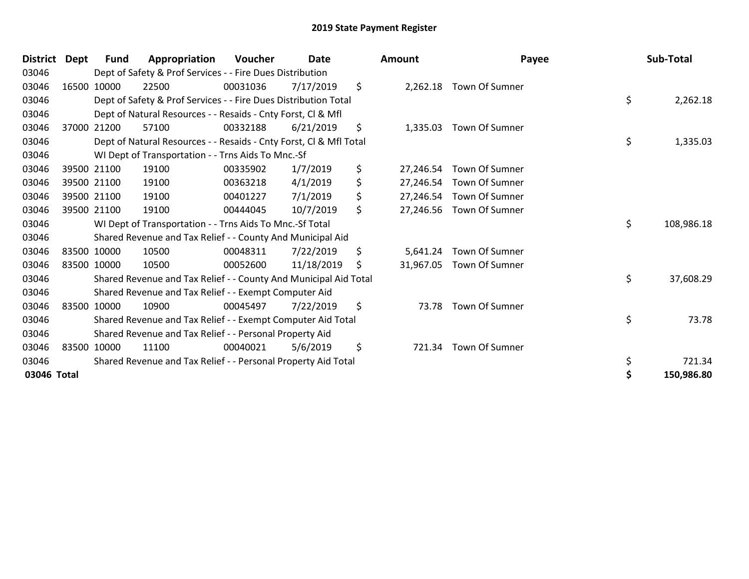# 2019 State Payment Register

| District | Dept | Fund | Appropriation | Voucher | Date | Amount | Payee | Sub-Total |
|---|---|---|---|---|---|---|---|---|
| 03046 | | Dept of Safety & Prof Services - - Fire Dues Distribution | | | | | | |
| 03046 | 16500 | 10000 | 22500 | 00031036 | 7/17/2019 | $ 2,262.18 | Town Of Sumner | |
| 03046 | | Dept of Safety & Prof Services - - Fire Dues Distribution Total | | | | | | $ 2,262.18 |
| 03046 | | Dept of Natural Resources - - Resaids - Cnty Forst, Cl & Mfl | | | | | | |
| 03046 | 37000 | 21200 | 57100 | 00332188 | 6/21/2019 | $ 1,335.03 | Town Of Sumner | |
| 03046 | | Dept of Natural Resources - - Resaids - Cnty Forst, Cl & Mfl Total | | | | | | $ 1,335.03 |
| 03046 | | WI Dept of Transportation - - Trns Aids To Mnc.-Sf | | | | | | |
| 03046 | 39500 | 21100 | 19100 | 00335902 | 1/7/2019 | $ 27,246.54 | Town Of Sumner | |
| 03046 | 39500 | 21100 | 19100 | 00363218 | 4/1/2019 | $ 27,246.54 | Town Of Sumner | |
| 03046 | 39500 | 21100 | 19100 | 00401227 | 7/1/2019 | $ 27,246.54 | Town Of Sumner | |
| 03046 | 39500 | 21100 | 19100 | 00444045 | 10/7/2019 | $ 27,246.56 | Town Of Sumner | |
| 03046 | | WI Dept of Transportation - - Trns Aids To Mnc.-Sf Total | | | | | | $ 108,986.18 |
| 03046 | | Shared Revenue and Tax Relief - - County And Municipal Aid | | | | | | |
| 03046 | 83500 | 10000 | 10500 | 00048311 | 7/22/2019 | $ 5,641.24 | Town Of Sumner | |
| 03046 | 83500 | 10000 | 10500 | 00052600 | 11/18/2019 | $ 31,967.05 | Town Of Sumner | |
| 03046 | | Shared Revenue and Tax Relief - - County And Municipal Aid Total | | | | | | $ 37,608.29 |
| 03046 | | Shared Revenue and Tax Relief - - Exempt Computer Aid | | | | | | |
| 03046 | 83500 | 10000 | 10900 | 00045497 | 7/22/2019 | $ 73.78 | Town Of Sumner | |
| 03046 | | Shared Revenue and Tax Relief - - Exempt Computer Aid Total | | | | | | $ 73.78 |
| 03046 | | Shared Revenue and Tax Relief - - Personal Property Aid | | | | | | |
| 03046 | 83500 | 10000 | 11100 | 00040021 | 5/6/2019 | $ 721.34 | Town Of Sumner | |
| 03046 | | Shared Revenue and Tax Relief - - Personal Property Aid Total | | | | | | $ 721.34 |
| **03046 Total** | | | | | | | | **$ 150,986.80** |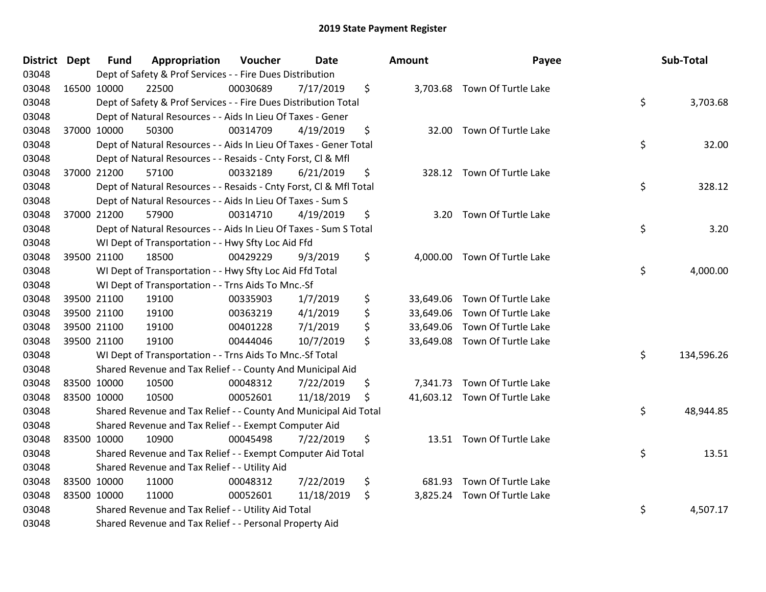# 2019 State Payment Register

| District | Dept | Fund | Appropriation | Voucher | Date | Amount | Payee | Sub-Total |
|---|---|---|---|---|---|---|---|---|
| 03048 | | Dept of Safety & Prof Services - - Fire Dues Distribution | | | | | | |
| 03048 | 16500 | 10000 | 22500 | 00030689 | 7/17/2019 | $ 3,703.68 | Town Of Turtle Lake | |
| 03048 | | Dept of Safety & Prof Services - - Fire Dues Distribution Total | | | | | | $ 3,703.68 |
| 03048 | | Dept of Natural Resources - - Aids In Lieu Of Taxes - Gener | | | | | | |
| 03048 | 37000 | 10000 | 50300 | 00314709 | 4/19/2019 | $ 32.00 | Town Of Turtle Lake | |
| 03048 | | Dept of Natural Resources - - Aids In Lieu Of Taxes - Gener Total | | | | | | $ 32.00 |
| 03048 | | Dept of Natural Resources - - Resaids - Cnty Forst, Cl & Mfl | | | | | | |
| 03048 | 37000 | 21200 | 57100 | 00332189 | 6/21/2019 | $ 328.12 | Town Of Turtle Lake | |
| 03048 | | Dept of Natural Resources - - Resaids - Cnty Forst, Cl & Mfl Total | | | | | | $ 328.12 |
| 03048 | | Dept of Natural Resources - - Aids In Lieu Of Taxes - Sum S | | | | | | |
| 03048 | 37000 | 21200 | 57900 | 00314710 | 4/19/2019 | $ 3.20 | Town Of Turtle Lake | |
| 03048 | | Dept of Natural Resources - - Aids In Lieu Of Taxes - Sum S Total | | | | | | $ 3.20 |
| 03048 | | WI Dept of Transportation - - Hwy Sfty Loc Aid Ffd | | | | | | |
| 03048 | 39500 | 21100 | 18500 | 00429229 | 9/3/2019 | $ 4,000.00 | Town Of Turtle Lake | |
| 03048 | | WI Dept of Transportation - - Hwy Sfty Loc Aid Ffd Total | | | | | | $ 4,000.00 |
| 03048 | | WI Dept of Transportation - - Trns Aids To Mnc.-Sf | | | | | | |
| 03048 | 39500 | 21100 | 19100 | 00335903 | 1/7/2019 | $ 33,649.06 | Town Of Turtle Lake | |
| 03048 | 39500 | 21100 | 19100 | 00363219 | 4/1/2019 | $ 33,649.06 | Town Of Turtle Lake | |
| 03048 | 39500 | 21100 | 19100 | 00401228 | 7/1/2019 | $ 33,649.06 | Town Of Turtle Lake | |
| 03048 | 39500 | 21100 | 19100 | 00444046 | 10/7/2019 | $ 33,649.08 | Town Of Turtle Lake | |
| 03048 | | WI Dept of Transportation - - Trns Aids To Mnc.-Sf Total | | | | | | $ 134,596.26 |
| 03048 | | Shared Revenue and Tax Relief - - County And Municipal Aid | | | | | | |
| 03048 | 83500 | 10000 | 10500 | 00048312 | 7/22/2019 | $ 7,341.73 | Town Of Turtle Lake | |
| 03048 | 83500 | 10000 | 10500 | 00052601 | 11/18/2019 | $ 41,603.12 | Town Of Turtle Lake | |
| 03048 | | Shared Revenue and Tax Relief - - County And Municipal Aid Total | | | | | | $ 48,944.85 |
| 03048 | | Shared Revenue and Tax Relief - - Exempt Computer Aid | | | | | | |
| 03048 | 83500 | 10000 | 10900 | 00045498 | 7/22/2019 | $ 13.51 | Town Of Turtle Lake | |
| 03048 | | Shared Revenue and Tax Relief - - Exempt Computer Aid Total | | | | | | $ 13.51 |
| 03048 | | Shared Revenue and Tax Relief - - Utility Aid | | | | | | |
| 03048 | 83500 | 10000 | 11000 | 00048312 | 7/22/2019 | $ 681.93 | Town Of Turtle Lake | |
| 03048 | 83500 | 10000 | 11000 | 00052601 | 11/18/2019 | $ 3,825.24 | Town Of Turtle Lake | |
| 03048 | | Shared Revenue and Tax Relief - - Utility Aid Total | | | | | | $ 4,507.17 |
| 03048 | | Shared Revenue and Tax Relief - - Personal Property Aid | | | | | | |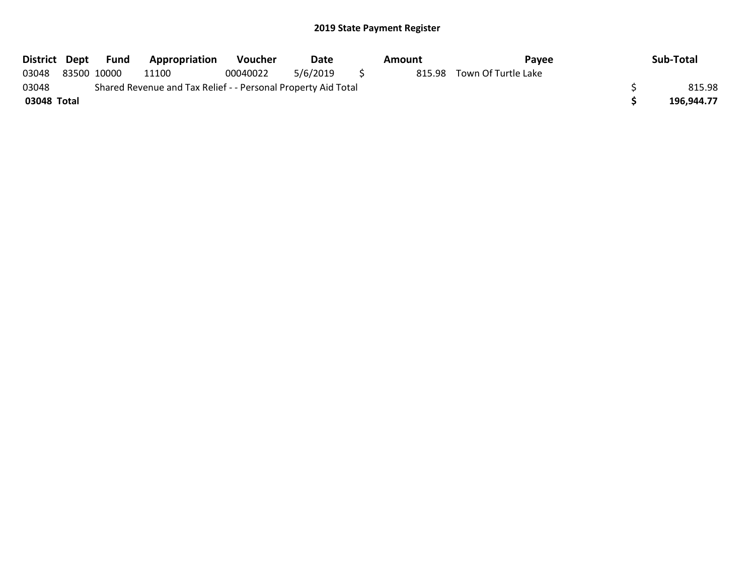## 2019 State Payment Register

| District | Dept | Fund | Appropriation | Voucher | Date | Amount | Payee | Sub-Total |
|---|---|---|---|---|---|---|---|---|
| 03048 | 83500 | 10000 | 11100 | 00040022 | 5/6/2019 | $ 815.98 | Town Of Turtle Lake | |
| 03048 | | Shared Revenue and Tax Relief - - Personal Property Aid Total | | | | | | $ 815.98 |
| **03048 Total** | | | | | | | | **$ 196,944.77** |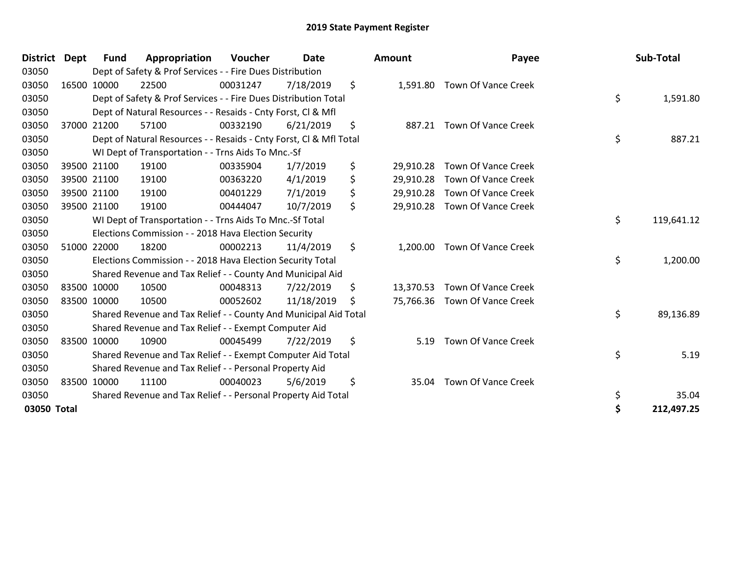# 2019 State Payment Register

| District | Dept | Fund | Appropriation | Voucher | Date | Amount | Payee | Sub-Total |
|---|---|---|---|---|---|---|---|---|
| 03050 | | Dept of Safety & Prof Services - - Fire Dues Distribution | | | | | | |
| 03050 | 16500 | 10000 | 22500 | 00031247 | 7/18/2019 | $ 1,591.80 | Town Of Vance Creek | |
| 03050 | | Dept of Safety & Prof Services - - Fire Dues Distribution Total | | | | | | $ 1,591.80 |
| 03050 | | Dept of Natural Resources - - Resaids - Cnty Forst, Cl & Mfl | | | | | | |
| 03050 | 37000 | 21200 | 57100 | 00332190 | 6/21/2019 | $ 887.21 | Town Of Vance Creek | |
| 03050 | | Dept of Natural Resources - - Resaids - Cnty Forst, Cl & Mfl Total | | | | | | $ 887.21 |
| 03050 | | WI Dept of Transportation - - Trns Aids To Mnc.-Sf | | | | | | |
| 03050 | 39500 | 21100 | 19100 | 00335904 | 1/7/2019 | $ 29,910.28 | Town Of Vance Creek | |
| 03050 | 39500 | 21100 | 19100 | 00363220 | 4/1/2019 | $ 29,910.28 | Town Of Vance Creek | |
| 03050 | 39500 | 21100 | 19100 | 00401229 | 7/1/2019 | $ 29,910.28 | Town Of Vance Creek | |
| 03050 | 39500 | 21100 | 19100 | 00444047 | 10/7/2019 | $ 29,910.28 | Town Of Vance Creek | |
| 03050 | | WI Dept of Transportation - - Trns Aids To Mnc.-Sf Total | | | | | | $ 119,641.12 |
| 03050 | | Elections Commission - - 2018 Hava Election Security | | | | | | |
| 03050 | 51000 | 22000 | 18200 | 00002213 | 11/4/2019 | $ 1,200.00 | Town Of Vance Creek | |
| 03050 | | Elections Commission - - 2018 Hava Election Security Total | | | | | | $ 1,200.00 |
| 03050 | | Shared Revenue and Tax Relief - - County And Municipal Aid | | | | | | |
| 03050 | 83500 | 10000 | 10500 | 00048313 | 7/22/2019 | $ 13,370.53 | Town Of Vance Creek | |
| 03050 | 83500 | 10000 | 10500 | 00052602 | 11/18/2019 | $ 75,766.36 | Town Of Vance Creek | |
| 03050 | | Shared Revenue and Tax Relief - - County And Municipal Aid Total | | | | | | $ 89,136.89 |
| 03050 | | Shared Revenue and Tax Relief - - Exempt Computer Aid | | | | | | |
| 03050 | 83500 | 10000 | 10900 | 00045499 | 7/22/2019 | $ 5.19 | Town Of Vance Creek | |
| 03050 | | Shared Revenue and Tax Relief - - Exempt Computer Aid Total | | | | | | $ 5.19 |
| 03050 | | Shared Revenue and Tax Relief - - Personal Property Aid | | | | | | |
| 03050 | 83500 | 10000 | 11100 | 00040023 | 5/6/2019 | $ 35.04 | Town Of Vance Creek | |
| 03050 | | Shared Revenue and Tax Relief - - Personal Property Aid Total | | | | | | $ 35.04 |
| **03050 Total** | | | | | | | | **$ 212,497.25** |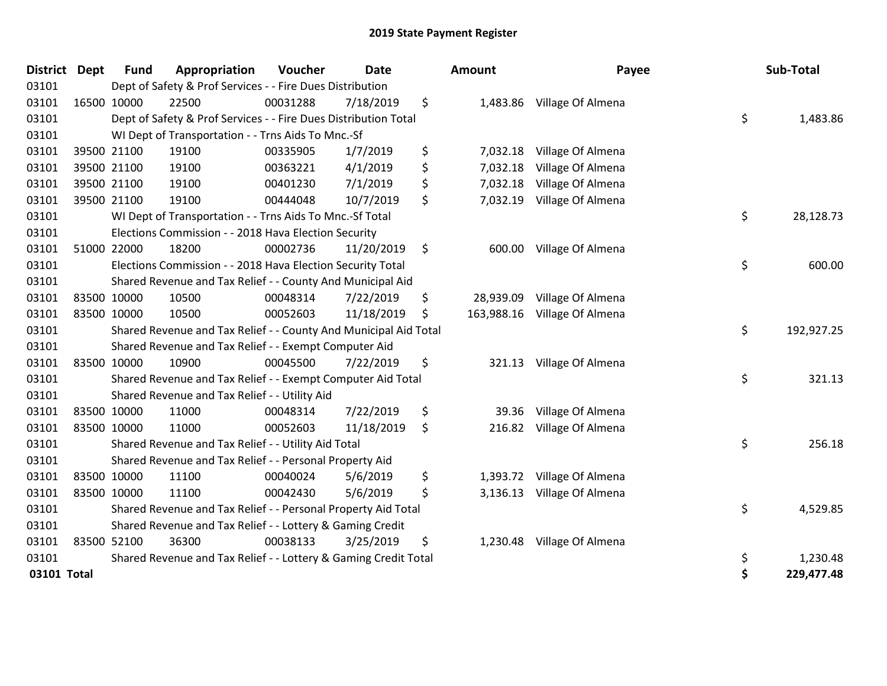# 2019 State Payment Register

| District | Dept | Fund | Appropriation | Voucher | Date | Amount | Payee | Sub-Total |
|---|---|---|---|---|---|---|---|---|
| 03101 | | Dept of Safety & Prof Services - - Fire Dues Distribution | | | | | | |
| 03101 | 16500 | 10000 | 22500 | 00031288 | 7/18/2019 | $ 1,483.86 | Village Of Almena | |
| 03101 | | Dept of Safety & Prof Services - - Fire Dues Distribution Total | | | | | | $ 1,483.86 |
| 03101 | | WI Dept of Transportation - - Trns Aids To Mnc.-Sf | | | | | | |
| 03101 | 39500 | 21100 | 19100 | 00335905 | 1/7/2019 | $ 7,032.18 | Village Of Almena | |
| 03101 | 39500 | 21100 | 19100 | 00363221 | 4/1/2019 | $ 7,032.18 | Village Of Almena | |
| 03101 | 39500 | 21100 | 19100 | 00401230 | 7/1/2019 | $ 7,032.18 | Village Of Almena | |
| 03101 | 39500 | 21100 | 19100 | 00444048 | 10/7/2019 | $ 7,032.19 | Village Of Almena | |
| 03101 | | WI Dept of Transportation - - Trns Aids To Mnc.-Sf Total | | | | | | $ 28,128.73 |
| 03101 | | Elections Commission - - 2018 Hava Election Security | | | | | | |
| 03101 | 51000 | 22000 | 18200 | 00002736 | 11/20/2019 | $ 600.00 | Village Of Almena | |
| 03101 | | Elections Commission - - 2018 Hava Election Security Total | | | | | | $ 600.00 |
| 03101 | | Shared Revenue and Tax Relief - - County And Municipal Aid | | | | | | |
| 03101 | 83500 | 10000 | 10500 | 00048314 | 7/22/2019 | $ 28,939.09 | Village Of Almena | |
| 03101 | 83500 | 10000 | 10500 | 00052603 | 11/18/2019 | $ 163,988.16 | Village Of Almena | |
| 03101 | | Shared Revenue and Tax Relief - - County And Municipal Aid Total | | | | | | $ 192,927.25 |
| 03101 | | Shared Revenue and Tax Relief - - Exempt Computer Aid | | | | | | |
| 03101 | 83500 | 10000 | 10900 | 00045500 | 7/22/2019 | $ 321.13 | Village Of Almena | |
| 03101 | | Shared Revenue and Tax Relief - - Exempt Computer Aid Total | | | | | | $ 321.13 |
| 03101 | | Shared Revenue and Tax Relief - - Utility Aid | | | | | | |
| 03101 | 83500 | 10000 | 11000 | 00048314 | 7/22/2019 | $ 39.36 | Village Of Almena | |
| 03101 | 83500 | 10000 | 11000 | 00052603 | 11/18/2019 | $ 216.82 | Village Of Almena | |
| 03101 | | Shared Revenue and Tax Relief - - Utility Aid Total | | | | | | $ 256.18 |
| 03101 | | Shared Revenue and Tax Relief - - Personal Property Aid | | | | | | |
| 03101 | 83500 | 10000 | 11100 | 00040024 | 5/6/2019 | $ 1,393.72 | Village Of Almena | |
| 03101 | 83500 | 10000 | 11100 | 00042430 | 5/6/2019 | $ 3,136.13 | Village Of Almena | |
| 03101 | | Shared Revenue and Tax Relief - - Personal Property Aid Total | | | | | | $ 4,529.85 |
| 03101 | | Shared Revenue and Tax Relief - - Lottery & Gaming Credit | | | | | | |
| 03101 | 83500 | 52100 | 36300 | 00038133 | 3/25/2019 | $ 1,230.48 | Village Of Almena | |
| 03101 | | Shared Revenue and Tax Relief - - Lottery & Gaming Credit Total | | | | | | $ 1,230.48 |
| **03101 Total** | | | | | | | | **$ 229,477.48** |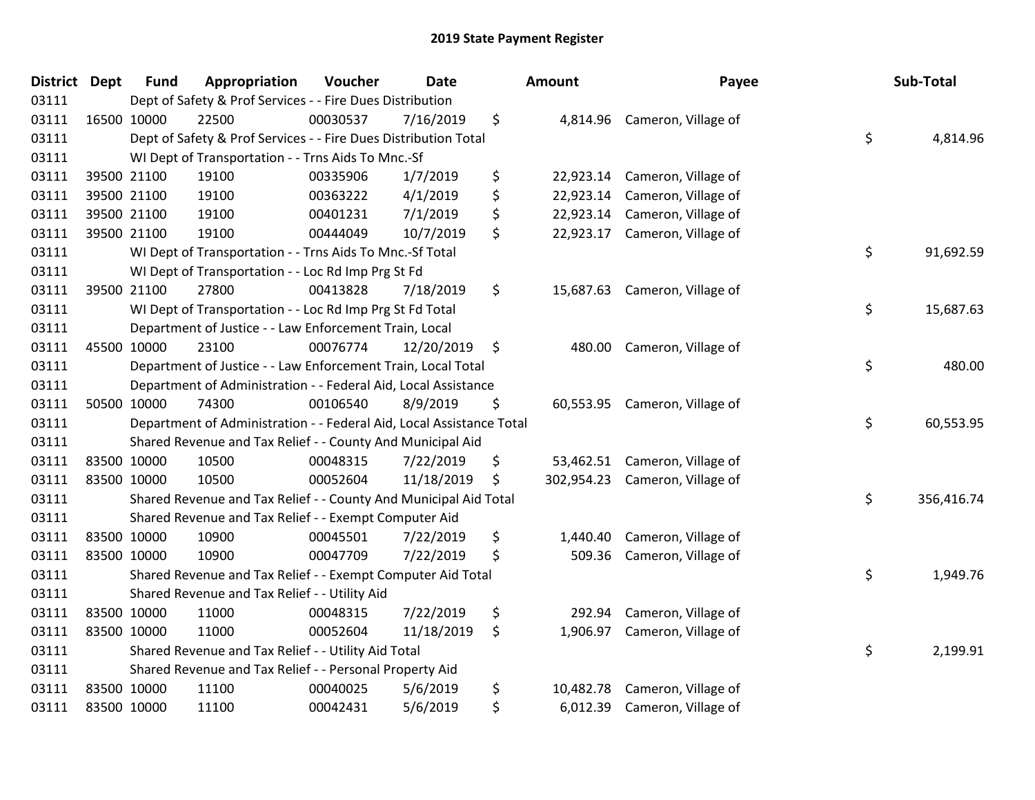# 2019 State Payment Register

| District | Dept | Fund | Appropriation | Voucher | Date | Amount | Payee | Sub-Total |
|---|---|---|---|---|---|---|---|---|
| 03111 | | | Dept of Safety & Prof Services - - Fire Dues Distribution | | | | | |
| 03111 | 16500 | 10000 | 22500 | 00030537 | 7/16/2019 | $ 4,814.96 | Cameron, Village of | |
| 03111 | | | Dept of Safety & Prof Services - - Fire Dues Distribution Total | | | | | $ 4,814.96 |
| 03111 | | | WI Dept of Transportation - - Trns Aids To Mnc.-Sf | | | | | |
| 03111 | 39500 | 21100 | 19100 | 00335906 | 1/7/2019 | $ 22,923.14 | Cameron, Village of | |
| 03111 | 39500 | 21100 | 19100 | 00363222 | 4/1/2019 | $ 22,923.14 | Cameron, Village of | |
| 03111 | 39500 | 21100 | 19100 | 00401231 | 7/1/2019 | $ 22,923.14 | Cameron, Village of | |
| 03111 | 39500 | 21100 | 19100 | 00444049 | 10/7/2019 | $ 22,923.17 | Cameron, Village of | |
| 03111 | | | WI Dept of Transportation - - Trns Aids To Mnc.-Sf Total | | | | | $ 91,692.59 |
| 03111 | | | WI Dept of Transportation - - Loc Rd Imp Prg St Fd | | | | | |
| 03111 | 39500 | 21100 | 27800 | 00413828 | 7/18/2019 | $ 15,687.63 | Cameron, Village of | |
| 03111 | | | WI Dept of Transportation - - Loc Rd Imp Prg St Fd Total | | | | | $ 15,687.63 |
| 03111 | | | Department of Justice - - Law Enforcement Train, Local | | | | | |
| 03111 | 45500 | 10000 | 23100 | 00076774 | 12/20/2019 | $ 480.00 | Cameron, Village of | |
| 03111 | | | Department of Justice - - Law Enforcement Train, Local Total | | | | | $ 480.00 |
| 03111 | | | Department of Administration - - Federal Aid, Local Assistance | | | | | |
| 03111 | 50500 | 10000 | 74300 | 00106540 | 8/9/2019 | $ 60,553.95 | Cameron, Village of | |
| 03111 | | | Department of Administration - - Federal Aid, Local Assistance Total | | | | | $ 60,553.95 |
| 03111 | | | Shared Revenue and Tax Relief - - County And Municipal Aid | | | | | |
| 03111 | 83500 | 10000 | 10500 | 00048315 | 7/22/2019 | $ 53,462.51 | Cameron, Village of | |
| 03111 | 83500 | 10000 | 10500 | 00052604 | 11/18/2019 | $ 302,954.23 | Cameron, Village of | |
| 03111 | | | Shared Revenue and Tax Relief - - County And Municipal Aid Total | | | | | $ 356,416.74 |
| 03111 | | | Shared Revenue and Tax Relief - - Exempt Computer Aid | | | | | |
| 03111 | 83500 | 10000 | 10900 | 00045501 | 7/22/2019 | $ 1,440.40 | Cameron, Village of | |
| 03111 | 83500 | 10000 | 10900 | 00047709 | 7/22/2019 | $ 509.36 | Cameron, Village of | |
| 03111 | | | Shared Revenue and Tax Relief - - Exempt Computer Aid Total | | | | | $ 1,949.76 |
| 03111 | | | Shared Revenue and Tax Relief - - Utility Aid | | | | | |
| 03111 | 83500 | 10000 | 11000 | 00048315 | 7/22/2019 | $ 292.94 | Cameron, Village of | |
| 03111 | 83500 | 10000 | 11000 | 00052604 | 11/18/2019 | $ 1,906.97 | Cameron, Village of | |
| 03111 | | | Shared Revenue and Tax Relief - - Utility Aid Total | | | | | $ 2,199.91 |
| 03111 | | | Shared Revenue and Tax Relief - - Personal Property Aid | | | | | |
| 03111 | 83500 | 10000 | 11100 | 00040025 | 5/6/2019 | $ 10,482.78 | Cameron, Village of | |
| 03111 | 83500 | 10000 | 11100 | 00042431 | 5/6/2019 | $ 6,012.39 | Cameron, Village of | |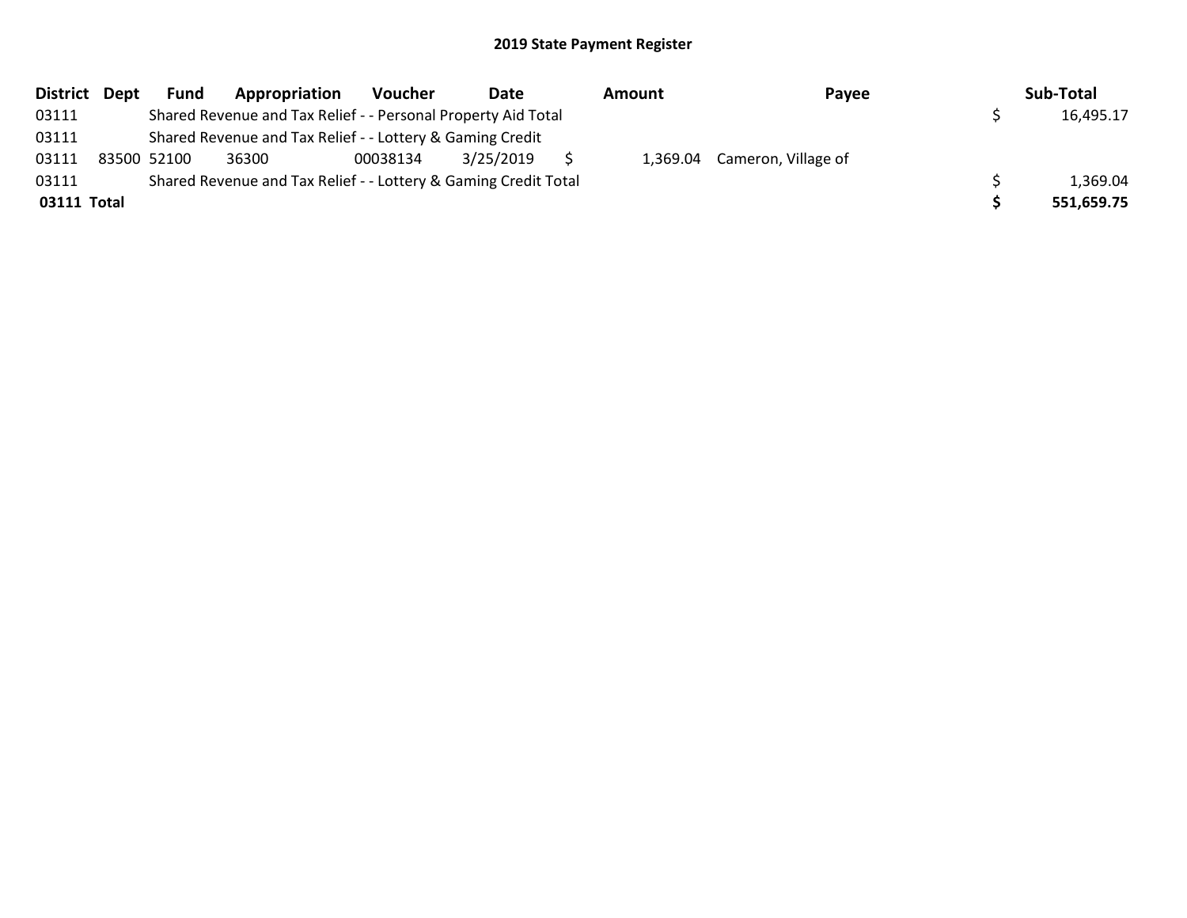# 2019 State Payment Register

| District | Dept | Fund | Appropriation | Voucher | Date | Amount | Payee | Sub-Total |
|---|---|---|---|---|---|---|---|---|
| 03111 | | Shared Revenue and Tax Relief - - Personal Property Aid Total | | | | | | $ 16,495.17 |
| 03111 | | Shared Revenue and Tax Relief - - Lottery & Gaming Credit | | | | | | |
| 03111 | 83500 | 52100 | 36300 | 00038134 | 3/25/2019 | $ 1,369.04 | Cameron, Village of | |
| 03111 | | Shared Revenue and Tax Relief - - Lottery & Gaming Credit Total | | | | | | $ 1,369.04 |
| **03111 Total** | | | | | | | | **$ 551,659.75** |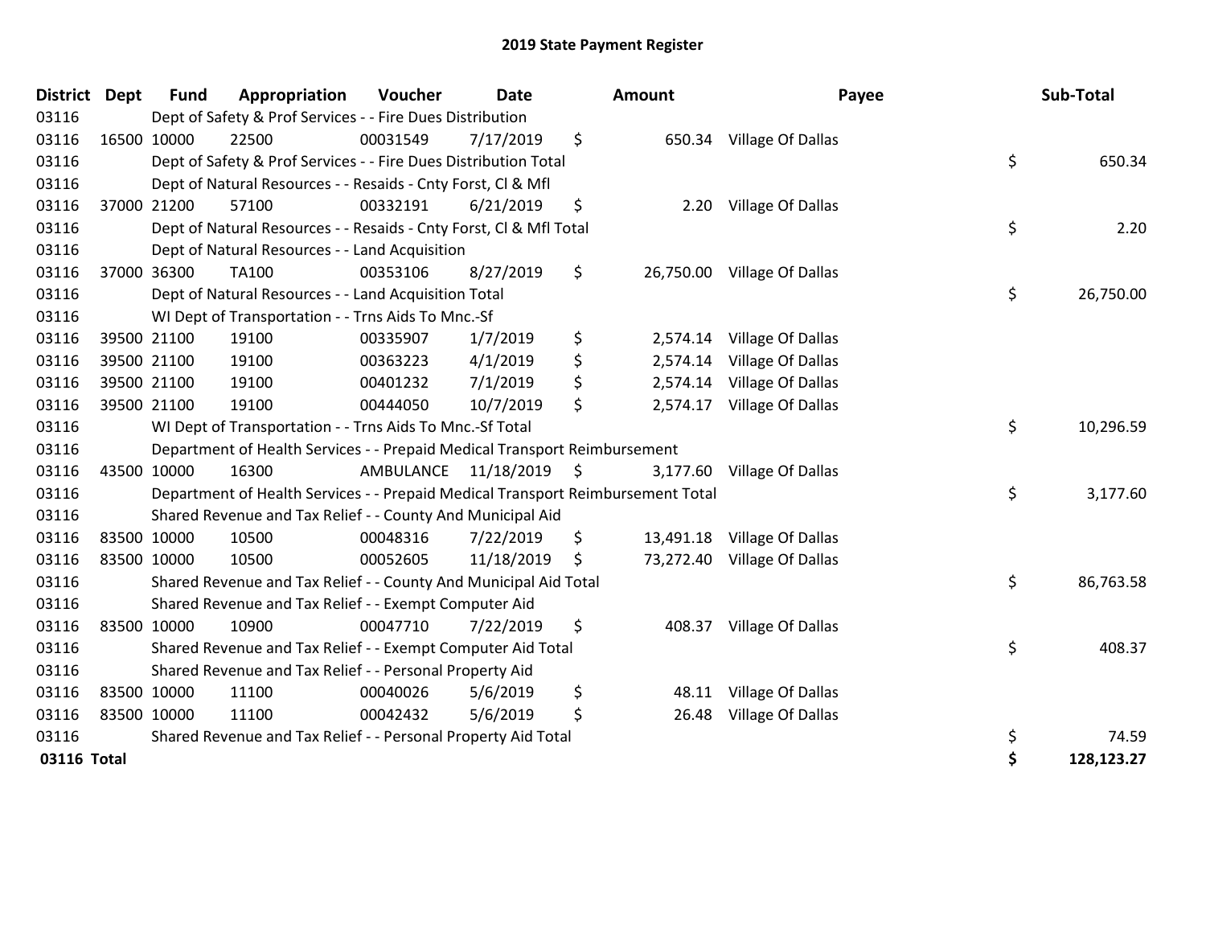# 2019 State Payment Register

| District | Dept | Fund | Appropriation | Voucher | Date | Amount | Payee | Sub-Total |
|---|---|---|---|---|---|---|---|---|
| 03116 | | Dept of Safety & Prof Services - - Fire Dues Distribution | | | | | | |
| 03116 | 16500 | 10000 | 22500 | 00031549 | 7/17/2019 | $ 650.34 | Village Of Dallas | |
| 03116 | | Dept of Safety & Prof Services - - Fire Dues Distribution Total | | | | | | $ 650.34 |
| 03116 | | Dept of Natural Resources - - Resaids - Cnty Forst, Cl & Mfl | | | | | | |
| 03116 | 37000 | 21200 | 57100 | 00332191 | 6/21/2019 | $ 2.20 | Village Of Dallas | |
| 03116 | | Dept of Natural Resources - - Resaids - Cnty Forst, Cl & Mfl Total | | | | | | $ 2.20 |
| 03116 | | Dept of Natural Resources - - Land Acquisition | | | | | | |
| 03116 | 37000 | 36300 | TA100 | 00353106 | 8/27/2019 | $ 26,750.00 | Village Of Dallas | |
| 03116 | | Dept of Natural Resources - - Land Acquisition Total | | | | | | $ 26,750.00 |
| 03116 | | WI Dept of Transportation - - Trns Aids To Mnc.-Sf | | | | | | |
| 03116 | 39500 | 21100 | 19100 | 00335907 | 1/7/2019 | $ 2,574.14 | Village Of Dallas | |
| 03116 | 39500 | 21100 | 19100 | 00363223 | 4/1/2019 | $ 2,574.14 | Village Of Dallas | |
| 03116 | 39500 | 21100 | 19100 | 00401232 | 7/1/2019 | $ 2,574.14 | Village Of Dallas | |
| 03116 | 39500 | 21100 | 19100 | 00444050 | 10/7/2019 | $ 2,574.17 | Village Of Dallas | |
| 03116 | | WI Dept of Transportation - - Trns Aids To Mnc.-Sf Total | | | | | | $ 10,296.59 |
| 03116 | | Department of Health Services - - Prepaid Medical Transport Reimbursement | | | | | | |
| 03116 | 43500 | 10000 | 16300 | AMBULANCE | 11/18/2019 | $ 3,177.60 | Village Of Dallas | |
| 03116 | | Department of Health Services - - Prepaid Medical Transport Reimbursement Total | | | | | | $ 3,177.60 |
| 03116 | | Shared Revenue and Tax Relief - - County And Municipal Aid | | | | | | |
| 03116 | 83500 | 10000 | 10500 | 00048316 | 7/22/2019 | $ 13,491.18 | Village Of Dallas | |
| 03116 | 83500 | 10000 | 10500 | 00052605 | 11/18/2019 | $ 73,272.40 | Village Of Dallas | |
| 03116 | | Shared Revenue and Tax Relief - - County And Municipal Aid Total | | | | | | $ 86,763.58 |
| 03116 | | Shared Revenue and Tax Relief - - Exempt Computer Aid | | | | | | |
| 03116 | 83500 | 10000 | 10900 | 00047710 | 7/22/2019 | $ 408.37 | Village Of Dallas | |
| 03116 | | Shared Revenue and Tax Relief - - Exempt Computer Aid Total | | | | | | $ 408.37 |
| 03116 | | Shared Revenue and Tax Relief - - Personal Property Aid | | | | | | |
| 03116 | 83500 | 10000 | 11100 | 00040026 | 5/6/2019 | $ 48.11 | Village Of Dallas | |
| 03116 | 83500 | 10000 | 11100 | 00042432 | 5/6/2019 | $ 26.48 | Village Of Dallas | |
| 03116 | | Shared Revenue and Tax Relief - - Personal Property Aid Total | | | | | | $ 74.59 |
| **03116 Total** | | | | | | | | **$ 128,123.27** |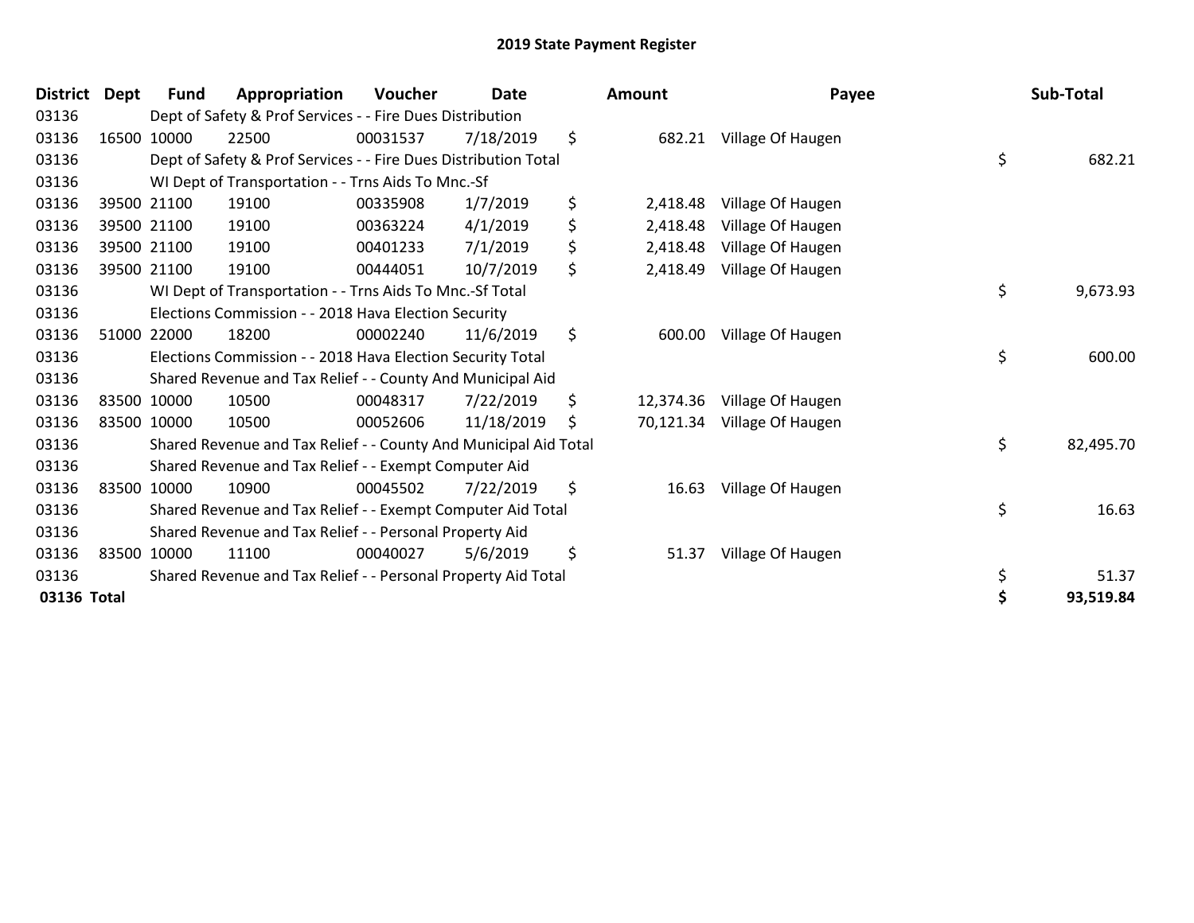# 2019 State Payment Register

| District | Dept | Fund | Appropriation | Voucher | Date | Amount | Payee | Sub-Total |
|---|---|---|---|---|---|---|---|---|
| 03136 | | Dept of Safety & Prof Services - - Fire Dues Distribution | | | | | | |
| 03136 | 16500 | 10000 | 22500 | 00031537 | 7/18/2019 | $ 682.21 | Village Of Haugen | |
| 03136 | | Dept of Safety & Prof Services - - Fire Dues Distribution Total | | | | | | $ 682.21 |
| 03136 | | WI Dept of Transportation - - Trns Aids To Mnc.-Sf | | | | | | |
| 03136 | 39500 | 21100 | 19100 | 00335908 | 1/7/2019 | $ 2,418.48 | Village Of Haugen | |
| 03136 | 39500 | 21100 | 19100 | 00363224 | 4/1/2019 | $ 2,418.48 | Village Of Haugen | |
| 03136 | 39500 | 21100 | 19100 | 00401233 | 7/1/2019 | $ 2,418.48 | Village Of Haugen | |
| 03136 | 39500 | 21100 | 19100 | 00444051 | 10/7/2019 | $ 2,418.49 | Village Of Haugen | |
| 03136 | | WI Dept of Transportation - - Trns Aids To Mnc.-Sf Total | | | | | | $ 9,673.93 |
| 03136 | | Elections Commission - - 2018 Hava Election Security | | | | | | |
| 03136 | 51000 | 22000 | 18200 | 00002240 | 11/6/2019 | $ 600.00 | Village Of Haugen | |
| 03136 | | Elections Commission - - 2018 Hava Election Security Total | | | | | | $ 600.00 |
| 03136 | | Shared Revenue and Tax Relief - - County And Municipal Aid | | | | | | |
| 03136 | 83500 | 10000 | 10500 | 00048317 | 7/22/2019 | $ 12,374.36 | Village Of Haugen | |
| 03136 | 83500 | 10000 | 10500 | 00052606 | 11/18/2019 | $ 70,121.34 | Village Of Haugen | |
| 03136 | | Shared Revenue and Tax Relief - - County And Municipal Aid Total | | | | | | $ 82,495.70 |
| 03136 | | Shared Revenue and Tax Relief - - Exempt Computer Aid | | | | | | |
| 03136 | 83500 | 10000 | 10900 | 00045502 | 7/22/2019 | $ 16.63 | Village Of Haugen | |
| 03136 | | Shared Revenue and Tax Relief - - Exempt Computer Aid Total | | | | | | $ 16.63 |
| 03136 | | Shared Revenue and Tax Relief - - Personal Property Aid | | | | | | |
| 03136 | 83500 | 10000 | 11100 | 00040027 | 5/6/2019 | $ 51.37 | Village Of Haugen | |
| 03136 | | Shared Revenue and Tax Relief - - Personal Property Aid Total | | | | | | $ 51.37 |
| **03136 Total** | | | | | | | | **$ 93,519.84** |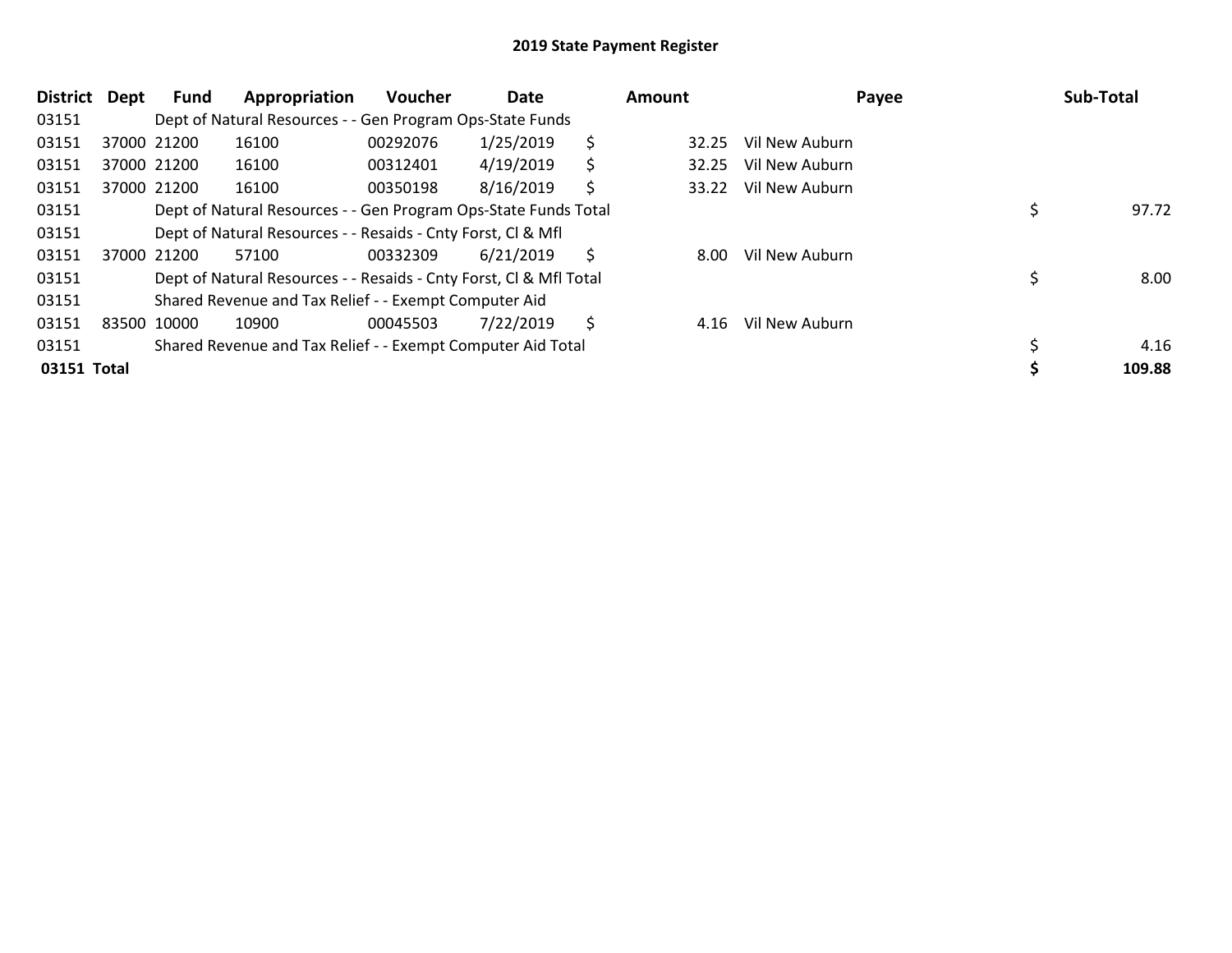# 2019 State Payment Register

| District | Dept | Fund | Appropriation | Voucher | Date | Amount | Payee | Sub-Total |
|---|---|---|---|---|---|---|---|---|
| 03151 | | Dept of Natural Resources - - Gen Program Ops-State Funds | | | | | | |
| 03151 | 37000 | 21200 | 16100 | 00292076 | 1/25/2019 | $ 32.25 | Vil New Auburn | |
| 03151 | 37000 | 21200 | 16100 | 00312401 | 4/19/2019 | $ 32.25 | Vil New Auburn | |
| 03151 | 37000 | 21200 | 16100 | 00350198 | 8/16/2019 | $ 33.22 | Vil New Auburn | |
| 03151 | | Dept of Natural Resources - - Gen Program Ops-State Funds Total | | | | | | $ 97.72 |
| 03151 | | Dept of Natural Resources - - Resaids - Cnty Forst, Cl & Mfl | | | | | | |
| 03151 | 37000 | 21200 | 57100 | 00332309 | 6/21/2019 | $ 8.00 | Vil New Auburn | |
| 03151 | | Dept of Natural Resources - - Resaids - Cnty Forst, Cl & Mfl Total | | | | | | $ 8.00 |
| 03151 | | Shared Revenue and Tax Relief - - Exempt Computer Aid | | | | | | |
| 03151 | 83500 | 10000 | 10900 | 00045503 | 7/22/2019 | $ 4.16 | Vil New Auburn | |
| 03151 | | Shared Revenue and Tax Relief - - Exempt Computer Aid Total | | | | | | $ 4.16 |
| **03151 Total** | | | | | | | | **$ 109.88** |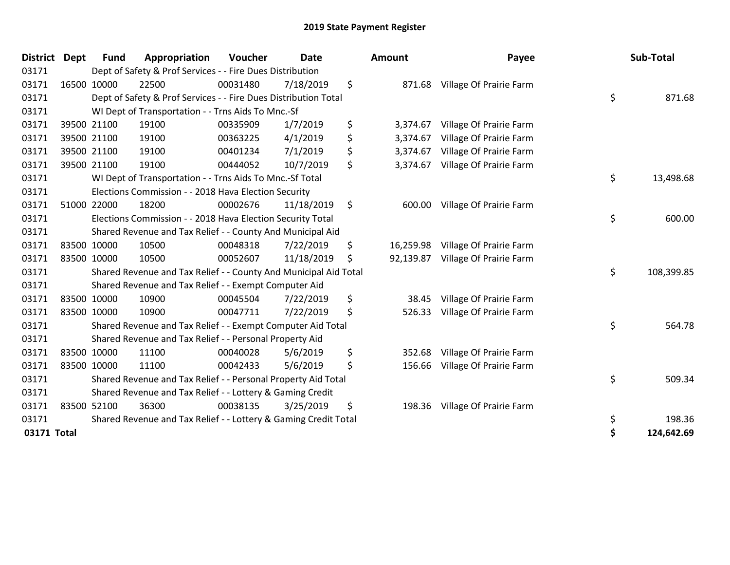# 2019 State Payment Register

| District | Dept | Fund | Appropriation | Voucher | Date | Amount | Payee | Sub-Total |
|---|---|---|---|---|---|---|---|---|
| 03171 | | Dept of Safety & Prof Services - - Fire Dues Distribution | | | | | | |
| 03171 | 16500 | 10000 | 22500 | 00031480 | 7/18/2019 | $ 871.68 | Village Of Prairie Farm | |
| 03171 | | Dept of Safety & Prof Services - - Fire Dues Distribution Total | | | | | | $ 871.68 |
| 03171 | | WI Dept of Transportation - - Trns Aids To Mnc.-Sf | | | | | | |
| 03171 | 39500 | 21100 | 19100 | 00335909 | 1/7/2019 | $ 3,374.67 | Village Of Prairie Farm | |
| 03171 | 39500 | 21100 | 19100 | 00363225 | 4/1/2019 | $ 3,374.67 | Village Of Prairie Farm | |
| 03171 | 39500 | 21100 | 19100 | 00401234 | 7/1/2019 | $ 3,374.67 | Village Of Prairie Farm | |
| 03171 | 39500 | 21100 | 19100 | 00444052 | 10/7/2019 | $ 3,374.67 | Village Of Prairie Farm | |
| 03171 | | WI Dept of Transportation - - Trns Aids To Mnc.-Sf Total | | | | | | $ 13,498.68 |
| 03171 | | Elections Commission - - 2018 Hava Election Security | | | | | | |
| 03171 | 51000 | 22000 | 18200 | 00002676 | 11/18/2019 | $ 600.00 | Village Of Prairie Farm | |
| 03171 | | Elections Commission - - 2018 Hava Election Security Total | | | | | | $ 600.00 |
| 03171 | | Shared Revenue and Tax Relief - - County And Municipal Aid | | | | | | |
| 03171 | 83500 | 10000 | 10500 | 00048318 | 7/22/2019 | $ 16,259.98 | Village Of Prairie Farm | |
| 03171 | 83500 | 10000 | 10500 | 00052607 | 11/18/2019 | $ 92,139.87 | Village Of Prairie Farm | |
| 03171 | | Shared Revenue and Tax Relief - - County And Municipal Aid Total | | | | | | $ 108,399.85 |
| 03171 | | Shared Revenue and Tax Relief - - Exempt Computer Aid | | | | | | |
| 03171 | 83500 | 10000 | 10900 | 00045504 | 7/22/2019 | $ 38.45 | Village Of Prairie Farm | |
| 03171 | 83500 | 10000 | 10900 | 00047711 | 7/22/2019 | $ 526.33 | Village Of Prairie Farm | |
| 03171 | | Shared Revenue and Tax Relief - - Exempt Computer Aid Total | | | | | | $ 564.78 |
| 03171 | | Shared Revenue and Tax Relief - - Personal Property Aid | | | | | | |
| 03171 | 83500 | 10000 | 11100 | 00040028 | 5/6/2019 | $ 352.68 | Village Of Prairie Farm | |
| 03171 | 83500 | 10000 | 11100 | 00042433 | 5/6/2019 | $ 156.66 | Village Of Prairie Farm | |
| 03171 | | Shared Revenue and Tax Relief - - Personal Property Aid Total | | | | | | $ 509.34 |
| 03171 | | Shared Revenue and Tax Relief - - Lottery & Gaming Credit | | | | | | |
| 03171 | 83500 | 52100 | 36300 | 00038135 | 3/25/2019 | $ 198.36 | Village Of Prairie Farm | |
| 03171 | | Shared Revenue and Tax Relief - - Lottery & Gaming Credit Total | | | | | | $ 198.36 |
| **03171 Total** | | | | | | | | **$ 124,642.69** |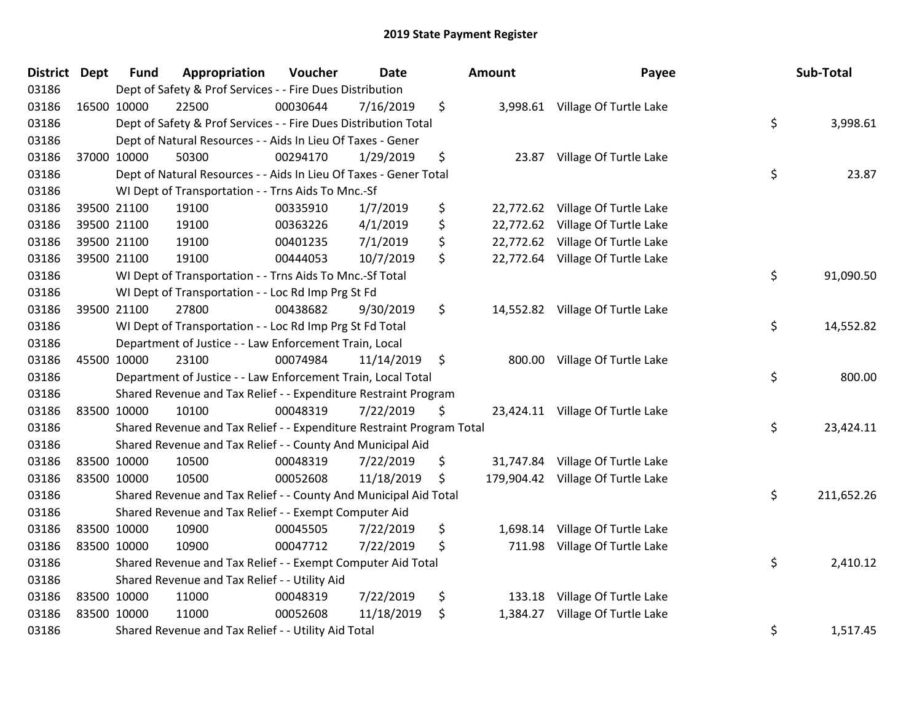# 2019 State Payment Register

| District | Dept | Fund | Appropriation | Voucher | Date | Amount | Payee | Sub-Total |
|---|---|---|---|---|---|---|---|---|
| 03186 | | Dept of Safety & Prof Services - - Fire Dues Distribution | | | | | | |
| 03186 | 16500 | 10000 | 22500 | 00030644 | 7/16/2019 | $ 3,998.61 | Village Of Turtle Lake | |
| 03186 | | Dept of Safety & Prof Services - - Fire Dues Distribution Total | | | | | | $ 3,998.61 |
| 03186 | | Dept of Natural Resources - - Aids In Lieu Of Taxes - Gener | | | | | | |
| 03186 | 37000 | 10000 | 50300 | 00294170 | 1/29/2019 | $ 23.87 | Village Of Turtle Lake | |
| 03186 | | Dept of Natural Resources - - Aids In Lieu Of Taxes - Gener Total | | | | | | $ 23.87 |
| 03186 | | WI Dept of Transportation - - Trns Aids To Mnc.-Sf | | | | | | |
| 03186 | 39500 | 21100 | 19100 | 00335910 | 1/7/2019 | $ 22,772.62 | Village Of Turtle Lake | |
| 03186 | 39500 | 21100 | 19100 | 00363226 | 4/1/2019 | $ 22,772.62 | Village Of Turtle Lake | |
| 03186 | 39500 | 21100 | 19100 | 00401235 | 7/1/2019 | $ 22,772.62 | Village Of Turtle Lake | |
| 03186 | 39500 | 21100 | 19100 | 00444053 | 10/7/2019 | $ 22,772.64 | Village Of Turtle Lake | |
| 03186 | | WI Dept of Transportation - - Trns Aids To Mnc.-Sf Total | | | | | | $ 91,090.50 |
| 03186 | | WI Dept of Transportation - - Loc Rd Imp Prg St Fd | | | | | | |
| 03186 | 39500 | 21100 | 27800 | 00438682 | 9/30/2019 | $ 14,552.82 | Village Of Turtle Lake | |
| 03186 | | WI Dept of Transportation - - Loc Rd Imp Prg St Fd Total | | | | | | $ 14,552.82 |
| 03186 | | Department of Justice - - Law Enforcement Train, Local | | | | | | |
| 03186 | 45500 | 10000 | 23100 | 00074984 | 11/14/2019 | $ 800.00 | Village Of Turtle Lake | |
| 03186 | | Department of Justice - - Law Enforcement Train, Local Total | | | | | | $ 800.00 |
| 03186 | | Shared Revenue and Tax Relief - - Expenditure Restraint Program | | | | | | |
| 03186 | 83500 | 10000 | 10100 | 00048319 | 7/22/2019 | $ 23,424.11 | Village Of Turtle Lake | |
| 03186 | | Shared Revenue and Tax Relief - - Expenditure Restraint Program Total | | | | | | $ 23,424.11 |
| 03186 | | Shared Revenue and Tax Relief - - County And Municipal Aid | | | | | | |
| 03186 | 83500 | 10000 | 10500 | 00048319 | 7/22/2019 | $ 31,747.84 | Village Of Turtle Lake | |
| 03186 | 83500 | 10000 | 10500 | 00052608 | 11/18/2019 | $ 179,904.42 | Village Of Turtle Lake | |
| 03186 | | Shared Revenue and Tax Relief - - County And Municipal Aid Total | | | | | | $ 211,652.26 |
| 03186 | | Shared Revenue and Tax Relief - - Exempt Computer Aid | | | | | | |
| 03186 | 83500 | 10000 | 10900 | 00045505 | 7/22/2019 | $ 1,698.14 | Village Of Turtle Lake | |
| 03186 | 83500 | 10000 | 10900 | 00047712 | 7/22/2019 | $ 711.98 | Village Of Turtle Lake | |
| 03186 | | Shared Revenue and Tax Relief - - Exempt Computer Aid Total | | | | | | $ 2,410.12 |
| 03186 | | Shared Revenue and Tax Relief - - Utility Aid | | | | | | |
| 03186 | 83500 | 10000 | 11000 | 00048319 | 7/22/2019 | $ 133.18 | Village Of Turtle Lake | |
| 03186 | 83500 | 10000 | 11000 | 00052608 | 11/18/2019 | $ 1,384.27 | Village Of Turtle Lake | |
| 03186 | | Shared Revenue and Tax Relief - - Utility Aid Total | | | | | | $ 1,517.45 |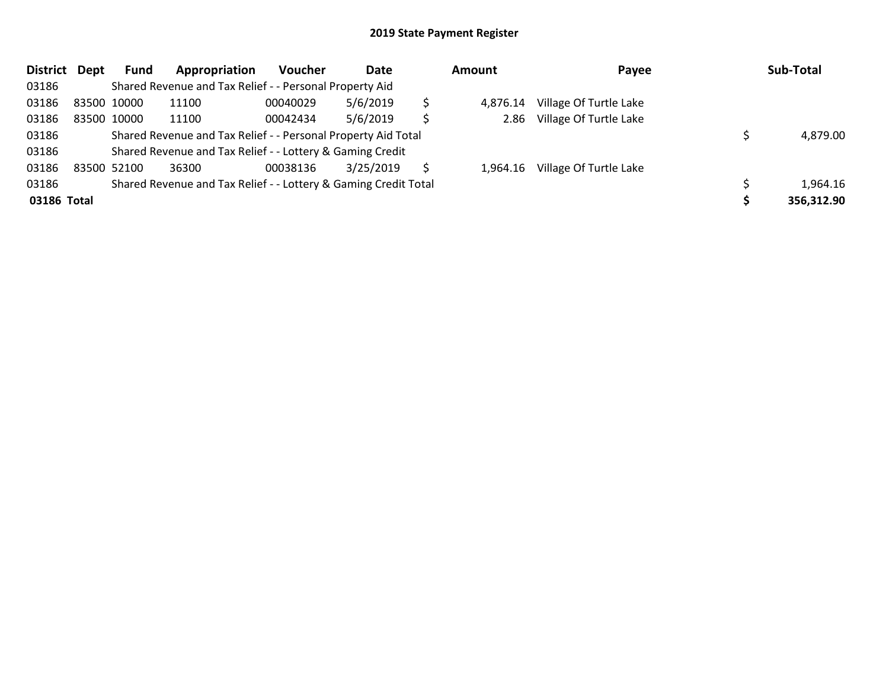# 2019 State Payment Register

| District | Dept | Fund | Appropriation | Voucher | Date | Amount | Payee | Sub-Total |
|---|---|---|---|---|---|---|---|---|
| 03186 | | Shared Revenue and Tax Relief - - Personal Property Aid | | | | | | |
| 03186 | 83500 | 10000 | 11100 | 00040029 | 5/6/2019 | $ 4,876.14 | Village Of Turtle Lake | |
| 03186 | 83500 | 10000 | 11100 | 00042434 | 5/6/2019 | $ 2.86 | Village Of Turtle Lake | |
| 03186 | | Shared Revenue and Tax Relief - - Personal Property Aid Total | | | | | | $ 4,879.00 |
| 03186 | | Shared Revenue and Tax Relief - - Lottery & Gaming Credit | | | | | | |
| 03186 | 83500 | 52100 | 36300 | 00038136 | 3/25/2019 | $ 1,964.16 | Village Of Turtle Lake | |
| 03186 | | Shared Revenue and Tax Relief - - Lottery & Gaming Credit Total | | | | | | $ 1,964.16 |
| **03186 Total** | | | | | | | | **$ 356,312.90** |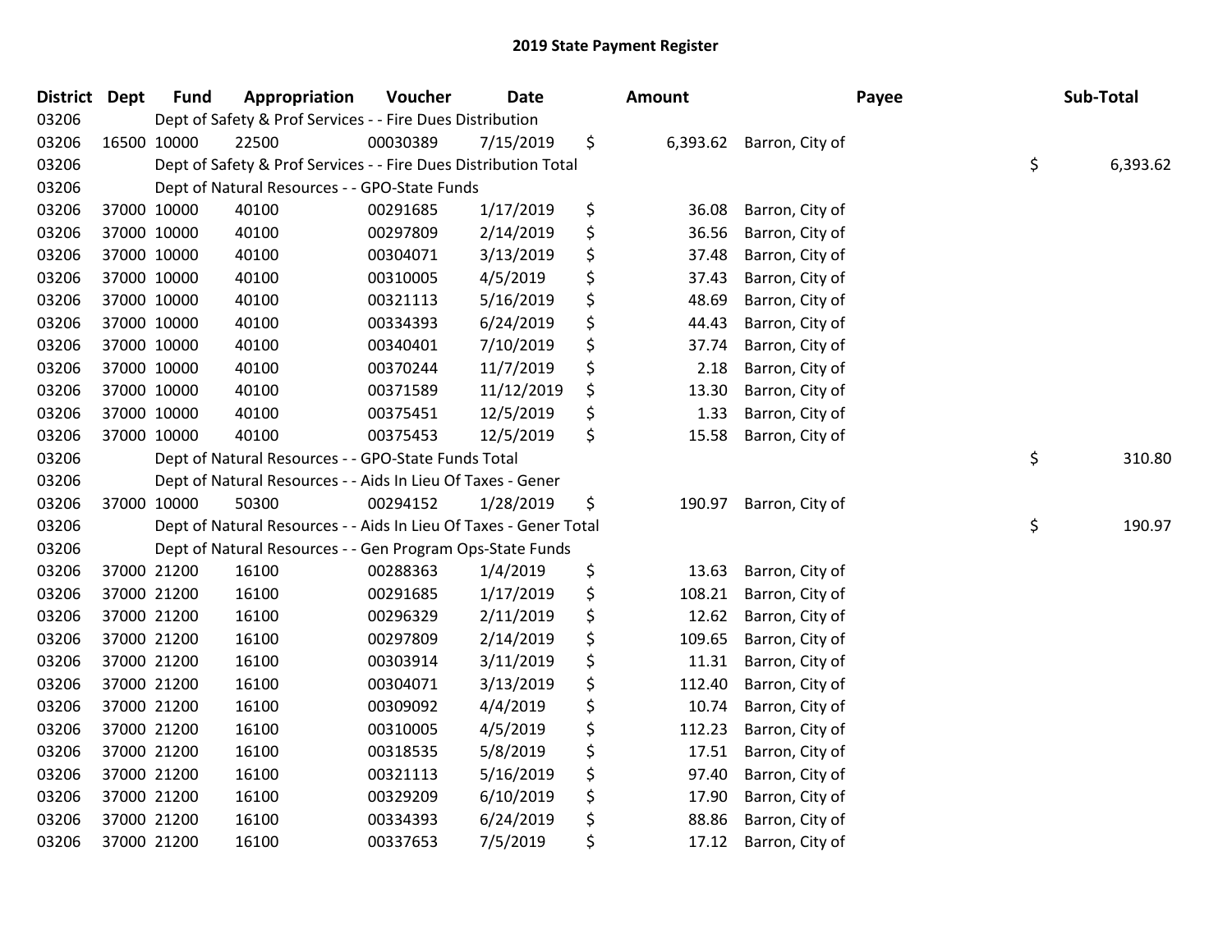# 2019 State Payment Register

| District | Dept | Fund | Appropriation | Voucher | Date | Amount | Payee | Sub-Total |
|---|---|---|---|---|---|---|---|---|
| 03206 | | Dept of Safety & Prof Services - - Fire Dues Distribution | | | | | | |
| 03206 | 16500 | 10000 | 22500 | 00030389 | 7/15/2019 | $ 6,393.62 | Barron, City of | |
| 03206 | | Dept of Safety & Prof Services - - Fire Dues Distribution Total | | | | | | $ 6,393.62 |
| 03206 | | Dept of Natural Resources - - GPO-State Funds | | | | | | |
| 03206 | 37000 | 10000 | 40100 | 00291685 | 1/17/2019 | $ 36.08 | Barron, City of | |
| 03206 | 37000 | 10000 | 40100 | 00297809 | 2/14/2019 | $ 36.56 | Barron, City of | |
| 03206 | 37000 | 10000 | 40100 | 00304071 | 3/13/2019 | $ 37.48 | Barron, City of | |
| 03206 | 37000 | 10000 | 40100 | 00310005 | 4/5/2019 | $ 37.43 | Barron, City of | |
| 03206 | 37000 | 10000 | 40100 | 00321113 | 5/16/2019 | $ 48.69 | Barron, City of | |
| 03206 | 37000 | 10000 | 40100 | 00334393 | 6/24/2019 | $ 44.43 | Barron, City of | |
| 03206 | 37000 | 10000 | 40100 | 00340401 | 7/10/2019 | $ 37.74 | Barron, City of | |
| 03206 | 37000 | 10000 | 40100 | 00370244 | 11/7/2019 | $ 2.18 | Barron, City of | |
| 03206 | 37000 | 10000 | 40100 | 00371589 | 11/12/2019 | $ 13.30 | Barron, City of | |
| 03206 | 37000 | 10000 | 40100 | 00375451 | 12/5/2019 | $ 1.33 | Barron, City of | |
| 03206 | 37000 | 10000 | 40100 | 00375453 | 12/5/2019 | $ 15.58 | Barron, City of | |
| 03206 | | Dept of Natural Resources - - GPO-State Funds Total | | | | | | $ 310.80 |
| 03206 | | Dept of Natural Resources - - Aids In Lieu Of Taxes - Gener | | | | | | |
| 03206 | 37000 | 10000 | 50300 | 00294152 | 1/28/2019 | $ 190.97 | Barron, City of | |
| 03206 | | Dept of Natural Resources - - Aids In Lieu Of Taxes - Gener Total | | | | | | $ 190.97 |
| 03206 | | Dept of Natural Resources - - Gen Program Ops-State Funds | | | | | | |
| 03206 | 37000 | 21200 | 16100 | 00288363 | 1/4/2019 | $ 13.63 | Barron, City of | |
| 03206 | 37000 | 21200 | 16100 | 00291685 | 1/17/2019 | $ 108.21 | Barron, City of | |
| 03206 | 37000 | 21200 | 16100 | 00296329 | 2/11/2019 | $ 12.62 | Barron, City of | |
| 03206 | 37000 | 21200 | 16100 | 00297809 | 2/14/2019 | $ 109.65 | Barron, City of | |
| 03206 | 37000 | 21200 | 16100 | 00303914 | 3/11/2019 | $ 11.31 | Barron, City of | |
| 03206 | 37000 | 21200 | 16100 | 00304071 | 3/13/2019 | $ 112.40 | Barron, City of | |
| 03206 | 37000 | 21200 | 16100 | 00309092 | 4/4/2019 | $ 10.74 | Barron, City of | |
| 03206 | 37000 | 21200 | 16100 | 00310005 | 4/5/2019 | $ 112.23 | Barron, City of | |
| 03206 | 37000 | 21200 | 16100 | 00318535 | 5/8/2019 | $ 17.51 | Barron, City of | |
| 03206 | 37000 | 21200 | 16100 | 00321113 | 5/16/2019 | $ 97.40 | Barron, City of | |
| 03206 | 37000 | 21200 | 16100 | 00329209 | 6/10/2019 | $ 17.90 | Barron, City of | |
| 03206 | 37000 | 21200 | 16100 | 00334393 | 6/24/2019 | $ 88.86 | Barron, City of | |
| 03206 | 37000 | 21200 | 16100 | 00337653 | 7/5/2019 | $ 17.12 | Barron, City of | |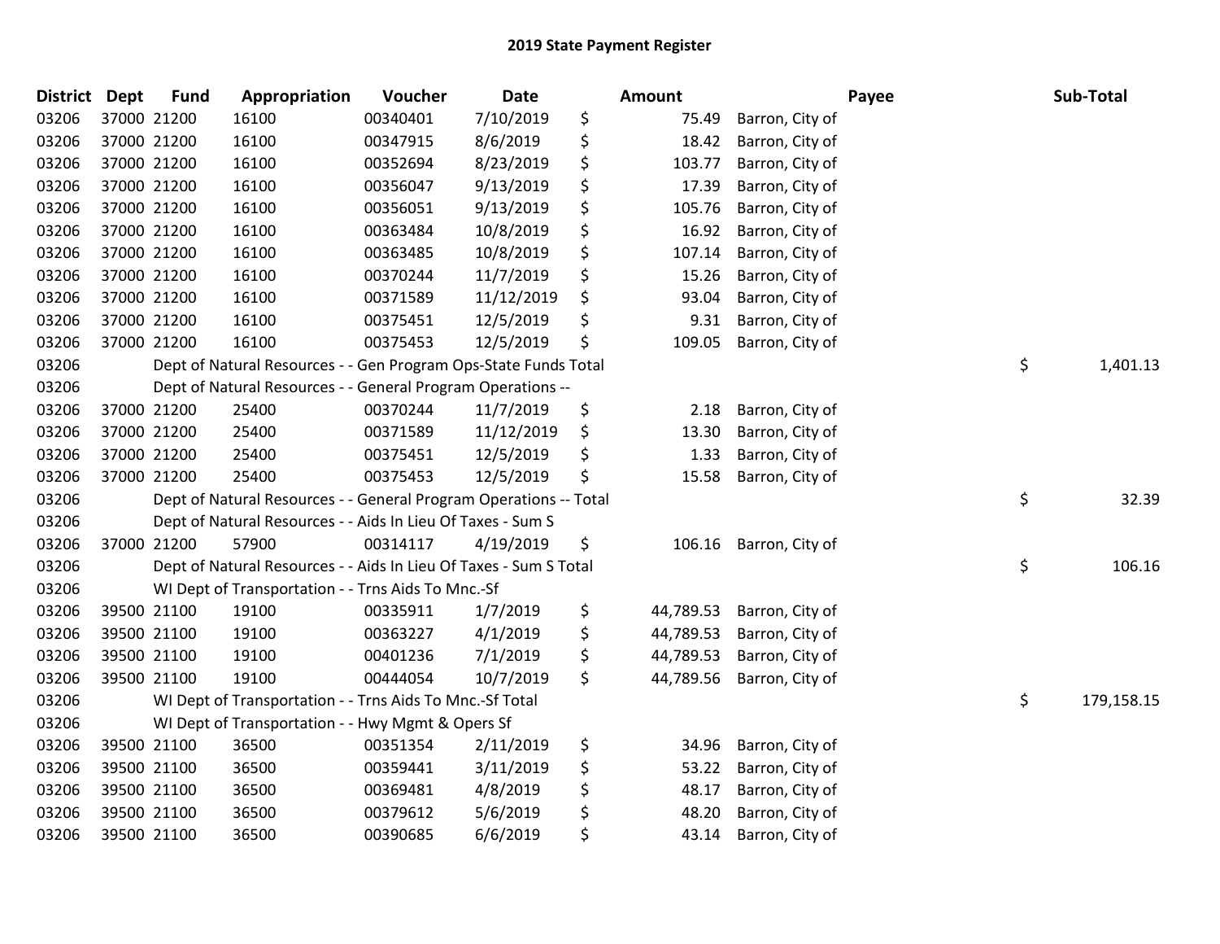## 2019 State Payment Register

| District | Dept | Fund | Appropriation | Voucher | Date | Amount | Payee | Sub-Total |
|---|---|---|---|---|---|---|---|---|
| 03206 | 37000 | 21200 | 16100 | 00340401 | 7/10/2019 | $ 75.49 | Barron, City of | |
| 03206 | 37000 | 21200 | 16100 | 00347915 | 8/6/2019 | $ 18.42 | Barron, City of | |
| 03206 | 37000 | 21200 | 16100 | 00352694 | 8/23/2019 | $ 103.77 | Barron, City of | |
| 03206 | 37000 | 21200 | 16100 | 00356047 | 9/13/2019 | $ 17.39 | Barron, City of | |
| 03206 | 37000 | 21200 | 16100 | 00356051 | 9/13/2019 | $ 105.76 | Barron, City of | |
| 03206 | 37000 | 21200 | 16100 | 00363484 | 10/8/2019 | $ 16.92 | Barron, City of | |
| 03206 | 37000 | 21200 | 16100 | 00363485 | 10/8/2019 | $ 107.14 | Barron, City of | |
| 03206 | 37000 | 21200 | 16100 | 00370244 | 11/7/2019 | $ 15.26 | Barron, City of | |
| 03206 | 37000 | 21200 | 16100 | 00371589 | 11/12/2019 | $ 93.04 | Barron, City of | |
| 03206 | 37000 | 21200 | 16100 | 00375451 | 12/5/2019 | $ 9.31 | Barron, City of | |
| 03206 | 37000 | 21200 | 16100 | 00375453 | 12/5/2019 | $ 109.05 | Barron, City of | |
| 03206 | | Dept of Natural Resources - - Gen Program Ops-State Funds Total | | | | | | $ 1,401.13 |
| 03206 | | Dept of Natural Resources - - General Program Operations -- | | | | | | |
| 03206 | 37000 | 21200 | 25400 | 00370244 | 11/7/2019 | $ 2.18 | Barron, City of | |
| 03206 | 37000 | 21200 | 25400 | 00371589 | 11/12/2019 | $ 13.30 | Barron, City of | |
| 03206 | 37000 | 21200 | 25400 | 00375451 | 12/5/2019 | $ 1.33 | Barron, City of | |
| 03206 | 37000 | 21200 | 25400 | 00375453 | 12/5/2019 | $ 15.58 | Barron, City of | |
| 03206 | | Dept of Natural Resources - - General Program Operations -- Total | | | | | | $ 32.39 |
| 03206 | | Dept of Natural Resources - - Aids In Lieu Of Taxes - Sum S | | | | | | |
| 03206 | 37000 | 21200 | 57900 | 00314117 | 4/19/2019 | $ 106.16 | Barron, City of | |
| 03206 | | Dept of Natural Resources - - Aids In Lieu Of Taxes - Sum S Total | | | | | | $ 106.16 |
| 03206 | | WI Dept of Transportation - - Trns Aids To Mnc.-Sf | | | | | | |
| 03206 | 39500 | 21100 | 19100 | 00335911 | 1/7/2019 | $ 44,789.53 | Barron, City of | |
| 03206 | 39500 | 21100 | 19100 | 00363227 | 4/1/2019 | $ 44,789.53 | Barron, City of | |
| 03206 | 39500 | 21100 | 19100 | 00401236 | 7/1/2019 | $ 44,789.53 | Barron, City of | |
| 03206 | 39500 | 21100 | 19100 | 00444054 | 10/7/2019 | $ 44,789.56 | Barron, City of | |
| 03206 | | WI Dept of Transportation - - Trns Aids To Mnc.-Sf Total | | | | | | $ 179,158.15 |
| 03206 | | WI Dept of Transportation - - Hwy Mgmt & Opers Sf | | | | | | |
| 03206 | 39500 | 21100 | 36500 | 00351354 | 2/11/2019 | $ 34.96 | Barron, City of | |
| 03206 | 39500 | 21100 | 36500 | 00359441 | 3/11/2019 | $ 53.22 | Barron, City of | |
| 03206 | 39500 | 21100 | 36500 | 00369481 | 4/8/2019 | $ 48.17 | Barron, City of | |
| 03206 | 39500 | 21100 | 36500 | 00379612 | 5/6/2019 | $ 48.20 | Barron, City of | |
| 03206 | 39500 | 21100 | 36500 | 00390685 | 6/6/2019 | $ 43.14 | Barron, City of | |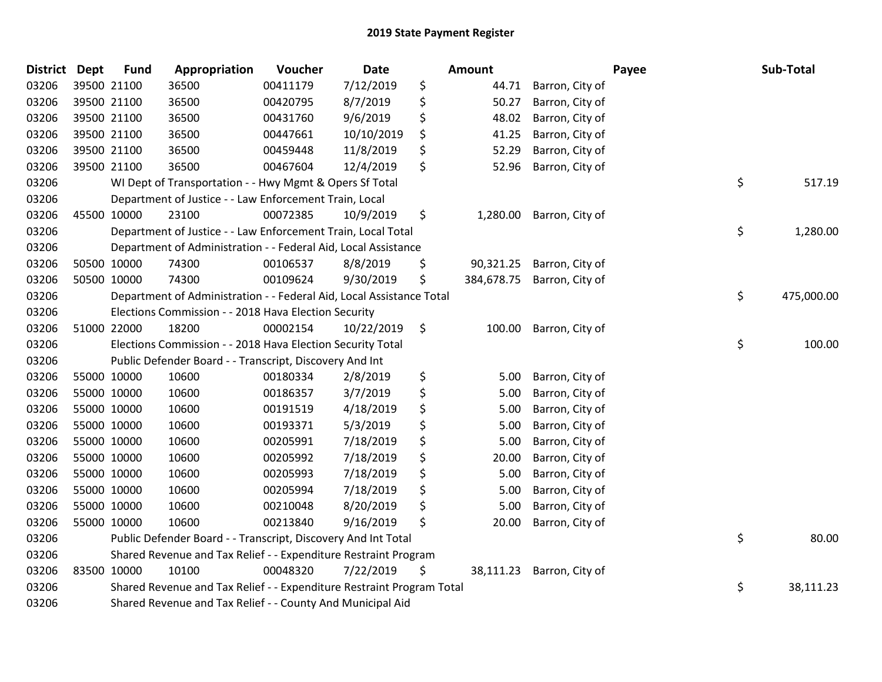# 2019 State Payment Register

| District | Dept | Fund | Appropriation | Voucher | Date | Amount | Payee | Sub-Total |
|---|---|---|---|---|---|---|---|---|
| 03206 | 39500 | 21100 | 36500 | 00411179 | 7/12/2019 | $ 44.71 | Barron, City of | |
| 03206 | 39500 | 21100 | 36500 | 00420795 | 8/7/2019 | $ 50.27 | Barron, City of | |
| 03206 | 39500 | 21100 | 36500 | 00431760 | 9/6/2019 | $ 48.02 | Barron, City of | |
| 03206 | 39500 | 21100 | 36500 | 00447661 | 10/10/2019 | $ 41.25 | Barron, City of | |
| 03206 | 39500 | 21100 | 36500 | 00459448 | 11/8/2019 | $ 52.29 | Barron, City of | |
| 03206 | 39500 | 21100 | 36500 | 00467604 | 12/4/2019 | $ 52.96 | Barron, City of | |
| 03206 | | | WI Dept of Transportation - - Hwy Mgmt & Opers Sf Total | | | | | $ 517.19 |
| 03206 | | | Department of Justice - - Law Enforcement Train, Local | | | | | |
| 03206 | 45500 | 10000 | 23100 | 00072385 | 10/9/2019 | $ 1,280.00 | Barron, City of | |
| 03206 | | | Department of Justice - - Law Enforcement Train, Local Total | | | | | $ 1,280.00 |
| 03206 | | | Department of Administration - - Federal Aid, Local Assistance | | | | | |
| 03206 | 50500 | 10000 | 74300 | 00106537 | 8/8/2019 | $ 90,321.25 | Barron, City of | |
| 03206 | 50500 | 10000 | 74300 | 00109624 | 9/30/2019 | $ 384,678.75 | Barron, City of | |
| 03206 | | | Department of Administration - - Federal Aid, Local Assistance Total | | | | | $ 475,000.00 |
| 03206 | | | Elections Commission - - 2018 Hava Election Security | | | | | |
| 03206 | 51000 | 22000 | 18200 | 00002154 | 10/22/2019 | $ 100.00 | Barron, City of | |
| 03206 | | | Elections Commission - - 2018 Hava Election Security Total | | | | | $ 100.00 |
| 03206 | | | Public Defender Board - - Transcript, Discovery And Int | | | | | |
| 03206 | 55000 | 10000 | 10600 | 00180334 | 2/8/2019 | $ 5.00 | Barron, City of | |
| 03206 | 55000 | 10000 | 10600 | 00186357 | 3/7/2019 | $ 5.00 | Barron, City of | |
| 03206 | 55000 | 10000 | 10600 | 00191519 | 4/18/2019 | $ 5.00 | Barron, City of | |
| 03206 | 55000 | 10000 | 10600 | 00193371 | 5/3/2019 | $ 5.00 | Barron, City of | |
| 03206 | 55000 | 10000 | 10600 | 00205991 | 7/18/2019 | $ 5.00 | Barron, City of | |
| 03206 | 55000 | 10000 | 10600 | 00205992 | 7/18/2019 | $ 20.00 | Barron, City of | |
| 03206 | 55000 | 10000 | 10600 | 00205993 | 7/18/2019 | $ 5.00 | Barron, City of | |
| 03206 | 55000 | 10000 | 10600 | 00205994 | 7/18/2019 | $ 5.00 | Barron, City of | |
| 03206 | 55000 | 10000 | 10600 | 00210048 | 8/20/2019 | $ 5.00 | Barron, City of | |
| 03206 | 55000 | 10000 | 10600 | 00213840 | 9/16/2019 | $ 20.00 | Barron, City of | |
| 03206 | | | Public Defender Board - - Transcript, Discovery And Int Total | | | | | $ 80.00 |
| 03206 | | | Shared Revenue and Tax Relief - - Expenditure Restraint Program | | | | | |
| 03206 | 83500 | 10000 | 10100 | 00048320 | 7/22/2019 | $ 38,111.23 | Barron, City of | |
| 03206 | | | Shared Revenue and Tax Relief - - Expenditure Restraint Program Total | | | | | $ 38,111.23 |
| 03206 | | | Shared Revenue and Tax Relief - - County And Municipal Aid | | | | | |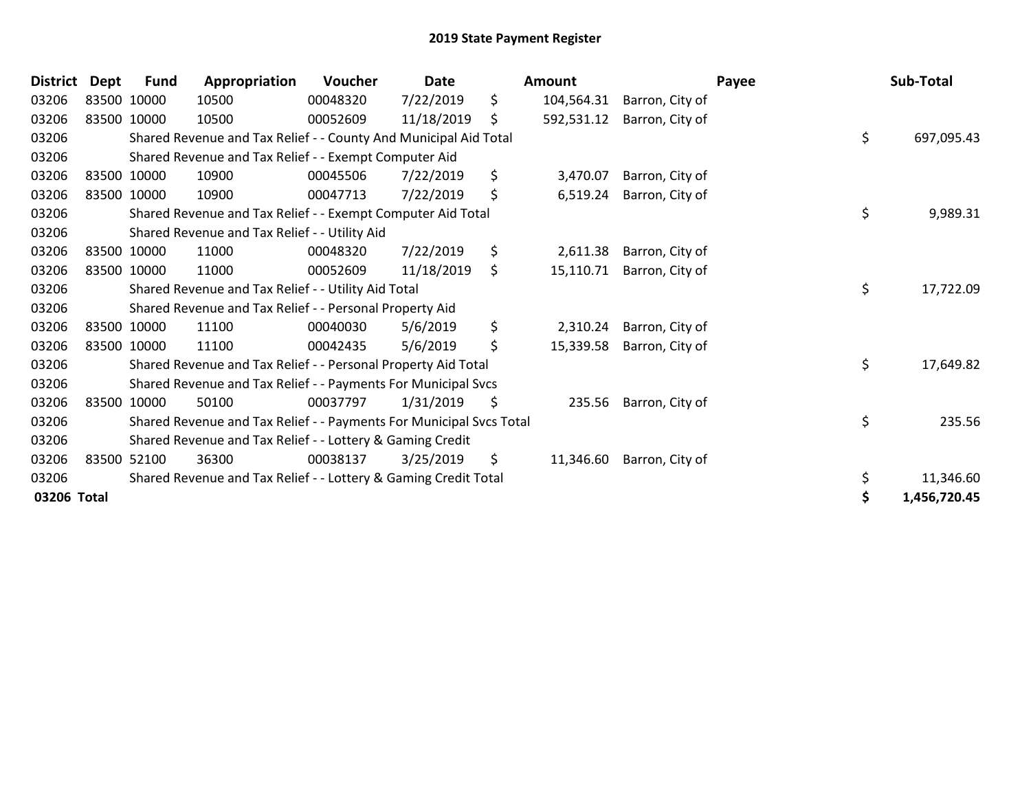# 2019 State Payment Register

| District | Dept | Fund | Appropriation | Voucher | Date | Amount | Payee | Sub-Total |
|---|---|---|---|---|---|---|---|---|
| 03206 | 83500 | 10000 | 10500 | 00048320 | 7/22/2019 | $ 104,564.31 | Barron, City of | |
| 03206 | 83500 | 10000 | 10500 | 00052609 | 11/18/2019 | $ 592,531.12 | Barron, City of | |
| 03206 | | Shared Revenue and Tax Relief - - County And Municipal Aid Total | | | | | | $ 697,095.43 |
| 03206 | | Shared Revenue and Tax Relief - - Exempt Computer Aid | | | | | | |
| 03206 | 83500 | 10000 | 10900 | 00045506 | 7/22/2019 | $ 3,470.07 | Barron, City of | |
| 03206 | 83500 | 10000 | 10900 | 00047713 | 7/22/2019 | $ 6,519.24 | Barron, City of | |
| 03206 | | Shared Revenue and Tax Relief - - Exempt Computer Aid Total | | | | | | $ 9,989.31 |
| 03206 | | Shared Revenue and Tax Relief - - Utility Aid | | | | | | |
| 03206 | 83500 | 10000 | 11000 | 00048320 | 7/22/2019 | $ 2,611.38 | Barron, City of | |
| 03206 | 83500 | 10000 | 11000 | 00052609 | 11/18/2019 | $ 15,110.71 | Barron, City of | |
| 03206 | | Shared Revenue and Tax Relief - - Utility Aid Total | | | | | | $ 17,722.09 |
| 03206 | | Shared Revenue and Tax Relief - - Personal Property Aid | | | | | | |
| 03206 | 83500 | 10000 | 11100 | 00040030 | 5/6/2019 | $ 2,310.24 | Barron, City of | |
| 03206 | 83500 | 10000 | 11100 | 00042435 | 5/6/2019 | $ 15,339.58 | Barron, City of | |
| 03206 | | Shared Revenue and Tax Relief - - Personal Property Aid Total | | | | | | $ 17,649.82 |
| 03206 | | Shared Revenue and Tax Relief - - Payments For Municipal Svcs | | | | | | |
| 03206 | 83500 | 10000 | 50100 | 00037797 | 1/31/2019 | $ 235.56 | Barron, City of | |
| 03206 | | Shared Revenue and Tax Relief - - Payments For Municipal Svcs Total | | | | | | $ 235.56 |
| 03206 | | Shared Revenue and Tax Relief - - Lottery & Gaming Credit | | | | | | |
| 03206 | 83500 | 52100 | 36300 | 00038137 | 3/25/2019 | $ 11,346.60 | Barron, City of | |
| 03206 | | Shared Revenue and Tax Relief - - Lottery & Gaming Credit Total | | | | | | $ 11,346.60 |
| **03206 Total** | | | | | | | | **$ 1,456,720.45** |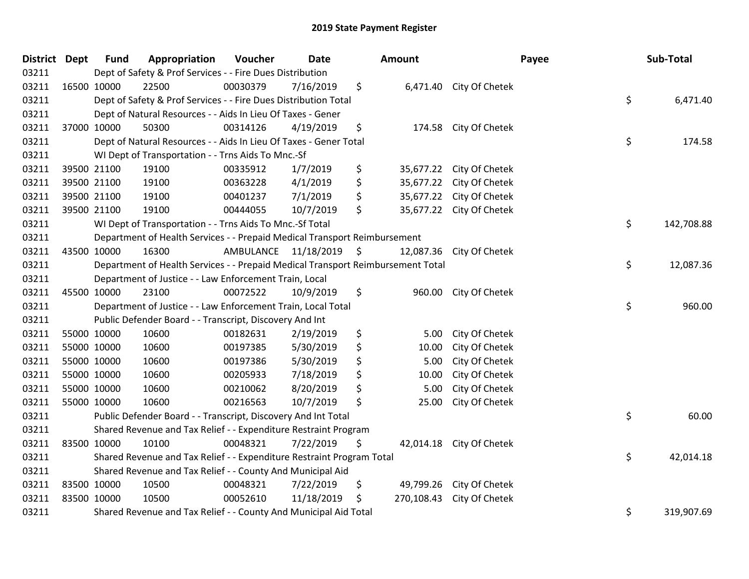# 2019 State Payment Register

| District | Dept | Fund | Appropriation | Voucher | Date | Amount | Payee | Sub-Total |
|---|---|---|---|---|---|---|---|---|
| 03211 | | Dept of Safety & Prof Services - - Fire Dues Distribution | | | | | | |
| 03211 | 16500 | 10000 | 22500 | 00030379 | 7/16/2019 | $ 6,471.40 | City Of Chetek | |
| 03211 | | Dept of Safety & Prof Services - - Fire Dues Distribution Total | | | | | | $ 6,471.40 |
| 03211 | | Dept of Natural Resources - - Aids In Lieu Of Taxes - Gener | | | | | | |
| 03211 | 37000 | 10000 | 50300 | 00314126 | 4/19/2019 | $ 174.58 | City Of Chetek | |
| 03211 | | Dept of Natural Resources - - Aids In Lieu Of Taxes - Gener Total | | | | | | $ 174.58 |
| 03211 | | WI Dept of Transportation - - Trns Aids To Mnc.-Sf | | | | | | |
| 03211 | 39500 | 21100 | 19100 | 00335912 | 1/7/2019 | $ 35,677.22 | City Of Chetek | |
| 03211 | 39500 | 21100 | 19100 | 00363228 | 4/1/2019 | $ 35,677.22 | City Of Chetek | |
| 03211 | 39500 | 21100 | 19100 | 00401237 | 7/1/2019 | $ 35,677.22 | City Of Chetek | |
| 03211 | 39500 | 21100 | 19100 | 00444055 | 10/7/2019 | $ 35,677.22 | City Of Chetek | |
| 03211 | | WI Dept of Transportation - - Trns Aids To Mnc.-Sf Total | | | | | | $ 142,708.88 |
| 03211 | | Department of Health Services - - Prepaid Medical Transport Reimbursement | | | | | | |
| 03211 | 43500 | 10000 | 16300 | AMBULANCE | 11/18/2019 | $ 12,087.36 | City Of Chetek | |
| 03211 | | Department of Health Services - - Prepaid Medical Transport Reimbursement Total | | | | | | $ 12,087.36 |
| 03211 | | Department of Justice - - Law Enforcement Train, Local | | | | | | |
| 03211 | 45500 | 10000 | 23100 | 00072522 | 10/9/2019 | $ 960.00 | City Of Chetek | |
| 03211 | | Department of Justice - - Law Enforcement Train, Local Total | | | | | | $ 960.00 |
| 03211 | | Public Defender Board - - Transcript, Discovery And Int | | | | | | |
| 03211 | 55000 | 10000 | 10600 | 00182631 | 2/19/2019 | $ 5.00 | City Of Chetek | |
| 03211 | 55000 | 10000 | 10600 | 00197385 | 5/30/2019 | $ 10.00 | City Of Chetek | |
| 03211 | 55000 | 10000 | 10600 | 00197386 | 5/30/2019 | $ 5.00 | City Of Chetek | |
| 03211 | 55000 | 10000 | 10600 | 00205933 | 7/18/2019 | $ 10.00 | City Of Chetek | |
| 03211 | 55000 | 10000 | 10600 | 00210062 | 8/20/2019 | $ 5.00 | City Of Chetek | |
| 03211 | 55000 | 10000 | 10600 | 00216563 | 10/7/2019 | $ 25.00 | City Of Chetek | |
| 03211 | | Public Defender Board - - Transcript, Discovery And Int Total | | | | | | $ 60.00 |
| 03211 | | Shared Revenue and Tax Relief - - Expenditure Restraint Program | | | | | | |
| 03211 | 83500 | 10000 | 10100 | 00048321 | 7/22/2019 | $ 42,014.18 | City Of Chetek | |
| 03211 | | Shared Revenue and Tax Relief - - Expenditure Restraint Program Total | | | | | | $ 42,014.18 |
| 03211 | | Shared Revenue and Tax Relief - - County And Municipal Aid | | | | | | |
| 03211 | 83500 | 10000 | 10500 | 00048321 | 7/22/2019 | $ 49,799.26 | City Of Chetek | |
| 03211 | 83500 | 10000 | 10500 | 00052610 | 11/18/2019 | $ 270,108.43 | City Of Chetek | |
| 03211 | | Shared Revenue and Tax Relief - - County And Municipal Aid Total | | | | | | $ 319,907.69 |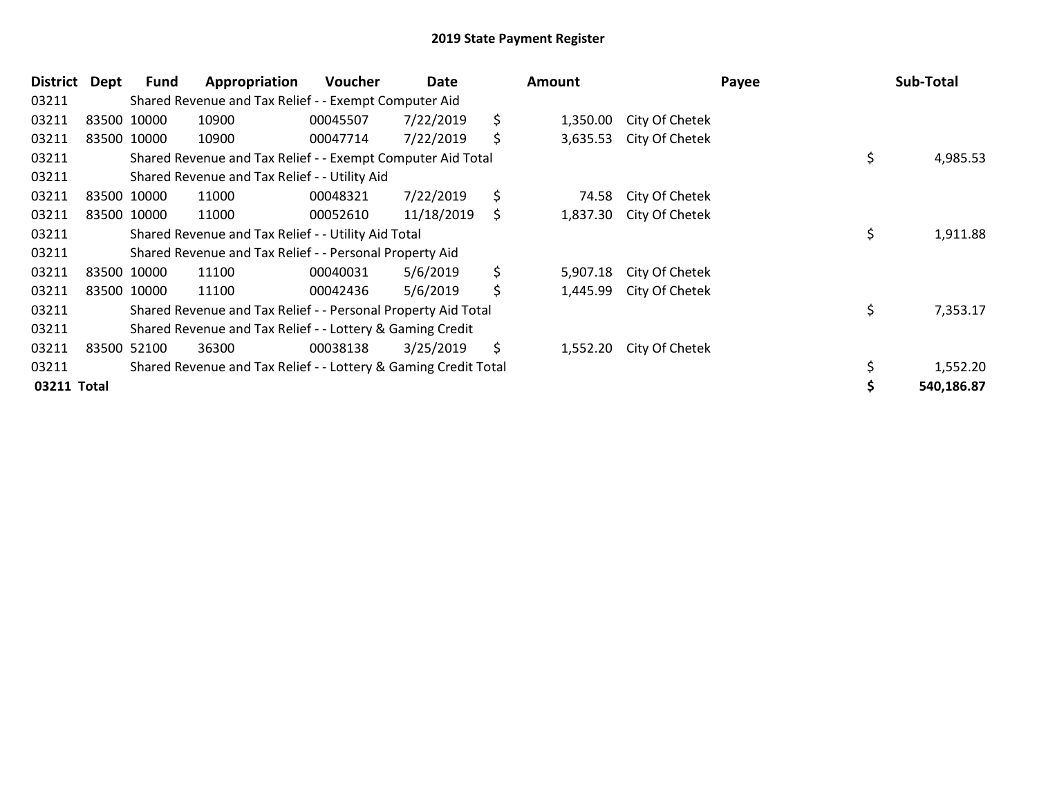# 2019 State Payment Register

| District | Dept | Fund | Appropriation | Voucher | Date | Amount | Payee | Sub-Total |
|---|---|---|---|---|---|---|---|---|
| 03211 | | Shared Revenue and Tax Relief - - Exempt Computer Aid | | | | | | |
| 03211 | 83500 | 10000 | 10900 | 00045507 | 7/22/2019 | $ 1,350.00 | City Of Chetek | |
| 03211 | 83500 | 10000 | 10900 | 00047714 | 7/22/2019 | $ 3,635.53 | City Of Chetek | |
| 03211 | | Shared Revenue and Tax Relief - - Exempt Computer Aid Total | | | | | | $ 4,985.53 |
| 03211 | | Shared Revenue and Tax Relief - - Utility Aid | | | | | | |
| 03211 | 83500 | 10000 | 11000 | 00048321 | 7/22/2019 | $ 74.58 | City Of Chetek | |
| 03211 | 83500 | 10000 | 11000 | 00052610 | 11/18/2019 | $ 1,837.30 | City Of Chetek | |
| 03211 | | Shared Revenue and Tax Relief - - Utility Aid Total | | | | | | $ 1,911.88 |
| 03211 | | Shared Revenue and Tax Relief - - Personal Property Aid | | | | | | |
| 03211 | 83500 | 10000 | 11100 | 00040031 | 5/6/2019 | $ 5,907.18 | City Of Chetek | |
| 03211 | 83500 | 10000 | 11100 | 00042436 | 5/6/2019 | $ 1,445.99 | City Of Chetek | |
| 03211 | | Shared Revenue and Tax Relief - - Personal Property Aid Total | | | | | | $ 7,353.17 |
| 03211 | | Shared Revenue and Tax Relief - - Lottery & Gaming Credit | | | | | | |
| 03211 | 83500 | 52100 | 36300 | 00038138 | 3/25/2019 | $ 1,552.20 | City Of Chetek | |
| 03211 | | Shared Revenue and Tax Relief - - Lottery & Gaming Credit Total | | | | | | $ 1,552.20 |
| **03211 Total** | | | | | | | | **$ 540,186.87** |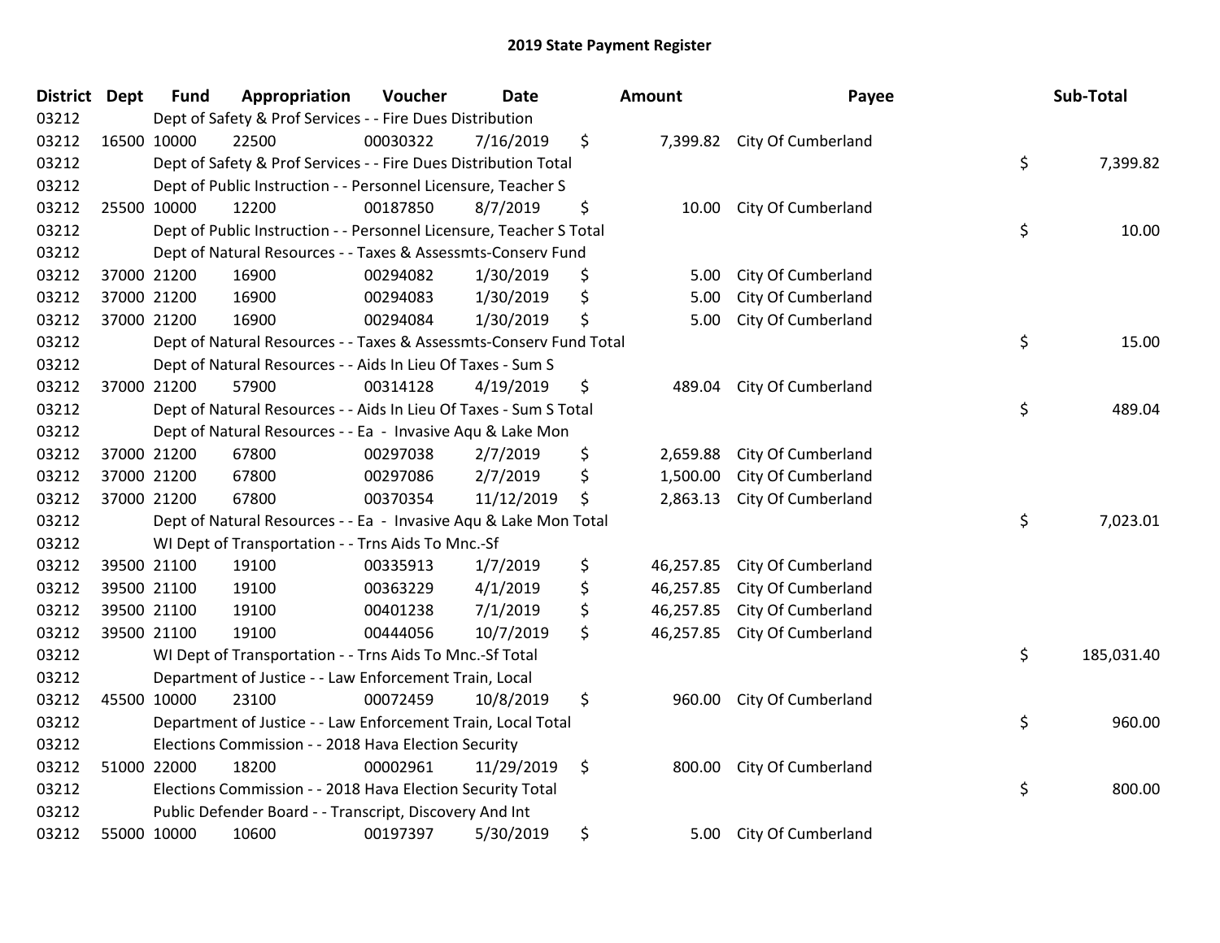# 2019 State Payment Register

| District | Dept | Fund | Appropriation | Voucher | Date | Amount | Payee | Sub-Total |
|---|---|---|---|---|---|---|---|---|
| 03212 | | Dept of Safety & Prof Services - - Fire Dues Distribution | | | | | | |
| 03212 | 16500 | 10000 | 22500 | 00030322 | 7/16/2019 | $ 7,399.82 | City Of Cumberland | |
| 03212 | | Dept of Safety & Prof Services - - Fire Dues Distribution Total | | | | | | $ 7,399.82 |
| 03212 | | Dept of Public Instruction - - Personnel Licensure, Teacher S | | | | | | |
| 03212 | 25500 | 10000 | 12200 | 00187850 | 8/7/2019 | $ 10.00 | City Of Cumberland | |
| 03212 | | Dept of Public Instruction - - Personnel Licensure, Teacher S Total | | | | | | $ 10.00 |
| 03212 | | Dept of Natural Resources - - Taxes & Assessmts-Conserv Fund | | | | | | |
| 03212 | 37000 | 21200 | 16900 | 00294082 | 1/30/2019 | $ 5.00 | City Of Cumberland | |
| 03212 | 37000 | 21200 | 16900 | 00294083 | 1/30/2019 | $ 5.00 | City Of Cumberland | |
| 03212 | 37000 | 21200 | 16900 | 00294084 | 1/30/2019 | $ 5.00 | City Of Cumberland | |
| 03212 | | Dept of Natural Resources - - Taxes & Assessmts-Conserv Fund Total | | | | | | $ 15.00 |
| 03212 | | Dept of Natural Resources - - Aids In Lieu Of Taxes - Sum S | | | | | | |
| 03212 | 37000 | 21200 | 57900 | 00314128 | 4/19/2019 | $ 489.04 | City Of Cumberland | |
| 03212 | | Dept of Natural Resources - - Aids In Lieu Of Taxes - Sum S Total | | | | | | $ 489.04 |
| 03212 | | Dept of Natural Resources - - Ea - Invasive Aqu & Lake Mon | | | | | | |
| 03212 | 37000 | 21200 | 67800 | 00297038 | 2/7/2019 | $ 2,659.88 | City Of Cumberland | |
| 03212 | 37000 | 21200 | 67800 | 00297086 | 2/7/2019 | $ 1,500.00 | City Of Cumberland | |
| 03212 | 37000 | 21200 | 67800 | 00370354 | 11/12/2019 | $ 2,863.13 | City Of Cumberland | |
| 03212 | | Dept of Natural Resources - - Ea - Invasive Aqu & Lake Mon Total | | | | | | $ 7,023.01 |
| 03212 | | WI Dept of Transportation - - Trns Aids To Mnc.-Sf | | | | | | |
| 03212 | 39500 | 21100 | 19100 | 00335913 | 1/7/2019 | $ 46,257.85 | City Of Cumberland | |
| 03212 | 39500 | 21100 | 19100 | 00363229 | 4/1/2019 | $ 46,257.85 | City Of Cumberland | |
| 03212 | 39500 | 21100 | 19100 | 00401238 | 7/1/2019 | $ 46,257.85 | City Of Cumberland | |
| 03212 | 39500 | 21100 | 19100 | 00444056 | 10/7/2019 | $ 46,257.85 | City Of Cumberland | |
| 03212 | | WI Dept of Transportation - - Trns Aids To Mnc.-Sf Total | | | | | | $ 185,031.40 |
| 03212 | | Department of Justice - - Law Enforcement Train, Local | | | | | | |
| 03212 | 45500 | 10000 | 23100 | 00072459 | 10/8/2019 | $ 960.00 | City Of Cumberland | |
| 03212 | | Department of Justice - - Law Enforcement Train, Local Total | | | | | | $ 960.00 |
| 03212 | | Elections Commission - - 2018 Hava Election Security | | | | | | |
| 03212 | 51000 | 22000 | 18200 | 00002961 | 11/29/2019 | $ 800.00 | City Of Cumberland | |
| 03212 | | Elections Commission - - 2018 Hava Election Security Total | | | | | | $ 800.00 |
| 03212 | | Public Defender Board - - Transcript, Discovery And Int | | | | | | |
| 03212 | 55000 | 10000 | 10600 | 00197397 | 5/30/2019 | $ 5.00 | City Of Cumberland | |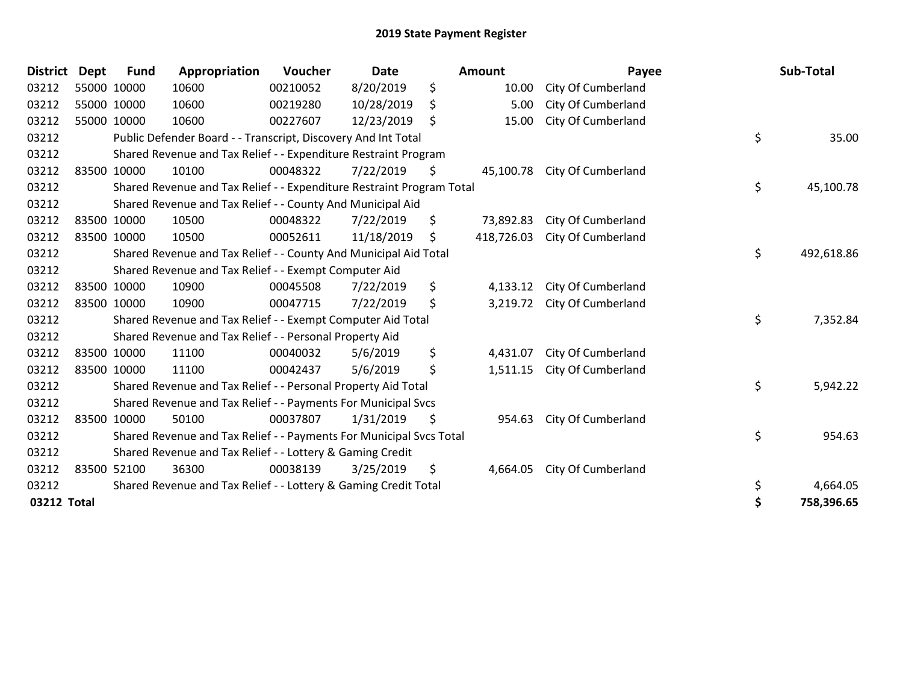# 2019 State Payment Register

| District | Dept | Fund | Appropriation | Voucher | Date | Amount | Payee | Sub-Total |
|---|---|---|---|---|---|---|---|---|
| 03212 | 55000 | 10000 | 10600 | 00210052 | 8/20/2019 | $ 10.00 | City Of Cumberland | |
| 03212 | 55000 | 10000 | 10600 | 00219280 | 10/28/2019 | $ 5.00 | City Of Cumberland | |
| 03212 | 55000 | 10000 | 10600 | 00227607 | 12/23/2019 | $ 15.00 | City Of Cumberland | |
| 03212 | | Public Defender Board - - Transcript, Discovery And Int Total | | | | | | $ 35.00 |
| 03212 | | Shared Revenue and Tax Relief - - Expenditure Restraint Program | | | | | | |
| 03212 | 83500 | 10000 | 10100 | 00048322 | 7/22/2019 | $ 45,100.78 | City Of Cumberland | |
| 03212 | | Shared Revenue and Tax Relief - - Expenditure Restraint Program Total | | | | | | $ 45,100.78 |
| 03212 | | Shared Revenue and Tax Relief - - County And Municipal Aid | | | | | | |
| 03212 | 83500 | 10000 | 10500 | 00048322 | 7/22/2019 | $ 73,892.83 | City Of Cumberland | |
| 03212 | 83500 | 10000 | 10500 | 00052611 | 11/18/2019 | $ 418,726.03 | City Of Cumberland | |
| 03212 | | Shared Revenue and Tax Relief - - County And Municipal Aid Total | | | | | | $ 492,618.86 |
| 03212 | | Shared Revenue and Tax Relief - - Exempt Computer Aid | | | | | | |
| 03212 | 83500 | 10000 | 10900 | 00045508 | 7/22/2019 | $ 4,133.12 | City Of Cumberland | |
| 03212 | 83500 | 10000 | 10900 | 00047715 | 7/22/2019 | $ 3,219.72 | City Of Cumberland | |
| 03212 | | Shared Revenue and Tax Relief - - Exempt Computer Aid Total | | | | | | $ 7,352.84 |
| 03212 | | Shared Revenue and Tax Relief - - Personal Property Aid | | | | | | |
| 03212 | 83500 | 10000 | 11100 | 00040032 | 5/6/2019 | $ 4,431.07 | City Of Cumberland | |
| 03212 | 83500 | 10000 | 11100 | 00042437 | 5/6/2019 | $ 1,511.15 | City Of Cumberland | |
| 03212 | | Shared Revenue and Tax Relief - - Personal Property Aid Total | | | | | | $ 5,942.22 |
| 03212 | | Shared Revenue and Tax Relief - - Payments For Municipal Svcs | | | | | | |
| 03212 | 83500 | 10000 | 50100 | 00037807 | 1/31/2019 | $ 954.63 | City Of Cumberland | |
| 03212 | | Shared Revenue and Tax Relief - - Payments For Municipal Svcs Total | | | | | | $ 954.63 |
| 03212 | | Shared Revenue and Tax Relief - - Lottery & Gaming Credit | | | | | | |
| 03212 | 83500 | 52100 | 36300 | 00038139 | 3/25/2019 | $ 4,664.05 | City Of Cumberland | |
| 03212 | | Shared Revenue and Tax Relief - - Lottery & Gaming Credit Total | | | | | | $ 4,664.05 |
| **03212 Total** | | | | | | | | **$ 758,396.65** |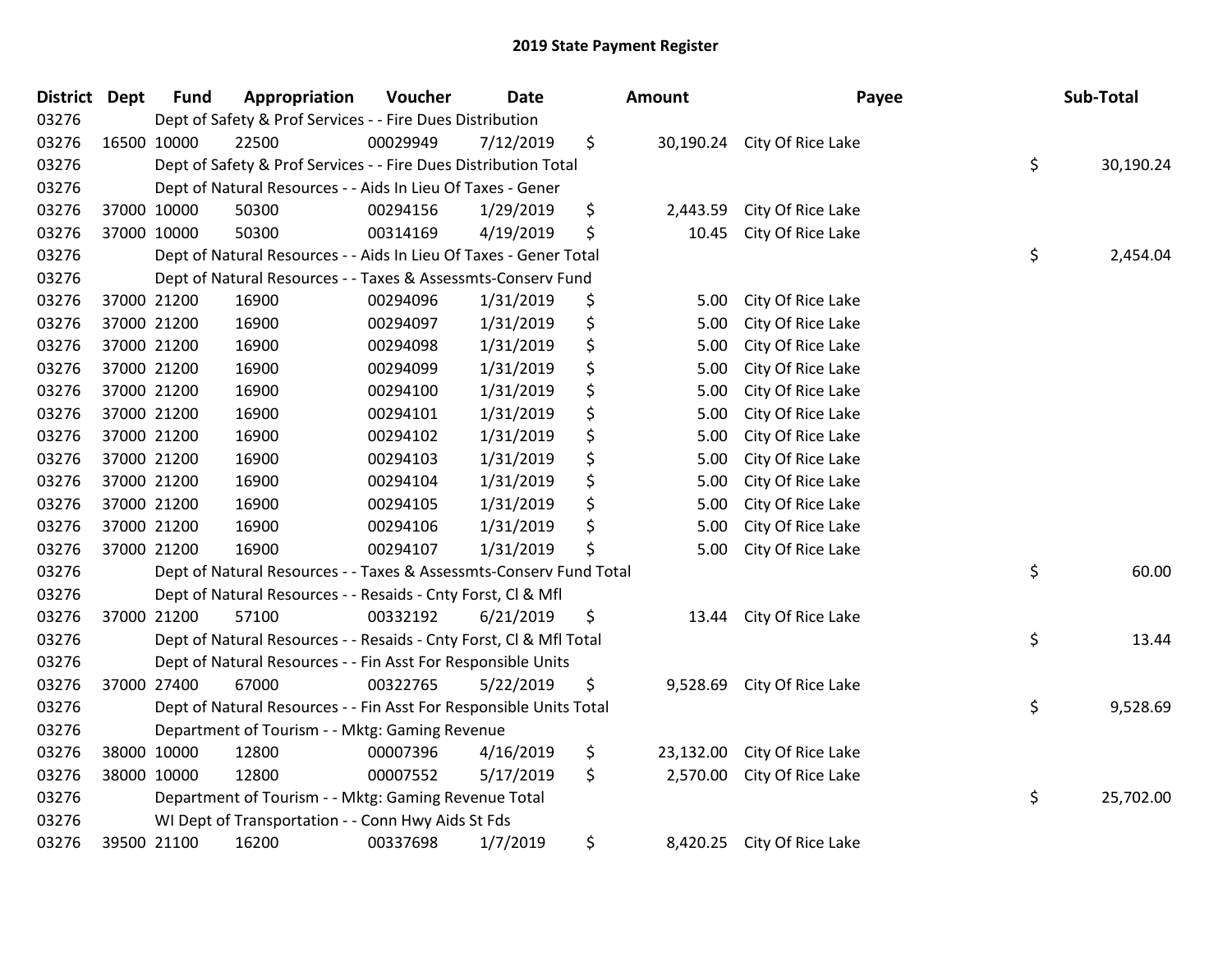## 2019 State Payment Register

| District | Dept | Fund | Appropriation | Voucher | Date | Amount | Payee | Sub-Total |
|---|---|---|---|---|---|---|---|---|
| 03276 | | Dept of Safety & Prof Services - - Fire Dues Distribution | | | | | | |
| 03276 | 16500 | 10000 | 22500 | 00029949 | 7/12/2019 | $ 30,190.24 | City Of Rice Lake | |
| 03276 | | Dept of Safety & Prof Services - - Fire Dues Distribution Total | | | | | | $ 30,190.24 |
| 03276 | | Dept of Natural Resources - - Aids In Lieu Of Taxes - Gener | | | | | | |
| 03276 | 37000 | 10000 | 50300 | 00294156 | 1/29/2019 | $ 2,443.59 | City Of Rice Lake | |
| 03276 | 37000 | 10000 | 50300 | 00314169 | 4/19/2019 | $ 10.45 | City Of Rice Lake | |
| 03276 | | Dept of Natural Resources - - Aids In Lieu Of Taxes - Gener Total | | | | | | $ 2,454.04 |
| 03276 | | Dept of Natural Resources - - Taxes & Assessmts-Conserv Fund | | | | | | |
| 03276 | 37000 | 21200 | 16900 | 00294096 | 1/31/2019 | $ 5.00 | City Of Rice Lake | |
| 03276 | 37000 | 21200 | 16900 | 00294097 | 1/31/2019 | $ 5.00 | City Of Rice Lake | |
| 03276 | 37000 | 21200 | 16900 | 00294098 | 1/31/2019 | $ 5.00 | City Of Rice Lake | |
| 03276 | 37000 | 21200 | 16900 | 00294099 | 1/31/2019 | $ 5.00 | City Of Rice Lake | |
| 03276 | 37000 | 21200 | 16900 | 00294100 | 1/31/2019 | $ 5.00 | City Of Rice Lake | |
| 03276 | 37000 | 21200 | 16900 | 00294101 | 1/31/2019 | $ 5.00 | City Of Rice Lake | |
| 03276 | 37000 | 21200 | 16900 | 00294102 | 1/31/2019 | $ 5.00 | City Of Rice Lake | |
| 03276 | 37000 | 21200 | 16900 | 00294103 | 1/31/2019 | $ 5.00 | City Of Rice Lake | |
| 03276 | 37000 | 21200 | 16900 | 00294104 | 1/31/2019 | $ 5.00 | City Of Rice Lake | |
| 03276 | 37000 | 21200 | 16900 | 00294105 | 1/31/2019 | $ 5.00 | City Of Rice Lake | |
| 03276 | 37000 | 21200 | 16900 | 00294106 | 1/31/2019 | $ 5.00 | City Of Rice Lake | |
| 03276 | 37000 | 21200 | 16900 | 00294107 | 1/31/2019 | $ 5.00 | City Of Rice Lake | |
| 03276 | | Dept of Natural Resources - - Taxes & Assessmts-Conserv Fund Total | | | | | | $ 60.00 |
| 03276 | | Dept of Natural Resources - - Resaids - Cnty Forst, Cl & Mfl | | | | | | |
| 03276 | 37000 | 21200 | 57100 | 00332192 | 6/21/2019 | $ 13.44 | City Of Rice Lake | |
| 03276 | | Dept of Natural Resources - - Resaids - Cnty Forst, Cl & Mfl Total | | | | | | $ 13.44 |
| 03276 | | Dept of Natural Resources - - Fin Asst For Responsible Units | | | | | | |
| 03276 | 37000 | 27400 | 67000 | 00322765 | 5/22/2019 | $ 9,528.69 | City Of Rice Lake | |
| 03276 | | Dept of Natural Resources - - Fin Asst For Responsible Units Total | | | | | | $ 9,528.69 |
| 03276 | | Department of Tourism - - Mktg: Gaming Revenue | | | | | | |
| 03276 | 38000 | 10000 | 12800 | 00007396 | 4/16/2019 | $ 23,132.00 | City Of Rice Lake | |
| 03276 | 38000 | 10000 | 12800 | 00007552 | 5/17/2019 | $ 2,570.00 | City Of Rice Lake | |
| 03276 | | Department of Tourism - - Mktg: Gaming Revenue Total | | | | | | $ 25,702.00 |
| 03276 | | WI Dept of Transportation - - Conn Hwy Aids St Fds | | | | | | |
| 03276 | 39500 | 21100 | 16200 | 00337698 | 1/7/2019 | $ 8,420.25 | City Of Rice Lake | |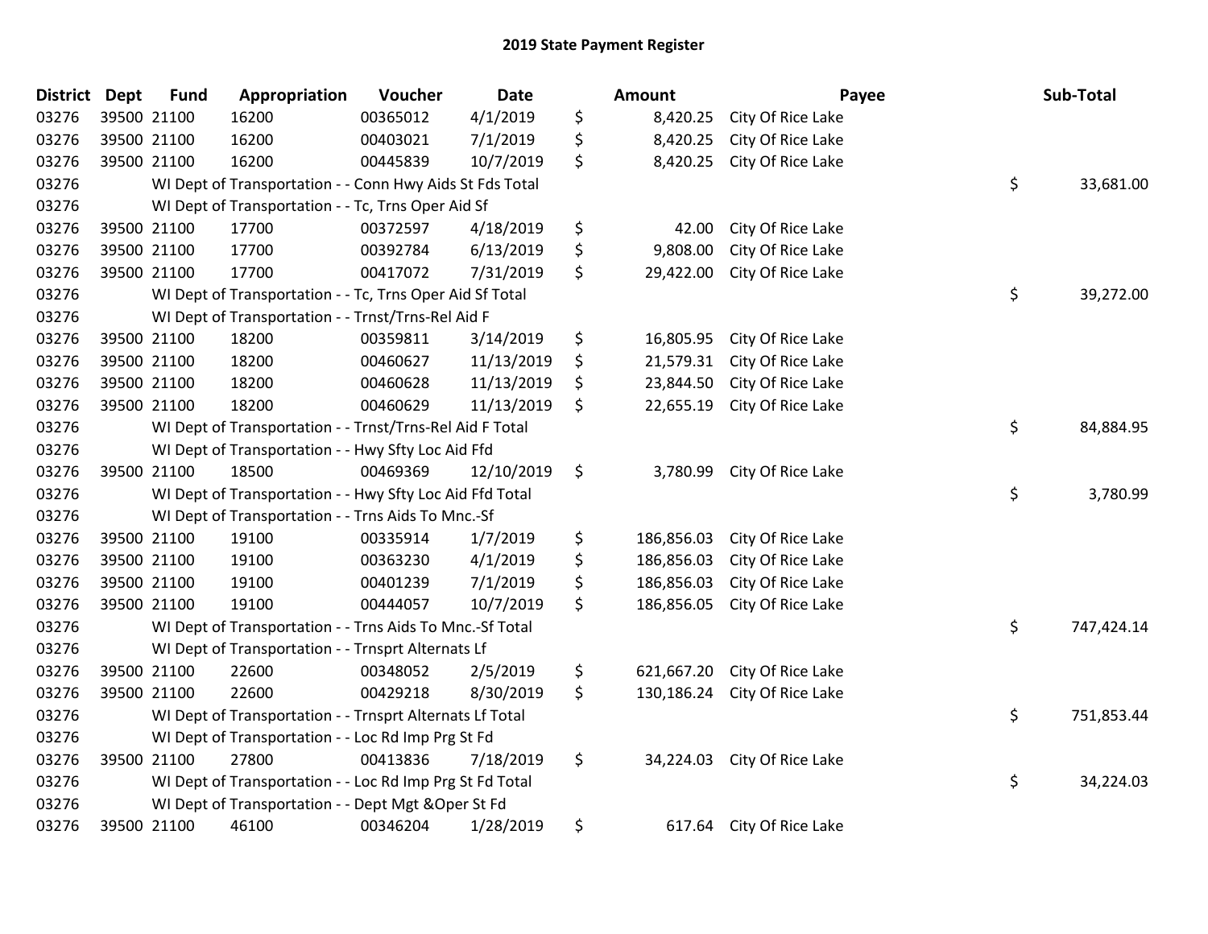# 2019 State Payment Register

| District | Dept | Fund | Appropriation | Voucher | Date | Amount | Payee | Sub-Total |
|---|---|---|---|---|---|---|---|---|
| 03276 | 39500 | 21100 | 16200 | 00365012 | 4/1/2019 | $ 8,420.25 | City Of Rice Lake | |
| 03276 | 39500 | 21100 | 16200 | 00403021 | 7/1/2019 | $ 8,420.25 | City Of Rice Lake | |
| 03276 | 39500 | 21100 | 16200 | 00445839 | 10/7/2019 | $ 8,420.25 | City Of Rice Lake | |
| 03276 | | | WI Dept of Transportation - - Conn Hwy Aids St Fds Total | | | | | $ 33,681.00 |
| 03276 | | | WI Dept of Transportation - - Tc, Trns Oper Aid Sf | | | | | |
| 03276 | 39500 | 21100 | 17700 | 00372597 | 4/18/2019 | $ 42.00 | City Of Rice Lake | |
| 03276 | 39500 | 21100 | 17700 | 00392784 | 6/13/2019 | $ 9,808.00 | City Of Rice Lake | |
| 03276 | 39500 | 21100 | 17700 | 00417072 | 7/31/2019 | $ 29,422.00 | City Of Rice Lake | |
| 03276 | | | WI Dept of Transportation - - Tc, Trns Oper Aid Sf Total | | | | | $ 39,272.00 |
| 03276 | | | WI Dept of Transportation - - Trnst/Trns-Rel Aid F | | | | | |
| 03276 | 39500 | 21100 | 18200 | 00359811 | 3/14/2019 | $ 16,805.95 | City Of Rice Lake | |
| 03276 | 39500 | 21100 | 18200 | 00460627 | 11/13/2019 | $ 21,579.31 | City Of Rice Lake | |
| 03276 | 39500 | 21100 | 18200 | 00460628 | 11/13/2019 | $ 23,844.50 | City Of Rice Lake | |
| 03276 | 39500 | 21100 | 18200 | 00460629 | 11/13/2019 | $ 22,655.19 | City Of Rice Lake | |
| 03276 | | | WI Dept of Transportation - - Trnst/Trns-Rel Aid F Total | | | | | $ 84,884.95 |
| 03276 | | | WI Dept of Transportation - - Hwy Sfty Loc Aid Ffd | | | | | |
| 03276 | 39500 | 21100 | 18500 | 00469369 | 12/10/2019 | $ 3,780.99 | City Of Rice Lake | |
| 03276 | | | WI Dept of Transportation - - Hwy Sfty Loc Aid Ffd Total | | | | | $ 3,780.99 |
| 03276 | | | WI Dept of Transportation - - Trns Aids To Mnc.-Sf | | | | | |
| 03276 | 39500 | 21100 | 19100 | 00335914 | 1/7/2019 | $ 186,856.03 | City Of Rice Lake | |
| 03276 | 39500 | 21100 | 19100 | 00363230 | 4/1/2019 | $ 186,856.03 | City Of Rice Lake | |
| 03276 | 39500 | 21100 | 19100 | 00401239 | 7/1/2019 | $ 186,856.03 | City Of Rice Lake | |
| 03276 | 39500 | 21100 | 19100 | 00444057 | 10/7/2019 | $ 186,856.05 | City Of Rice Lake | |
| 03276 | | | WI Dept of Transportation - - Trns Aids To Mnc.-Sf Total | | | | | $ 747,424.14 |
| 03276 | | | WI Dept of Transportation - - Trnsprt Alternats Lf | | | | | |
| 03276 | 39500 | 21100 | 22600 | 00348052 | 2/5/2019 | $ 621,667.20 | City Of Rice Lake | |
| 03276 | 39500 | 21100 | 22600 | 00429218 | 8/30/2019 | $ 130,186.24 | City Of Rice Lake | |
| 03276 | | | WI Dept of Transportation - - Trnsprt Alternats Lf Total | | | | | $ 751,853.44 |
| 03276 | | | WI Dept of Transportation - - Loc Rd Imp Prg St Fd | | | | | |
| 03276 | 39500 | 21100 | 27800 | 00413836 | 7/18/2019 | $ 34,224.03 | City Of Rice Lake | |
| 03276 | | | WI Dept of Transportation - - Loc Rd Imp Prg St Fd Total | | | | | $ 34,224.03 |
| 03276 | | | WI Dept of Transportation - - Dept Mgt &Oper St Fd | | | | | |
| 03276 | 39500 | 21100 | 46100 | 00346204 | 1/28/2019 | $ 617.64 | City Of Rice Lake | |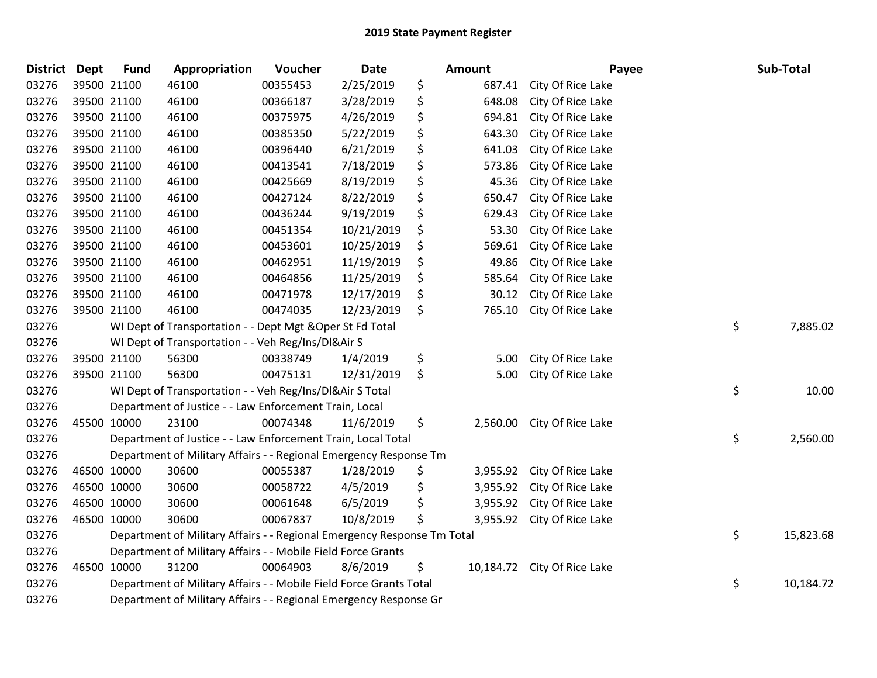# 2019 State Payment Register

| District | Dept | Fund | Appropriation | Voucher | Date | Amount | Payee | Sub-Total |
|---|---|---|---|---|---|---|---|---|
| 03276 | 39500 | 21100 | 46100 | 00355453 | 2/25/2019 | $ 687.41 | City Of Rice Lake | |
| 03276 | 39500 | 21100 | 46100 | 00366187 | 3/28/2019 | $ 648.08 | City Of Rice Lake | |
| 03276 | 39500 | 21100 | 46100 | 00375975 | 4/26/2019 | $ 694.81 | City Of Rice Lake | |
| 03276 | 39500 | 21100 | 46100 | 00385350 | 5/22/2019 | $ 643.30 | City Of Rice Lake | |
| 03276 | 39500 | 21100 | 46100 | 00396440 | 6/21/2019 | $ 641.03 | City Of Rice Lake | |
| 03276 | 39500 | 21100 | 46100 | 00413541 | 7/18/2019 | $ 573.86 | City Of Rice Lake | |
| 03276 | 39500 | 21100 | 46100 | 00425669 | 8/19/2019 | $ 45.36 | City Of Rice Lake | |
| 03276 | 39500 | 21100 | 46100 | 00427124 | 8/22/2019 | $ 650.47 | City Of Rice Lake | |
| 03276 | 39500 | 21100 | 46100 | 00436244 | 9/19/2019 | $ 629.43 | City Of Rice Lake | |
| 03276 | 39500 | 21100 | 46100 | 00451354 | 10/21/2019 | $ 53.30 | City Of Rice Lake | |
| 03276 | 39500 | 21100 | 46100 | 00453601 | 10/25/2019 | $ 569.61 | City Of Rice Lake | |
| 03276 | 39500 | 21100 | 46100 | 00462951 | 11/19/2019 | $ 49.86 | City Of Rice Lake | |
| 03276 | 39500 | 21100 | 46100 | 00464856 | 11/25/2019 | $ 585.64 | City Of Rice Lake | |
| 03276 | 39500 | 21100 | 46100 | 00471978 | 12/17/2019 | $ 30.12 | City Of Rice Lake | |
| 03276 | 39500 | 21100 | 46100 | 00474035 | 12/23/2019 | $ 765.10 | City Of Rice Lake | |
| 03276 | | WI Dept of Transportation - - Dept Mgt &Oper St Fd Total | | | | | | $ 7,885.02 |
| 03276 | | WI Dept of Transportation - - Veh Reg/Ins/Dl&Air S | | | | | | |
| 03276 | 39500 | 21100 | 56300 | 00338749 | 1/4/2019 | $ 5.00 | City Of Rice Lake | |
| 03276 | 39500 | 21100 | 56300 | 00475131 | 12/31/2019 | $ 5.00 | City Of Rice Lake | |
| 03276 | | WI Dept of Transportation - - Veh Reg/Ins/Dl&Air S Total | | | | | | $ 10.00 |
| 03276 | | Department of Justice - - Law Enforcement Train, Local | | | | | | |
| 03276 | 45500 | 10000 | 23100 | 00074348 | 11/6/2019 | $ 2,560.00 | City Of Rice Lake | |
| 03276 | | Department of Justice - - Law Enforcement Train, Local Total | | | | | | $ 2,560.00 |
| 03276 | | Department of Military Affairs - - Regional Emergency Response Tm | | | | | | |
| 03276 | 46500 | 10000 | 30600 | 00055387 | 1/28/2019 | $ 3,955.92 | City Of Rice Lake | |
| 03276 | 46500 | 10000 | 30600 | 00058722 | 4/5/2019 | $ 3,955.92 | City Of Rice Lake | |
| 03276 | 46500 | 10000 | 30600 | 00061648 | 6/5/2019 | $ 3,955.92 | City Of Rice Lake | |
| 03276 | 46500 | 10000 | 30600 | 00067837 | 10/8/2019 | $ 3,955.92 | City Of Rice Lake | |
| 03276 | | Department of Military Affairs - - Regional Emergency Response Tm Total | | | | | | $ 15,823.68 |
| 03276 | | Department of Military Affairs - - Mobile Field Force Grants | | | | | | |
| 03276 | 46500 | 10000 | 31200 | 00064903 | 8/6/2019 | $ 10,184.72 | City Of Rice Lake | |
| 03276 | | Department of Military Affairs - - Mobile Field Force Grants Total | | | | | | $ 10,184.72 |
| 03276 | | Department of Military Affairs - - Regional Emergency Response Gr | | | | | | |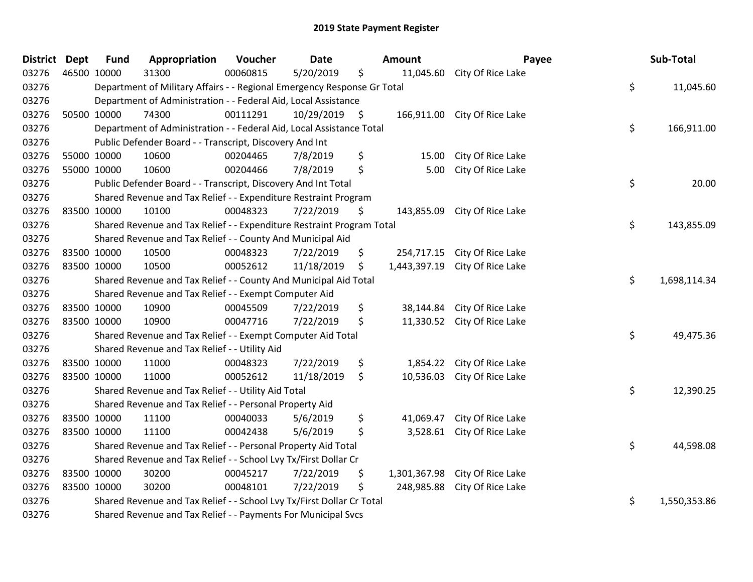## 2019 State Payment Register

| District | Dept | Fund | Appropriation | Voucher | Date | Amount | Payee | Sub-Total |
|---|---|---|---|---|---|---|---|---|
| 03276 | 46500 | 10000 | 31300 | 00060815 | 5/20/2019 | $ 11,045.60 | City Of Rice Lake | |
| 03276 | | Department of Military Affairs - - Regional Emergency Response Gr Total | | | | | | $ 11,045.60 |
| 03276 | | Department of Administration - - Federal Aid, Local Assistance | | | | | | |
| 03276 | 50500 | 10000 | 74300 | 00111291 | 10/29/2019 | $ 166,911.00 | City Of Rice Lake | |
| 03276 | | Department of Administration - - Federal Aid, Local Assistance Total | | | | | | $ 166,911.00 |
| 03276 | | Public Defender Board - - Transcript, Discovery And Int | | | | | | |
| 03276 | 55000 | 10000 | 10600 | 00204465 | 7/8/2019 | $ 15.00 | City Of Rice Lake | |
| 03276 | 55000 | 10000 | 10600 | 00204466 | 7/8/2019 | $ 5.00 | City Of Rice Lake | |
| 03276 | | Public Defender Board - - Transcript, Discovery And Int Total | | | | | | $ 20.00 |
| 03276 | | Shared Revenue and Tax Relief - - Expenditure Restraint Program | | | | | | |
| 03276 | 83500 | 10000 | 10100 | 00048323 | 7/22/2019 | $ 143,855.09 | City Of Rice Lake | |
| 03276 | | Shared Revenue and Tax Relief - - Expenditure Restraint Program Total | | | | | | $ 143,855.09 |
| 03276 | | Shared Revenue and Tax Relief - - County And Municipal Aid | | | | | | |
| 03276 | 83500 | 10000 | 10500 | 00048323 | 7/22/2019 | $ 254,717.15 | City Of Rice Lake | |
| 03276 | 83500 | 10000 | 10500 | 00052612 | 11/18/2019 | $ 1,443,397.19 | City Of Rice Lake | |
| 03276 | | Shared Revenue and Tax Relief - - County And Municipal Aid Total | | | | | | $ 1,698,114.34 |
| 03276 | | Shared Revenue and Tax Relief - - Exempt Computer Aid | | | | | | |
| 03276 | 83500 | 10000 | 10900 | 00045509 | 7/22/2019 | $ 38,144.84 | City Of Rice Lake | |
| 03276 | 83500 | 10000 | 10900 | 00047716 | 7/22/2019 | $ 11,330.52 | City Of Rice Lake | |
| 03276 | | Shared Revenue and Tax Relief - - Exempt Computer Aid Total | | | | | | $ 49,475.36 |
| 03276 | | Shared Revenue and Tax Relief - - Utility Aid | | | | | | |
| 03276 | 83500 | 10000 | 11000 | 00048323 | 7/22/2019 | $ 1,854.22 | City Of Rice Lake | |
| 03276 | 83500 | 10000 | 11000 | 00052612 | 11/18/2019 | $ 10,536.03 | City Of Rice Lake | |
| 03276 | | Shared Revenue and Tax Relief - - Utility Aid Total | | | | | | $ 12,390.25 |
| 03276 | | Shared Revenue and Tax Relief - - Personal Property Aid | | | | | | |
| 03276 | 83500 | 10000 | 11100 | 00040033 | 5/6/2019 | $ 41,069.47 | City Of Rice Lake | |
| 03276 | 83500 | 10000 | 11100 | 00042438 | 5/6/2019 | $ 3,528.61 | City Of Rice Lake | |
| 03276 | | Shared Revenue and Tax Relief - - Personal Property Aid Total | | | | | | $ 44,598.08 |
| 03276 | | Shared Revenue and Tax Relief - - School Lvy Tx/First Dollar Cr | | | | | | |
| 03276 | 83500 | 10000 | 30200 | 00045217 | 7/22/2019 | $ 1,301,367.98 | City Of Rice Lake | |
| 03276 | 83500 | 10000 | 30200 | 00048101 | 7/22/2019 | $ 248,985.88 | City Of Rice Lake | |
| 03276 | | Shared Revenue and Tax Relief - - School Lvy Tx/First Dollar Cr Total | | | | | | $ 1,550,353.86 |
| 03276 | | Shared Revenue and Tax Relief - - Payments For Municipal Svcs | | | | | | |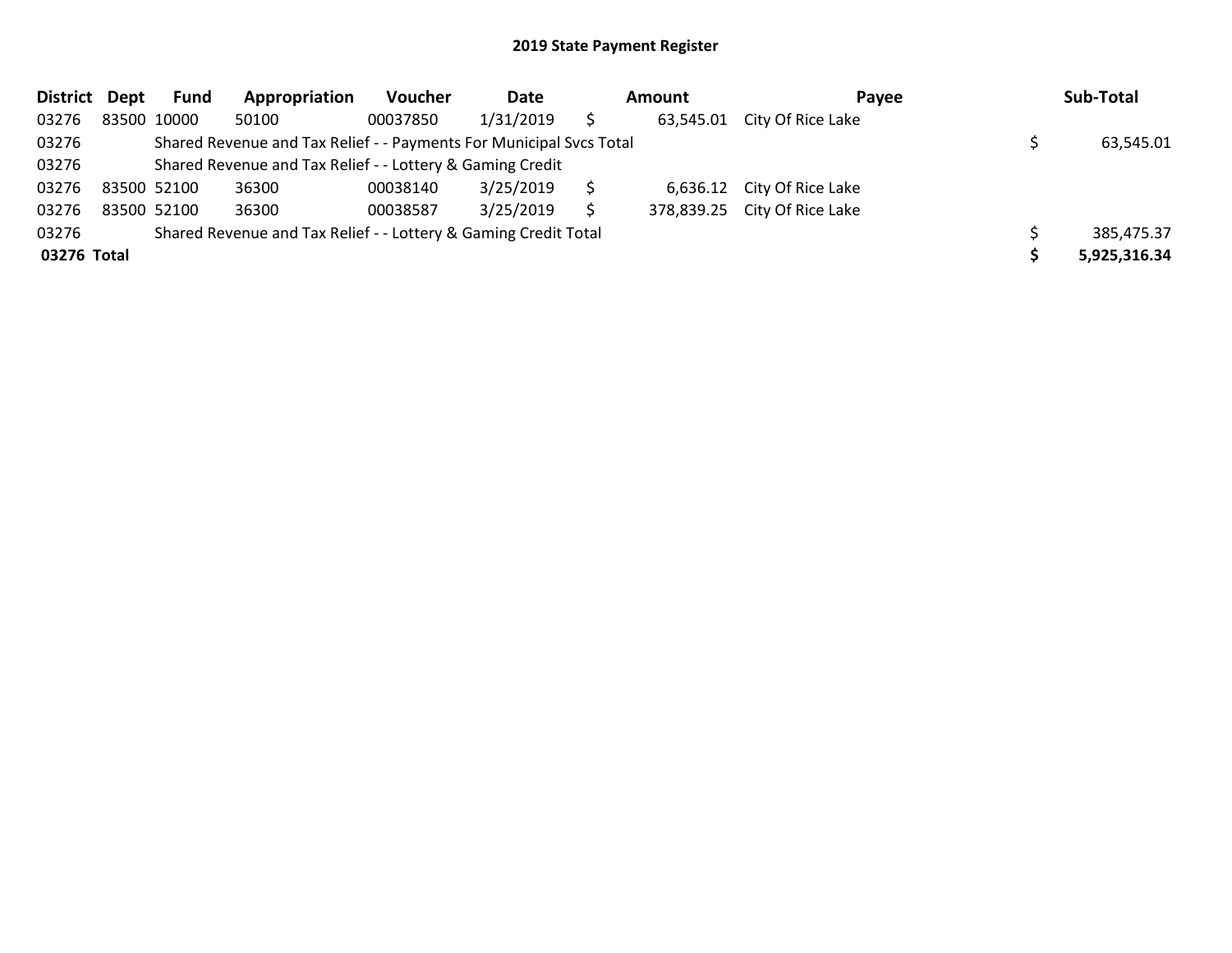## 2019 State Payment Register

| District | Dept | Fund | Appropriation | Voucher | Date | Amount | Payee | Sub-Total |
|---|---|---|---|---|---|---|---|---|
| 03276 | 83500 | 10000 | 50100 | 00037850 | 1/31/2019 | $ 63,545.01 | City Of Rice Lake | |
| 03276 | | Shared Revenue and Tax Relief - - Payments For Municipal Svcs Total | | | | | | $ 63,545.01 |
| 03276 | | Shared Revenue and Tax Relief - - Lottery & Gaming Credit | | | | | | |
| 03276 | 83500 | 52100 | 36300 | 00038140 | 3/25/2019 | $ 6,636.12 | City Of Rice Lake | |
| 03276 | 83500 | 52100 | 36300 | 00038587 | 3/25/2019 | $ 378,839.25 | City Of Rice Lake | |
| 03276 | | Shared Revenue and Tax Relief - - Lottery & Gaming Credit Total | | | | | | $ 385,475.37 |
| **03276** | **Total** | | | | | | | **$ 5,925,316.34** |